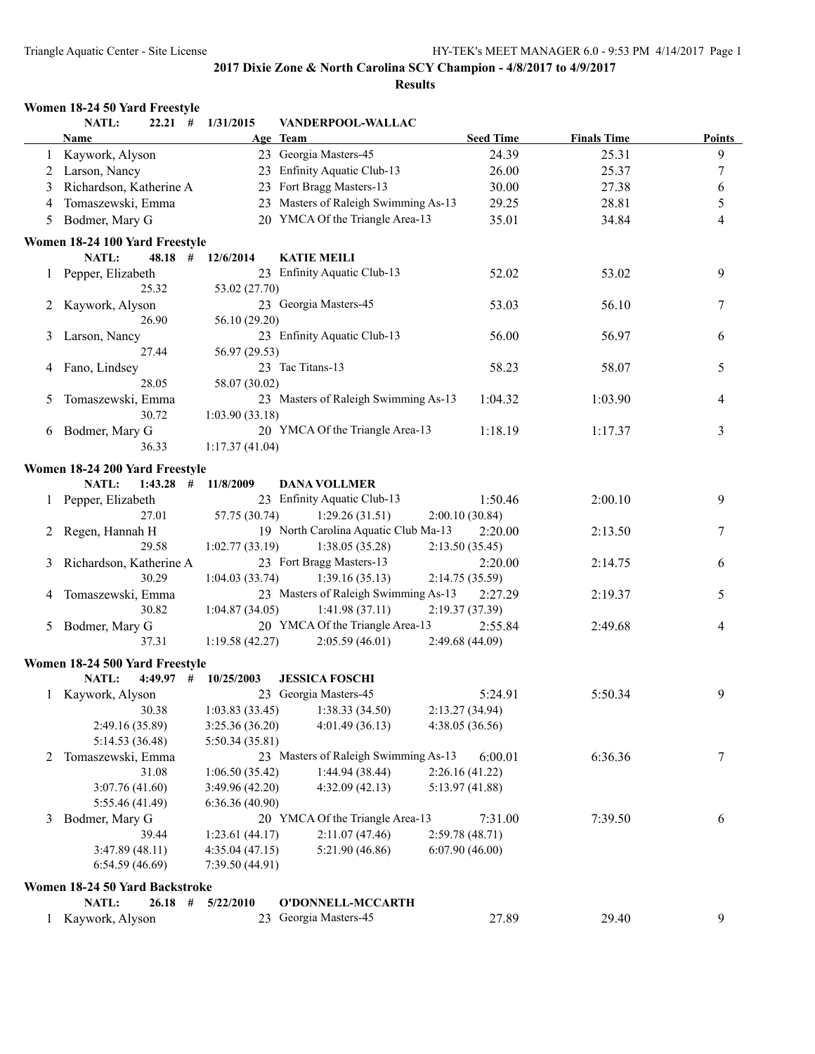**2017 Dixie Zone & North Carolina SCY Champion - 4/8/2017 to 4/9/2017**

**Results**

### Women 18-24 50 Yard Freestyle

NATL: 22.21 # 1/31/2015 VANDERPOOL-WALLAC

| | Name | Age | Team | Seed Time | Finals Time | Points |
|---|---|---|---|---|---|---|
| 1 | Kaywork, Alyson | 23 | Georgia Masters-45 | 24.39 | 25.31 | 9 |
| 2 | Larson, Nancy | 23 | Enfinity Aquatic Club-13 | 26.00 | 25.37 | 7 |
| 3 | Richardson, Katherine A | 23 | Fort Bragg Masters-13 | 30.00 | 27.38 | 6 |
| 4 | Tomaszewski, Emma | 23 | Masters of Raleigh Swimming As-13 | 29.25 | 28.81 | 5 |
| 5 | Bodmer, Mary G | 20 | YMCA Of the Triangle Area-13 | 35.01 | 34.84 | 4 |

### Women 18-24 100 Yard Freestyle

NATL: 48.18 # 12/6/2014 KATIE MEILI

| | Name | Age | Team | Seed Time | Finals Time | Points |
|---|---|---|---|---|---|---|
| 1 | Pepper, Elizabeth | 23 | Enfinity Aquatic Club-13 | 52.02 | 53.02 | 9 |
| | 25.32 | 53.02 (27.70) | | | | |
| 2 | Kaywork, Alyson | 23 | Georgia Masters-45 | 53.03 | 56.10 | 7 |
| | 26.90 | 56.10 (29.20) | | | | |
| 3 | Larson, Nancy | 23 | Enfinity Aquatic Club-13 | 56.00 | 56.97 | 6 |
| | 27.44 | 56.97 (29.53) | | | | |
| 4 | Fano, Lindsey | 23 | Tac Titans-13 | 58.23 | 58.07 | 5 |
| | 28.05 | 58.07 (30.02) | | | | |
| 5 | Tomaszewski, Emma | 23 | Masters of Raleigh Swimming As-13 | 1:04.32 | 1:03.90 | 4 |
| | 30.72 | 1:03.90 (33.18) | | | | |
| 6 | Bodmer, Mary G | 20 | YMCA Of the Triangle Area-13 | 1:18.19 | 1:17.37 | 3 |
| | 36.33 | 1:17.37 (41.04) | | | | |

### Women 18-24 200 Yard Freestyle

NATL: 1:43.28 # 11/8/2009 DANA VOLLMER

| | Name | Age | Team | Seed Time | Finals Time | Points |
|---|---|---|---|---|---|---|
| 1 | Pepper, Elizabeth | 23 | Enfinity Aquatic Club-13 | 1:50.46 | 2:00.10 | 9 |
| | 27.01 | 57.75 (30.74) | 1:29.26 (31.51) | 2:00.10 (30.84) | | |
| 2 | Regen, Hannah H | 19 | North Carolina Aquatic Club Ma-13 | 2:20.00 | 2:13.50 | 7 |
| | 29.58 | 1:02.77 (33.19) | 1:38.05 (35.28) | 2:13.50 (35.45) | | |
| 3 | Richardson, Katherine A | 23 | Fort Bragg Masters-13 | 2:20.00 | 2:14.75 | 6 |
| | 30.29 | 1:04.03 (33.74) | 1:39.16 (35.13) | 2:14.75 (35.59) | | |
| 4 | Tomaszewski, Emma | 23 | Masters of Raleigh Swimming As-13 | 2:27.29 | 2:19.37 | 5 |
| | 30.82 | 1:04.87 (34.05) | 1:41.98 (37.11) | 2:19.37 (37.39) | | |
| 5 | Bodmer, Mary G | 20 | YMCA Of the Triangle Area-13 | 2:55.84 | 2:49.68 | 4 |
| | 37.31 | 1:19.58 (42.27) | 2:05.59 (46.01) | 2:49.68 (44.09) | | |

### Women 18-24 500 Yard Freestyle

NATL: 4:49.97 # 10/25/2003 JESSICA FOSCHI

| | Name | Age | Team | Seed Time | Finals Time | Points |
|---|---|---|---|---|---|---|
| 1 | Kaywork, Alyson | 23 | Georgia Masters-45 | 5:24.91 | 5:50.34 | 9 |
| | 30.38 | 1:03.83 (33.45) | 1:38.33 (34.50) | 2:13.27 (34.94) | | |
| | 2:49.16 (35.89) | 3:25.36 (36.20) | 4:01.49 (36.13) | 4:38.05 (36.56) | | |
| | 5:14.53 (36.48) | 5:50.34 (35.81) | | | | |
| 2 | Tomaszewski, Emma | 23 | Masters of Raleigh Swimming As-13 | 6:00.01 | 6:36.36 | 7 |
| | 31.08 | 1:06.50 (35.42) | 1:44.94 (38.44) | 2:26.16 (41.22) | | |
| | 3:07.76 (41.60) | 3:49.96 (42.20) | 4:32.09 (42.13) | 5:13.97 (41.88) | | |
| | 5:55.46 (41.49) | 6:36.36 (40.90) | | | | |
| 3 | Bodmer, Mary G | 20 | YMCA Of the Triangle Area-13 | 7:31.00 | 7:39.50 | 6 |
| | 39.44 | 1:23.61 (44.17) | 2:11.07 (47.46) | 2:59.78 (48.71) | | |
| | 3:47.89 (48.11) | 4:35.04 (47.15) | 5:21.90 (46.86) | 6:07.90 (46.00) | | |
| | 6:54.59 (46.69) | 7:39.50 (44.91) | | | | |

### Women 18-24 50 Yard Backstroke

NATL: 26.18 # 5/22/2010 O'DONNELL-MCCARTH

| | Name | Age | Team | Seed Time | Finals Time | Points |
|---|---|---|---|---|---|---|
| 1 | Kaywork, Alyson | 23 | Georgia Masters-45 | 27.89 | 29.40 | 9 |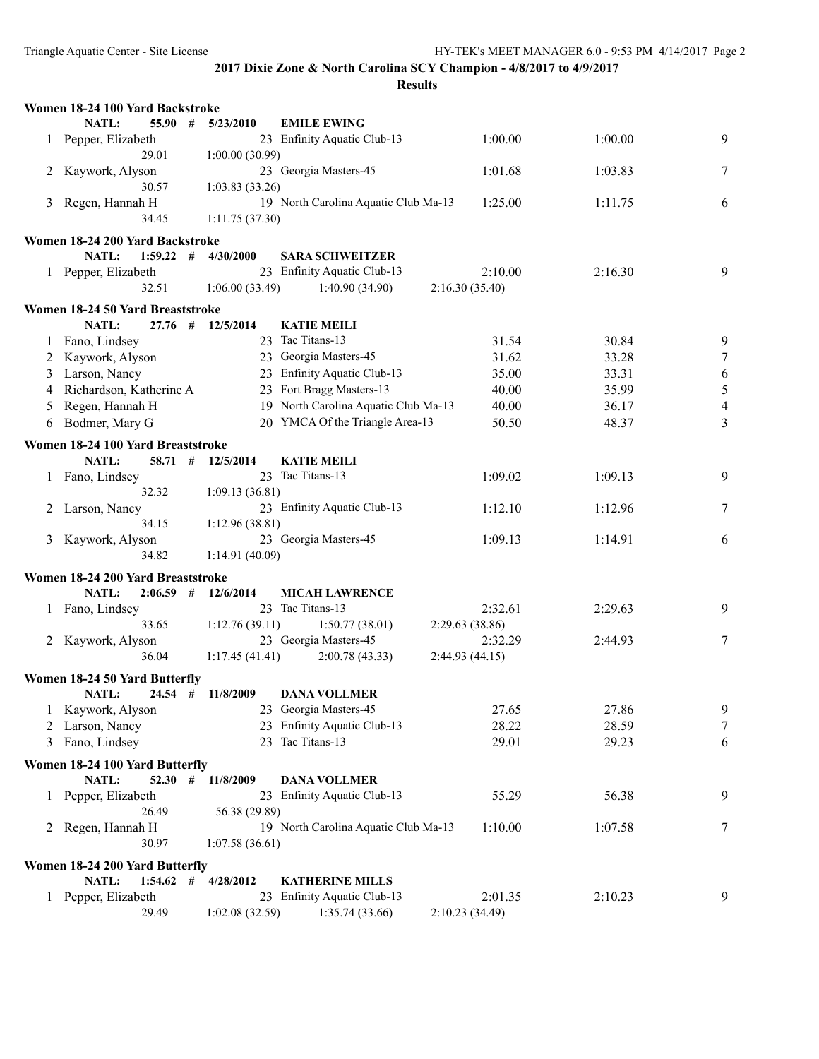## 2017 Dixie Zone & North Carolina SCY Champion - 4/8/2017 to 4/9/2017

### Results

**Women 18-24 100 Yard Backstroke**

NATL: 55.90 # 5/23/2010 EMILE EWING

| | Name | Age | Team | Seed Time | Finals Time | Points |
|---|---|---|---|---|---|---|
| 1 | Pepper, Elizabeth | 23 | Enfinity Aquatic Club-13 | 1:00.00 | 1:00.00 | 9 |
| | 29.01 | 1:00.00 (30.99) | | | | |
| 2 | Kaywork, Alyson | 23 | Georgia Masters-45 | 1:01.68 | 1:03.83 | 7 |
| | 30.57 | 1:03.83 (33.26) | | | | |
| 3 | Regen, Hannah H | 19 | North Carolina Aquatic Club Ma-13 | 1:25.00 | 1:11.75 | 6 |
| | 34.45 | 1:11.75 (37.30) | | | | |

**Women 18-24 200 Yard Backstroke**

NATL: 1:59.22 # 4/30/2000 SARA SCHWEITZER

| | Name | Age | Team | Seed Time | Finals Time | Points |
|---|---|---|---|---|---|---|
| 1 | Pepper, Elizabeth | 23 | Enfinity Aquatic Club-13 | 2:10.00 | 2:16.30 | 9 |
| | 32.51 | 1:06.00 (33.49) | 1:40.90 (34.90) | 2:16.30 (35.40) | | |

**Women 18-24 50 Yard Breaststroke**

NATL: 27.76 # 12/5/2014 KATIE MEILI

| | Name | Age | Team | Seed Time | Finals Time | Points |
|---|---|---|---|---|---|---|
| 1 | Fano, Lindsey | 23 | Tac Titans-13 | 31.54 | 30.84 | 9 |
| 2 | Kaywork, Alyson | 23 | Georgia Masters-45 | 31.62 | 33.28 | 7 |
| 3 | Larson, Nancy | 23 | Enfinity Aquatic Club-13 | 35.00 | 33.31 | 6 |
| 4 | Richardson, Katherine A | 23 | Fort Bragg Masters-13 | 40.00 | 35.99 | 5 |
| 5 | Regen, Hannah H | 19 | North Carolina Aquatic Club Ma-13 | 40.00 | 36.17 | 4 |
| 6 | Bodmer, Mary G | 20 | YMCA Of the Triangle Area-13 | 50.50 | 48.37 | 3 |

**Women 18-24 100 Yard Breaststroke**

NATL: 58.71 # 12/5/2014 KATIE MEILI

| | Name | Age | Team | Seed Time | Finals Time | Points |
|---|---|---|---|---|---|---|
| 1 | Fano, Lindsey | 23 | Tac Titans-13 | 1:09.02 | 1:09.13 | 9 |
| | 32.32 | 1:09.13 (36.81) | | | | |
| 2 | Larson, Nancy | 23 | Enfinity Aquatic Club-13 | 1:12.10 | 1:12.96 | 7 |
| | 34.15 | 1:12.96 (38.81) | | | | |
| 3 | Kaywork, Alyson | 23 | Georgia Masters-45 | 1:09.13 | 1:14.91 | 6 |
| | 34.82 | 1:14.91 (40.09) | | | | |

**Women 18-24 200 Yard Breaststroke**

NATL: 2:06.59 # 12/6/2014 MICAH LAWRENCE

| | Name | Age | Team | Seed Time | Finals Time | Points |
|---|---|---|---|---|---|---|
| 1 | Fano, Lindsey | 23 | Tac Titans-13 | 2:32.61 | 2:29.63 | 9 |
| | 33.65 | 1:12.76 (39.11) | 1:50.77 (38.01) | 2:29.63 (38.86) | | |
| 2 | Kaywork, Alyson | 23 | Georgia Masters-45 | 2:32.29 | 2:44.93 | 7 |
| | 36.04 | 1:17.45 (41.41) | 2:00.78 (43.33) | 2:44.93 (44.15) | | |

**Women 18-24 50 Yard Butterfly**

NATL: 24.54 # 11/8/2009 DANA VOLLMER

| | Name | Age | Team | Seed Time | Finals Time | Points |
|---|---|---|---|---|---|---|
| 1 | Kaywork, Alyson | 23 | Georgia Masters-45 | 27.65 | 27.86 | 9 |
| 2 | Larson, Nancy | 23 | Enfinity Aquatic Club-13 | 28.22 | 28.59 | 7 |
| 3 | Fano, Lindsey | 23 | Tac Titans-13 | 29.01 | 29.23 | 6 |

**Women 18-24 100 Yard Butterfly**

NATL: 52.30 # 11/8/2009 DANA VOLLMER

| | Name | Age | Team | Seed Time | Finals Time | Points |
|---|---|---|---|---|---|---|
| 1 | Pepper, Elizabeth | 23 | Enfinity Aquatic Club-13 | 55.29 | 56.38 | 9 |
| | 26.49 | 56.38 (29.89) | | | | |
| 2 | Regen, Hannah H | 19 | North Carolina Aquatic Club Ma-13 | 1:10.00 | 1:07.58 | 7 |
| | 30.97 | 1:07.58 (36.61) | | | | |

**Women 18-24 200 Yard Butterfly**

NATL: 1:54.62 # 4/28/2012 KATHERINE MILLS

| | Name | Age | Team | Seed Time | Finals Time | Points |
|---|---|---|---|---|---|---|
| 1 | Pepper, Elizabeth | 23 | Enfinity Aquatic Club-13 | 2:01.35 | 2:10.23 | 9 |
| | 29.49 | 1:02.08 (32.59) | 1:35.74 (33.66) | 2:10.23 (34.49) | | |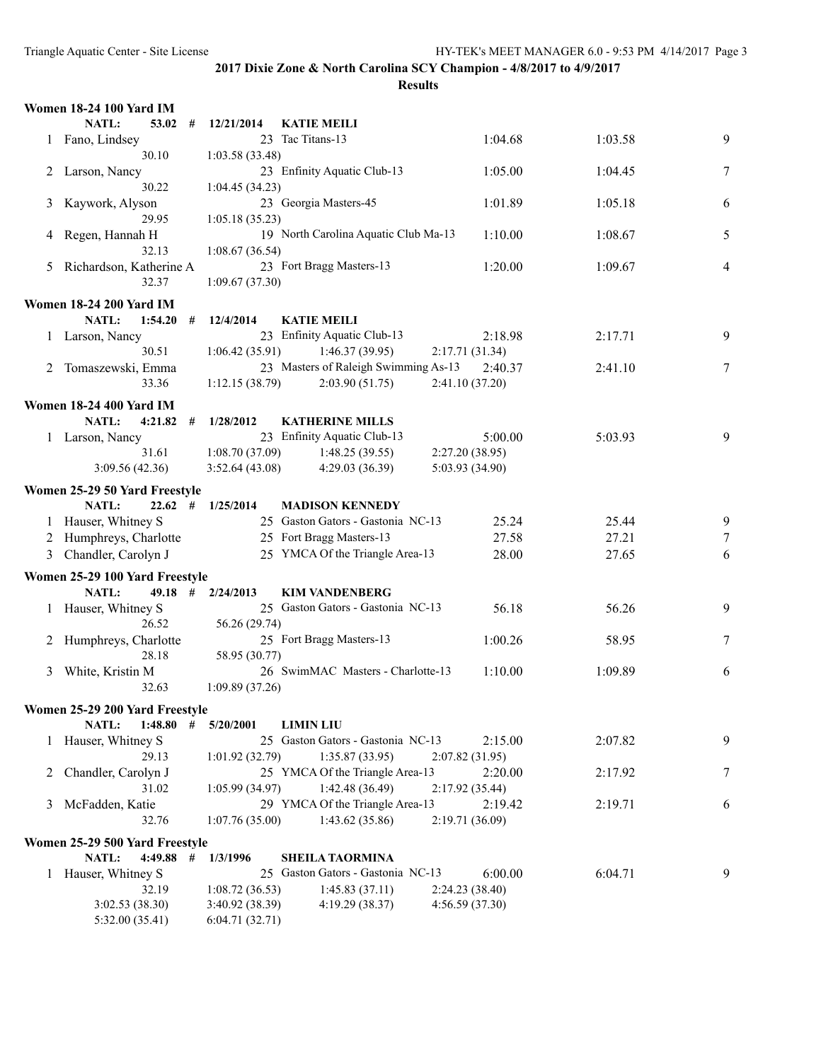**2017 Dixie Zone & North Carolina SCY Champion - 4/8/2017 to 4/9/2017**

**Results**

### Women 18-24 100 Yard IM

NATL: 53.02 # 12/21/2014 KATIE MEILI

| Place | Name | Age | Team | Seed Time | Finals Time | Points |
|---|---|---|---|---|---|---|
| 1 | Fano, Lindsey | 23 | Tac Titans-13 | 1:04.68 | 1:03.58 | 9 |
| | 30.10 | 1:03.58 (33.48) | | | | |
| 2 | Larson, Nancy | 23 | Enfinity Aquatic Club-13 | 1:05.00 | 1:04.45 | 7 |
| | 30.22 | 1:04.45 (34.23) | | | | |
| 3 | Kaywork, Alyson | 23 | Georgia Masters-45 | 1:01.89 | 1:05.18 | 6 |
| | 29.95 | 1:05.18 (35.23) | | | | |
| 4 | Regen, Hannah H | 19 | North Carolina Aquatic Club Ma-13 | 1:10.00 | 1:08.67 | 5 |
| | 32.13 | 1:08.67 (36.54) | | | | |
| 5 | Richardson, Katherine A | 23 | Fort Bragg Masters-13 | 1:20.00 | 1:09.67 | 4 |
| | 32.37 | 1:09.67 (37.30) | | | | |

### Women 18-24 200 Yard IM

NATL: 1:54.20 # 12/4/2014 KATIE MEILI

| Place | Name | Age | Team | Seed Time | Finals Time | Points |
|---|---|---|---|---|---|---|
| 1 | Larson, Nancy | 23 | Enfinity Aquatic Club-13 | 2:18.98 | 2:17.71 | 9 |
| | 30.51 | 1:06.42 (35.91) | 1:46.37 (39.95) | 2:17.71 (31.34) | | |
| 2 | Tomaszewski, Emma | 23 | Masters of Raleigh Swimming As-13 | 2:40.37 | 2:41.10 | 7 |
| | 33.36 | 1:12.15 (38.79) | 2:03.90 (51.75) | 2:41.10 (37.20) | | |

### Women 18-24 400 Yard IM

NATL: 4:21.82 # 1/28/2012 KATHERINE MILLS

| Place | Name | Age | Team | Seed Time | Finals Time | Points |
|---|---|---|---|---|---|---|
| 1 | Larson, Nancy | 23 | Enfinity Aquatic Club-13 | 5:00.00 | 5:03.93 | 9 |
| | 31.61 | 1:08.70 (37.09) | 1:48.25 (39.55) | 2:27.20 (38.95) | | |
| | 3:09.56 (42.36) | 3:52.64 (43.08) | 4:29.03 (36.39) | 5:03.93 (34.90) | | |

### Women 25-29 50 Yard Freestyle

NATL: 22.62 # 1/25/2014 MADISON KENNEDY

| Place | Name | Age | Team | Seed Time | Finals Time | Points |
|---|---|---|---|---|---|---|
| 1 | Hauser, Whitney S | 25 | Gaston Gators - Gastonia NC-13 | 25.24 | 25.44 | 9 |
| 2 | Humphreys, Charlotte | 25 | Fort Bragg Masters-13 | 27.58 | 27.21 | 7 |
| 3 | Chandler, Carolyn J | 25 | YMCA Of the Triangle Area-13 | 28.00 | 27.65 | 6 |

### Women 25-29 100 Yard Freestyle

NATL: 49.18 # 2/24/2013 KIM VANDENBERG

| Place | Name | Age | Team | Seed Time | Finals Time | Points |
|---|---|---|---|---|---|---|
| 1 | Hauser, Whitney S | 25 | Gaston Gators - Gastonia NC-13 | 56.18 | 56.26 | 9 |
| | 26.52 | 56.26 (29.74) | | | | |
| 2 | Humphreys, Charlotte | 25 | Fort Bragg Masters-13 | 1:00.26 | 58.95 | 7 |
| | 28.18 | 58.95 (30.77) | | | | |
| 3 | White, Kristin M | 26 | SwimMAC Masters - Charlotte-13 | 1:10.00 | 1:09.89 | 6 |
| | 32.63 | 1:09.89 (37.26) | | | | |

### Women 25-29 200 Yard Freestyle

NATL: 1:48.80 # 5/20/2001 LIMIN LIU

| Place | Name | Age | Team | Seed Time | Finals Time | Points |
|---|---|---|---|---|---|---|
| 1 | Hauser, Whitney S | 25 | Gaston Gators - Gastonia NC-13 | 2:15.00 | 2:07.82 | 9 |
| | 29.13 | 1:01.92 (32.79) | 1:35.87 (33.95) | 2:07.82 (31.95) | | |
| 2 | Chandler, Carolyn J | 25 | YMCA Of the Triangle Area-13 | 2:20.00 | 2:17.92 | 7 |
| | 31.02 | 1:05.99 (34.97) | 1:42.48 (36.49) | 2:17.92 (35.44) | | |
| 3 | McFadden, Katie | 29 | YMCA Of the Triangle Area-13 | 2:19.42 | 2:19.71 | 6 |
| | 32.76 | 1:07.76 (35.00) | 1:43.62 (35.86) | 2:19.71 (36.09) | | |

### Women 25-29 500 Yard Freestyle

NATL: 4:49.88 # 1/3/1996 SHEILA TAORMINA

| Place | Name | Age | Team | Seed Time | Finals Time | Points |
|---|---|---|---|---|---|---|
| 1 | Hauser, Whitney S | 25 | Gaston Gators - Gastonia NC-13 | 6:00.00 | 6:04.71 | 9 |
| | 32.19 | 1:08.72 (36.53) | 1:45.83 (37.11) | 2:24.23 (38.40) | | |
| | 3:02.53 (38.30) | 3:40.92 (38.39) | 4:19.29 (38.37) | 4:56.59 (37.30) | | |
| | 5:32.00 (35.41) | 6:04.71 (32.71) | | | | |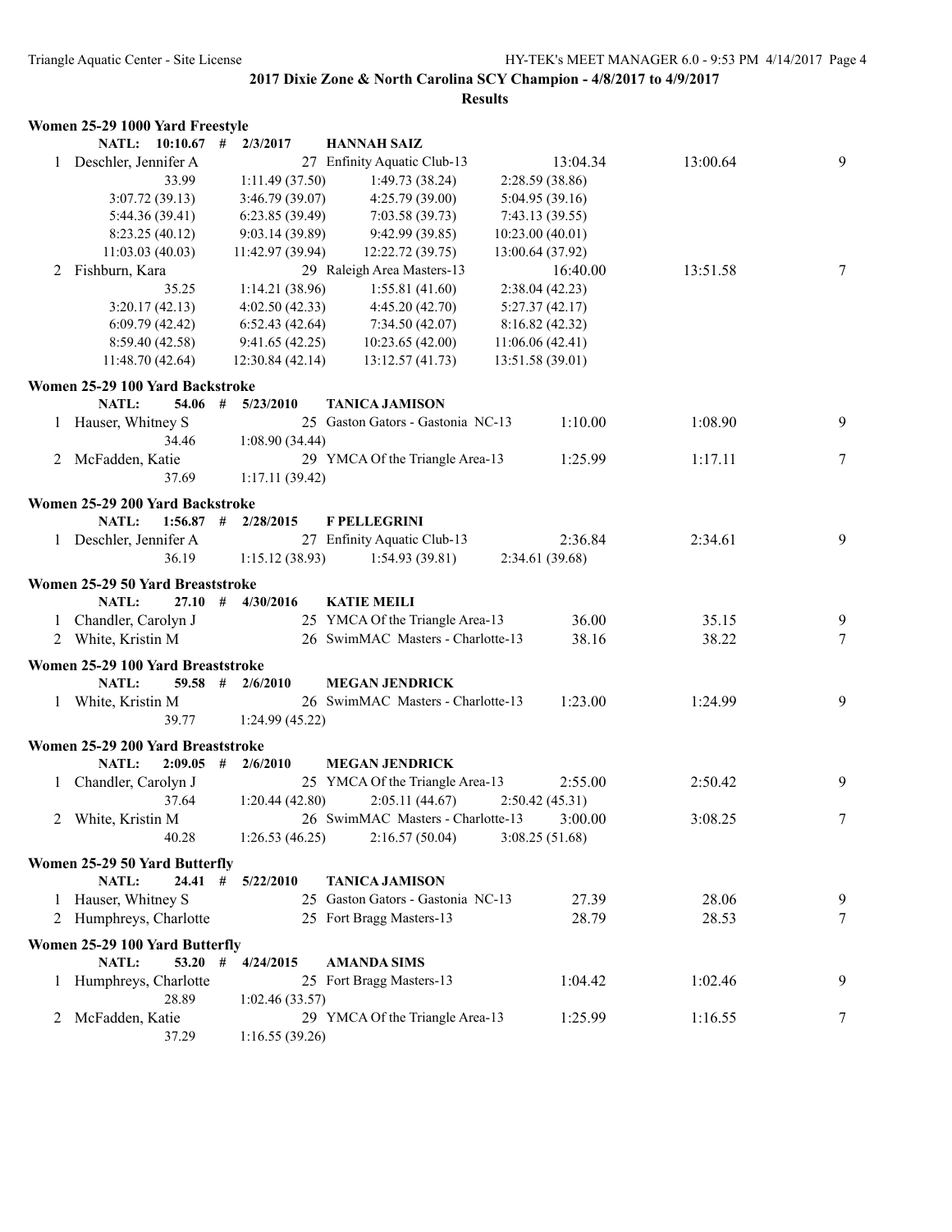**2017 Dixie Zone & North Carolina SCY Champion - 4/8/2017 to 4/9/2017**

**Results**

### Women 25-29 1000 Yard Freestyle

NATL: 10:10.67 # 2/3/2017 HANNAH SAIZ

| Place | Name | Age | Team | Seed Time | Finals Time | Points |
|---|---|---|---|---|---|---|
| 1 | Deschler, Jennifer A | 27 | Enfinity Aquatic Club-13 | 13:04.34 | 13:00.64 | 9 |

33.99 | 1:11.49 (37.50) | 1:49.73 (38.24) | 2:28.59 (38.86)
3:07.72 (39.13) | 3:46.79 (39.07) | 4:25.79 (39.00) | 5:04.95 (39.16)
5:44.36 (39.41) | 6:23.85 (39.49) | 7:03.58 (39.73) | 7:43.13 (39.55)
8:23.25 (40.12) | 9:03.14 (39.89) | 9:42.99 (39.85) | 10:23.00 (40.01)
11:03.03 (40.03) | 11:42.97 (39.94) | 12:22.72 (39.75) | 13:00.64 (37.92)

| Place | Name | Age | Team | Seed Time | Finals Time | Points |
|---|---|---|---|---|---|---|
| 2 | Fishburn, Kara | 29 | Raleigh Area Masters-13 | 16:40.00 | 13:51.58 | 7 |

35.25 | 1:14.21 (38.96) | 1:55.81 (41.60) | 2:38.04 (42.23)
3:20.17 (42.13) | 4:02.50 (42.33) | 4:45.20 (42.70) | 5:27.37 (42.17)
6:09.79 (42.42) | 6:52.43 (42.64) | 7:34.50 (42.07) | 8:16.82 (42.32)
8:59.40 (42.58) | 9:41.65 (42.25) | 10:23.65 (42.00) | 11:06.06 (42.41)
11:48.70 (42.64) | 12:30.84 (42.14) | 13:12.57 (41.73) | 13:51.58 (39.01)

### Women 25-29 100 Yard Backstroke

NATL: 54.06 # 5/23/2010 TANICA JAMISON

| Place | Name | Age | Team | Seed Time | Finals Time | Points |
|---|---|---|---|---|---|---|
| 1 | Hauser, Whitney S | 25 | Gaston Gators - Gastonia NC-13 | 1:10.00 | 1:08.90 | 9 |
| | 34.46 | | 1:08.90 (34.44) | | | |
| 2 | McFadden, Katie | 29 | YMCA Of the Triangle Area-13 | 1:25.99 | 1:17.11 | 7 |
| | 37.69 | | 1:17.11 (39.42) | | | |

### Women 25-29 200 Yard Backstroke

NATL: 1:56.87 # 2/28/2015 F PELLEGRINI

| Place | Name | Age | Team | Seed Time | Finals Time | Points |
|---|---|---|---|---|---|---|
| 1 | Deschler, Jennifer A | 27 | Enfinity Aquatic Club-13 | 2:36.84 | 2:34.61 | 9 |

36.19 | 1:15.12 (38.93) | 1:54.93 (39.81) | 2:34.61 (39.68)

### Women 25-29 50 Yard Breaststroke

NATL: 27.10 # 4/30/2016 KATIE MEILI

| Place | Name | Age | Team | Seed Time | Finals Time | Points |
|---|---|---|---|---|---|---|
| 1 | Chandler, Carolyn J | 25 | YMCA Of the Triangle Area-13 | 36.00 | 35.15 | 9 |
| 2 | White, Kristin M | 26 | SwimMAC Masters - Charlotte-13 | 38.16 | 38.22 | 7 |

### Women 25-29 100 Yard Breaststroke

NATL: 59.58 # 2/6/2010 MEGAN JENDRICK

| Place | Name | Age | Team | Seed Time | Finals Time | Points |
|---|---|---|---|---|---|---|
| 1 | White, Kristin M | 26 | SwimMAC Masters - Charlotte-13 | 1:23.00 | 1:24.99 | 9 |
| | 39.77 | | 1:24.99 (45.22) | | | |

### Women 25-29 200 Yard Breaststroke

NATL: 2:09.05 # 2/6/2010 MEGAN JENDRICK

| Place | Name | Age | Team | Seed Time | Finals Time | Points |
|---|---|---|---|---|---|---|
| 1 | Chandler, Carolyn J | 25 | YMCA Of the Triangle Area-13 | 2:55.00 | 2:50.42 | 9 |

37.64 | 1:20.44 (42.80) | 2:05.11 (44.67) | 2:50.42 (45.31)

| Place | Name | Age | Team | Seed Time | Finals Time | Points |
|---|---|---|---|---|---|---|
| 2 | White, Kristin M | 26 | SwimMAC Masters - Charlotte-13 | 3:00.00 | 3:08.25 | 7 |

40.28 | 1:26.53 (46.25) | 2:16.57 (50.04) | 3:08.25 (51.68)

### Women 25-29 50 Yard Butterfly

NATL: 24.41 # 5/22/2010 TANICA JAMISON

| Place | Name | Age | Team | Seed Time | Finals Time | Points |
|---|---|---|---|---|---|---|
| 1 | Hauser, Whitney S | 25 | Gaston Gators - Gastonia NC-13 | 27.39 | 28.06 | 9 |
| 2 | Humphreys, Charlotte | 25 | Fort Bragg Masters-13 | 28.79 | 28.53 | 7 |

### Women 25-29 100 Yard Butterfly

NATL: 53.20 # 4/24/2015 AMANDA SIMS

| Place | Name | Age | Team | Seed Time | Finals Time | Points |
|---|---|---|---|---|---|---|
| 1 | Humphreys, Charlotte | 25 | Fort Bragg Masters-13 | 1:04.42 | 1:02.46 | 9 |
| | 28.89 | | 1:02.46 (33.57) | | | |
| 2 | McFadden, Katie | 29 | YMCA Of the Triangle Area-13 | 1:25.99 | 1:16.55 | 7 |
| | 37.29 | | 1:16.55 (39.26) | | | |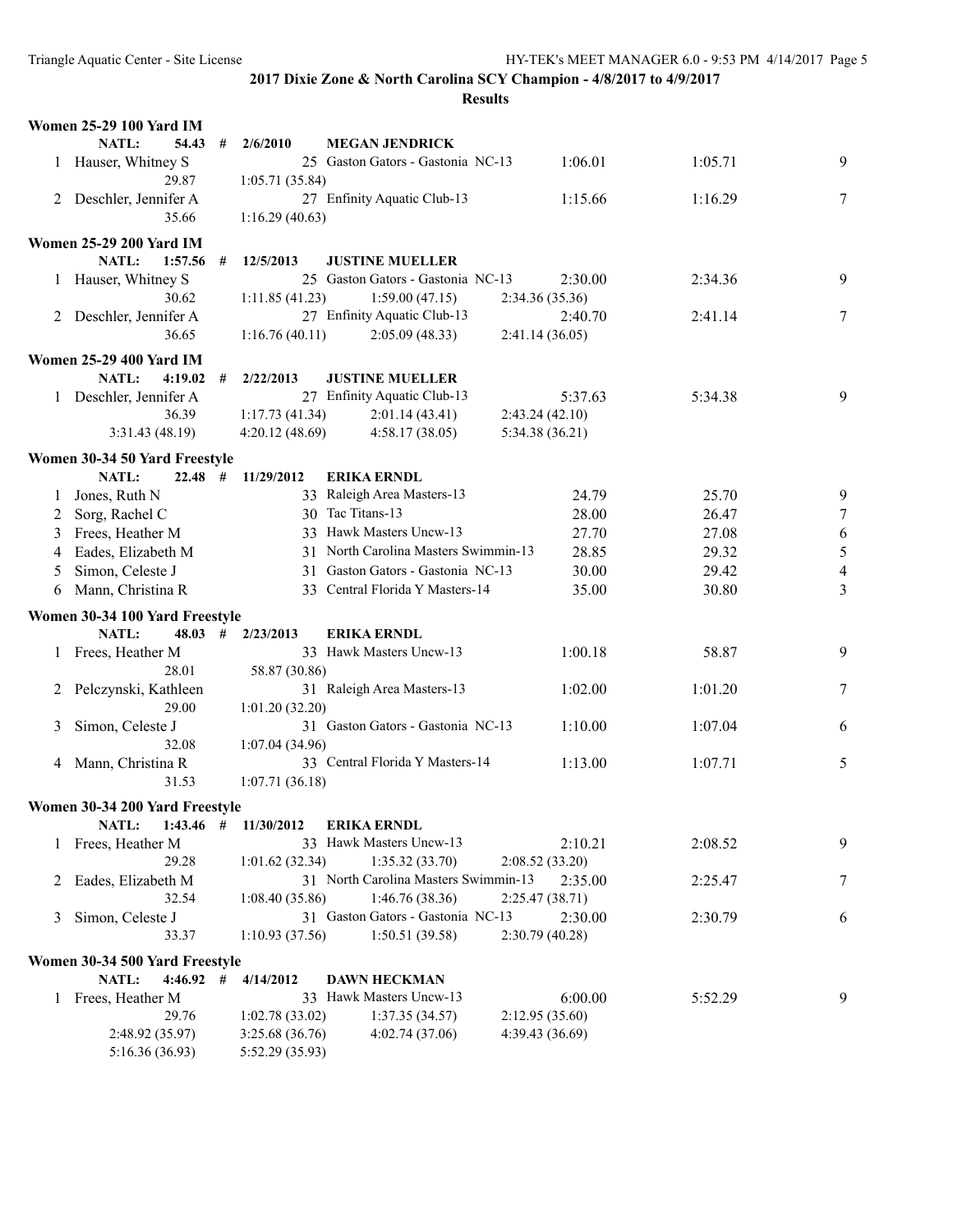**2017 Dixie Zone & North Carolina SCY Champion - 4/8/2017 to 4/9/2017**

**Results**

### Women 25-29 100 Yard IM

NATL: 54.43 # 2/6/2010 MEGAN JENDRICK

| Place | Name | Age | Team | Seed Time | Finals Time | Points |
|---|---|---|---|---|---|---|
| 1 | Hauser, Whitney S | 25 | Gaston Gators - Gastonia NC-13 | 1:06.01 | 1:05.71 | 9 |
| | 29.87 | 1:05.71 (35.84) | | | | |
| 2 | Deschler, Jennifer A | 27 | Enfinity Aquatic Club-13 | 1:15.66 | 1:16.29 | 7 |
| | 35.66 | 1:16.29 (40.63) | | | | |

### Women 25-29 200 Yard IM

NATL: 1:57.56 # 12/5/2013 JUSTINE MUELLER

| Place | Name | Age | Team | Seed Time | Finals Time | Points |
|---|---|---|---|---|---|---|
| 1 | Hauser, Whitney S | 25 | Gaston Gators - Gastonia NC-13 | 2:30.00 | 2:34.36 | 9 |
| | 30.62 | 1:11.85 (41.23) | 1:59.00 (47.15) | 2:34.36 (35.36) | | |
| 2 | Deschler, Jennifer A | 27 | Enfinity Aquatic Club-13 | 2:40.70 | 2:41.14 | 7 |
| | 36.65 | 1:16.76 (40.11) | 2:05.09 (48.33) | 2:41.14 (36.05) | | |

### Women 25-29 400 Yard IM

NATL: 4:19.02 # 2/22/2013 JUSTINE MUELLER

| Place | Name | Age | Team | Seed Time | Finals Time | Points |
|---|---|---|---|---|---|---|
| 1 | Deschler, Jennifer A | 27 | Enfinity Aquatic Club-13 | 5:37.63 | 5:34.38 | 9 |
| | 36.39 | 1:17.73 (41.34) | 2:01.14 (43.41) | 2:43.24 (42.10) | | |
| | 3:31.43 (48.19) | 4:20.12 (48.69) | 4:58.17 (38.05) | 5:34.38 (36.21) | | |

### Women 30-34 50 Yard Freestyle

NATL: 22.48 # 11/29/2012 ERIKA ERNDL

| Place | Name | Age | Team | Seed Time | Finals Time | Points |
|---|---|---|---|---|---|---|
| 1 | Jones, Ruth N | 33 | Raleigh Area Masters-13 | 24.79 | 25.70 | 9 |
| 2 | Sorg, Rachel C | 30 | Tac Titans-13 | 28.00 | 26.47 | 7 |
| 3 | Frees, Heather M | 33 | Hawk Masters Uncw-13 | 27.70 | 27.08 | 6 |
| 4 | Eades, Elizabeth M | 31 | North Carolina Masters Swimmin-13 | 28.85 | 29.32 | 5 |
| 5 | Simon, Celeste J | 31 | Gaston Gators - Gastonia NC-13 | 30.00 | 29.42 | 4 |
| 6 | Mann, Christina R | 33 | Central Florida Y Masters-14 | 35.00 | 30.80 | 3 |

### Women 30-34 100 Yard Freestyle

NATL: 48.03 # 2/23/2013 ERIKA ERNDL

| Place | Name | Age | Team | Seed Time | Finals Time | Points |
|---|---|---|---|---|---|---|
| 1 | Frees, Heather M | 33 | Hawk Masters Uncw-13 | 1:00.18 | 58.87 | 9 |
| | 28.01 | 58.87 (30.86) | | | | |
| 2 | Pelczynski, Kathleen | 31 | Raleigh Area Masters-13 | 1:02.00 | 1:01.20 | 7 |
| | 29.00 | 1:01.20 (32.20) | | | | |
| 3 | Simon, Celeste J | 31 | Gaston Gators - Gastonia NC-13 | 1:10.00 | 1:07.04 | 6 |
| | 32.08 | 1:07.04 (34.96) | | | | |
| 4 | Mann, Christina R | 33 | Central Florida Y Masters-14 | 1:13.00 | 1:07.71 | 5 |
| | 31.53 | 1:07.71 (36.18) | | | | |

### Women 30-34 200 Yard Freestyle

NATL: 1:43.46 # 11/30/2012 ERIKA ERNDL

| Place | Name | Age | Team | Seed Time | Finals Time | Points |
|---|---|---|---|---|---|---|
| 1 | Frees, Heather M | 33 | Hawk Masters Uncw-13 | 2:10.21 | 2:08.52 | 9 |
| | 29.28 | 1:01.62 (32.34) | 1:35.32 (33.70) | 2:08.52 (33.20) | | |
| 2 | Eades, Elizabeth M | 31 | North Carolina Masters Swimmin-13 | 2:35.00 | 2:25.47 | 7 |
| | 32.54 | 1:08.40 (35.86) | 1:46.76 (38.36) | 2:25.47 (38.71) | | |
| 3 | Simon, Celeste J | 31 | Gaston Gators - Gastonia NC-13 | 2:30.00 | 2:30.79 | 6 |
| | 33.37 | 1:10.93 (37.56) | 1:50.51 (39.58) | 2:30.79 (40.28) | | |

### Women 30-34 500 Yard Freestyle

NATL: 4:46.92 # 4/14/2012 DAWN HECKMAN

| Place | Name | Age | Team | Seed Time | Finals Time | Points |
|---|---|---|---|---|---|---|
| 1 | Frees, Heather M | 33 | Hawk Masters Uncw-13 | 6:00.00 | 5:52.29 | 9 |
| | 29.76 | 1:02.78 (33.02) | 1:37.35 (34.57) | 2:12.95 (35.60) | | |
| | 2:48.92 (35.97) | 3:25.68 (36.76) | 4:02.74 (37.06) | 4:39.43 (36.69) | | |
| | 5:16.36 (36.93) | 5:52.29 (35.93) | | | | |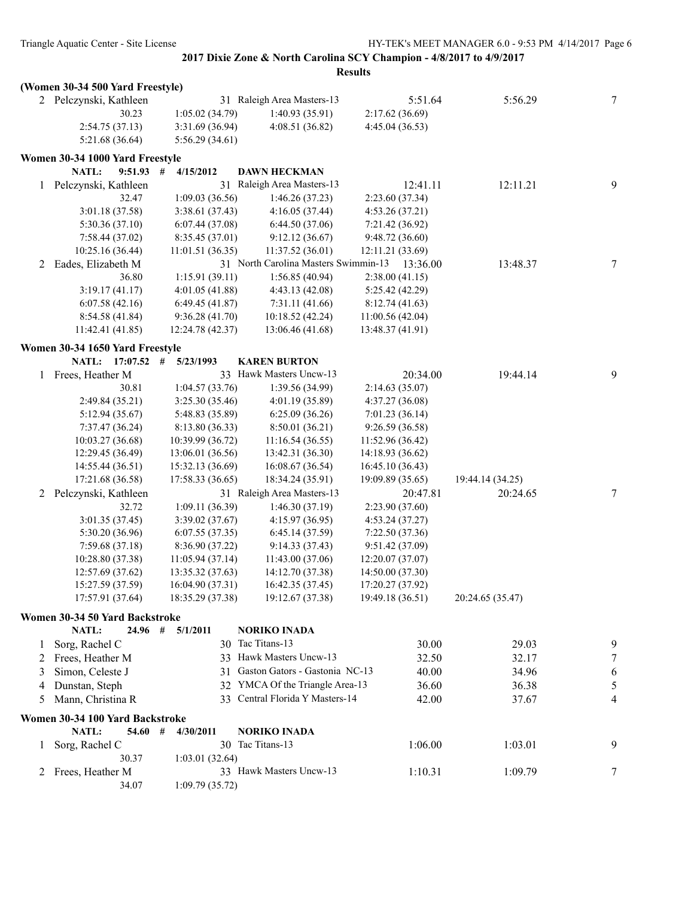**2017 Dixie Zone & North Carolina SCY Champion - 4/8/2017 to 4/9/2017**

**Results**

### (Women 30-34 500 Yard Freestyle)

2 Pelczynski, Kathleen 31 Raleigh Area Masters-13 5:51.64 5:56.29 7

| | | | |
|---|---|---|---|
| 30.23 | 1:05.02 (34.79) | 1:40.93 (35.91) | 2:17.62 (36.69) |
| 2:54.75 (37.13) | 3:31.69 (36.94) | 4:08.51 (36.82) | 4:45.04 (36.53) |
| 5:21.68 (36.64) | 5:56.29 (34.61) | | |

### Women 30-34 1000 Yard Freestyle

NATL: 9:51.93 # 4/15/2012 DAWN HECKMAN

1 Pelczynski, Kathleen 31 Raleigh Area Masters-13 12:41.11 12:11.21 9

| | | | |
|---|---|---|---|
| 32.47 | 1:09.03 (36.56) | 1:46.26 (37.23) | 2:23.60 (37.34) |
| 3:01.18 (37.58) | 3:38.61 (37.43) | 4:16.05 (37.44) | 4:53.26 (37.21) |
| 5:30.36 (37.10) | 6:07.44 (37.08) | 6:44.50 (37.06) | 7:21.42 (36.92) |
| 7:58.44 (37.02) | 8:35.45 (37.01) | 9:12.12 (36.67) | 9:48.72 (36.60) |
| 10:25.16 (36.44) | 11:01.51 (36.35) | 11:37.52 (36.01) | 12:11.21 (33.69) |

2 Eades, Elizabeth M 31 North Carolina Masters Swimmin-13 13:36.00 13:48.37 7

| | | | |
|---|---|---|---|
| 36.80 | 1:15.91 (39.11) | 1:56.85 (40.94) | 2:38.00 (41.15) |
| 3:19.17 (41.17) | 4:01.05 (41.88) | 4:43.13 (42.08) | 5:25.42 (42.29) |
| 6:07.58 (42.16) | 6:49.45 (41.87) | 7:31.11 (41.66) | 8:12.74 (41.63) |
| 8:54.58 (41.84) | 9:36.28 (41.70) | 10:18.52 (42.24) | 11:00.56 (42.04) |
| 11:42.41 (41.85) | 12:24.78 (42.37) | 13:06.46 (41.68) | 13:48.37 (41.91) |

### Women 30-34 1650 Yard Freestyle

NATL: 17:07.52 # 5/23/1993 KAREN BURTON

1 Frees, Heather M 33 Hawk Masters Uncw-13 20:34.00 19:44.14 9

| | | | | |
|---|---|---|---|---|
| 30.81 | 1:04.57 (33.76) | 1:39.56 (34.99) | 2:14.63 (35.07) | |
| 2:49.84 (35.21) | 3:25.30 (35.46) | 4:01.19 (35.89) | 4:37.27 (36.08) | |
| 5:12.94 (35.67) | 5:48.83 (35.89) | 6:25.09 (36.26) | 7:01.23 (36.14) | |
| 7:37.47 (36.24) | 8:13.80 (36.33) | 8:50.01 (36.21) | 9:26.59 (36.58) | |
| 10:03.27 (36.68) | 10:39.99 (36.72) | 11:16.54 (36.55) | 11:52.96 (36.42) | |
| 12:29.45 (36.49) | 13:06.01 (36.56) | 13:42.31 (36.30) | 14:18.93 (36.62) | |
| 14:55.44 (36.51) | 15:32.13 (36.69) | 16:08.67 (36.54) | 16:45.10 (36.43) | |
| 17:21.68 (36.58) | 17:58.33 (36.65) | 18:34.24 (35.91) | 19:09.89 (35.65) | 19:44.14 (34.25) |

2 Pelczynski, Kathleen 31 Raleigh Area Masters-13 20:47.81 20:24.65 7

| | | | | |
|---|---|---|---|---|
| 32.72 | 1:09.11 (36.39) | 1:46.30 (37.19) | 2:23.90 (37.60) | |
| 3:01.35 (37.45) | 3:39.02 (37.67) | 4:15.97 (36.95) | 4:53.24 (37.27) | |
| 5:30.20 (36.96) | 6:07.55 (37.35) | 6:45.14 (37.59) | 7:22.50 (37.36) | |
| 7:59.68 (37.18) | 8:36.90 (37.22) | 9:14.33 (37.43) | 9:51.42 (37.09) | |
| 10:28.80 (37.38) | 11:05.94 (37.14) | 11:43.00 (37.06) | 12:20.07 (37.07) | |
| 12:57.69 (37.62) | 13:35.32 (37.63) | 14:12.70 (37.38) | 14:50.00 (37.30) | |
| 15:27.59 (37.59) | 16:04.90 (37.31) | 16:42.35 (37.45) | 17:20.27 (37.92) | |
| 17:57.91 (37.64) | 18:35.29 (37.38) | 19:12.67 (37.38) | 19:49.18 (36.51) | 20:24.65 (35.47) |

### Women 30-34 50 Yard Backstroke

NATL: 24.96 # 5/1/2011 NORIKO INADA

| | Name | Age | Team | Seed | Finals | Points |
|---|---|---|---|---|---|---|
| 1 | Sorg, Rachel C | 30 | Tac Titans-13 | 30.00 | 29.03 | 9 |
| 2 | Frees, Heather M | 33 | Hawk Masters Uncw-13 | 32.50 | 32.17 | 7 |
| 3 | Simon, Celeste J | 31 | Gaston Gators - Gastonia NC-13 | 40.00 | 34.96 | 6 |
| 4 | Dunstan, Steph | 32 | YMCA Of the Triangle Area-13 | 36.60 | 36.38 | 5 |
| 5 | Mann, Christina R | 33 | Central Florida Y Masters-14 | 42.00 | 37.67 | 4 |

### Women 30-34 100 Yard Backstroke

NATL: 54.60 # 4/30/2011 NORIKO INADA

1 Sorg, Rachel C 30 Tac Titans-13 1:06.00 1:03.01 9

30.37 1:03.01 (32.64)

2 Frees, Heather M 33 Hawk Masters Uncw-13 1:10.31 1:09.79 7

34.07 1:09.79 (35.72)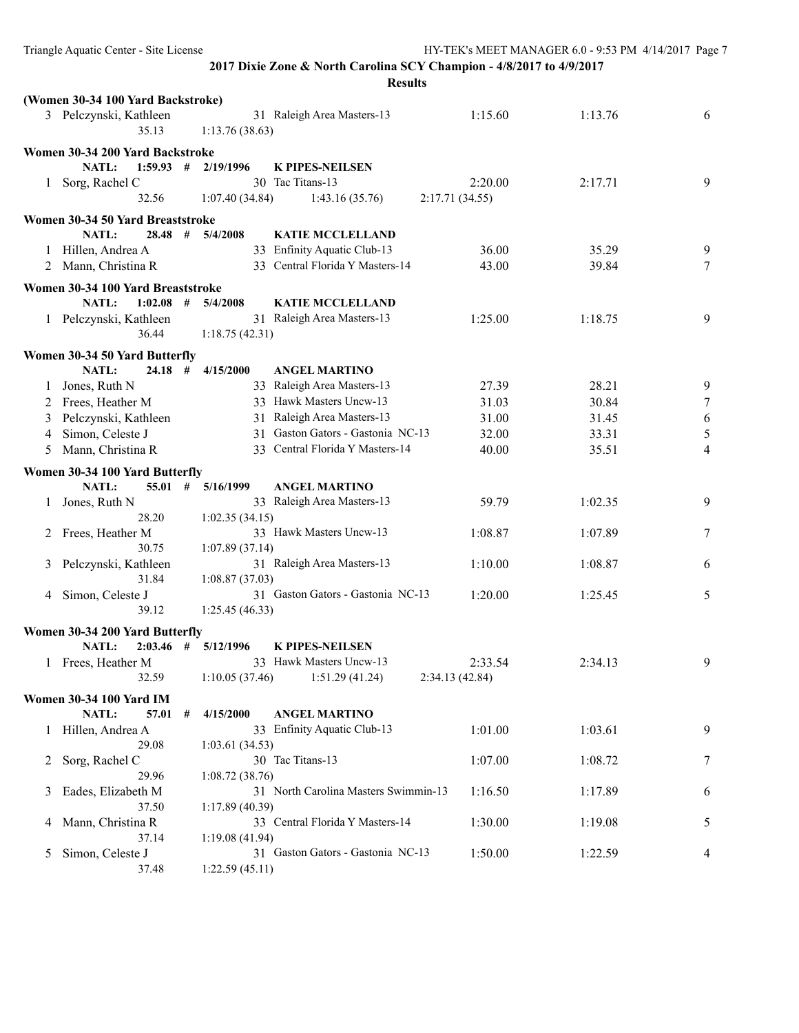**2017 Dixie Zone & North Carolina SCY Champion - 4/8/2017 to 4/9/2017**

**Results**

### (Women 30-34 100 Yard Backstroke)

| Place | Name | Age | Team | Seed Time | Finals Time | Points |
|---|---|---|---|---|---|---|
| 3 | Pelczynski, Kathleen | 31 | Raleigh Area Masters-13 | 1:15.60 | 1:13.76 | 6 |
| | 35.13 | 1:13.76 (38.63) | | | | |

### Women 30-34 200 Yard Backstroke

NATL: 1:59.93 # 2/19/1996 K PIPES-NEILSEN

| Place | Name | Age | Team | Seed Time | Finals Time | Points |
|---|---|---|---|---|---|---|
| 1 | Sorg, Rachel C | 30 | Tac Titans-13 | 2:20.00 | 2:17.71 | 9 |
| | 32.56 | 1:07.40 (34.84) | 1:43.16 (35.76) | 2:17.71 (34.55) | | |

### Women 30-34 50 Yard Breaststroke

NATL: 28.48 # 5/4/2008 KATIE MCCLELLAND

| Place | Name | Age | Team | Seed Time | Finals Time | Points |
|---|---|---|---|---|---|---|
| 1 | Hillen, Andrea A | 33 | Enfinity Aquatic Club-13 | 36.00 | 35.29 | 9 |
| 2 | Mann, Christina R | 33 | Central Florida Y Masters-14 | 43.00 | 39.84 | 7 |

### Women 30-34 100 Yard Breaststroke

NATL: 1:02.08 # 5/4/2008 KATIE MCCLELLAND

| Place | Name | Age | Team | Seed Time | Finals Time | Points |
|---|---|---|---|---|---|---|
| 1 | Pelczynski, Kathleen | 31 | Raleigh Area Masters-13 | 1:25.00 | 1:18.75 | 9 |
| | 36.44 | 1:18.75 (42.31) | | | | |

### Women 30-34 50 Yard Butterfly

NATL: 24.18 # 4/15/2000 ANGEL MARTINO

| Place | Name | Age | Team | Seed Time | Finals Time | Points |
|---|---|---|---|---|---|---|
| 1 | Jones, Ruth N | 33 | Raleigh Area Masters-13 | 27.39 | 28.21 | 9 |
| 2 | Frees, Heather M | 33 | Hawk Masters Uncw-13 | 31.03 | 30.84 | 7 |
| 3 | Pelczynski, Kathleen | 31 | Raleigh Area Masters-13 | 31.00 | 31.45 | 6 |
| 4 | Simon, Celeste J | 31 | Gaston Gators - Gastonia NC-13 | 32.00 | 33.31 | 5 |
| 5 | Mann, Christina R | 33 | Central Florida Y Masters-14 | 40.00 | 35.51 | 4 |

### Women 30-34 100 Yard Butterfly

NATL: 55.01 # 5/16/1999 ANGEL MARTINO

| Place | Name | Age | Team | Seed Time | Finals Time | Points |
|---|---|---|---|---|---|---|
| 1 | Jones, Ruth N | 33 | Raleigh Area Masters-13 | 59.79 | 1:02.35 | 9 |
| | 28.20 | 1:02.35 (34.15) | | | | |
| 2 | Frees, Heather M | 33 | Hawk Masters Uncw-13 | 1:08.87 | 1:07.89 | 7 |
| | 30.75 | 1:07.89 (37.14) | | | | |
| 3 | Pelczynski, Kathleen | 31 | Raleigh Area Masters-13 | 1:10.00 | 1:08.87 | 6 |
| | 31.84 | 1:08.87 (37.03) | | | | |
| 4 | Simon, Celeste J | 31 | Gaston Gators - Gastonia NC-13 | 1:20.00 | 1:25.45 | 5 |
| | 39.12 | 1:25.45 (46.33) | | | | |

### Women 30-34 200 Yard Butterfly

NATL: 2:03.46 # 5/12/1996 K PIPES-NEILSEN

| Place | Name | Age | Team | Seed Time | Finals Time | Points |
|---|---|---|---|---|---|---|
| 1 | Frees, Heather M | 33 | Hawk Masters Uncw-13 | 2:33.54 | 2:34.13 | 9 |
| | 32.59 | 1:10.05 (37.46) | 1:51.29 (41.24) | 2:34.13 (42.84) | | |

### Women 30-34 100 Yard IM

NATL: 57.01 # 4/15/2000 ANGEL MARTINO

| Place | Name | Age | Team | Seed Time | Finals Time | Points |
|---|---|---|---|---|---|---|
| 1 | Hillen, Andrea A | 33 | Enfinity Aquatic Club-13 | 1:01.00 | 1:03.61 | 9 |
| | 29.08 | 1:03.61 (34.53) | | | | |
| 2 | Sorg, Rachel C | 30 | Tac Titans-13 | 1:07.00 | 1:08.72 | 7 |
| | 29.96 | 1:08.72 (38.76) | | | | |
| 3 | Eades, Elizabeth M | 31 | North Carolina Masters Swimmin-13 | 1:16.50 | 1:17.89 | 6 |
| | 37.50 | 1:17.89 (40.39) | | | | |
| 4 | Mann, Christina R | 33 | Central Florida Y Masters-14 | 1:30.00 | 1:19.08 | 5 |
| | 37.14 | 1:19.08 (41.94) | | | | |
| 5 | Simon, Celeste J | 31 | Gaston Gators - Gastonia NC-13 | 1:50.00 | 1:22.59 | 4 |
| | 37.48 | 1:22.59 (45.11) | | | | |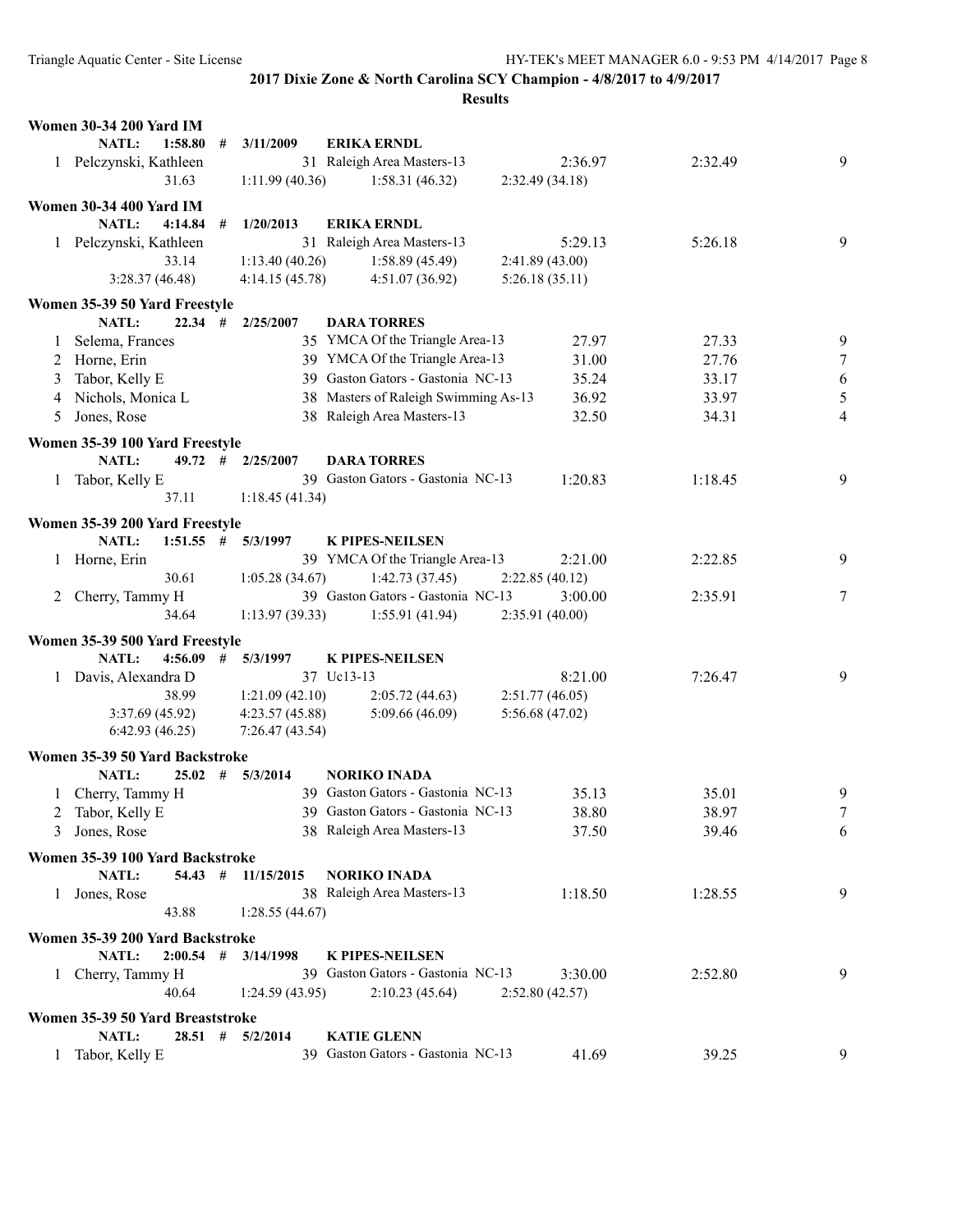## 2017 Dixie Zone & North Carolina SCY Champion - 4/8/2017 to 4/9/2017

### Results

**Women 30-34 200 Yard IM**

NATL: 1:58.80 # 3/11/2009 ERIKA ERNDL

| | Name | Age | Team | Seed Time | Finals Time | Points |
|---|---|---|---|---|---|---|
| 1 | Pelczynski, Kathleen | 31 | Raleigh Area Masters-13 | 2:36.97 | 2:32.49 | 9 |

31.63 1:11.99 (40.36) 1:58.31 (46.32) 2:32.49 (34.18)

**Women 30-34 400 Yard IM**

NATL: 4:14.84 # 1/20/2013 ERIKA ERNDL

| | Name | Age | Team | Seed Time | Finals Time | Points |
|---|---|---|---|---|---|---|
| 1 | Pelczynski, Kathleen | 31 | Raleigh Area Masters-13 | 5:29.13 | 5:26.18 | 9 |

33.14 1:13.40 (40.26) 1:58.89 (45.49) 2:41.89 (43.00)
3:28.37 (46.48) 4:14.15 (45.78) 4:51.07 (36.92) 5:26.18 (35.11)

**Women 35-39 50 Yard Freestyle**

NATL: 22.34 # 2/25/2007 DARA TORRES

| | Name | Age | Team | Seed Time | Finals Time | Points |
|---|---|---|---|---|---|---|
| 1 | Selema, Frances | 35 | YMCA Of the Triangle Area-13 | 27.97 | 27.33 | 9 |
| 2 | Horne, Erin | 39 | YMCA Of the Triangle Area-13 | 31.00 | 27.76 | 7 |
| 3 | Tabor, Kelly E | 39 | Gaston Gators - Gastonia NC-13 | 35.24 | 33.17 | 6 |
| 4 | Nichols, Monica L | 38 | Masters of Raleigh Swimming As-13 | 36.92 | 33.97 | 5 |
| 5 | Jones, Rose | 38 | Raleigh Area Masters-13 | 32.50 | 34.31 | 4 |

**Women 35-39 100 Yard Freestyle**

NATL: 49.72 # 2/25/2007 DARA TORRES

| | Name | Age | Team | Seed Time | Finals Time | Points |
|---|---|---|---|---|---|---|
| 1 | Tabor, Kelly E | 39 | Gaston Gators - Gastonia NC-13 | 1:20.83 | 1:18.45 | 9 |

37.11 1:18.45 (41.34)

**Women 35-39 200 Yard Freestyle**

NATL: 1:51.55 # 5/3/1997 K PIPES-NEILSEN

| | Name | Age | Team | Seed Time | Finals Time | Points |
|---|---|---|---|---|---|---|
| 1 | Horne, Erin | 39 | YMCA Of the Triangle Area-13 | 2:21.00 | 2:22.85 | 9 |

30.61 1:05.28 (34.67) 1:42.73 (37.45) 2:22.85 (40.12)

| | Name | Age | Team | Seed Time | Finals Time | Points |
|---|---|---|---|---|---|---|
| 2 | Cherry, Tammy H | 39 | Gaston Gators - Gastonia NC-13 | 3:00.00 | 2:35.91 | 7 |

34.64 1:13.97 (39.33) 1:55.91 (41.94) 2:35.91 (40.00)

**Women 35-39 500 Yard Freestyle**

NATL: 4:56.09 # 5/3/1997 K PIPES-NEILSEN

| | Name | Age | Team | Seed Time | Finals Time | Points |
|---|---|---|---|---|---|---|
| 1 | Davis, Alexandra D | 37 | Uc13-13 | 8:21.00 | 7:26.47 | 9 |

38.99 1:21.09 (42.10) 2:05.72 (44.63) 2:51.77 (46.05)
3:37.69 (45.92) 4:23.57 (45.88) 5:09.66 (46.09) 5:56.68 (47.02)
6:42.93 (46.25) 7:26.47 (43.54)

**Women 35-39 50 Yard Backstroke**

NATL: 25.02 # 5/3/2014 NORIKO INADA

| | Name | Age | Team | Seed Time | Finals Time | Points |
|---|---|---|---|---|---|---|
| 1 | Cherry, Tammy H | 39 | Gaston Gators - Gastonia NC-13 | 35.13 | 35.01 | 9 |
| 2 | Tabor, Kelly E | 39 | Gaston Gators - Gastonia NC-13 | 38.80 | 38.97 | 7 |
| 3 | Jones, Rose | 38 | Raleigh Area Masters-13 | 37.50 | 39.46 | 6 |

**Women 35-39 100 Yard Backstroke**

NATL: 54.43 # 11/15/2015 NORIKO INADA

| | Name | Age | Team | Seed Time | Finals Time | Points |
|---|---|---|---|---|---|---|
| 1 | Jones, Rose | 38 | Raleigh Area Masters-13 | 1:18.50 | 1:28.55 | 9 |

43.88 1:28.55 (44.67)

**Women 35-39 200 Yard Backstroke**

NATL: 2:00.54 # 3/14/1998 K PIPES-NEILSEN

| | Name | Age | Team | Seed Time | Finals Time | Points |
|---|---|---|---|---|---|---|
| 1 | Cherry, Tammy H | 39 | Gaston Gators - Gastonia NC-13 | 3:30.00 | 2:52.80 | 9 |

40.64 1:24.59 (43.95) 2:10.23 (45.64) 2:52.80 (42.57)

**Women 35-39 50 Yard Breaststroke**

NATL: 28.51 # 5/2/2014 KATIE GLENN

| | Name | Age | Team | Seed Time | Finals Time | Points |
|---|---|---|---|---|---|---|
| 1 | Tabor, Kelly E | 39 | Gaston Gators - Gastonia NC-13 | 41.69 | 39.25 | 9 |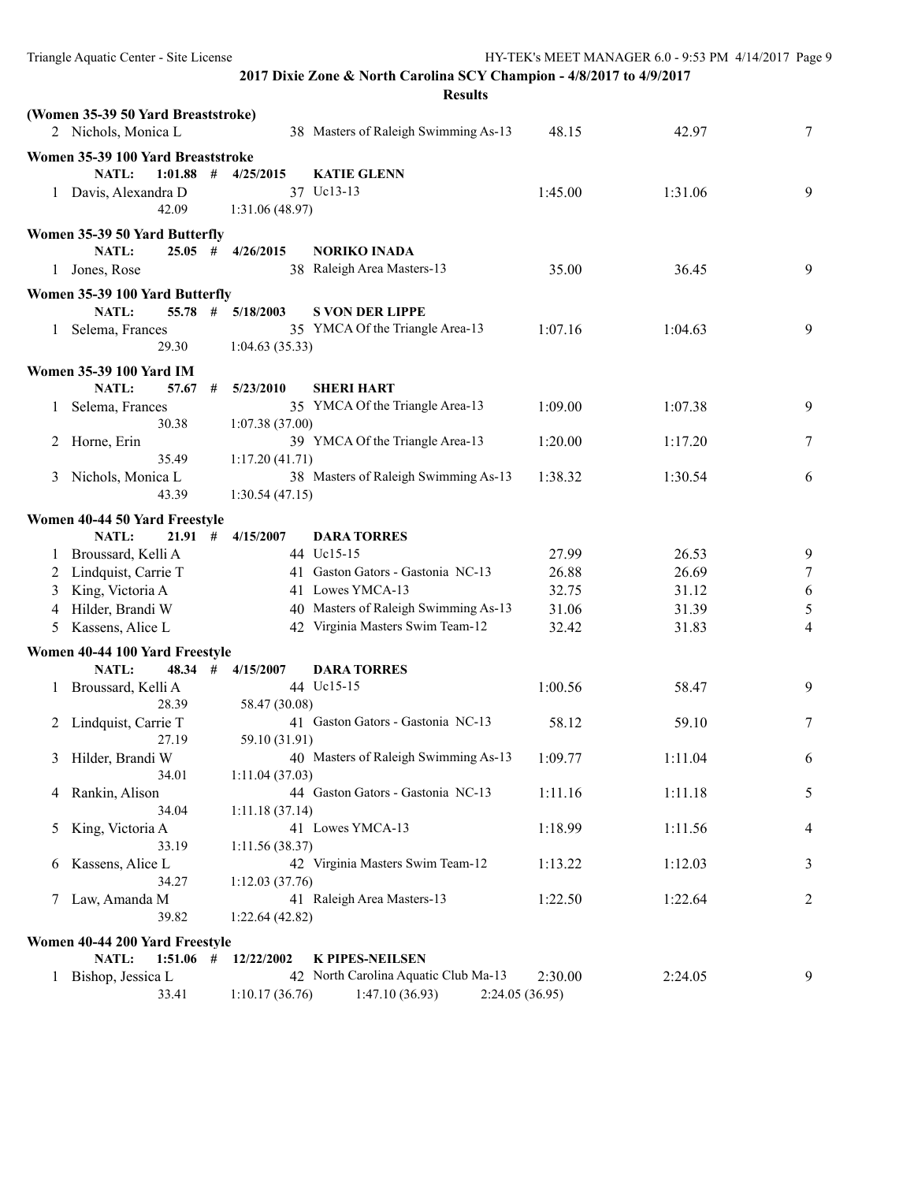**2017 Dixie Zone & North Carolina SCY Champion - 4/8/2017 to 4/9/2017**

**Results**

**(Women 35-39 50 Yard Breaststroke)**

| | Name | Age | Team | Seed Time | Finals Time | Points |
|---|---|---|---|---|---|---|
| 2 | Nichols, Monica L | 38 | Masters of Raleigh Swimming As-13 | 48.15 | 42.97 | 7 |

**Women 35-39 100 Yard Breaststroke**

NATL: 1:01.88 # 4/25/2015 KATIE GLENN

| | Name | Age | Team | Seed Time | Finals Time | Points |
|---|---|---|---|---|---|---|
| 1 | Davis, Alexandra D | 37 | Uc13-13 | 1:45.00 | 1:31.06 | 9 |
| | 42.09 | | 1:31.06 (48.97) | | | |

**Women 35-39 50 Yard Butterfly**

NATL: 25.05 # 4/26/2015 NORIKO INADA

| | Name | Age | Team | Seed Time | Finals Time | Points |
|---|---|---|---|---|---|---|
| 1 | Jones, Rose | 38 | Raleigh Area Masters-13 | 35.00 | 36.45 | 9 |

**Women 35-39 100 Yard Butterfly**

NATL: 55.78 # 5/18/2003 S VON DER LIPPE

| | Name | Age | Team | Seed Time | Finals Time | Points |
|---|---|---|---|---|---|---|
| 1 | Selema, Frances | 35 | YMCA Of the Triangle Area-13 | 1:07.16 | 1:04.63 | 9 |
| | 29.30 | | 1:04.63 (35.33) | | | |

**Women 35-39 100 Yard IM**

NATL: 57.67 # 5/23/2010 SHERI HART

| | Name | Age | Team | Seed Time | Finals Time | Points |
|---|---|---|---|---|---|---|
| 1 | Selema, Frances | 35 | YMCA Of the Triangle Area-13 | 1:09.00 | 1:07.38 | 9 |
| | 30.38 | | 1:07.38 (37.00) | | | |
| 2 | Horne, Erin | 39 | YMCA Of the Triangle Area-13 | 1:20.00 | 1:17.20 | 7 |
| | 35.49 | | 1:17.20 (41.71) | | | |
| 3 | Nichols, Monica L | 38 | Masters of Raleigh Swimming As-13 | 1:38.32 | 1:30.54 | 6 |
| | 43.39 | | 1:30.54 (47.15) | | | |

**Women 40-44 50 Yard Freestyle**

NATL: 21.91 # 4/15/2007 DARA TORRES

| | Name | Age | Team | Seed Time | Finals Time | Points |
|---|---|---|---|---|---|---|
| 1 | Broussard, Kelli A | 44 | Uc15-15 | 27.99 | 26.53 | 9 |
| 2 | Lindquist, Carrie T | 41 | Gaston Gators - Gastonia NC-13 | 26.88 | 26.69 | 7 |
| 3 | King, Victoria A | 41 | Lowes YMCA-13 | 32.75 | 31.12 | 6 |
| 4 | Hilder, Brandi W | 40 | Masters of Raleigh Swimming As-13 | 31.06 | 31.39 | 5 |
| 5 | Kassens, Alice L | 42 | Virginia Masters Swim Team-12 | 32.42 | 31.83 | 4 |

**Women 40-44 100 Yard Freestyle**

NATL: 48.34 # 4/15/2007 DARA TORRES

| | Name | Age | Team | Seed Time | Finals Time | Points |
|---|---|---|---|---|---|---|
| 1 | Broussard, Kelli A | 44 | Uc15-15 | 1:00.56 | 58.47 | 9 |
| | 28.39 | | 58.47 (30.08) | | | |
| 2 | Lindquist, Carrie T | 41 | Gaston Gators - Gastonia NC-13 | 58.12 | 59.10 | 7 |
| | 27.19 | | 59.10 (31.91) | | | |
| 3 | Hilder, Brandi W | 40 | Masters of Raleigh Swimming As-13 | 1:09.77 | 1:11.04 | 6 |
| | 34.01 | | 1:11.04 (37.03) | | | |
| 4 | Rankin, Alison | 44 | Gaston Gators - Gastonia NC-13 | 1:11.16 | 1:11.18 | 5 |
| | 34.04 | | 1:11.18 (37.14) | | | |
| 5 | King, Victoria A | 41 | Lowes YMCA-13 | 1:18.99 | 1:11.56 | 4 |
| | 33.19 | | 1:11.56 (38.37) | | | |
| 6 | Kassens, Alice L | 42 | Virginia Masters Swim Team-12 | 1:13.22 | 1:12.03 | 3 |
| | 34.27 | | 1:12.03 (37.76) | | | |
| 7 | Law, Amanda M | 41 | Raleigh Area Masters-13 | 1:22.50 | 1:22.64 | 2 |
| | 39.82 | | 1:22.64 (42.82) | | | |

**Women 40-44 200 Yard Freestyle**

NATL: 1:51.06 # 12/22/2002 K PIPES-NEILSEN

| | Name | Age | Team | Seed Time | Finals Time | Points |
|---|---|---|---|---|---|---|
| 1 | Bishop, Jessica L | 42 | North Carolina Aquatic Club Ma-13 | 2:30.00 | 2:24.05 | 9 |
| | 33.41 | | 1:10.17 (36.76) | 1:47.10 (36.93) | 2:24.05 (36.95) | |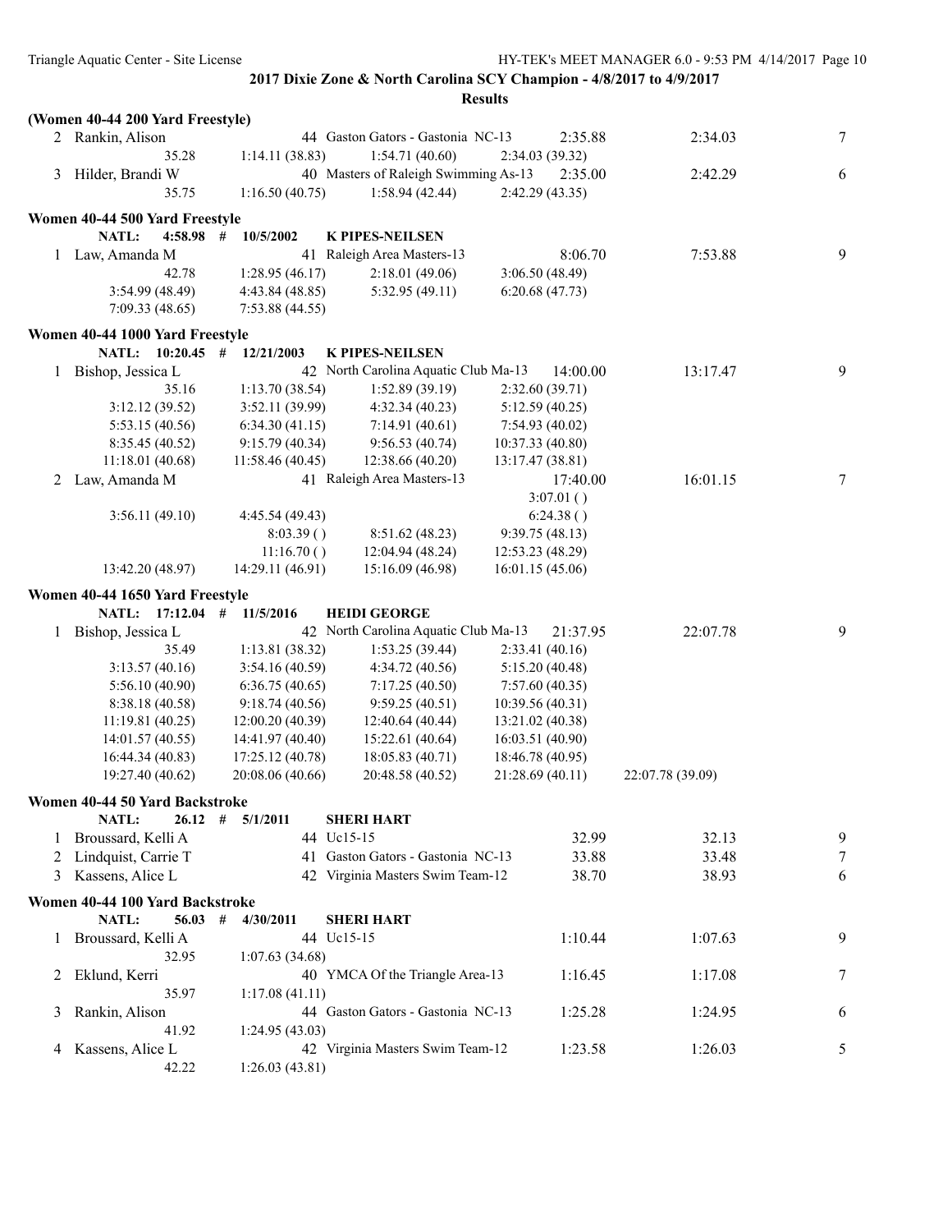**2017 Dixie Zone & North Carolina SCY Champion - 4/8/2017 to 4/9/2017**

**Results**

**(Women 40-44 200 Yard Freestyle)**

| | Name | Age | Team | Seed Time | Finals Time | Points |
|---|---|---|---|---|---|---|
| 2 | Rankin, Alison | 44 | Gaston Gators - Gastonia NC-13 | 2:35.88 | 2:34.03 | 7 |
| | 35.28 | 1:14.11 (38.83) | 1:54.71 (40.60) | 2:34.03 (39.32) | | |
| 3 | Hilder, Brandi W | 40 | Masters of Raleigh Swimming As-13 | 2:35.00 | 2:42.29 | 6 |
| | 35.75 | 1:16.50 (40.75) | 1:58.94 (42.44) | 2:42.29 (43.35) | | |

**Women 40-44 500 Yard Freestyle**

NATL: 4:58.98 # 10/5/2002 K PIPES-NEILSEN

| | Name | Age | Team | Seed Time | Finals Time | Points |
|---|---|---|---|---|---|---|
| 1 | Law, Amanda M | 41 | Raleigh Area Masters-13 | 8:06.70 | 7:53.88 | 9 |
| | 42.78 | 1:28.95 (46.17) | 2:18.01 (49.06) | 3:06.50 (48.49) | | |
| | 3:54.99 (48.49) | 4:43.84 (48.85) | 5:32.95 (49.11) | 6:20.68 (47.73) | | |
| | 7:09.33 (48.65) | 7:53.88 (44.55) | | | | |

**Women 40-44 1000 Yard Freestyle**

NATL: 10:20.45 # 12/21/2003 K PIPES-NEILSEN

| | Name | Age | Team | Seed Time | Finals Time | Points |
|---|---|---|---|---|---|---|
| 1 | Bishop, Jessica L | 42 | North Carolina Aquatic Club Ma-13 | 14:00.00 | 13:17.47 | 9 |
| | 35.16 | 1:13.70 (38.54) | 1:52.89 (39.19) | 2:32.60 (39.71) | | |
| | 3:12.12 (39.52) | 3:52.11 (39.99) | 4:32.34 (40.23) | 5:12.59 (40.25) | | |
| | 5:53.15 (40.56) | 6:34.30 (41.15) | 7:14.91 (40.61) | 7:54.93 (40.02) | | |
| | 8:35.45 (40.52) | 9:15.79 (40.34) | 9:56.53 (40.74) | 10:37.33 (40.80) | | |
| | 11:18.01 (40.68) | 11:58.46 (40.45) | 12:38.66 (40.20) | 13:17.47 (38.81) | | |
| 2 | Law, Amanda M | 41 | Raleigh Area Masters-13 | 17:40.00 | 16:01.15 | 7 |
| | | | | 3:07.01 ( ) | | |
| | 3:56.11 (49.10) | 4:45.54 (49.43) | | 6:24.38 ( ) | | |
| | | 8:03.39 ( ) | 8:51.62 (48.23) | 9:39.75 (48.13) | | |
| | | 11:16.70 ( ) | 12:04.94 (48.24) | 12:53.23 (48.29) | | |
| | 13:42.20 (48.97) | 14:29.11 (46.91) | 15:16.09 (46.98) | 16:01.15 (45.06) | | |

**Women 40-44 1650 Yard Freestyle**

NATL: 17:12.04 # 11/5/2016 HEIDI GEORGE

| | Name | Age | Team | Seed Time | Finals Time | Points |
|---|---|---|---|---|---|---|
| 1 | Bishop, Jessica L | 42 | North Carolina Aquatic Club Ma-13 | 21:37.95 | 22:07.78 | 9 |
| | 35.49 | 1:13.81 (38.32) | 1:53.25 (39.44) | 2:33.41 (40.16) | | |
| | 3:13.57 (40.16) | 3:54.16 (40.59) | 4:34.72 (40.56) | 5:15.20 (40.48) | | |
| | 5:56.10 (40.90) | 6:36.75 (40.65) | 7:17.25 (40.50) | 7:57.60 (40.35) | | |
| | 8:38.18 (40.58) | 9:18.74 (40.56) | 9:59.25 (40.51) | 10:39.56 (40.31) | | |
| | 11:19.81 (40.25) | 12:00.20 (40.39) | 12:40.64 (40.44) | 13:21.02 (40.38) | | |
| | 14:01.57 (40.55) | 14:41.97 (40.40) | 15:22.61 (40.64) | 16:03.51 (40.90) | | |
| | 16:44.34 (40.83) | 17:25.12 (40.78) | 18:05.83 (40.71) | 18:46.78 (40.95) | | |
| | 19:27.40 (40.62) | 20:08.06 (40.66) | 20:48.58 (40.52) | 21:28.69 (40.11) | 22:07.78 (39.09) | |

**Women 40-44 50 Yard Backstroke**

NATL: 26.12 # 5/1/2011 SHERI HART

| | Name | Age | Team | Seed Time | Finals Time | Points |
|---|---|---|---|---|---|---|
| 1 | Broussard, Kelli A | 44 | Uc15-15 | 32.99 | 32.13 | 9 |
| 2 | Lindquist, Carrie T | 41 | Gaston Gators - Gastonia NC-13 | 33.88 | 33.48 | 7 |
| 3 | Kassens, Alice L | 42 | Virginia Masters Swim Team-12 | 38.70 | 38.93 | 6 |

**Women 40-44 100 Yard Backstroke**

NATL: 56.03 # 4/30/2011 SHERI HART

| | Name | Age | Team | Seed Time | Finals Time | Points |
|---|---|---|---|---|---|---|
| 1 | Broussard, Kelli A | 44 | Uc15-15 | 1:10.44 | 1:07.63 | 9 |
| | 32.95 | 1:07.63 (34.68) | | | | |
| 2 | Eklund, Kerri | 40 | YMCA Of the Triangle Area-13 | 1:16.45 | 1:17.08 | 7 |
| | 35.97 | 1:17.08 (41.11) | | | | |
| 3 | Rankin, Alison | 44 | Gaston Gators - Gastonia NC-13 | 1:25.28 | 1:24.95 | 6 |
| | 41.92 | 1:24.95 (43.03) | | | | |
| 4 | Kassens, Alice L | 42 | Virginia Masters Swim Team-12 | 1:23.58 | 1:26.03 | 5 |
| | 42.22 | 1:26.03 (43.81) | | | | |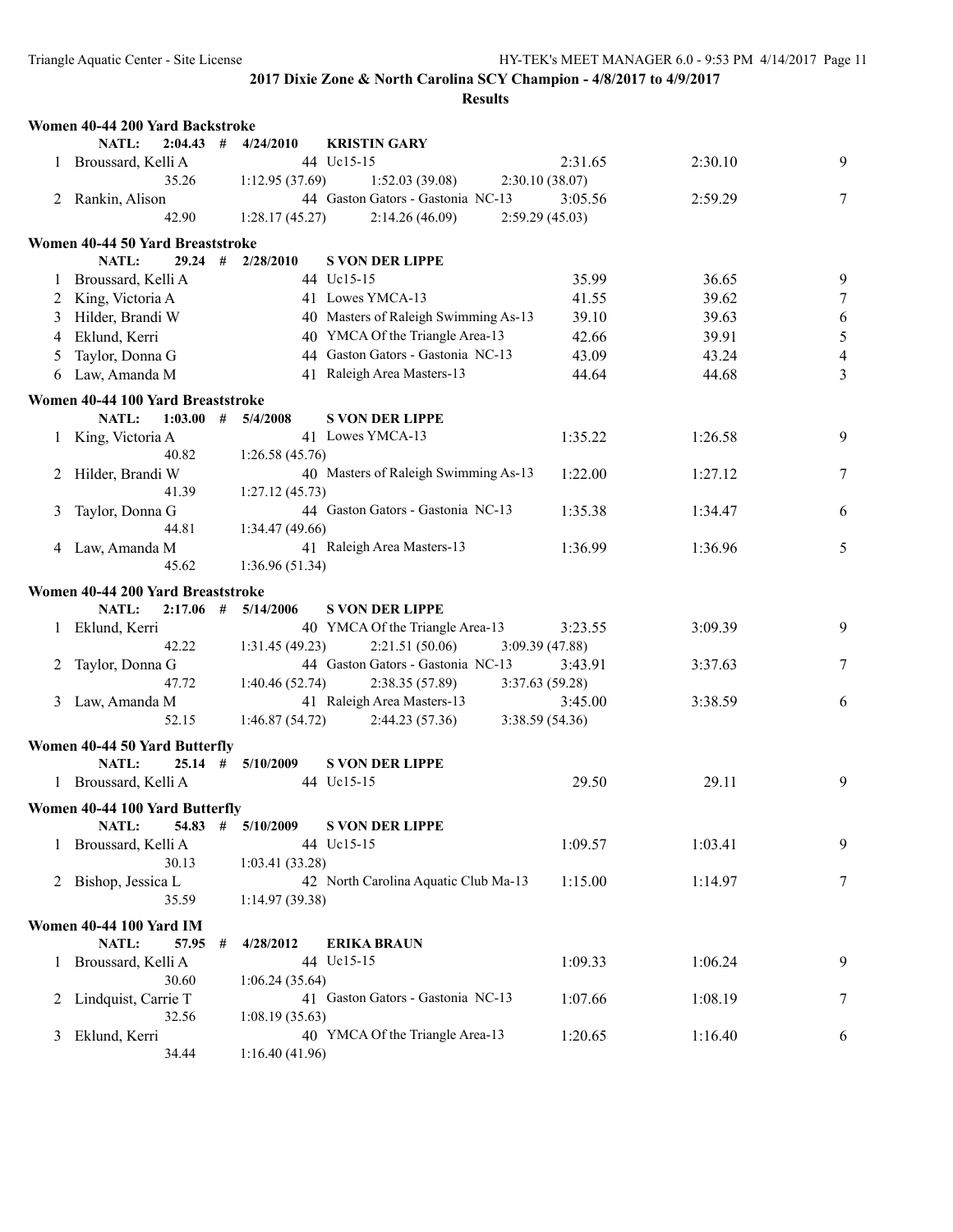**2017 Dixie Zone & North Carolina SCY Champion - 4/8/2017 to 4/9/2017**

**Results**

### Women 40-44 200 Yard Backstroke

NATL: 2:04.43 # 4/24/2010 KRISTIN GARY

| Place | Name | Age | Team | Seed Time | Finals Time | Points |
|---|---|---|---|---|---|---|
| 1 | Broussard, Kelli A | 44 | Uc15-15 | 2:31.65 | 2:30.10 | 9 |
| | 35.26 | 1:12.95 (37.69) | 1:52.03 (39.08) | 2:30.10 (38.07) | | |
| 2 | Rankin, Alison | 44 | Gaston Gators - Gastonia NC-13 | 3:05.56 | 2:59.29 | 7 |
| | 42.90 | 1:28.17 (45.27) | 2:14.26 (46.09) | 2:59.29 (45.03) | | |

### Women 40-44 50 Yard Breaststroke

NATL: 29.24 # 2/28/2010 S VON DER LIPPE

| Place | Name | Age | Team | Seed Time | Finals Time | Points |
|---|---|---|---|---|---|---|
| 1 | Broussard, Kelli A | 44 | Uc15-15 | 35.99 | 36.65 | 9 |
| 2 | King, Victoria A | 41 | Lowes YMCA-13 | 41.55 | 39.62 | 7 |
| 3 | Hilder, Brandi W | 40 | Masters of Raleigh Swimming As-13 | 39.10 | 39.63 | 6 |
| 4 | Eklund, Kerri | 40 | YMCA Of the Triangle Area-13 | 42.66 | 39.91 | 5 |
| 5 | Taylor, Donna G | 44 | Gaston Gators - Gastonia NC-13 | 43.09 | 43.24 | 4 |
| 6 | Law, Amanda M | 41 | Raleigh Area Masters-13 | 44.64 | 44.68 | 3 |

### Women 40-44 100 Yard Breaststroke

NATL: 1:03.00 # 5/4/2008 S VON DER LIPPE

| Place | Name | Age | Team | Seed Time | Finals Time | Points |
|---|---|---|---|---|---|---|
| 1 | King, Victoria A | 41 | Lowes YMCA-13 | 1:35.22 | 1:26.58 | 9 |
| | 40.82 | 1:26.58 (45.76) | | | | |
| 2 | Hilder, Brandi W | 40 | Masters of Raleigh Swimming As-13 | 1:22.00 | 1:27.12 | 7 |
| | 41.39 | 1:27.12 (45.73) | | | | |
| 3 | Taylor, Donna G | 44 | Gaston Gators - Gastonia NC-13 | 1:35.38 | 1:34.47 | 6 |
| | 44.81 | 1:34.47 (49.66) | | | | |
| 4 | Law, Amanda M | 41 | Raleigh Area Masters-13 | 1:36.99 | 1:36.96 | 5 |
| | 45.62 | 1:36.96 (51.34) | | | | |

### Women 40-44 200 Yard Breaststroke

NATL: 2:17.06 # 5/14/2006 S VON DER LIPPE

| Place | Name | Age | Team | Seed Time | Finals Time | Points |
|---|---|---|---|---|---|---|
| 1 | Eklund, Kerri | 40 | YMCA Of the Triangle Area-13 | 3:23.55 | 3:09.39 | 9 |
| | 42.22 | 1:31.45 (49.23) | 2:21.51 (50.06) | 3:09.39 (47.88) | | |
| 2 | Taylor, Donna G | 44 | Gaston Gators - Gastonia NC-13 | 3:43.91 | 3:37.63 | 7 |
| | 47.72 | 1:40.46 (52.74) | 2:38.35 (57.89) | 3:37.63 (59.28) | | |
| 3 | Law, Amanda M | 41 | Raleigh Area Masters-13 | 3:45.00 | 3:38.59 | 6 |
| | 52.15 | 1:46.87 (54.72) | 2:44.23 (57.36) | 3:38.59 (54.36) | | |

### Women 40-44 50 Yard Butterfly

NATL: 25.14 # 5/10/2009 S VON DER LIPPE

| Place | Name | Age | Team | Seed Time | Finals Time | Points |
|---|---|---|---|---|---|---|
| 1 | Broussard, Kelli A | 44 | Uc15-15 | 29.50 | 29.11 | 9 |

### Women 40-44 100 Yard Butterfly

NATL: 54.83 # 5/10/2009 S VON DER LIPPE

| Place | Name | Age | Team | Seed Time | Finals Time | Points |
|---|---|---|---|---|---|---|
| 1 | Broussard, Kelli A | 44 | Uc15-15 | 1:09.57 | 1:03.41 | 9 |
| | 30.13 | 1:03.41 (33.28) | | | | |
| 2 | Bishop, Jessica L | 42 | North Carolina Aquatic Club Ma-13 | 1:15.00 | 1:14.97 | 7 |
| | 35.59 | 1:14.97 (39.38) | | | | |

### Women 40-44 100 Yard IM

NATL: 57.95 # 4/28/2012 ERIKA BRAUN

| Place | Name | Age | Team | Seed Time | Finals Time | Points |
|---|---|---|---|---|---|---|
| 1 | Broussard, Kelli A | 44 | Uc15-15 | 1:09.33 | 1:06.24 | 9 |
| | 30.60 | 1:06.24 (35.64) | | | | |
| 2 | Lindquist, Carrie T | 41 | Gaston Gators - Gastonia NC-13 | 1:07.66 | 1:08.19 | 7 |
| | 32.56 | 1:08.19 (35.63) | | | | |
| 3 | Eklund, Kerri | 40 | YMCA Of the Triangle Area-13 | 1:20.65 | 1:16.40 | 6 |
| | 34.44 | 1:16.40 (41.96) | | | | |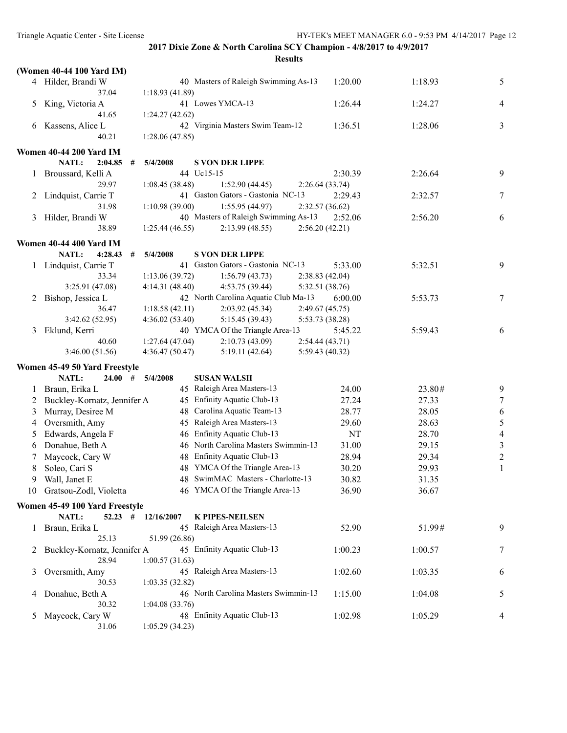**2017 Dixie Zone & North Carolina SCY Champion - 4/8/2017 to 4/9/2017**

**Results**

**(Women 40-44 100 Yard IM)**

| | Name | Age | Team | Seed Time | Finals Time | Points |
|---|---|---|---|---|---|---|
| 4 | Hilder, Brandi W | 40 | Masters of Raleigh Swimming As-13 | 1:20.00 | 1:18.93 | 5 |
| | 37.04 | 1:18.93 (41.89) | | | | |
| 5 | King, Victoria A | 41 | Lowes YMCA-13 | 1:26.44 | 1:24.27 | 4 |
| | 41.65 | 1:24.27 (42.62) | | | | |
| 6 | Kassens, Alice L | 42 | Virginia Masters Swim Team-12 | 1:36.51 | 1:28.06 | 3 |
| | 40.21 | 1:28.06 (47.85) | | | | |

**Women 40-44 200 Yard IM**

NATL: 2:04.85 # 5/4/2008 S VON DER LIPPE

| | Name | Age | Team | Seed Time | Finals Time | Points |
|---|---|---|---|---|---|---|
| 1 | Broussard, Kelli A | 44 | Uc15-15 | 2:30.39 | 2:26.64 | 9 |
| | 29.97 | 1:08.45 (38.48) | 1:52.90 (44.45) | 2:26.64 (33.74) | | |
| 2 | Lindquist, Carrie T | 41 | Gaston Gators - Gastonia NC-13 | 2:29.43 | 2:32.57 | 7 |
| | 31.98 | 1:10.98 (39.00) | 1:55.95 (44.97) | 2:32.57 (36.62) | | |
| 3 | Hilder, Brandi W | 40 | Masters of Raleigh Swimming As-13 | 2:52.06 | 2:56.20 | 6 |
| | 38.89 | 1:25.44 (46.55) | 2:13.99 (48.55) | 2:56.20 (42.21) | | |

**Women 40-44 400 Yard IM**

NATL: 4:28.43 # 5/4/2008 S VON DER LIPPE

| | Name | Age | Team | Seed Time | Finals Time | Points |
|---|---|---|---|---|---|---|
| 1 | Lindquist, Carrie T | 41 | Gaston Gators - Gastonia NC-13 | 5:33.00 | 5:32.51 | 9 |
| | 33.34 | 1:13.06 (39.72) | 1:56.79 (43.73) | 2:38.83 (42.04) | | |
| | 3:25.91 (47.08) | 4:14.31 (48.40) | 4:53.75 (39.44) | 5:32.51 (38.76) | | |
| 2 | Bishop, Jessica L | 42 | North Carolina Aquatic Club Ma-13 | 6:00.00 | 5:53.73 | 7 |
| | 36.47 | 1:18.58 (42.11) | 2:03.92 (45.34) | 2:49.67 (45.75) | | |
| | 3:42.62 (52.95) | 4:36.02 (53.40) | 5:15.45 (39.43) | 5:53.73 (38.28) | | |
| 3 | Eklund, Kerri | 40 | YMCA Of the Triangle Area-13 | 5:45.22 | 5:59.43 | 6 |
| | 40.60 | 1:27.64 (47.04) | 2:10.73 (43.09) | 2:54.44 (43.71) | | |
| | 3:46.00 (51.56) | 4:36.47 (50.47) | 5:19.11 (42.64) | 5:59.43 (40.32) | | |

**Women 45-49 50 Yard Freestyle**

NATL: 24.00 # 5/4/2008 SUSAN WALSH

| | Name | Age | Team | Seed Time | Finals Time | Points |
|---|---|---|---|---|---|---|
| 1 | Braun, Erika L | 45 | Raleigh Area Masters-13 | 24.00 | 23.80# | 9 |
| 2 | Buckley-Kornatz, Jennifer A | 45 | Enfinity Aquatic Club-13 | 27.24 | 27.33 | 7 |
| 3 | Murray, Desiree M | 48 | Carolina Aquatic Team-13 | 28.77 | 28.05 | 6 |
| 4 | Oversmith, Amy | 45 | Raleigh Area Masters-13 | 29.60 | 28.63 | 5 |
| 5 | Edwards, Angela F | 46 | Enfinity Aquatic Club-13 | NT | 28.70 | 4 |
| 6 | Donahue, Beth A | 46 | North Carolina Masters Swimmin-13 | 31.00 | 29.15 | 3 |
| 7 | Maycock, Cary W | 48 | Enfinity Aquatic Club-13 | 28.94 | 29.34 | 2 |
| 8 | Soleo, Cari S | 48 | YMCA Of the Triangle Area-13 | 30.20 | 29.93 | 1 |
| 9 | Wall, Janet E | 48 | SwimMAC Masters - Charlotte-13 | 30.82 | 31.35 | |
| 10 | Gratsou-Zodl, Violetta | 46 | YMCA Of the Triangle Area-13 | 36.90 | 36.67 | |

**Women 45-49 100 Yard Freestyle**

NATL: 52.23 # 12/16/2007 K PIPES-NEILSEN

| | Name | Age | Team | Seed Time | Finals Time | Points |
|---|---|---|---|---|---|---|
| 1 | Braun, Erika L | 45 | Raleigh Area Masters-13 | 52.90 | 51.99# | 9 |
| | 25.13 | 51.99 (26.86) | | | | |
| 2 | Buckley-Kornatz, Jennifer A | 45 | Enfinity Aquatic Club-13 | 1:00.23 | 1:00.57 | 7 |
| | 28.94 | 1:00.57 (31.63) | | | | |
| 3 | Oversmith, Amy | 45 | Raleigh Area Masters-13 | 1:02.60 | 1:03.35 | 6 |
| | 30.53 | 1:03.35 (32.82) | | | | |
| 4 | Donahue, Beth A | 46 | North Carolina Masters Swimmin-13 | 1:15.00 | 1:04.08 | 5 |
| | 30.32 | 1:04.08 (33.76) | | | | |
| 5 | Maycock, Cary W | 48 | Enfinity Aquatic Club-13 | 1:02.98 | 1:05.29 | 4 |
| | 31.06 | 1:05.29 (34.23) | | | | |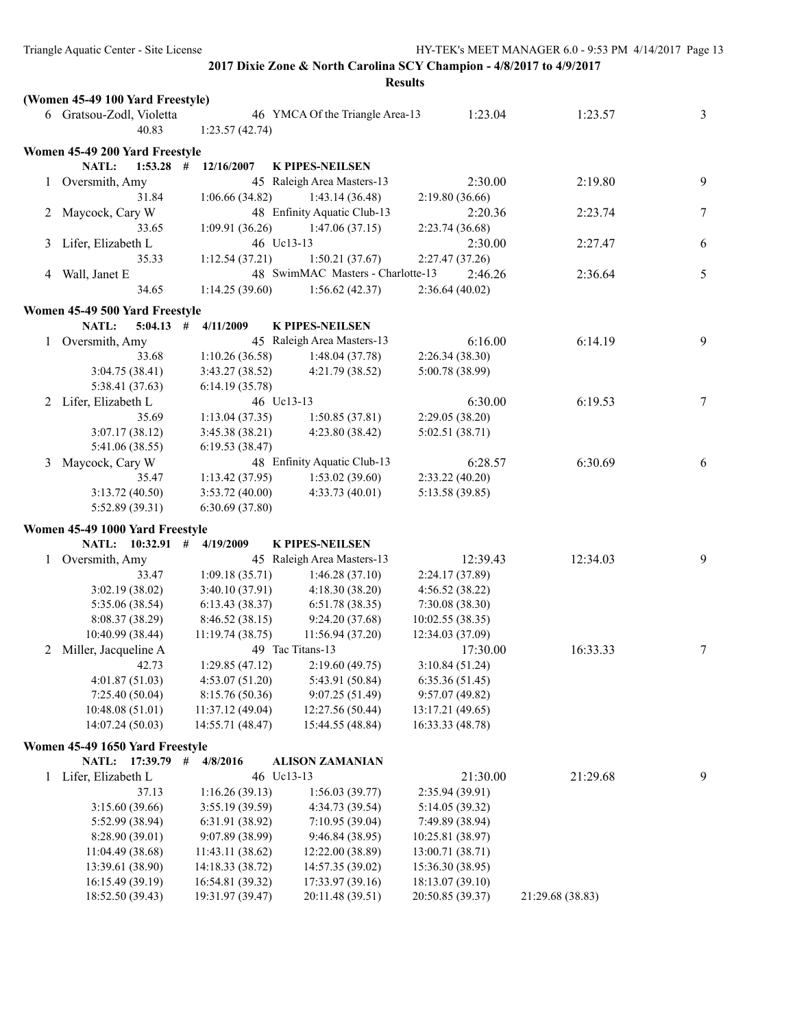**2017 Dixie Zone & North Carolina SCY Champion - 4/8/2017 to 4/9/2017**

**Results**

### (Women 45-49 100 Yard Freestyle)

```
  6 Gratsou-Zodl, Violetta         46 YMCA Of the Triangle Area-13     1:23.04       1:23.57      3
            40.83     1:23.57 (42.74)
```

### Women 45-49 200 Yard Freestyle

```
     NATL:    1:53.28  #  12/16/2007    K PIPES-NEILSEN
  1 Oversmith, Amy                 45 Raleigh Area Masters-13          2:30.00       2:19.80      9
            31.84     1:06.66 (34.82)     1:43.14 (36.48)     2:19.80 (36.66)
  2 Maycock, Cary W                48 Enfinity Aquatic Club-13         2:20.36       2:23.74      7
            33.65     1:09.91 (36.26)     1:47.06 (37.15)     2:23.74 (36.68)
  3 Lifer, Elizabeth L             46 Uc13-13                          2:30.00       2:27.47      6
            35.33     1:12.54 (37.21)     1:50.21 (37.67)     2:27.47 (37.26)
  4 Wall, Janet E                  48 SwimMAC Masters - Charlotte-13   2:46.26       2:36.64      5
            34.65     1:14.25 (39.60)     1:56.62 (42.37)     2:36.64 (40.02)
```

### Women 45-49 500 Yard Freestyle

```
     NATL:    5:04.13  #  4/11/2009     K PIPES-NEILSEN
  1 Oversmith, Amy                 45 Raleigh Area Masters-13          6:16.00       6:14.19      9
            33.68     1:10.26 (36.58)     1:48.04 (37.78)     2:26.34 (38.30)
  3:04.75 (38.41)     3:43.27 (38.52)     4:21.79 (38.52)     5:00.78 (38.99)
  5:38.41 (37.63)     6:14.19 (35.78)
  2 Lifer, Elizabeth L             46 Uc13-13                          6:30.00       6:19.53      7
            35.69     1:13.04 (37.35)     1:50.85 (37.81)     2:29.05 (38.20)
  3:07.17 (38.12)     3:45.38 (38.21)     4:23.80 (38.42)     5:02.51 (38.71)
  5:41.06 (38.55)     6:19.53 (38.47)
  3 Maycock, Cary W                48 Enfinity Aquatic Club-13         6:28.57       6:30.69      6
            35.47     1:13.42 (37.95)     1:53.02 (39.60)     2:33.22 (40.20)
  3:13.72 (40.50)     3:53.72 (40.00)     4:33.73 (40.01)     5:13.58 (39.85)
  5:52.89 (39.31)     6:30.69 (37.80)
```

### Women 45-49 1000 Yard Freestyle

```
     NATL:   10:32.91  #  4/19/2009     K PIPES-NEILSEN
  1 Oversmith, Amy                 45 Raleigh Area Masters-13         12:39.43      12:34.03      9
            33.47     1:09.18 (35.71)     1:46.28 (37.10)     2:24.17 (37.89)
  3:02.19 (38.02)     3:40.10 (37.91)     4:18.30 (38.20)     4:56.52 (38.22)
  5:35.06 (38.54)     6:13.43 (38.37)     6:51.78 (38.35)     7:30.08 (38.30)
  8:08.37 (38.29)     8:46.52 (38.15)     9:24.20 (37.68)    10:02.55 (38.35)
 10:40.99 (38.44)    11:19.74 (38.75)    11:56.94 (37.20)    12:34.03 (37.09)
  2 Miller, Jacqueline A           49 Tac Titans-13                   17:30.00      16:33.33      7
            42.73     1:29.85 (47.12)     2:19.60 (49.75)     3:10.84 (51.24)
  4:01.87 (51.03)     4:53.07 (51.20)     5:43.91 (50.84)     6:35.36 (51.45)
  7:25.40 (50.04)     8:15.76 (50.36)     9:07.25 (51.49)     9:57.07 (49.82)
 10:48.08 (51.01)    11:37.12 (49.04)    12:27.56 (50.44)    13:17.21 (49.65)
 14:07.24 (50.03)    14:55.71 (48.47)    15:44.55 (48.84)    16:33.33 (48.78)
```

### Women 45-49 1650 Yard Freestyle

```
     NATL:   17:39.79  #  4/8/2016      ALISON ZAMANIAN
  1 Lifer, Elizabeth L             46 Uc13-13                         21:30.00      21:29.68      9
            37.13     1:16.26 (39.13)     1:56.03 (39.77)     2:35.94 (39.91)
  3:15.60 (39.66)     3:55.19 (39.59)     4:34.73 (39.54)     5:14.05 (39.32)
  5:52.99 (38.94)     6:31.91 (38.92)     7:10.95 (39.04)     7:49.89 (38.94)
  8:28.90 (39.01)     9:07.89 (38.99)     9:46.84 (38.95)    10:25.81 (38.97)
 11:04.49 (38.68)    11:43.11 (38.62)    12:22.00 (38.89)    13:00.71 (38.71)
 13:39.61 (38.90)    14:18.33 (38.72)    14:57.35 (39.02)    15:36.30 (38.95)
 16:15.49 (39.19)    16:54.81 (39.32)    17:33.97 (39.16)    18:13.07 (39.10)
 18:52.50 (39.43)    19:31.97 (39.47)    20:11.48 (39.51)    20:50.85 (39.37)    21:29.68 (38.83)
```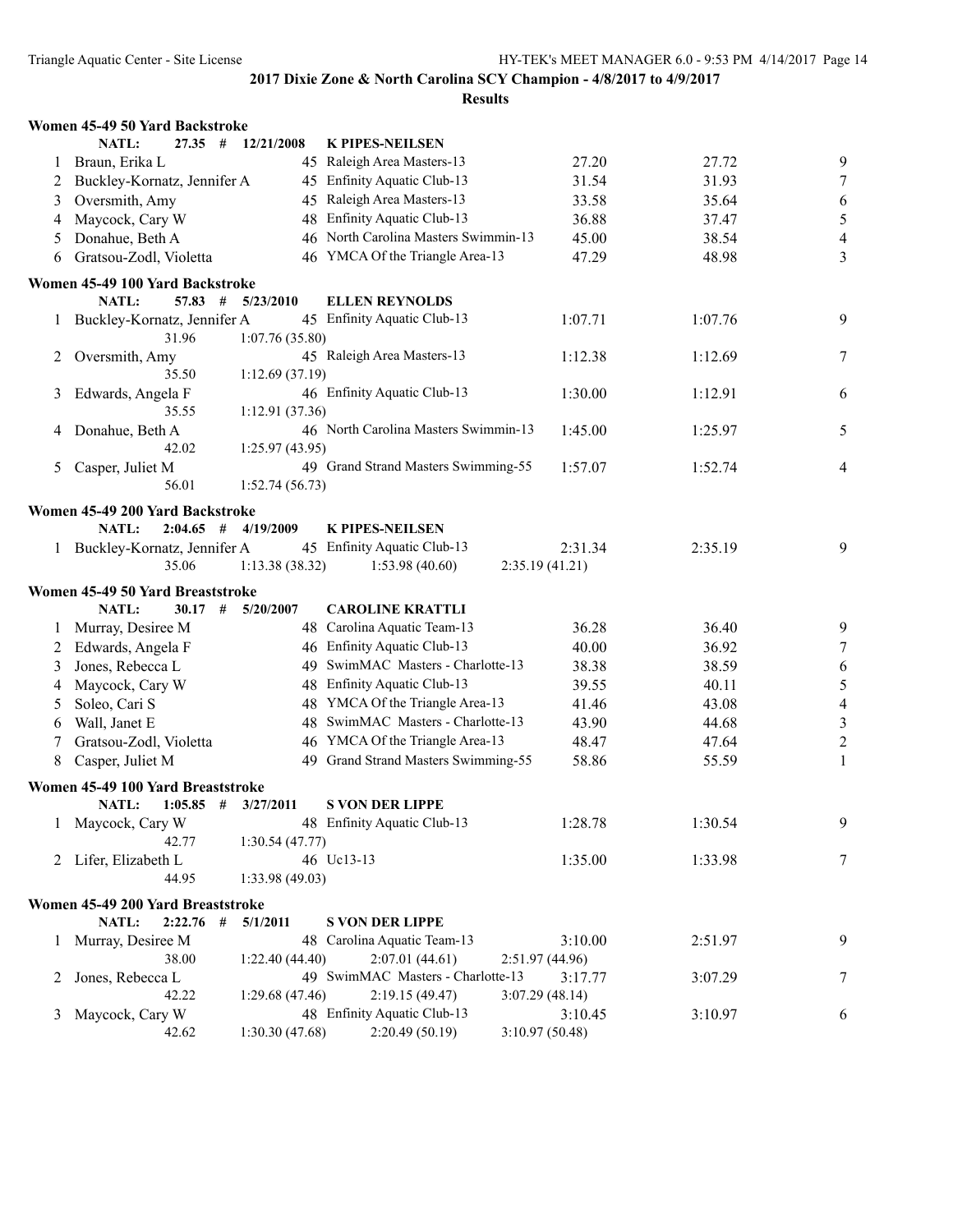**2017 Dixie Zone & North Carolina SCY Champion - 4/8/2017 to 4/9/2017**

**Results**

### Women 45-49 50 Yard Backstroke

NATL: 27.35 # 12/21/2008 K PIPES-NEILSEN

| Place | Name | Age | Team | Seed Time | Finals Time | Points |
|---|---|---|---|---|---|---|
| 1 | Braun, Erika L | 45 | Raleigh Area Masters-13 | 27.20 | 27.72 | 9 |
| 2 | Buckley-Kornatz, Jennifer A | 45 | Enfinity Aquatic Club-13 | 31.54 | 31.93 | 7 |
| 3 | Oversmith, Amy | 45 | Raleigh Area Masters-13 | 33.58 | 35.64 | 6 |
| 4 | Maycock, Cary W | 48 | Enfinity Aquatic Club-13 | 36.88 | 37.47 | 5 |
| 5 | Donahue, Beth A | 46 | North Carolina Masters Swimmin-13 | 45.00 | 38.54 | 4 |
| 6 | Gratsou-Zodl, Violetta | 46 | YMCA Of the Triangle Area-13 | 47.29 | 48.98 | 3 |

### Women 45-49 100 Yard Backstroke

NATL: 57.83 # 5/23/2010 ELLEN REYNOLDS

| Place | Name | Age | Team | Seed Time | Finals Time | Points |
|---|---|---|---|---|---|---|
| 1 | Buckley-Kornatz, Jennifer A | 45 | Enfinity Aquatic Club-13 | 1:07.71 | 1:07.76 | 9 |
| | 31.96 | | 1:07.76 (35.80) | | | |
| 2 | Oversmith, Amy | 45 | Raleigh Area Masters-13 | 1:12.38 | 1:12.69 | 7 |
| | 35.50 | | 1:12.69 (37.19) | | | |
| 3 | Edwards, Angela F | 46 | Enfinity Aquatic Club-13 | 1:30.00 | 1:12.91 | 6 |
| | 35.55 | | 1:12.91 (37.36) | | | |
| 4 | Donahue, Beth A | 46 | North Carolina Masters Swimmin-13 | 1:45.00 | 1:25.97 | 5 |
| | 42.02 | | 1:25.97 (43.95) | | | |
| 5 | Casper, Juliet M | 49 | Grand Strand Masters Swimming-55 | 1:57.07 | 1:52.74 | 4 |
| | 56.01 | | 1:52.74 (56.73) | | | |

### Women 45-49 200 Yard Backstroke

NATL: 2:04.65 # 4/19/2009 K PIPES-NEILSEN

| Place | Name | Age | Team | Seed Time | Finals Time | Points |
|---|---|---|---|---|---|---|
| 1 | Buckley-Kornatz, Jennifer A | 45 | Enfinity Aquatic Club-13 | 2:31.34 | 2:35.19 | 9 |
| | 35.06 | | 1:13.38 (38.32) 1:53.98 (40.60) 2:35.19 (41.21) | | | |

### Women 45-49 50 Yard Breaststroke

NATL: 30.17 # 5/20/2007 CAROLINE KRATTLI

| Place | Name | Age | Team | Seed Time | Finals Time | Points |
|---|---|---|---|---|---|---|
| 1 | Murray, Desiree M | 48 | Carolina Aquatic Team-13 | 36.28 | 36.40 | 9 |
| 2 | Edwards, Angela F | 46 | Enfinity Aquatic Club-13 | 40.00 | 36.92 | 7 |
| 3 | Jones, Rebecca L | 49 | SwimMAC Masters - Charlotte-13 | 38.38 | 38.59 | 6 |
| 4 | Maycock, Cary W | 48 | Enfinity Aquatic Club-13 | 39.55 | 40.11 | 5 |
| 5 | Soleo, Cari S | 48 | YMCA Of the Triangle Area-13 | 41.46 | 43.08 | 4 |
| 6 | Wall, Janet E | 48 | SwimMAC Masters - Charlotte-13 | 43.90 | 44.68 | 3 |
| 7 | Gratsou-Zodl, Violetta | 46 | YMCA Of the Triangle Area-13 | 48.47 | 47.64 | 2 |
| 8 | Casper, Juliet M | 49 | Grand Strand Masters Swimming-55 | 58.86 | 55.59 | 1 |

### Women 45-49 100 Yard Breaststroke

NATL: 1:05.85 # 3/27/2011 S VON DER LIPPE

| Place | Name | Age | Team | Seed Time | Finals Time | Points |
|---|---|---|---|---|---|---|
| 1 | Maycock, Cary W | 48 | Enfinity Aquatic Club-13 | 1:28.78 | 1:30.54 | 9 |
| | 42.77 | | 1:30.54 (47.77) | | | |
| 2 | Lifer, Elizabeth L | 46 | Uc13-13 | 1:35.00 | 1:33.98 | 7 |
| | 44.95 | | 1:33.98 (49.03) | | | |

### Women 45-49 200 Yard Breaststroke

NATL: 2:22.76 # 5/1/2011 S VON DER LIPPE

| Place | Name | Age | Team | Seed Time | Finals Time | Points |
|---|---|---|---|---|---|---|
| 1 | Murray, Desiree M | 48 | Carolina Aquatic Team-13 | 3:10.00 | 2:51.97 | 9 |
| | 38.00 | | 1:22.40 (44.40) 2:07.01 (44.61) 2:51.97 (44.96) | | | |
| 2 | Jones, Rebecca L | 49 | SwimMAC Masters - Charlotte-13 | 3:17.77 | 3:07.29 | 7 |
| | 42.22 | | 1:29.68 (47.46) 2:19.15 (49.47) 3:07.29 (48.14) | | | |
| 3 | Maycock, Cary W | 48 | Enfinity Aquatic Club-13 | 3:10.45 | 3:10.97 | 6 |
| | 42.62 | | 1:30.30 (47.68) 2:20.49 (50.19) 3:10.97 (50.48) | | | |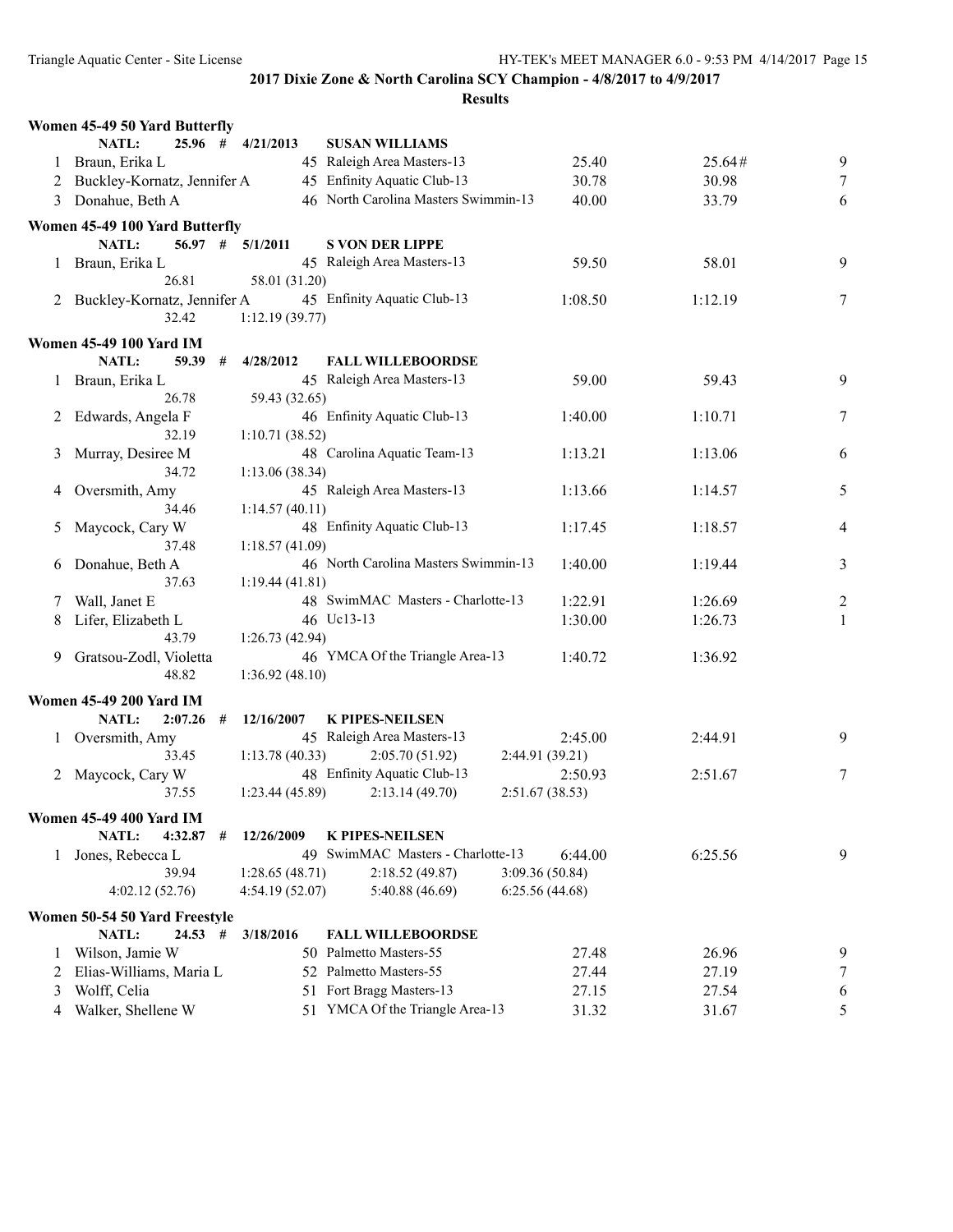## 2017 Dixie Zone & North Carolina SCY Champion - 4/8/2017 to 4/9/2017

### Results

**Women 45-49 50 Yard Butterfly**

NATL: 25.96 # 4/21/2013 SUSAN WILLIAMS

| Place | Name | Age | Team | Seed Time | Finals Time | Points |
|---|---|---|---|---|---|---|
| 1 | Braun, Erika L | 45 | Raleigh Area Masters-13 | 25.40 | 25.64# | 9 |
| 2 | Buckley-Kornatz, Jennifer A | 45 | Enfinity Aquatic Club-13 | 30.78 | 30.98 | 7 |
| 3 | Donahue, Beth A | 46 | North Carolina Masters Swimmin-13 | 40.00 | 33.79 | 6 |

**Women 45-49 100 Yard Butterfly**

NATL: 56.97 # 5/1/2011 S VON DER LIPPE

| Place | Name | Age | Team | Seed Time | Finals Time | Points |
|---|---|---|---|---|---|---|
| 1 | Braun, Erika L | 45 | Raleigh Area Masters-13 | 59.50 | 58.01 | 9 |
| | 26.81 | | 58.01 (31.20) | | | |
| 2 | Buckley-Kornatz, Jennifer A | 45 | Enfinity Aquatic Club-13 | 1:08.50 | 1:12.19 | 7 |
| | 32.42 | | 1:12.19 (39.77) | | | |

**Women 45-49 100 Yard IM**

NATL: 59.39 # 4/28/2012 FALL WILLEBOORDSE

| Place | Name | Age | Team | Seed Time | Finals Time | Points |
|---|---|---|---|---|---|---|
| 1 | Braun, Erika L | 45 | Raleigh Area Masters-13 | 59.00 | 59.43 | 9 |
| | 26.78 | | 59.43 (32.65) | | | |
| 2 | Edwards, Angela F | 46 | Enfinity Aquatic Club-13 | 1:40.00 | 1:10.71 | 7 |
| | 32.19 | | 1:10.71 (38.52) | | | |
| 3 | Murray, Desiree M | 48 | Carolina Aquatic Team-13 | 1:13.21 | 1:13.06 | 6 |
| | 34.72 | | 1:13.06 (38.34) | | | |
| 4 | Oversmith, Amy | 45 | Raleigh Area Masters-13 | 1:13.66 | 1:14.57 | 5 |
| | 34.46 | | 1:14.57 (40.11) | | | |
| 5 | Maycock, Cary W | 48 | Enfinity Aquatic Club-13 | 1:17.45 | 1:18.57 | 4 |
| | 37.48 | | 1:18.57 (41.09) | | | |
| 6 | Donahue, Beth A | 46 | North Carolina Masters Swimmin-13 | 1:40.00 | 1:19.44 | 3 |
| | 37.63 | | 1:19.44 (41.81) | | | |
| 7 | Wall, Janet E | 48 | SwimMAC Masters - Charlotte-13 | 1:22.91 | 1:26.69 | 2 |
| 8 | Lifer, Elizabeth L | 46 | Uc13-13 | 1:30.00 | 1:26.73 | 1 |
| | 43.79 | | 1:26.73 (42.94) | | | |
| 9 | Gratsou-Zodl, Violetta | 46 | YMCA Of the Triangle Area-13 | 1:40.72 | 1:36.92 | |
| | 48.82 | | 1:36.92 (48.10) | | | |

**Women 45-49 200 Yard IM**

NATL: 2:07.26 # 12/16/2007 K PIPES-NEILSEN

| Place | Name | Age | Team | Seed Time | Finals Time | Points |
|---|---|---|---|---|---|---|
| 1 | Oversmith, Amy | 45 | Raleigh Area Masters-13 | 2:45.00 | 2:44.91 | 9 |
| | 33.45 | 1:13.78 (40.33) | 2:05.70 (51.92) | 2:44.91 (39.21) | | |
| 2 | Maycock, Cary W | 48 | Enfinity Aquatic Club-13 | 2:50.93 | 2:51.67 | 7 |
| | 37.55 | 1:23.44 (45.89) | 2:13.14 (49.70) | 2:51.67 (38.53) | | |

**Women 45-49 400 Yard IM**

NATL: 4:32.87 # 12/26/2009 K PIPES-NEILSEN

| Place | Name | Age | Team | Seed Time | Finals Time | Points |
|---|---|---|---|---|---|---|
| 1 | Jones, Rebecca L | 49 | SwimMAC Masters - Charlotte-13 | 6:44.00 | 6:25.56 | 9 |
| | 39.94 | 1:28.65 (48.71) | 2:18.52 (49.87) | 3:09.36 (50.84) | | |
| | 4:02.12 (52.76) | 4:54.19 (52.07) | 5:40.88 (46.69) | 6:25.56 (44.68) | | |

**Women 50-54 50 Yard Freestyle**

NATL: 24.53 # 3/18/2016 FALL WILLEBOORDSE

| Place | Name | Age | Team | Seed Time | Finals Time | Points |
|---|---|---|---|---|---|---|
| 1 | Wilson, Jamie W | 50 | Palmetto Masters-55 | 27.48 | 26.96 | 9 |
| 2 | Elias-Williams, Maria L | 52 | Palmetto Masters-55 | 27.44 | 27.19 | 7 |
| 3 | Wolff, Celia | 51 | Fort Bragg Masters-13 | 27.15 | 27.54 | 6 |
| 4 | Walker, Shellene W | 51 | YMCA Of the Triangle Area-13 | 31.32 | 31.67 | 5 |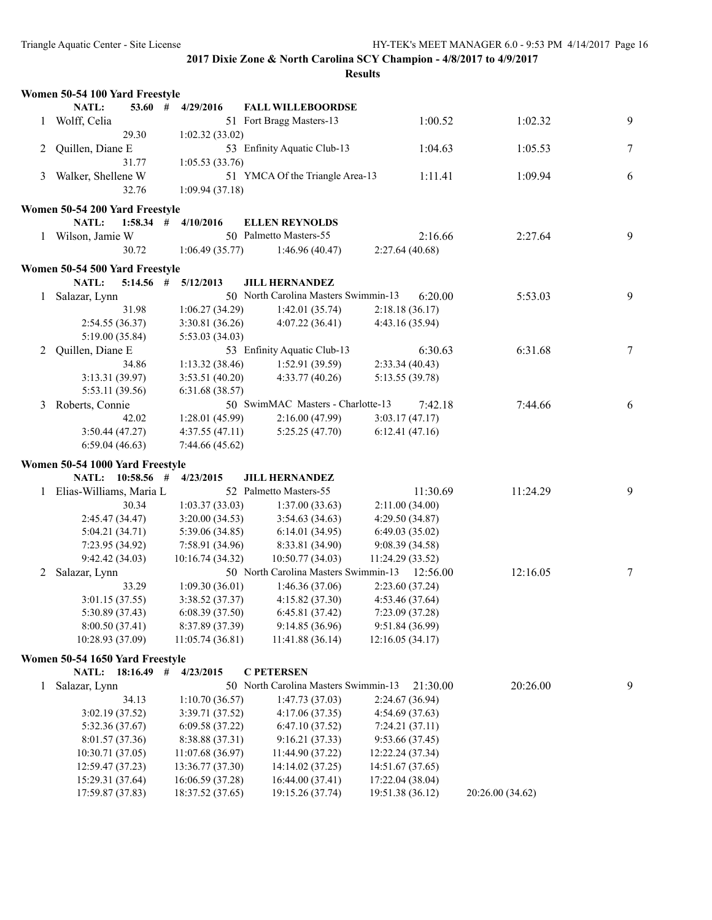**2017 Dixie Zone & North Carolina SCY Champion - 4/8/2017 to 4/9/2017**

**Results**

### Women 50-54 100 Yard Freestyle

NATL: 53.60 # 4/29/2016 FALL WILLEBOORDSE

| Place | Name | Age | Team | Seed Time | Finals Time | Points |
|---|---|---|---|---|---|---|
| 1 | Wolff, Celia | 51 | Fort Bragg Masters-13 | 1:00.52 | 1:02.32 | 9 |
| | 29.30 | 1:02.32 (33.02) | | | | |
| 2 | Quillen, Diane E | 53 | Enfinity Aquatic Club-13 | 1:04.63 | 1:05.53 | 7 |
| | 31.77 | 1:05.53 (33.76) | | | | |
| 3 | Walker, Shellene W | 51 | YMCA Of the Triangle Area-13 | 1:11.41 | 1:09.94 | 6 |
| | 32.76 | 1:09.94 (37.18) | | | | |

### Women 50-54 200 Yard Freestyle

NATL: 1:58.34 # 4/10/2016 ELLEN REYNOLDS

| Place | Name | Age | Team | Seed Time | Finals Time | Points |
|---|---|---|---|---|---|---|
| 1 | Wilson, Jamie W | 50 | Palmetto Masters-55 | 2:16.66 | 2:27.64 | 9 |
| | 30.72 | 1:06.49 (35.77) | 1:46.96 (40.47) | 2:27.64 (40.68) | | |

### Women 50-54 500 Yard Freestyle

NATL: 5:14.56 # 5/12/2013 JILL HERNANDEZ

| Place | Name | Age | Team | Seed Time | Finals Time | Points |
|---|---|---|---|---|---|---|
| 1 | Salazar, Lynn | 50 | North Carolina Masters Swimmin-13 | 6:20.00 | 5:53.03 | 9 |
| | 31.98 | 1:06.27 (34.29) | 1:42.01 (35.74) | 2:18.18 (36.17) | | |
| | 2:54.55 (36.37) | 3:30.81 (36.26) | 4:07.22 (36.41) | 4:43.16 (35.94) | | |
| | 5:19.00 (35.84) | 5:53.03 (34.03) | | | | |
| 2 | Quillen, Diane E | 53 | Enfinity Aquatic Club-13 | 6:30.63 | 6:31.68 | 7 |
| | 34.86 | 1:13.32 (38.46) | 1:52.91 (39.59) | 2:33.34 (40.43) | | |
| | 3:13.31 (39.97) | 3:53.51 (40.20) | 4:33.77 (40.26) | 5:13.55 (39.78) | | |
| | 5:53.11 (39.56) | 6:31.68 (38.57) | | | | |
| 3 | Roberts, Connie | 50 | SwimMAC Masters - Charlotte-13 | 7:42.18 | 7:44.66 | 6 |
| | 42.02 | 1:28.01 (45.99) | 2:16.00 (47.99) | 3:03.17 (47.17) | | |
| | 3:50.44 (47.27) | 4:37.55 (47.11) | 5:25.25 (47.70) | 6:12.41 (47.16) | | |
| | 6:59.04 (46.63) | 7:44.66 (45.62) | | | | |

### Women 50-54 1000 Yard Freestyle

NATL: 10:58.56 # 4/23/2015 JILL HERNANDEZ

| Place | Name | Age | Team | Seed Time | Finals Time | Points |
|---|---|---|---|---|---|---|
| 1 | Elias-Williams, Maria L | 52 | Palmetto Masters-55 | 11:30.69 | 11:24.29 | 9 |
| | 30.34 | 1:03.37 (33.03) | 1:37.00 (33.63) | 2:11.00 (34.00) | | |
| | 2:45.47 (34.47) | 3:20.00 (34.53) | 3:54.63 (34.63) | 4:29.50 (34.87) | | |
| | 5:04.21 (34.71) | 5:39.06 (34.85) | 6:14.01 (34.95) | 6:49.03 (35.02) | | |
| | 7:23.95 (34.92) | 7:58.91 (34.96) | 8:33.81 (34.90) | 9:08.39 (34.58) | | |
| | 9:42.42 (34.03) | 10:16.74 (34.32) | 10:50.77 (34.03) | 11:24.29 (33.52) | | |
| 2 | Salazar, Lynn | 50 | North Carolina Masters Swimmin-13 | 12:56.00 | 12:16.05 | 7 |
| | 33.29 | 1:09.30 (36.01) | 1:46.36 (37.06) | 2:23.60 (37.24) | | |
| | 3:01.15 (37.55) | 3:38.52 (37.37) | 4:15.82 (37.30) | 4:53.46 (37.64) | | |
| | 5:30.89 (37.43) | 6:08.39 (37.50) | 6:45.81 (37.42) | 7:23.09 (37.28) | | |
| | 8:00.50 (37.41) | 8:37.89 (37.39) | 9:14.85 (36.96) | 9:51.84 (36.99) | | |
| | 10:28.93 (37.09) | 11:05.74 (36.81) | 11:41.88 (36.14) | 12:16.05 (34.17) | | |

### Women 50-54 1650 Yard Freestyle

NATL: 18:16.49 # 4/23/2015 C PETERSEN

| Place | Name | Age | Team | Seed Time | Finals Time | Points |
|---|---|---|---|---|---|---|
| 1 | Salazar, Lynn | 50 | North Carolina Masters Swimmin-13 | 21:30.00 | 20:26.00 | 9 |
| | 34.13 | 1:10.70 (36.57) | 1:47.73 (37.03) | 2:24.67 (36.94) | | |
| | 3:02.19 (37.52) | 3:39.71 (37.52) | 4:17.06 (37.35) | 4:54.69 (37.63) | | |
| | 5:32.36 (37.67) | 6:09.58 (37.22) | 6:47.10 (37.52) | 7:24.21 (37.11) | | |
| | 8:01.57 (37.36) | 8:38.88 (37.31) | 9:16.21 (37.33) | 9:53.66 (37.45) | | |
| | 10:30.71 (37.05) | 11:07.68 (36.97) | 11:44.90 (37.22) | 12:22.24 (37.34) | | |
| | 12:59.47 (37.23) | 13:36.77 (37.30) | 14:14.02 (37.25) | 14:51.67 (37.65) | | |
| | 15:29.31 (37.64) | 16:06.59 (37.28) | 16:44.00 (37.41) | 17:22.04 (38.04) | | |
| | 17:59.87 (37.83) | 18:37.52 (37.65) | 19:15.26 (37.74) | 19:51.38 (36.12) | 20:26.00 (34.62) | |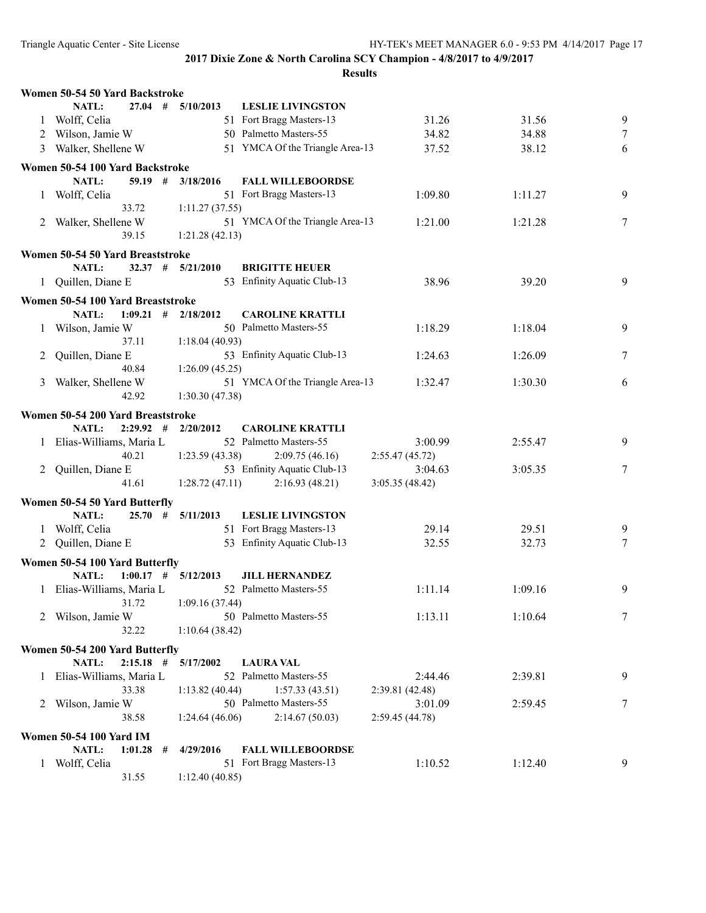## 2017 Dixie Zone & North Carolina SCY Champion - 4/8/2017 to 4/9/2017

### Results

**Women 50-54 50 Yard Backstroke**

NATL: 27.04 # 5/10/2013 LESLIE LIVINGSTON

| Place | Name | Age | Team | Seed Time | Finals Time | Points |
|---|---|---|---|---|---|---|
| 1 | Wolff, Celia | 51 | Fort Bragg Masters-13 | 31.26 | 31.56 | 9 |
| 2 | Wilson, Jamie W | 50 | Palmetto Masters-55 | 34.82 | 34.88 | 7 |
| 3 | Walker, Shellene W | 51 | YMCA Of the Triangle Area-13 | 37.52 | 38.12 | 6 |

**Women 50-54 100 Yard Backstroke**

NATL: 59.19 # 3/18/2016 FALL WILLEBOORDSE

| Place | Name | Age | Team | Seed Time | Finals Time | Points |
|---|---|---|---|---|---|---|
| 1 | Wolff, Celia | 51 | Fort Bragg Masters-13 | 1:09.80 | 1:11.27 | 9 |
| | 33.72 | 1:11.27 (37.55) | | | | |
| 2 | Walker, Shellene W | 51 | YMCA Of the Triangle Area-13 | 1:21.00 | 1:21.28 | 7 |
| | 39.15 | 1:21.28 (42.13) | | | | |

**Women 50-54 50 Yard Breaststroke**

NATL: 32.37 # 5/21/2010 BRIGITTE HEUER

| Place | Name | Age | Team | Seed Time | Finals Time | Points |
|---|---|---|---|---|---|---|
| 1 | Quillen, Diane E | 53 | Enfinity Aquatic Club-13 | 38.96 | 39.20 | 9 |

**Women 50-54 100 Yard Breaststroke**

NATL: 1:09.21 # 2/18/2012 CAROLINE KRATTLI

| Place | Name | Age | Team | Seed Time | Finals Time | Points |
|---|---|---|---|---|---|---|
| 1 | Wilson, Jamie W | 50 | Palmetto Masters-55 | 1:18.29 | 1:18.04 | 9 |
| | 37.11 | 1:18.04 (40.93) | | | | |
| 2 | Quillen, Diane E | 53 | Enfinity Aquatic Club-13 | 1:24.63 | 1:26.09 | 7 |
| | 40.84 | 1:26.09 (45.25) | | | | |
| 3 | Walker, Shellene W | 51 | YMCA Of the Triangle Area-13 | 1:32.47 | 1:30.30 | 6 |
| | 42.92 | 1:30.30 (47.38) | | | | |

**Women 50-54 200 Yard Breaststroke**

NATL: 2:29.92 # 2/20/2012 CAROLINE KRATTLI

| Place | Name | Age | Team | Seed Time | Finals Time | Points |
|---|---|---|---|---|---|---|
| 1 | Elias-Williams, Maria L | 52 | Palmetto Masters-55 | 3:00.99 | 2:55.47 | 9 |
| | 40.21 | 1:23.59 (43.38) | 2:09.75 (46.16) | 2:55.47 (45.72) | | |
| 2 | Quillen, Diane E | 53 | Enfinity Aquatic Club-13 | 3:04.63 | 3:05.35 | 7 |
| | 41.61 | 1:28.72 (47.11) | 2:16.93 (48.21) | 3:05.35 (48.42) | | |

**Women 50-54 50 Yard Butterfly**

NATL: 25.70 # 5/11/2013 LESLIE LIVINGSTON

| Place | Name | Age | Team | Seed Time | Finals Time | Points |
|---|---|---|---|---|---|---|
| 1 | Wolff, Celia | 51 | Fort Bragg Masters-13 | 29.14 | 29.51 | 9 |
| 2 | Quillen, Diane E | 53 | Enfinity Aquatic Club-13 | 32.55 | 32.73 | 7 |

**Women 50-54 100 Yard Butterfly**

NATL: 1:00.17 # 5/12/2013 JILL HERNANDEZ

| Place | Name | Age | Team | Seed Time | Finals Time | Points |
|---|---|---|---|---|---|---|
| 1 | Elias-Williams, Maria L | 52 | Palmetto Masters-55 | 1:11.14 | 1:09.16 | 9 |
| | 31.72 | 1:09.16 (37.44) | | | | |
| 2 | Wilson, Jamie W | 50 | Palmetto Masters-55 | 1:13.11 | 1:10.64 | 7 |
| | 32.22 | 1:10.64 (38.42) | | | | |

**Women 50-54 200 Yard Butterfly**

NATL: 2:15.18 # 5/17/2002 LAURA VAL

| Place | Name | Age | Team | Seed Time | Finals Time | Points |
|---|---|---|---|---|---|---|
| 1 | Elias-Williams, Maria L | 52 | Palmetto Masters-55 | 2:44.46 | 2:39.81 | 9 |
| | 33.38 | 1:13.82 (40.44) | 1:57.33 (43.51) | 2:39.81 (42.48) | | |
| 2 | Wilson, Jamie W | 50 | Palmetto Masters-55 | 3:01.09 | 2:59.45 | 7 |
| | 38.58 | 1:24.64 (46.06) | 2:14.67 (50.03) | 2:59.45 (44.78) | | |

**Women 50-54 100 Yard IM**

NATL: 1:01.28 # 4/29/2016 FALL WILLEBOORDSE

| Place | Name | Age | Team | Seed Time | Finals Time | Points |
|---|---|---|---|---|---|---|
| 1 | Wolff, Celia | 51 | Fort Bragg Masters-13 | 1:10.52 | 1:12.40 | 9 |
| | 31.55 | 1:12.40 (40.85) | | | | |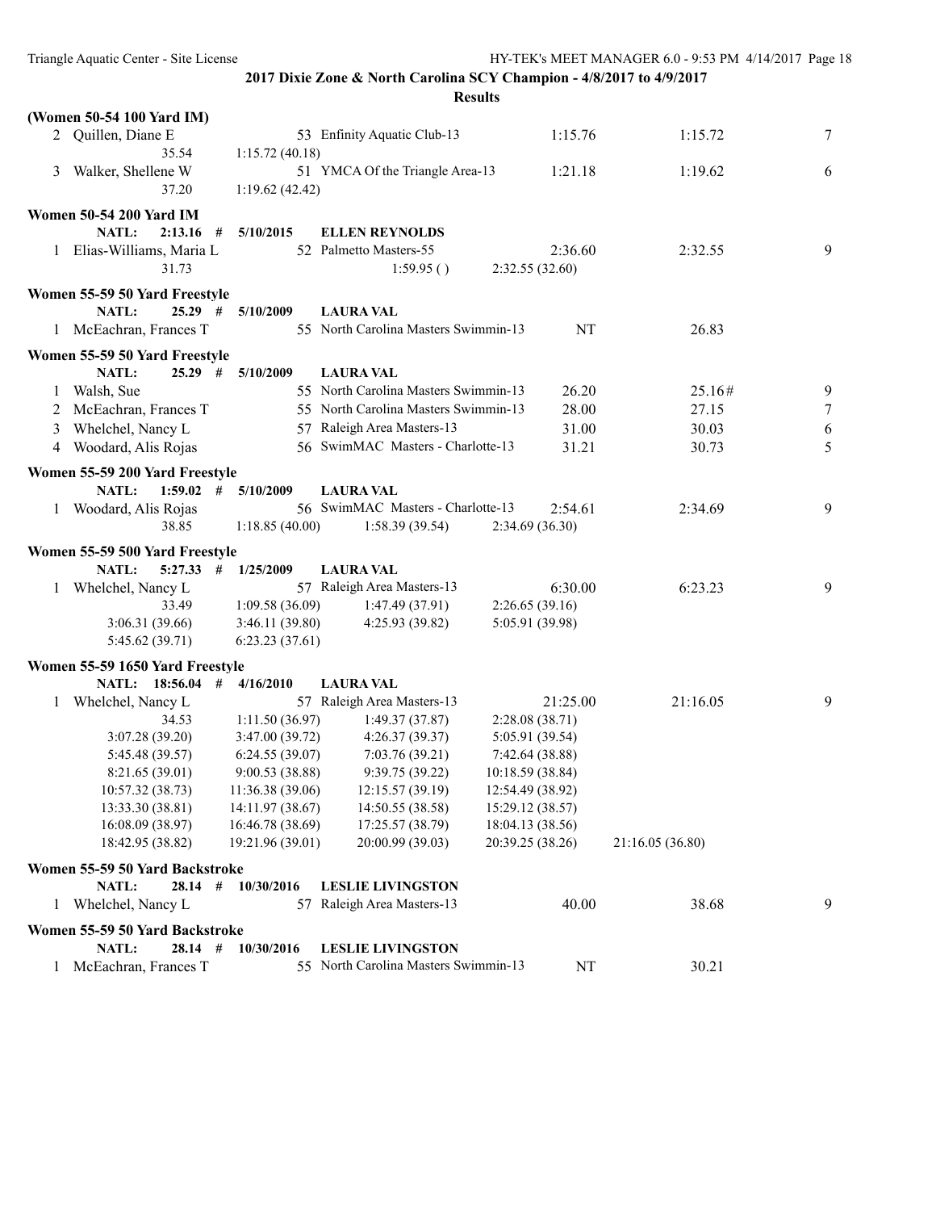**2017 Dixie Zone & North Carolina SCY Champion - 4/8/2017 to 4/9/2017**

**Results**

### (Women 50-54 100 Yard IM)

| | Name | Age | Team | Seed Time | Finals Time | Points |
|---|---|---|---|---|---|---|
| 2 | Quillen, Diane E | 53 | Enfinity Aquatic Club-13 | 1:15.76 | 1:15.72 | 7 |
| | 35.54 | 1:15.72 (40.18) | | | | |
| 3 | Walker, Shellene W | 51 | YMCA Of the Triangle Area-13 | 1:21.18 | 1:19.62 | 6 |
| | 37.20 | 1:19.62 (42.42) | | | | |

### Women 50-54 200 Yard IM

NATL: 2:13.16 # 5/10/2015 ELLEN REYNOLDS

| | Name | Age | Team | Seed Time | Finals Time | Points |
|---|---|---|---|---|---|---|
| 1 | Elias-Williams, Maria L | 52 | Palmetto Masters-55 | 2:36.60 | 2:32.55 | 9 |
| | 31.73 | | 1:59.95 () | 2:32.55 (32.60) | | |

### Women 55-59 50 Yard Freestyle

NATL: 25.29 # 5/10/2009 LAURA VAL

| | Name | Age | Team | Seed Time | Finals Time | Points |
|---|---|---|---|---|---|---|
| 1 | McEachran, Frances T | 55 | North Carolina Masters Swimmin-13 | NT | 26.83 | |

### Women 55-59 50 Yard Freestyle

NATL: 25.29 # 5/10/2009 LAURA VAL

| | Name | Age | Team | Seed Time | Finals Time | Points |
|---|---|---|---|---|---|---|
| 1 | Walsh, Sue | 55 | North Carolina Masters Swimmin-13 | 26.20 | 25.16# | 9 |
| 2 | McEachran, Frances T | 55 | North Carolina Masters Swimmin-13 | 28.00 | 27.15 | 7 |
| 3 | Whelchel, Nancy L | 57 | Raleigh Area Masters-13 | 31.00 | 30.03 | 6 |
| 4 | Woodard, Alis Rojas | 56 | SwimMAC Masters - Charlotte-13 | 31.21 | 30.73 | 5 |

### Women 55-59 200 Yard Freestyle

NATL: 1:59.02 # 5/10/2009 LAURA VAL

| | Name | Age | Team | Seed Time | Finals Time | Points |
|---|---|---|---|---|---|---|
| 1 | Woodard, Alis Rojas | 56 | SwimMAC Masters - Charlotte-13 | 2:54.61 | 2:34.69 | 9 |
| | 38.85 | 1:18.85 (40.00) | 1:58.39 (39.54) | 2:34.69 (36.30) | | |

### Women 55-59 500 Yard Freestyle

NATL: 5:27.33 # 1/25/2009 LAURA VAL

| | Name | Age | Team | Seed Time | Finals Time | Points |
|---|---|---|---|---|---|---|
| 1 | Whelchel, Nancy L | 57 | Raleigh Area Masters-13 | 6:30.00 | 6:23.23 | 9 |
| | 33.49 | 1:09.58 (36.09) | 1:47.49 (37.91) | 2:26.65 (39.16) | | |
| | 3:06.31 (39.66) | 3:46.11 (39.80) | 4:25.93 (39.82) | 5:05.91 (39.98) | | |
| | 5:45.62 (39.71) | 6:23.23 (37.61) | | | | |

### Women 55-59 1650 Yard Freestyle

NATL: 18:56.04 # 4/16/2010 LAURA VAL

| | Name | Age | Team | Seed Time | Finals Time | Points |
|---|---|---|---|---|---|---|
| 1 | Whelchel, Nancy L | 57 | Raleigh Area Masters-13 | 21:25.00 | 21:16.05 | 9 |
| | 34.53 | 1:11.50 (36.97) | 1:49.37 (37.87) | 2:28.08 (38.71) | | |
| | 3:07.28 (39.20) | 3:47.00 (39.72) | 4:26.37 (39.37) | 5:05.91 (39.54) | | |
| | 5:45.48 (39.57) | 6:24.55 (39.07) | 7:03.76 (39.21) | 7:42.64 (38.88) | | |
| | 8:21.65 (39.01) | 9:00.53 (38.88) | 9:39.75 (39.22) | 10:18.59 (38.84) | | |
| | 10:57.32 (38.73) | 11:36.38 (39.06) | 12:15.57 (39.19) | 12:54.49 (38.92) | | |
| | 13:33.30 (38.81) | 14:11.97 (38.67) | 14:50.55 (38.58) | 15:29.12 (38.57) | | |
| | 16:08.09 (38.97) | 16:46.78 (38.69) | 17:25.57 (38.79) | 18:04.13 (38.56) | | |
| | 18:42.95 (38.82) | 19:21.96 (39.01) | 20:00.99 (39.03) | 20:39.25 (38.26) | 21:16.05 (36.80) | |

### Women 55-59 50 Yard Backstroke

NATL: 28.14 # 10/30/2016 LESLIE LIVINGSTON

| | Name | Age | Team | Seed Time | Finals Time | Points |
|---|---|---|---|---|---|---|
| 1 | Whelchel, Nancy L | 57 | Raleigh Area Masters-13 | 40.00 | 38.68 | 9 |

### Women 55-59 50 Yard Backstroke

NATL: 28.14 # 10/30/2016 LESLIE LIVINGSTON

| | Name | Age | Team | Seed Time | Finals Time | Points |
|---|---|---|---|---|---|---|
| 1 | McEachran, Frances T | 55 | North Carolina Masters Swimmin-13 | NT | 30.21 | |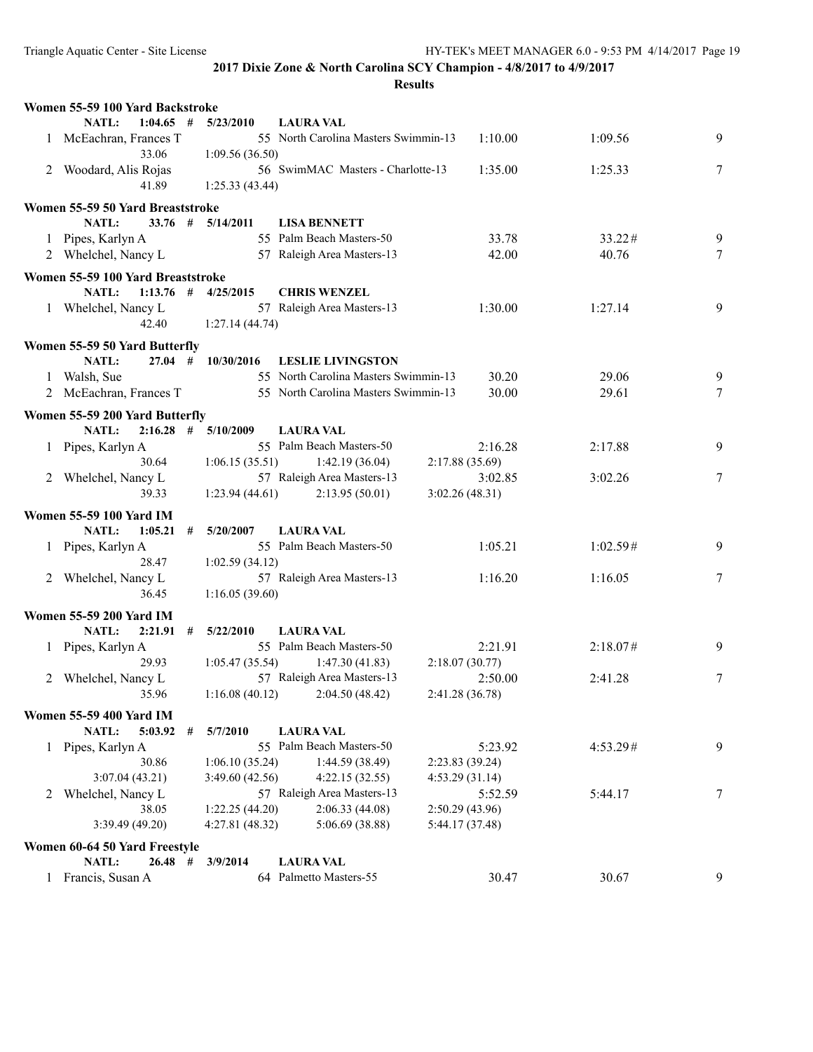**2017 Dixie Zone & North Carolina SCY Champion - 4/8/2017 to 4/9/2017**

**Results**

**Women 55-59 100 Yard Backstroke**

NATL: 1:04.65 # 5/23/2010 LAURA VAL

| Place | Name | Age | Team | Seed Time | Finals Time | Points |
|---|---|---|---|---|---|---|
| 1 | McEachran, Frances T | 55 | North Carolina Masters Swimmin-13 | 1:10.00 | 1:09.56 | 9 |
| | 33.06 | 1:09.56 (36.50) | | | | |
| 2 | Woodard, Alis Rojas | 56 | SwimMAC Masters - Charlotte-13 | 1:35.00 | 1:25.33 | 7 |
| | 41.89 | 1:25.33 (43.44) | | | | |

**Women 55-59 50 Yard Breaststroke**

NATL: 33.76 # 5/14/2011 LISA BENNETT

| Place | Name | Age | Team | Seed Time | Finals Time | Points |
|---|---|---|---|---|---|---|
| 1 | Pipes, Karlyn A | 55 | Palm Beach Masters-50 | 33.78 | 33.22# | 9 |
| 2 | Whelchel, Nancy L | 57 | Raleigh Area Masters-13 | 42.00 | 40.76 | 7 |

**Women 55-59 100 Yard Breaststroke**

NATL: 1:13.76 # 4/25/2015 CHRIS WENZEL

| Place | Name | Age | Team | Seed Time | Finals Time | Points |
|---|---|---|---|---|---|---|
| 1 | Whelchel, Nancy L | 57 | Raleigh Area Masters-13 | 1:30.00 | 1:27.14 | 9 |
| | 42.40 | 1:27.14 (44.74) | | | | |

**Women 55-59 50 Yard Butterfly**

NATL: 27.04 # 10/30/2016 LESLIE LIVINGSTON

| Place | Name | Age | Team | Seed Time | Finals Time | Points |
|---|---|---|---|---|---|---|
| 1 | Walsh, Sue | 55 | North Carolina Masters Swimmin-13 | 30.20 | 29.06 | 9 |
| 2 | McEachran, Frances T | 55 | North Carolina Masters Swimmin-13 | 30.00 | 29.61 | 7 |

**Women 55-59 200 Yard Butterfly**

NATL: 2:16.28 # 5/10/2009 LAURA VAL

| Place | Name | Age | Team | Seed Time | Finals Time | Points |
|---|---|---|---|---|---|---|
| 1 | Pipes, Karlyn A | 55 | Palm Beach Masters-50 | 2:16.28 | 2:17.88 | 9 |
| | 30.64 | 1:06.15 (35.51) | 1:42.19 (36.04) | 2:17.88 (35.69) | | |
| 2 | Whelchel, Nancy L | 57 | Raleigh Area Masters-13 | 3:02.85 | 3:02.26 | 7 |
| | 39.33 | 1:23.94 (44.61) | 2:13.95 (50.01) | 3:02.26 (48.31) | | |

**Women 55-59 100 Yard IM**

NATL: 1:05.21 # 5/20/2007 LAURA VAL

| Place | Name | Age | Team | Seed Time | Finals Time | Points |
|---|---|---|---|---|---|---|
| 1 | Pipes, Karlyn A | 55 | Palm Beach Masters-50 | 1:05.21 | 1:02.59# | 9 |
| | 28.47 | 1:02.59 (34.12) | | | | |
| 2 | Whelchel, Nancy L | 57 | Raleigh Area Masters-13 | 1:16.20 | 1:16.05 | 7 |
| | 36.45 | 1:16.05 (39.60) | | | | |

**Women 55-59 200 Yard IM**

NATL: 2:21.91 # 5/22/2010 LAURA VAL

| Place | Name | Age | Team | Seed Time | Finals Time | Points |
|---|---|---|---|---|---|---|
| 1 | Pipes, Karlyn A | 55 | Palm Beach Masters-50 | 2:21.91 | 2:18.07# | 9 |
| | 29.93 | 1:05.47 (35.54) | 1:47.30 (41.83) | 2:18.07 (30.77) | | |
| 2 | Whelchel, Nancy L | 57 | Raleigh Area Masters-13 | 2:50.00 | 2:41.28 | 7 |
| | 35.96 | 1:16.08 (40.12) | 2:04.50 (48.42) | 2:41.28 (36.78) | | |

**Women 55-59 400 Yard IM**

NATL: 5:03.92 # 5/7/2010 LAURA VAL

| Place | Name | Age | Team | Seed Time | Finals Time | Points |
|---|---|---|---|---|---|---|
| 1 | Pipes, Karlyn A | 55 | Palm Beach Masters-50 | 5:23.92 | 4:53.29# | 9 |
| | 30.86 | 1:06.10 (35.24) | 1:44.59 (38.49) | 2:23.83 (39.24) | | |
| | 3:07.04 (43.21) | 3:49.60 (42.56) | 4:22.15 (32.55) | 4:53.29 (31.14) | | |
| 2 | Whelchel, Nancy L | 57 | Raleigh Area Masters-13 | 5:52.59 | 5:44.17 | 7 |
| | 38.05 | 1:22.25 (44.20) | 2:06.33 (44.08) | 2:50.29 (43.96) | | |
| | 3:39.49 (49.20) | 4:27.81 (48.32) | 5:06.69 (38.88) | 5:44.17 (37.48) | | |

**Women 60-64 50 Yard Freestyle**

NATL: 26.48 # 3/9/2014 LAURA VAL

| Place | Name | Age | Team | Seed Time | Finals Time | Points |
|---|---|---|---|---|---|---|
| 1 | Francis, Susan A | 64 | Palmetto Masters-55 | 30.47 | 30.67 | 9 |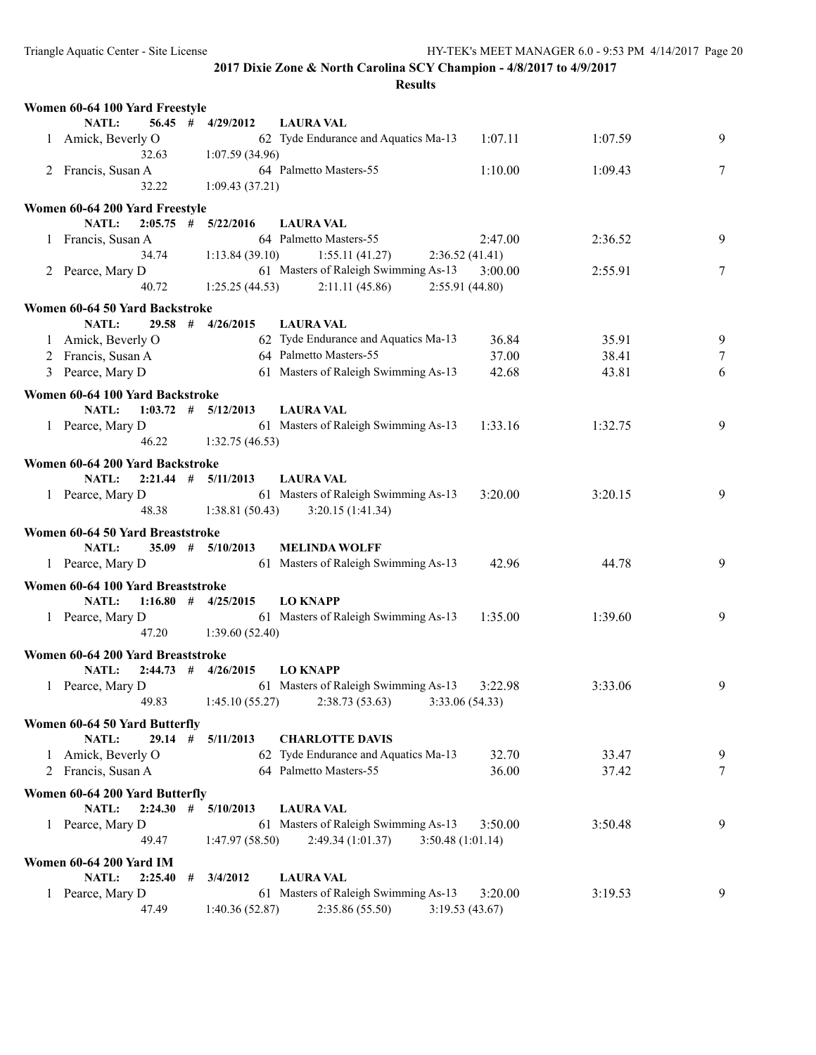**2017 Dixie Zone & North Carolina SCY Champion - 4/8/2017 to 4/9/2017**

**Results**

### Women 60-64 100 Yard Freestyle

NATL: 56.45 # 4/29/2012 LAURA VAL

| Place | Name | Age | Team | Seed Time | Finals Time | Points |
|---|---|---|---|---|---|---|
| 1 | Amick, Beverly O | 62 | Tyde Endurance and Aquatics Ma-13 | 1:07.11 | 1:07.59 | 9 |
| | 32.63 | 1:07.59 (34.96) | | | | |
| 2 | Francis, Susan A | 64 | Palmetto Masters-55 | 1:10.00 | 1:09.43 | 7 |
| | 32.22 | 1:09.43 (37.21) | | | | |

### Women 60-64 200 Yard Freestyle

NATL: 2:05.75 # 5/22/2016 LAURA VAL

| Place | Name | Age | Team | Seed Time | Finals Time | Points |
|---|---|---|---|---|---|---|
| 1 | Francis, Susan A | 64 | Palmetto Masters-55 | 2:47.00 | 2:36.52 | 9 |
| | 34.74 | 1:13.84 (39.10) | 1:55.11 (41.27) | 2:36.52 (41.41) | | |
| 2 | Pearce, Mary D | 61 | Masters of Raleigh Swimming As-13 | 3:00.00 | 2:55.91 | 7 |
| | 40.72 | 1:25.25 (44.53) | 2:11.11 (45.86) | 2:55.91 (44.80) | | |

### Women 60-64 50 Yard Backstroke

NATL: 29.58 # 4/26/2015 LAURA VAL

| Place | Name | Age | Team | Seed Time | Finals Time | Points |
|---|---|---|---|---|---|---|
| 1 | Amick, Beverly O | 62 | Tyde Endurance and Aquatics Ma-13 | 36.84 | 35.91 | 9 |
| 2 | Francis, Susan A | 64 | Palmetto Masters-55 | 37.00 | 38.41 | 7 |
| 3 | Pearce, Mary D | 61 | Masters of Raleigh Swimming As-13 | 42.68 | 43.81 | 6 |

### Women 60-64 100 Yard Backstroke

NATL: 1:03.72 # 5/12/2013 LAURA VAL

| Place | Name | Age | Team | Seed Time | Finals Time | Points |
|---|---|---|---|---|---|---|
| 1 | Pearce, Mary D | 61 | Masters of Raleigh Swimming As-13 | 1:33.16 | 1:32.75 | 9 |
| | 46.22 | 1:32.75 (46.53) | | | | |

### Women 60-64 200 Yard Backstroke

NATL: 2:21.44 # 5/11/2013 LAURA VAL

| Place | Name | Age | Team | Seed Time | Finals Time | Points |
|---|---|---|---|---|---|---|
| 1 | Pearce, Mary D | 61 | Masters of Raleigh Swimming As-13 | 3:20.00 | 3:20.15 | 9 |
| | 48.38 | 1:38.81 (50.43) | 3:20.15 (1:41.34) | | | |

### Women 60-64 50 Yard Breaststroke

NATL: 35.09 # 5/10/2013 MELINDA WOLFF

| Place | Name | Age | Team | Seed Time | Finals Time | Points |
|---|---|---|---|---|---|---|
| 1 | Pearce, Mary D | 61 | Masters of Raleigh Swimming As-13 | 42.96 | 44.78 | 9 |

### Women 60-64 100 Yard Breaststroke

NATL: 1:16.80 # 4/25/2015 LO KNAPP

| Place | Name | Age | Team | Seed Time | Finals Time | Points |
|---|---|---|---|---|---|---|
| 1 | Pearce, Mary D | 61 | Masters of Raleigh Swimming As-13 | 1:35.00 | 1:39.60 | 9 |
| | 47.20 | 1:39.60 (52.40) | | | | |

### Women 60-64 200 Yard Breaststroke

NATL: 2:44.73 # 4/26/2015 LO KNAPP

| Place | Name | Age | Team | Seed Time | Finals Time | Points |
|---|---|---|---|---|---|---|
| 1 | Pearce, Mary D | 61 | Masters of Raleigh Swimming As-13 | 3:22.98 | 3:33.06 | 9 |
| | 49.83 | 1:45.10 (55.27) | 2:38.73 (53.63) | 3:33.06 (54.33) | | |

### Women 60-64 50 Yard Butterfly

NATL: 29.14 # 5/11/2013 CHARLOTTE DAVIS

| Place | Name | Age | Team | Seed Time | Finals Time | Points |
|---|---|---|---|---|---|---|
| 1 | Amick, Beverly O | 62 | Tyde Endurance and Aquatics Ma-13 | 32.70 | 33.47 | 9 |
| 2 | Francis, Susan A | 64 | Palmetto Masters-55 | 36.00 | 37.42 | 7 |

### Women 60-64 200 Yard Butterfly

NATL: 2:24.30 # 5/10/2013 LAURA VAL

| Place | Name | Age | Team | Seed Time | Finals Time | Points |
|---|---|---|---|---|---|---|
| 1 | Pearce, Mary D | 61 | Masters of Raleigh Swimming As-13 | 3:50.00 | 3:50.48 | 9 |
| | 49.47 | 1:47.97 (58.50) | 2:49.34 (1:01.37) | 3:50.48 (1:01.14) | | |

### Women 60-64 200 Yard IM

NATL: 2:25.40 # 3/4/2012 LAURA VAL

| Place | Name | Age | Team | Seed Time | Finals Time | Points |
|---|---|---|---|---|---|---|
| 1 | Pearce, Mary D | 61 | Masters of Raleigh Swimming As-13 | 3:20.00 | 3:19.53 | 9 |
| | 47.49 | 1:40.36 (52.87) | 2:35.86 (55.50) | 3:19.53 (43.67) | | |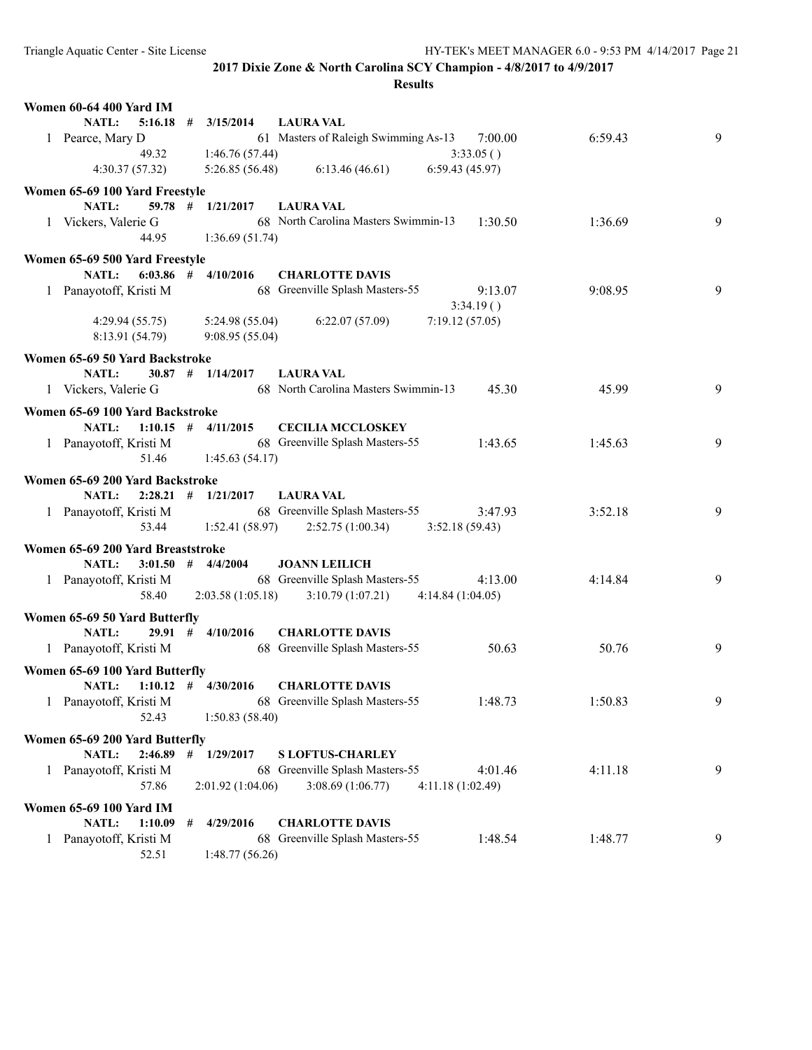**2017 Dixie Zone & North Carolina SCY Champion - 4/8/2017 to 4/9/2017**

**Results**

**Women 60-64 400 Yard IM**

NATL: 5:16.18 # 3/15/2014 LAURA VAL

1 Pearce, Mary D 61 Masters of Raleigh Swimming As-13 7:00.00 6:59.43 9
49.32 1:46.76 (57.44) 3:33.05 ( )
4:30.37 (57.32) 5:26.85 (56.48) 6:13.46 (46.61) 6:59.43 (45.97)

**Women 65-69 100 Yard Freestyle**

NATL: 59.78 # 1/21/2017 LAURA VAL

1 Vickers, Valerie G 68 North Carolina Masters Swimmin-13 1:30.50 1:36.69 9
44.95 1:36.69 (51.74)

**Women 65-69 500 Yard Freestyle**

NATL: 6:03.86 # 4/10/2016 CHARLOTTE DAVIS

1 Panayotoff, Kristi M 68 Greenville Splash Masters-55 9:13.07 9:08.95 9
3:34.19 ( )
4:29.94 (55.75) 5:24.98 (55.04) 6:22.07 (57.09) 7:19.12 (57.05)
8:13.91 (54.79) 9:08.95 (55.04)

**Women 65-69 50 Yard Backstroke**

NATL: 30.87 # 1/14/2017 LAURA VAL

1 Vickers, Valerie G 68 North Carolina Masters Swimmin-13 45.30 45.99 9

**Women 65-69 100 Yard Backstroke**

NATL: 1:10.15 # 4/11/2015 CECILIA MCCLOSKEY

1 Panayotoff, Kristi M 68 Greenville Splash Masters-55 1:43.65 1:45.63 9
51.46 1:45.63 (54.17)

**Women 65-69 200 Yard Backstroke**

NATL: 2:28.21 # 1/21/2017 LAURA VAL

1 Panayotoff, Kristi M 68 Greenville Splash Masters-55 3:47.93 3:52.18 9
53.44 1:52.41 (58.97) 2:52.75 (1:00.34) 3:52.18 (59.43)

**Women 65-69 200 Yard Breaststroke**

NATL: 3:01.50 # 4/4/2004 JOANN LEILICH

1 Panayotoff, Kristi M 68 Greenville Splash Masters-55 4:13.00 4:14.84 9
58.40 2:03.58 (1:05.18) 3:10.79 (1:07.21) 4:14.84 (1:04.05)

**Women 65-69 50 Yard Butterfly**

NATL: 29.91 # 4/10/2016 CHARLOTTE DAVIS

1 Panayotoff, Kristi M 68 Greenville Splash Masters-55 50.63 50.76 9

**Women 65-69 100 Yard Butterfly**

NATL: 1:10.12 # 4/30/2016 CHARLOTTE DAVIS

1 Panayotoff, Kristi M 68 Greenville Splash Masters-55 1:48.73 1:50.83 9
52.43 1:50.83 (58.40)

**Women 65-69 200 Yard Butterfly**

NATL: 2:46.89 # 1/29/2017 S LOFTUS-CHARLEY

1 Panayotoff, Kristi M 68 Greenville Splash Masters-55 4:01.46 4:11.18 9
57.86 2:01.92 (1:04.06) 3:08.69 (1:06.77) 4:11.18 (1:02.49)

**Women 65-69 100 Yard IM**

NATL: 1:10.09 # 4/29/2016 CHARLOTTE DAVIS

1 Panayotoff, Kristi M 68 Greenville Splash Masters-55 1:48.54 1:48.77 9
52.51 1:48.77 (56.26)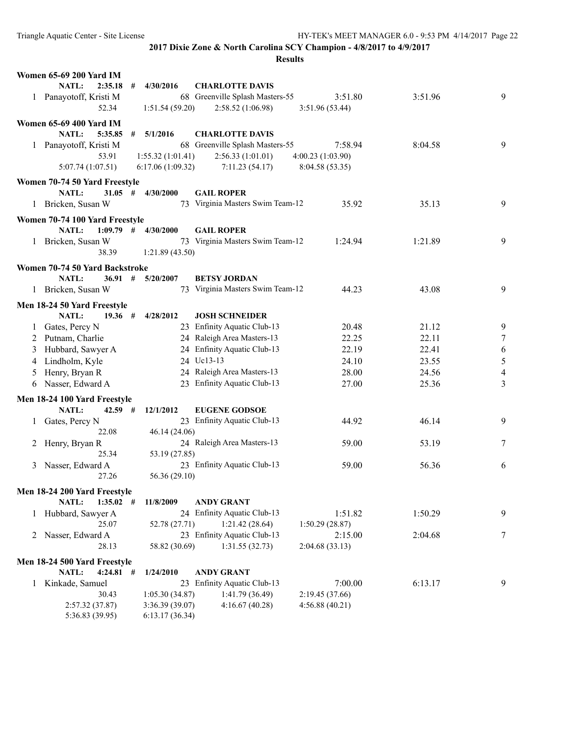**2017 Dixie Zone & North Carolina SCY Champion - 4/8/2017 to 4/9/2017**

**Results**

**Women 65-69 200 Yard IM**

NATL: 2:35.18 # 4/30/2016 CHARLOTTE DAVIS

| | Name | Age | Team | Seed Time | Finals Time | Points |
|---|---|---|---|---|---|---|
| 1 | Panayotoff, Kristi M | 68 | Greenville Splash Masters-55 | 3:51.80 | 3:51.96 | 9 |

52.34 1:51.54 (59.20) 2:58.52 (1:06.98) 3:51.96 (53.44)

**Women 65-69 400 Yard IM**

NATL: 5:35.85 # 5/1/2016 CHARLOTTE DAVIS

| | Name | Age | Team | Seed Time | Finals Time | Points |
|---|---|---|---|---|---|---|
| 1 | Panayotoff, Kristi M | 68 | Greenville Splash Masters-55 | 7:58.94 | 8:04.58 | 9 |

53.91 1:55.32 (1:01.41) 2:56.33 (1:01.01) 4:00.23 (1:03.90)
5:07.74 (1:07.51) 6:17.06 (1:09.32) 7:11.23 (54.17) 8:04.58 (53.35)

**Women 70-74 50 Yard Freestyle**

NATL: 31.05 # 4/30/2000 GAIL ROPER

| | Name | Age | Team | Seed Time | Finals Time | Points |
|---|---|---|---|---|---|---|
| 1 | Bricken, Susan W | 73 | Virginia Masters Swim Team-12 | 35.92 | 35.13 | 9 |

**Women 70-74 100 Yard Freestyle**

NATL: 1:09.79 # 4/30/2000 GAIL ROPER

| | Name | Age | Team | Seed Time | Finals Time | Points |
|---|---|---|---|---|---|---|
| 1 | Bricken, Susan W | 73 | Virginia Masters Swim Team-12 | 1:24.94 | 1:21.89 | 9 |

38.39 1:21.89 (43.50)

**Women 70-74 50 Yard Backstroke**

NATL: 36.91 # 5/20/2007 BETSY JORDAN

| | Name | Age | Team | Seed Time | Finals Time | Points |
|---|---|---|---|---|---|---|
| 1 | Bricken, Susan W | 73 | Virginia Masters Swim Team-12 | 44.23 | 43.08 | 9 |

**Men 18-24 50 Yard Freestyle**

NATL: 19.36 # 4/28/2012 JOSH SCHNEIDER

| | Name | Age | Team | Seed Time | Finals Time | Points |
|---|---|---|---|---|---|---|
| 1 | Gates, Percy N | 23 | Enfinity Aquatic Club-13 | 20.48 | 21.12 | 9 |
| 2 | Putnam, Charlie | 24 | Raleigh Area Masters-13 | 22.25 | 22.11 | 7 |
| 3 | Hubbard, Sawyer A | 24 | Enfinity Aquatic Club-13 | 22.19 | 22.41 | 6 |
| 4 | Lindholm, Kyle | 24 | Uc13-13 | 24.10 | 23.55 | 5 |
| 5 | Henry, Bryan R | 24 | Raleigh Area Masters-13 | 28.00 | 24.56 | 4 |
| 6 | Nasser, Edward A | 23 | Enfinity Aquatic Club-13 | 27.00 | 25.36 | 3 |

**Men 18-24 100 Yard Freestyle**

NATL: 42.59 # 12/1/2012 EUGENE GODSOE

| | Name | Age | Team | Seed Time | Finals Time | Points |
|---|---|---|---|---|---|---|
| 1 | Gates, Percy N | 23 | Enfinity Aquatic Club-13 | 44.92 | 46.14 | 9 |
| | 22.08 | 46.14 (24.06) | | | | |
| 2 | Henry, Bryan R | 24 | Raleigh Area Masters-13 | 59.00 | 53.19 | 7 |
| | 25.34 | 53.19 (27.85) | | | | |
| 3 | Nasser, Edward A | 23 | Enfinity Aquatic Club-13 | 59.00 | 56.36 | 6 |
| | 27.26 | 56.36 (29.10) | | | | |

**Men 18-24 200 Yard Freestyle**

NATL: 1:35.02 # 11/8/2009 ANDY GRANT

| | Name | Age | Team | Seed Time | Finals Time | Points |
|---|---|---|---|---|---|---|
| 1 | Hubbard, Sawyer A | 24 | Enfinity Aquatic Club-13 | 1:51.82 | 1:50.29 | 9 |
| | 25.07 | 52.78 (27.71) | 1:21.42 (28.64) | 1:50.29 (28.87) | | |
| 2 | Nasser, Edward A | 23 | Enfinity Aquatic Club-13 | 2:15.00 | 2:04.68 | 7 |
| | 28.13 | 58.82 (30.69) | 1:31.55 (32.73) | 2:04.68 (33.13) | | |

**Men 18-24 500 Yard Freestyle**

NATL: 4:24.81 # 1/24/2010 ANDY GRANT

| | Name | Age | Team | Seed Time | Finals Time | Points |
|---|---|---|---|---|---|---|
| 1 | Kinkade, Samuel | 23 | Enfinity Aquatic Club-13 | 7:00.00 | 6:13.17 | 9 |

30.43 1:05.30 (34.87) 1:41.79 (36.49) 2:19.45 (37.66)
2:57.32 (37.87) 3:36.39 (39.07) 4:16.67 (40.28) 4:56.88 (40.21)
5:36.83 (39.95) 6:13.17 (36.34)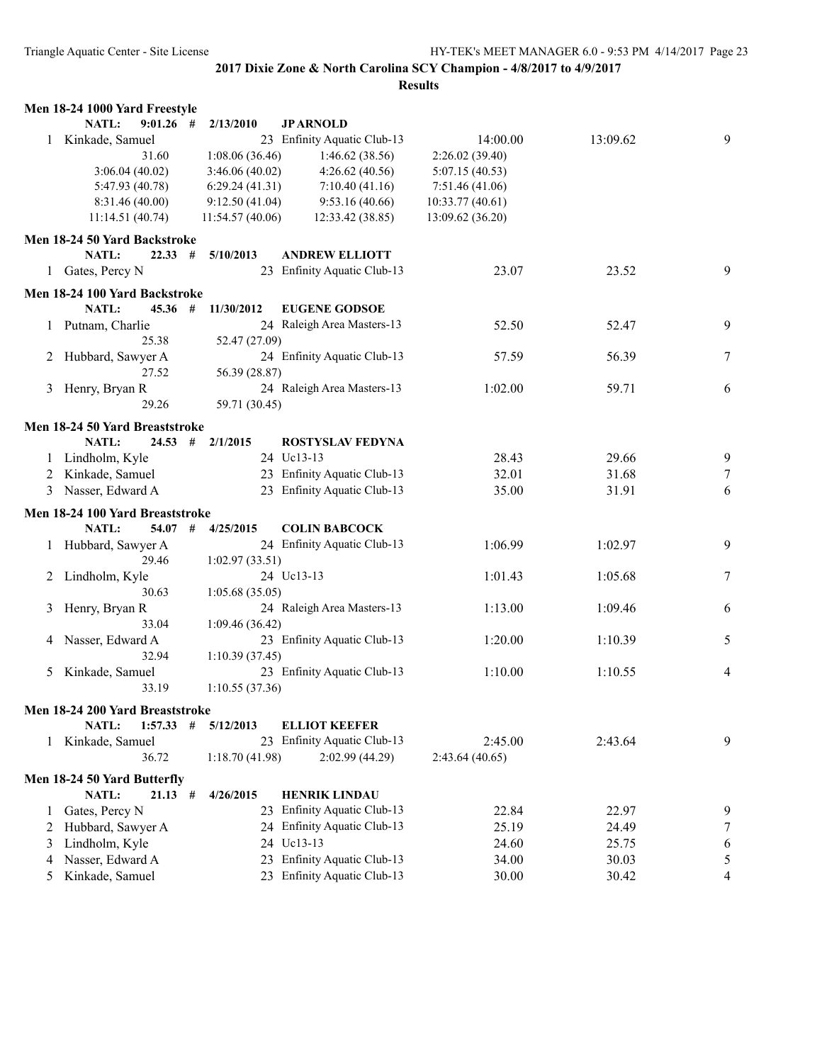**2017 Dixie Zone & North Carolina SCY Champion - 4/8/2017 to 4/9/2017**

**Results**

### Men 18-24 1000 Yard Freestyle

NATL: 9:01.26 # 2/13/2010 JP ARNOLD

| Place | Name | Age | Team | Seed Time | Finals Time | Points |
|---|---|---|---|---|---|---|
| 1 | Kinkade, Samuel | 23 | Enfinity Aquatic Club-13 | 14:00.00 | 13:09.62 | 9 |

Splits: 31.60, 1:08.06 (36.46), 1:46.62 (38.56), 2:26.02 (39.40), 3:06.04 (40.02), 3:46.06 (40.02), 4:26.62 (40.56), 5:07.15 (40.53), 5:47.93 (40.78), 6:29.24 (41.31), 7:10.40 (41.16), 7:51.46 (41.06), 8:31.46 (40.00), 9:12.50 (41.04), 9:53.16 (40.66), 10:33.77 (40.61), 11:14.51 (40.74), 11:54.57 (40.06), 12:33.42 (38.85), 13:09.62 (36.20)

### Men 18-24 50 Yard Backstroke

NATL: 22.33 # 5/10/2013 ANDREW ELLIOTT

| Place | Name | Age | Team | Seed Time | Finals Time | Points |
|---|---|---|---|---|---|---|
| 1 | Gates, Percy N | 23 | Enfinity Aquatic Club-13 | 23.07 | 23.52 | 9 |

### Men 18-24 100 Yard Backstroke

NATL: 45.36 # 11/30/2012 EUGENE GODSOE

| Place | Name | Age | Team | Seed Time | Finals Time | Points |
|---|---|---|---|---|---|---|
| 1 | Putnam, Charlie | 24 | Raleigh Area Masters-13 | 52.50 | 52.47 | 9 |
| | 25.38 | | 52.47 (27.09) | | | |
| 2 | Hubbard, Sawyer A | 24 | Enfinity Aquatic Club-13 | 57.59 | 56.39 | 7 |
| | 27.52 | | 56.39 (28.87) | | | |
| 3 | Henry, Bryan R | 24 | Raleigh Area Masters-13 | 1:02.00 | 59.71 | 6 |
| | 29.26 | | 59.71 (30.45) | | | |

### Men 18-24 50 Yard Breaststroke

NATL: 24.53 # 2/1/2015 ROSTYSLAV FEDYNA

| Place | Name | Age | Team | Seed Time | Finals Time | Points |
|---|---|---|---|---|---|---|
| 1 | Lindholm, Kyle | 24 | Uc13-13 | 28.43 | 29.66 | 9 |
| 2 | Kinkade, Samuel | 23 | Enfinity Aquatic Club-13 | 32.01 | 31.68 | 7 |
| 3 | Nasser, Edward A | 23 | Enfinity Aquatic Club-13 | 35.00 | 31.91 | 6 |

### Men 18-24 100 Yard Breaststroke

NATL: 54.07 # 4/25/2015 COLIN BABCOCK

| Place | Name | Age | Team | Seed Time | Finals Time | Points |
|---|---|---|---|---|---|---|
| 1 | Hubbard, Sawyer A | 24 | Enfinity Aquatic Club-13 | 1:06.99 | 1:02.97 | 9 |
| | 29.46 | | 1:02.97 (33.51) | | | |
| 2 | Lindholm, Kyle | 24 | Uc13-13 | 1:01.43 | 1:05.68 | 7 |
| | 30.63 | | 1:05.68 (35.05) | | | |
| 3 | Henry, Bryan R | 24 | Raleigh Area Masters-13 | 1:13.00 | 1:09.46 | 6 |
| | 33.04 | | 1:09.46 (36.42) | | | |
| 4 | Nasser, Edward A | 23 | Enfinity Aquatic Club-13 | 1:20.00 | 1:10.39 | 5 |
| | 32.94 | | 1:10.39 (37.45) | | | |
| 5 | Kinkade, Samuel | 23 | Enfinity Aquatic Club-13 | 1:10.00 | 1:10.55 | 4 |
| | 33.19 | | 1:10.55 (37.36) | | | |

### Men 18-24 200 Yard Breaststroke

NATL: 1:57.33 # 5/12/2013 ELLIOT KEEFER

| Place | Name | Age | Team | Seed Time | Finals Time | Points |
|---|---|---|---|---|---|---|
| 1 | Kinkade, Samuel | 23 | Enfinity Aquatic Club-13 | 2:45.00 | 2:43.64 | 9 |
| | 36.72 | | 1:18.70 (41.98) | 2:02.99 (44.29) | 2:43.64 (40.65) | |

### Men 18-24 50 Yard Butterfly

NATL: 21.13 # 4/26/2015 HENRIK LINDAU

| Place | Name | Age | Team | Seed Time | Finals Time | Points |
|---|---|---|---|---|---|---|
| 1 | Gates, Percy N | 23 | Enfinity Aquatic Club-13 | 22.84 | 22.97 | 9 |
| 2 | Hubbard, Sawyer A | 24 | Enfinity Aquatic Club-13 | 25.19 | 24.49 | 7 |
| 3 | Lindholm, Kyle | 24 | Uc13-13 | 24.60 | 25.75 | 6 |
| 4 | Nasser, Edward A | 23 | Enfinity Aquatic Club-13 | 34.00 | 30.03 | 5 |
| 5 | Kinkade, Samuel | 23 | Enfinity Aquatic Club-13 | 30.00 | 30.42 | 4 |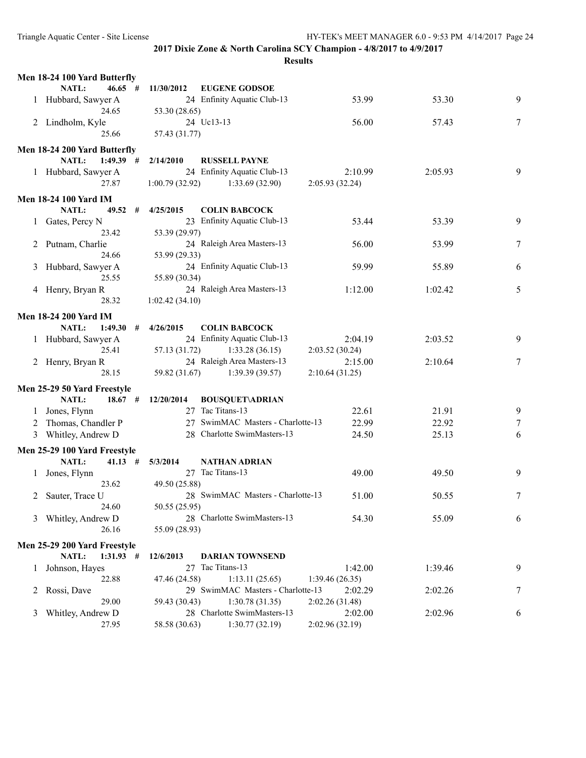**2017 Dixie Zone & North Carolina SCY Champion - 4/8/2017 to 4/9/2017**

**Results**

### Men 18-24 100 Yard Butterfly

NATL: 46.65 # 11/30/2012 EUGENE GODSOE

| Place | Name | Age | Team | Seed Time | Finals Time | Points |
|---|---|---|---|---|---|---|
| 1 | Hubbard, Sawyer A | 24 | Enfinity Aquatic Club-13 | 53.99 | 53.30 | 9 |
| | 24.65 | 53.30 (28.65) | | | | |
| 2 | Lindholm, Kyle | 24 | Uc13-13 | 56.00 | 57.43 | 7 |
| | 25.66 | 57.43 (31.77) | | | | |

### Men 18-24 200 Yard Butterfly

NATL: 1:49.39 # 2/14/2010 RUSSELL PAYNE

| Place | Name | Age | Team | Seed Time | Finals Time | Points |
|---|---|---|---|---|---|---|
| 1 | Hubbard, Sawyer A | 24 | Enfinity Aquatic Club-13 | 2:10.99 | 2:05.93 | 9 |
| | 27.87 | 1:00.79 (32.92) | 1:33.69 (32.90) | 2:05.93 (32.24) | | |

### Men 18-24 100 Yard IM

NATL: 49.52 # 4/25/2015 COLIN BABCOCK

| Place | Name | Age | Team | Seed Time | Finals Time | Points |
|---|---|---|---|---|---|---|
| 1 | Gates, Percy N | 23 | Enfinity Aquatic Club-13 | 53.44 | 53.39 | 9 |
| | 23.42 | 53.39 (29.97) | | | | |
| 2 | Putnam, Charlie | 24 | Raleigh Area Masters-13 | 56.00 | 53.99 | 7 |
| | 24.66 | 53.99 (29.33) | | | | |
| 3 | Hubbard, Sawyer A | 24 | Enfinity Aquatic Club-13 | 59.99 | 55.89 | 6 |
| | 25.55 | 55.89 (30.34) | | | | |
| 4 | Henry, Bryan R | 24 | Raleigh Area Masters-13 | 1:12.00 | 1:02.42 | 5 |
| | 28.32 | 1:02.42 (34.10) | | | | |

### Men 18-24 200 Yard IM

NATL: 1:49.30 # 4/26/2015 COLIN BABCOCK

| Place | Name | Age | Team | Seed Time | Finals Time | Points |
|---|---|---|---|---|---|---|
| 1 | Hubbard, Sawyer A | 24 | Enfinity Aquatic Club-13 | 2:04.19 | 2:03.52 | 9 |
| | 25.41 | 57.13 (31.72) | 1:33.28 (36.15) | 2:03.52 (30.24) | | |
| 2 | Henry, Bryan R | 24 | Raleigh Area Masters-13 | 2:15.00 | 2:10.64 | 7 |
| | 28.15 | 59.82 (31.67) | 1:39.39 (39.57) | 2:10.64 (31.25) | | |

### Men 25-29 50 Yard Freestyle

NATL: 18.67 # 12/20/2014 BOUSQUET\ADRIAN

| Place | Name | Age | Team | Seed Time | Finals Time | Points |
|---|---|---|---|---|---|---|
| 1 | Jones, Flynn | 27 | Tac Titans-13 | 22.61 | 21.91 | 9 |
| 2 | Thomas, Chandler P | 27 | SwimMAC Masters - Charlotte-13 | 22.99 | 22.92 | 7 |
| 3 | Whitley, Andrew D | 28 | Charlotte SwimMasters-13 | 24.50 | 25.13 | 6 |

### Men 25-29 100 Yard Freestyle

NATL: 41.13 # 5/3/2014 NATHAN ADRIAN

| Place | Name | Age | Team | Seed Time | Finals Time | Points |
|---|---|---|---|---|---|---|
| 1 | Jones, Flynn | 27 | Tac Titans-13 | 49.00 | 49.50 | 9 |
| | 23.62 | 49.50 (25.88) | | | | |
| 2 | Sauter, Trace U | 28 | SwimMAC Masters - Charlotte-13 | 51.00 | 50.55 | 7 |
| | 24.60 | 50.55 (25.95) | | | | |
| 3 | Whitley, Andrew D | 28 | Charlotte SwimMasters-13 | 54.30 | 55.09 | 6 |
| | 26.16 | 55.09 (28.93) | | | | |

### Men 25-29 200 Yard Freestyle

NATL: 1:31.93 # 12/6/2013 DARIAN TOWNSEND

| Place | Name | Age | Team | Seed Time | Finals Time | Points |
|---|---|---|---|---|---|---|
| 1 | Johnson, Hayes | 27 | Tac Titans-13 | 1:42.00 | 1:39.46 | 9 |
| | 22.88 | 47.46 (24.58) | 1:13.11 (25.65) | 1:39.46 (26.35) | | |
| 2 | Rossi, Dave | 29 | SwimMAC Masters - Charlotte-13 | 2:02.29 | 2:02.26 | 7 |
| | 29.00 | 59.43 (30.43) | 1:30.78 (31.35) | 2:02.26 (31.48) | | |
| 3 | Whitley, Andrew D | 28 | Charlotte SwimMasters-13 | 2:02.00 | 2:02.96 | 6 |
| | 27.95 | 58.58 (30.63) | 1:30.77 (32.19) | 2:02.96 (32.19) | | |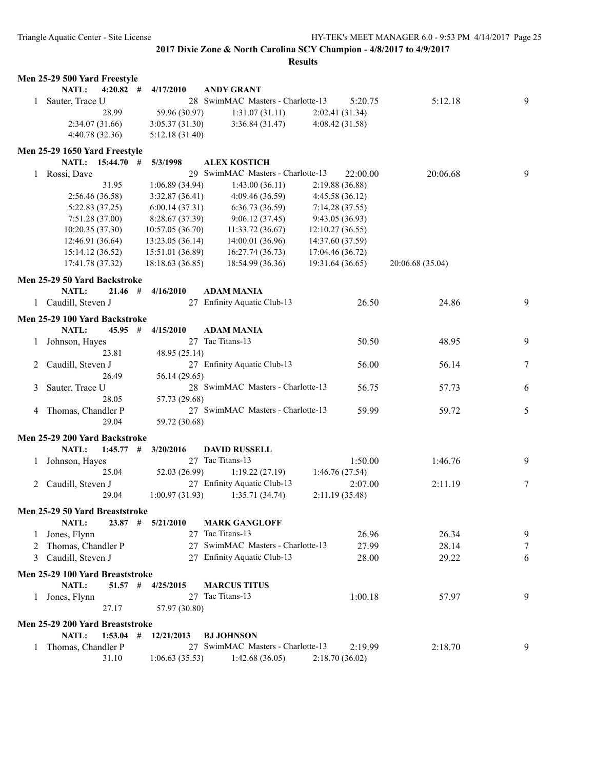**2017 Dixie Zone & North Carolina SCY Champion - 4/8/2017 to 4/9/2017**

**Results**

### Men 25-29 500 Yard Freestyle

NATL: 4:20.82 # 4/17/2010 ANDY GRANT

| Place | Name | Age | Team | Seed Time | Finals Time | Points |
|---|---|---|---|---|---|---|
| 1 | Sauter, Trace U | 28 | SwimMAC Masters - Charlotte-13 | 5:20.75 | 5:12.18 | 9 |

28.99, 59.96 (30.97), 1:31.07 (31.11), 2:02.41 (31.34)
2:34.07 (31.66), 3:05.37 (31.30), 3:36.84 (31.47), 4:08.42 (31.58)
4:40.78 (32.36), 5:12.18 (31.40)

### Men 25-29 1650 Yard Freestyle

NATL: 15:44.70 # 5/3/1998 ALEX KOSTICH

| Place | Name | Age | Team | Seed Time | Finals Time | Points |
|---|---|---|---|---|---|---|
| 1 | Rossi, Dave | 29 | SwimMAC Masters - Charlotte-13 | 22:00.00 | 20:06.68 | 9 |

31.95, 1:06.89 (34.94), 1:43.00 (36.11), 2:19.88 (36.88)
2:56.46 (36.58), 3:32.87 (36.41), 4:09.46 (36.59), 4:45.58 (36.12)
5:22.83 (37.25), 6:00.14 (37.31), 6:36.73 (36.59), 7:14.28 (37.55)
7:51.28 (37.00), 8:28.67 (37.39), 9:06.12 (37.45), 9:43.05 (36.93)
10:20.35 (37.30), 10:57.05 (36.70), 11:33.72 (36.67), 12:10.27 (36.55)
12:46.91 (36.64), 13:23.05 (36.14), 14:00.01 (36.96), 14:37.60 (37.59)
15:14.12 (36.52), 15:51.01 (36.89), 16:27.74 (36.73), 17:04.46 (36.72)
17:41.78 (37.32), 18:18.63 (36.85), 18:54.99 (36.36), 19:31.64 (36.65), 20:06.68 (35.04)

### Men 25-29 50 Yard Backstroke

NATL: 21.46 # 4/16/2010 ADAM MANIA

| Place | Name | Age | Team | Seed Time | Finals Time | Points |
|---|---|---|---|---|---|---|
| 1 | Caudill, Steven J | 27 | Enfinity Aquatic Club-13 | 26.50 | 24.86 | 9 |

### Men 25-29 100 Yard Backstroke

NATL: 45.95 # 4/15/2010 ADAM MANIA

| Place | Name | Age | Team | Seed Time | Finals Time | Points |
|---|---|---|---|---|---|---|
| 1 | Johnson, Hayes | 27 | Tac Titans-13 | 50.50 | 48.95 | 9 |
| | 23.81, 48.95 (25.14) | | | | | |
| 2 | Caudill, Steven J | 27 | Enfinity Aquatic Club-13 | 56.00 | 56.14 | 7 |
| | 26.49, 56.14 (29.65) | | | | | |
| 3 | Sauter, Trace U | 28 | SwimMAC Masters - Charlotte-13 | 56.75 | 57.73 | 6 |
| | 28.05, 57.73 (29.68) | | | | | |
| 4 | Thomas, Chandler P | 27 | SwimMAC Masters - Charlotte-13 | 59.99 | 59.72 | 5 |
| | 29.04, 59.72 (30.68) | | | | | |

### Men 25-29 200 Yard Backstroke

NATL: 1:45.77 # 3/20/2016 DAVID RUSSELL

| Place | Name | Age | Team | Seed Time | Finals Time | Points |
|---|---|---|---|---|---|---|
| 1 | Johnson, Hayes | 27 | Tac Titans-13 | 1:50.00 | 1:46.76 | 9 |
| | 25.04, 52.03 (26.99), 1:19.22 (27.19), 1:46.76 (27.54) | | | | | |
| 2 | Caudill, Steven J | 27 | Enfinity Aquatic Club-13 | 2:07.00 | 2:11.19 | 7 |
| | 29.04, 1:00.97 (31.93), 1:35.71 (34.74), 2:11.19 (35.48) | | | | | |

### Men 25-29 50 Yard Breaststroke

NATL: 23.87 # 5/21/2010 MARK GANGLOFF

| Place | Name | Age | Team | Seed Time | Finals Time | Points |
|---|---|---|---|---|---|---|
| 1 | Jones, Flynn | 27 | Tac Titans-13 | 26.96 | 26.34 | 9 |
| 2 | Thomas, Chandler P | 27 | SwimMAC Masters - Charlotte-13 | 27.99 | 28.14 | 7 |
| 3 | Caudill, Steven J | 27 | Enfinity Aquatic Club-13 | 28.00 | 29.22 | 6 |

### Men 25-29 100 Yard Breaststroke

NATL: 51.57 # 4/25/2015 MARCUS TITUS

| Place | Name | Age | Team | Seed Time | Finals Time | Points |
|---|---|---|---|---|---|---|
| 1 | Jones, Flynn | 27 | Tac Titans-13 | 1:00.18 | 57.97 | 9 |
| | 27.17, 57.97 (30.80) | | | | | |

### Men 25-29 200 Yard Breaststroke

NATL: 1:53.04 # 12/21/2013 BJ JOHNSON

| Place | Name | Age | Team | Seed Time | Finals Time | Points |
|---|---|---|---|---|---|---|
| 1 | Thomas, Chandler P | 27 | SwimMAC Masters - Charlotte-13 | 2:19.99 | 2:18.70 | 9 |
| | 31.10, 1:06.63 (35.53), 1:42.68 (36.05), 2:18.70 (36.02) | | | | | |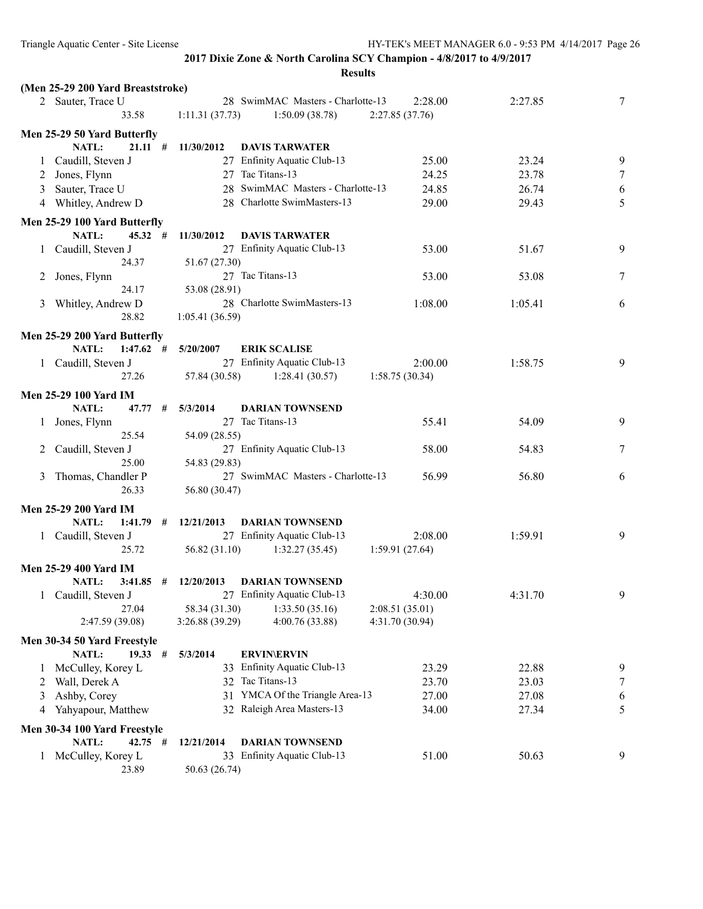**2017 Dixie Zone & North Carolina SCY Champion - 4/8/2017 to 4/9/2017**

**Results**

**(Men 25-29 200 Yard Breaststroke)**

| | Name | Age | Team | Seed Time | Finals Time | Points |
|---|---|---|---|---|---|---|
| 2 | Sauter, Trace U | 28 | SwimMAC Masters - Charlotte-13 | 2:28.00 | 2:27.85 | 7 |
| | 33.58 | 1:11.31 (37.73) | 1:50.09 (38.78) | 2:27.85 (37.76) | | |

**Men 25-29 50 Yard Butterfly**

NATL: 21.11 # 11/30/2012 DAVIS TARWATER

| | Name | Age | Team | Seed Time | Finals Time | Points |
|---|---|---|---|---|---|---|
| 1 | Caudill, Steven J | 27 | Enfinity Aquatic Club-13 | 25.00 | 23.24 | 9 |
| 2 | Jones, Flynn | 27 | Tac Titans-13 | 24.25 | 23.78 | 7 |
| 3 | Sauter, Trace U | 28 | SwimMAC Masters - Charlotte-13 | 24.85 | 26.74 | 6 |
| 4 | Whitley, Andrew D | 28 | Charlotte SwimMasters-13 | 29.00 | 29.43 | 5 |

**Men 25-29 100 Yard Butterfly**

NATL: 45.32 # 11/30/2012 DAVIS TARWATER

| | Name | Age | Team | Seed Time | Finals Time | Points |
|---|---|---|---|---|---|---|
| 1 | Caudill, Steven J | 27 | Enfinity Aquatic Club-13 | 53.00 | 51.67 | 9 |
| | 24.37 | 51.67 (27.30) | | | | |
| 2 | Jones, Flynn | 27 | Tac Titans-13 | 53.00 | 53.08 | 7 |
| | 24.17 | 53.08 (28.91) | | | | |
| 3 | Whitley, Andrew D | 28 | Charlotte SwimMasters-13 | 1:08.00 | 1:05.41 | 6 |
| | 28.82 | 1:05.41 (36.59) | | | | |

**Men 25-29 200 Yard Butterfly**

NATL: 1:47.62 # 5/20/2007 ERIK SCALISE

| | Name | Age | Team | Seed Time | Finals Time | Points |
|---|---|---|---|---|---|---|
| 1 | Caudill, Steven J | 27 | Enfinity Aquatic Club-13 | 2:00.00 | 1:58.75 | 9 |
| | 27.26 | 57.84 (30.58) | 1:28.41 (30.57) | 1:58.75 (30.34) | | |

**Men 25-29 100 Yard IM**

NATL: 47.77 # 5/3/2014 DARIAN TOWNSEND

| | Name | Age | Team | Seed Time | Finals Time | Points |
|---|---|---|---|---|---|---|
| 1 | Jones, Flynn | 27 | Tac Titans-13 | 55.41 | 54.09 | 9 |
| | 25.54 | 54.09 (28.55) | | | | |
| 2 | Caudill, Steven J | 27 | Enfinity Aquatic Club-13 | 58.00 | 54.83 | 7 |
| | 25.00 | 54.83 (29.83) | | | | |
| 3 | Thomas, Chandler P | 27 | SwimMAC Masters - Charlotte-13 | 56.99 | 56.80 | 6 |
| | 26.33 | 56.80 (30.47) | | | | |

**Men 25-29 200 Yard IM**

NATL: 1:41.79 # 12/21/2013 DARIAN TOWNSEND

| | Name | Age | Team | Seed Time | Finals Time | Points |
|---|---|---|---|---|---|---|
| 1 | Caudill, Steven J | 27 | Enfinity Aquatic Club-13 | 2:08.00 | 1:59.91 | 9 |
| | 25.72 | 56.82 (31.10) | 1:32.27 (35.45) | 1:59.91 (27.64) | | |

**Men 25-29 400 Yard IM**

NATL: 3:41.85 # 12/20/2013 DARIAN TOWNSEND

| | Name | Age | Team | Seed Time | Finals Time | Points |
|---|---|---|---|---|---|---|
| 1 | Caudill, Steven J | 27 | Enfinity Aquatic Club-13 | 4:30.00 | 4:31.70 | 9 |
| | 27.04 | 58.34 (31.30) | 1:33.50 (35.16) | 2:08.51 (35.01) | | |
| | 2:47.59 (39.08) | 3:26.88 (39.29) | 4:00.76 (33.88) | 4:31.70 (30.94) | | |

**Men 30-34 50 Yard Freestyle**

NATL: 19.33 # 5/3/2014 ERVIN\ERVIN

| | Name | Age | Team | Seed Time | Finals Time | Points |
|---|---|---|---|---|---|---|
| 1 | McCulley, Korey L | 33 | Enfinity Aquatic Club-13 | 23.29 | 22.88 | 9 |
| 2 | Wall, Derek A | 32 | Tac Titans-13 | 23.70 | 23.03 | 7 |
| 3 | Ashby, Corey | 31 | YMCA Of the Triangle Area-13 | 27.00 | 27.08 | 6 |
| 4 | Yahyapour, Matthew | 32 | Raleigh Area Masters-13 | 34.00 | 27.34 | 5 |

**Men 30-34 100 Yard Freestyle**

NATL: 42.75 # 12/21/2014 DARIAN TOWNSEND

| | Name | Age | Team | Seed Time | Finals Time | Points |
|---|---|---|---|---|---|---|
| 1 | McCulley, Korey L | 33 | Enfinity Aquatic Club-13 | 51.00 | 50.63 | 9 |
| | 23.89 | 50.63 (26.74) | | | | |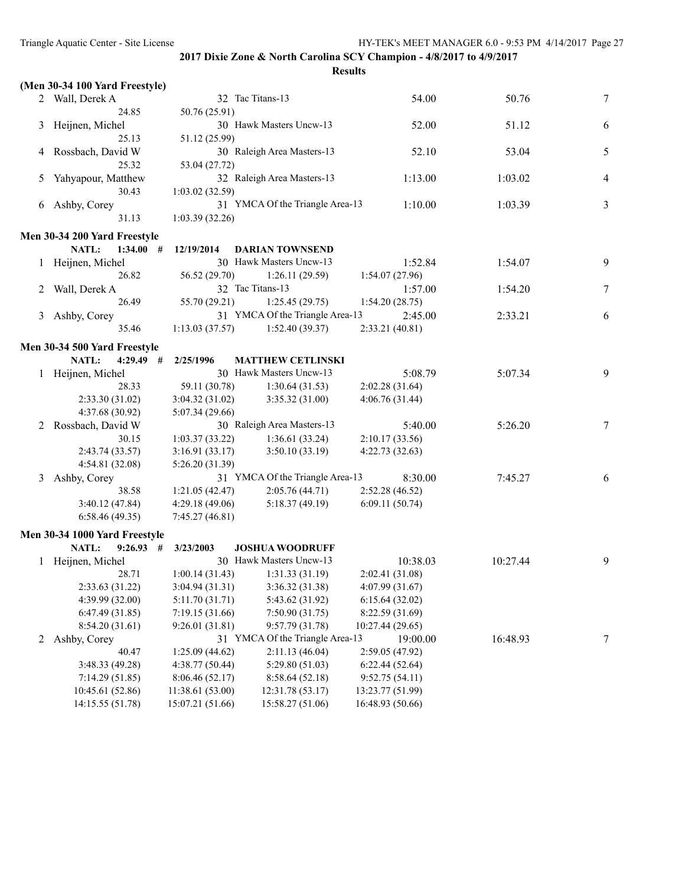## 2017 Dixie Zone & North Carolina SCY Champion - 4/8/2017 to 4/9/2017

### Results

**(Men 30-34 100 Yard Freestyle)**

| Place | Name | Age | Team | Seed Time | Finals Time | Points |
|---|---|---|---|---|---|---|
| 2 | Wall, Derek A | 32 | Tac Titans-13 | 54.00 | 50.76 | 7 |
| | 24.85 | 50.76 (25.91) | | | | |
| 3 | Heijnen, Michel | 30 | Hawk Masters Uncw-13 | 52.00 | 51.12 | 6 |
| | 25.13 | 51.12 (25.99) | | | | |
| 4 | Rossbach, David W | 30 | Raleigh Area Masters-13 | 52.10 | 53.04 | 5 |
| | 25.32 | 53.04 (27.72) | | | | |
| 5 | Yahyapour, Matthew | 32 | Raleigh Area Masters-13 | 1:13.00 | 1:03.02 | 4 |
| | 30.43 | 1:03.02 (32.59) | | | | |
| 6 | Ashby, Corey | 31 | YMCA Of the Triangle Area-13 | 1:10.00 | 1:03.39 | 3 |
| | 31.13 | 1:03.39 (32.26) | | | | |

**Men 30-34 200 Yard Freestyle**

NATL: 1:34.00 # 12/19/2014 DARIAN TOWNSEND

| Place | Name | Age | Team | Seed Time | Finals Time | Points |
|---|---|---|---|---|---|---|
| 1 | Heijnen, Michel | 30 | Hawk Masters Uncw-13 | 1:52.84 | 1:54.07 | 9 |
| | 26.82 | 56.52 (29.70) | 1:26.11 (29.59) | 1:54.07 (27.96) | | |
| 2 | Wall, Derek A | 32 | Tac Titans-13 | 1:57.00 | 1:54.20 | 7 |
| | 26.49 | 55.70 (29.21) | 1:25.45 (29.75) | 1:54.20 (28.75) | | |
| 3 | Ashby, Corey | 31 | YMCA Of the Triangle Area-13 | 2:45.00 | 2:33.21 | 6 |
| | 35.46 | 1:13.03 (37.57) | 1:52.40 (39.37) | 2:33.21 (40.81) | | |

**Men 30-34 500 Yard Freestyle**

NATL: 4:29.49 # 2/25/1996 MATTHEW CETLINSKI

| Place | Name | Age | Team | Seed Time | Finals Time | Points |
|---|---|---|---|---|---|---|
| 1 | Heijnen, Michel | 30 | Hawk Masters Uncw-13 | 5:08.79 | 5:07.34 | 9 |
| | 28.33 | 59.11 (30.78) | 1:30.64 (31.53) | 2:02.28 (31.64) | | |
| | 2:33.30 (31.02) | 3:04.32 (31.02) | 3:35.32 (31.00) | 4:06.76 (31.44) | | |
| | 4:37.68 (30.92) | 5:07.34 (29.66) | | | | |
| 2 | Rossbach, David W | 30 | Raleigh Area Masters-13 | 5:40.00 | 5:26.20 | 7 |
| | 30.15 | 1:03.37 (33.22) | 1:36.61 (33.24) | 2:10.17 (33.56) | | |
| | 2:43.74 (33.57) | 3:16.91 (33.17) | 3:50.10 (33.19) | 4:22.73 (32.63) | | |
| | 4:54.81 (32.08) | 5:26.20 (31.39) | | | | |
| 3 | Ashby, Corey | 31 | YMCA Of the Triangle Area-13 | 8:30.00 | 7:45.27 | 6 |
| | 38.58 | 1:21.05 (42.47) | 2:05.76 (44.71) | 2:52.28 (46.52) | | |
| | 3:40.12 (47.84) | 4:29.18 (49.06) | 5:18.37 (49.19) | 6:09.11 (50.74) | | |
| | 6:58.46 (49.35) | 7:45.27 (46.81) | | | | |

**Men 30-34 1000 Yard Freestyle**

NATL: 9:26.93 # 3/23/2003 JOSHUA WOODRUFF

| Place | Name | Age | Team | Seed Time | Finals Time | Points |
|---|---|---|---|---|---|---|
| 1 | Heijnen, Michel | 30 | Hawk Masters Uncw-13 | 10:38.03 | 10:27.44 | 9 |
| | 28.71 | 1:00.14 (31.43) | 1:31.33 (31.19) | 2:02.41 (31.08) | | |
| | 2:33.63 (31.22) | 3:04.94 (31.31) | 3:36.32 (31.38) | 4:07.99 (31.67) | | |
| | 4:39.99 (32.00) | 5:11.70 (31.71) | 5:43.62 (31.92) | 6:15.64 (32.02) | | |
| | 6:47.49 (31.85) | 7:19.15 (31.66) | 7:50.90 (31.75) | 8:22.59 (31.69) | | |
| | 8:54.20 (31.61) | 9:26.01 (31.81) | 9:57.79 (31.78) | 10:27.44 (29.65) | | |
| 2 | Ashby, Corey | 31 | YMCA Of the Triangle Area-13 | 19:00.00 | 16:48.93 | 7 |
| | 40.47 | 1:25.09 (44.62) | 2:11.13 (46.04) | 2:59.05 (47.92) | | |
| | 3:48.33 (49.28) | 4:38.77 (50.44) | 5:29.80 (51.03) | 6:22.44 (52.64) | | |
| | 7:14.29 (51.85) | 8:06.46 (52.17) | 8:58.64 (52.18) | 9:52.75 (54.11) | | |
| | 10:45.61 (52.86) | 11:38.61 (53.00) | 12:31.78 (53.17) | 13:23.77 (51.99) | | |
| | 14:15.55 (51.78) | 15:07.21 (51.66) | 15:58.27 (51.06) | 16:48.93 (50.66) | | |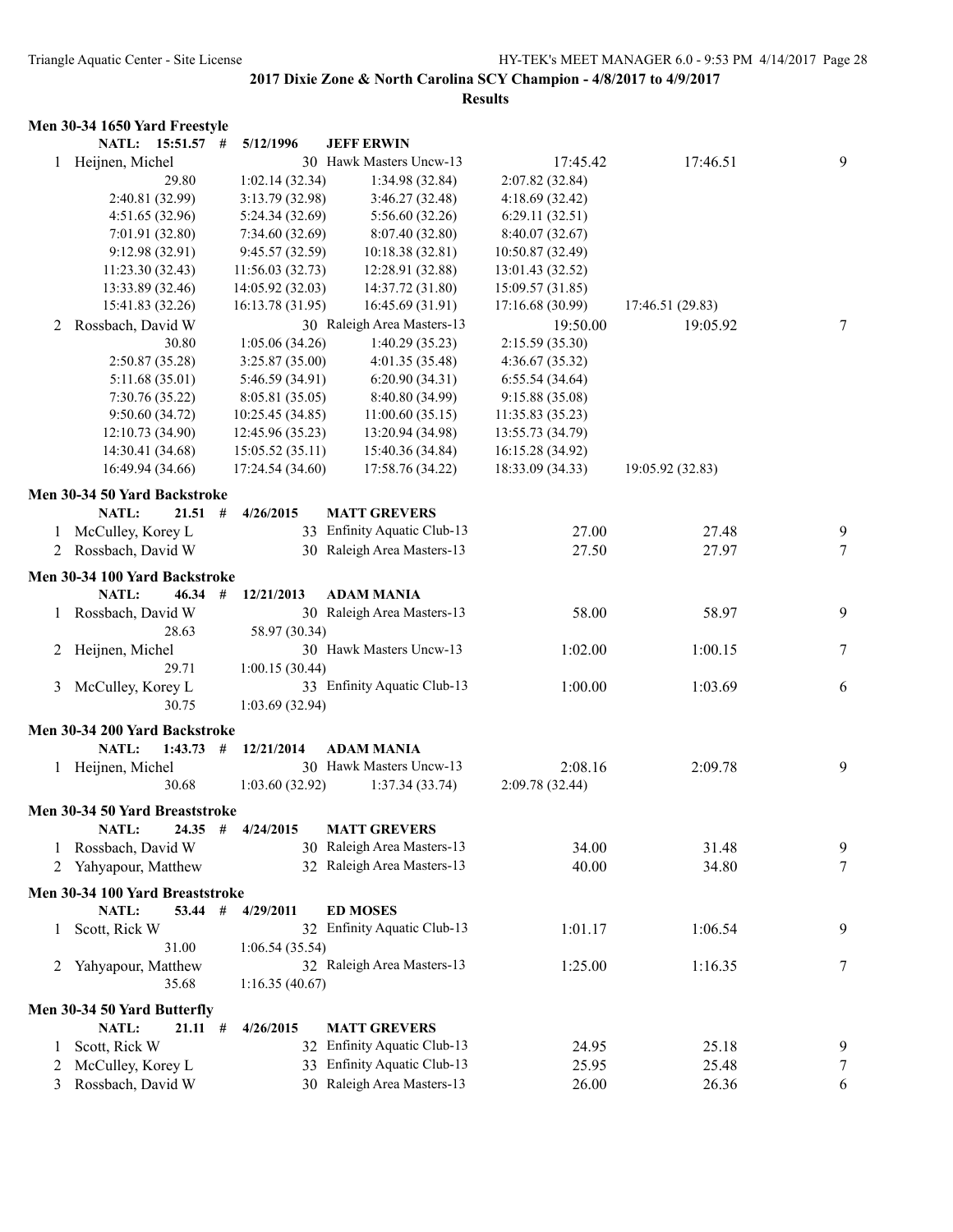**2017 Dixie Zone & North Carolina SCY Champion - 4/8/2017 to 4/9/2017**

**Results**

### Men 30-34 1650 Yard Freestyle

NATL: 15:51.57 # 5/12/1996 JEFF ERWIN

| Place | Name | Age | Team | Seed Time | Finals Time | Points |
|---|---|---|---|---|---|---|
| 1 | Heijnen, Michel | 30 | Hawk Masters Uncw-13 | 17:45.42 | 17:46.51 | 9 |
| | 29.80 | 1:02.14 (32.34) | 1:34.98 (32.84) | 2:07.82 (32.84) | | |
| | 2:40.81 (32.99) | 3:13.79 (32.98) | 3:46.27 (32.48) | 4:18.69 (32.42) | | |
| | 4:51.65 (32.96) | 5:24.34 (32.69) | 5:56.60 (32.26) | 6:29.11 (32.51) | | |
| | 7:01.91 (32.80) | 7:34.60 (32.69) | 8:07.40 (32.80) | 8:40.07 (32.67) | | |
| | 9:12.98 (32.91) | 9:45.57 (32.59) | 10:18.38 (32.81) | 10:50.87 (32.49) | | |
| | 11:23.30 (32.43) | 11:56.03 (32.73) | 12:28.91 (32.88) | 13:01.43 (32.52) | | |
| | 13:33.89 (32.46) | 14:05.92 (32.03) | 14:37.72 (31.80) | 15:09.57 (31.85) | | |
| | 15:41.83 (32.26) | 16:13.78 (31.95) | 16:45.69 (31.91) | 17:16.68 (30.99) | 17:46.51 (29.83) | |
| 2 | Rossbach, David W | 30 | Raleigh Area Masters-13 | 19:50.00 | 19:05.92 | 7 |
| | 30.80 | 1:05.06 (34.26) | 1:40.29 (35.23) | 2:15.59 (35.30) | | |
| | 2:50.87 (35.28) | 3:25.87 (35.00) | 4:01.35 (35.48) | 4:36.67 (35.32) | | |
| | 5:11.68 (35.01) | 5:46.59 (34.91) | 6:20.90 (34.31) | 6:55.54 (34.64) | | |
| | 7:30.76 (35.22) | 8:05.81 (35.05) | 8:40.80 (34.99) | 9:15.88 (35.08) | | |
| | 9:50.60 (34.72) | 10:25.45 (34.85) | 11:00.60 (35.15) | 11:35.83 (35.23) | | |
| | 12:10.73 (34.90) | 12:45.96 (35.23) | 13:20.94 (34.98) | 13:55.73 (34.79) | | |
| | 14:30.41 (34.68) | 15:05.52 (35.11) | 15:40.36 (34.84) | 16:15.28 (34.92) | | |
| | 16:49.94 (34.66) | 17:24.54 (34.60) | 17:58.76 (34.22) | 18:33.09 (34.33) | 19:05.92 (32.83) | |

### Men 30-34 50 Yard Backstroke

NATL: 21.51 # 4/26/2015 MATT GREVERS

| Place | Name | Age | Team | Seed Time | Finals Time | Points |
|---|---|---|---|---|---|---|
| 1 | McCulley, Korey L | 33 | Enfinity Aquatic Club-13 | 27.00 | 27.48 | 9 |
| 2 | Rossbach, David W | 30 | Raleigh Area Masters-13 | 27.50 | 27.97 | 7 |

### Men 30-34 100 Yard Backstroke

NATL: 46.34 # 12/21/2013 ADAM MANIA

| Place | Name | Age | Team | Seed Time | Finals Time | Points |
|---|---|---|---|---|---|---|
| 1 | Rossbach, David W | 30 | Raleigh Area Masters-13 | 58.00 | 58.97 | 9 |
| | 28.63 | 58.97 (30.34) | | | | |
| 2 | Heijnen, Michel | 30 | Hawk Masters Uncw-13 | 1:02.00 | 1:00.15 | 7 |
| | 29.71 | 1:00.15 (30.44) | | | | |
| 3 | McCulley, Korey L | 33 | Enfinity Aquatic Club-13 | 1:00.00 | 1:03.69 | 6 |
| | 30.75 | 1:03.69 (32.94) | | | | |

### Men 30-34 200 Yard Backstroke

NATL: 1:43.73 # 12/21/2014 ADAM MANIA

| Place | Name | Age | Team | Seed Time | Finals Time | Points |
|---|---|---|---|---|---|---|
| 1 | Heijnen, Michel | 30 | Hawk Masters Uncw-13 | 2:08.16 | 2:09.78 | 9 |
| | 30.68 | 1:03.60 (32.92) | 1:37.34 (33.74) | 2:09.78 (32.44) | | |

### Men 30-34 50 Yard Breaststroke

NATL: 24.35 # 4/24/2015 MATT GREVERS

| Place | Name | Age | Team | Seed Time | Finals Time | Points |
|---|---|---|---|---|---|---|
| 1 | Rossbach, David W | 30 | Raleigh Area Masters-13 | 34.00 | 31.48 | 9 |
| 2 | Yahyapour, Matthew | 32 | Raleigh Area Masters-13 | 40.00 | 34.80 | 7 |

### Men 30-34 100 Yard Breaststroke

NATL: 53.44 # 4/29/2011 ED MOSES

| Place | Name | Age | Team | Seed Time | Finals Time | Points |
|---|---|---|---|---|---|---|
| 1 | Scott, Rick W | 32 | Enfinity Aquatic Club-13 | 1:01.17 | 1:06.54 | 9 |
| | 31.00 | 1:06.54 (35.54) | | | | |
| 2 | Yahyapour, Matthew | 32 | Raleigh Area Masters-13 | 1:25.00 | 1:16.35 | 7 |
| | 35.68 | 1:16.35 (40.67) | | | | |

### Men 30-34 50 Yard Butterfly

NATL: 21.11 # 4/26/2015 MATT GREVERS

| Place | Name | Age | Team | Seed Time | Finals Time | Points |
|---|---|---|---|---|---|---|
| 1 | Scott, Rick W | 32 | Enfinity Aquatic Club-13 | 24.95 | 25.18 | 9 |
| 2 | McCulley, Korey L | 33 | Enfinity Aquatic Club-13 | 25.95 | 25.48 | 7 |
| 3 | Rossbach, David W | 30 | Raleigh Area Masters-13 | 26.00 | 26.36 | 6 |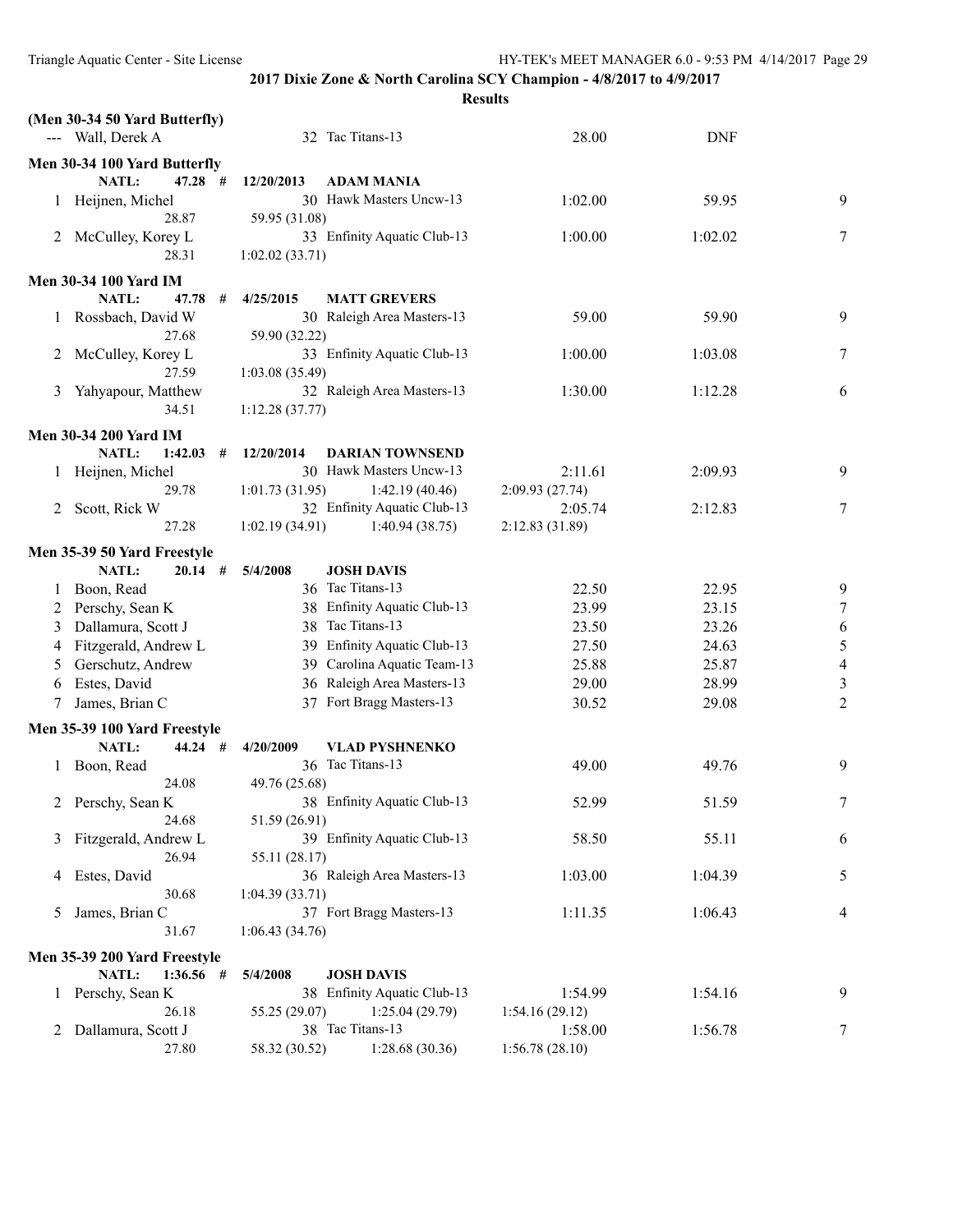## 2017 Dixie Zone & North Carolina SCY Champion - 4/8/2017 to 4/9/2017

### Results

**(Men 30-34 50 Yard Butterfly)**

| | Name | Age | Team | Seed Time | Finals Time | Points |
|---|---|---|---|---|---|---|
| --- | Wall, Derek A | 32 | Tac Titans-13 | 28.00 | DNF | |

**Men 30-34 100 Yard Butterfly**

NATL: 47.28 # 12/20/2013 ADAM MANIA

| | Name | Age | Team | Seed Time | Finals Time | Points |
|---|---|---|---|---|---|---|
| 1 | Heijnen, Michel | 30 | Hawk Masters Uncw-13 | 1:02.00 | 59.95 | 9 |
| | 28.87 | | 59.95 (31.08) | | | |
| 2 | McCulley, Korey L | 33 | Enfinity Aquatic Club-13 | 1:00.00 | 1:02.02 | 7 |
| | 28.31 | | 1:02.02 (33.71) | | | |

**Men 30-34 100 Yard IM**

NATL: 47.78 # 4/25/2015 MATT GREVERS

| | Name | Age | Team | Seed Time | Finals Time | Points |
|---|---|---|---|---|---|---|
| 1 | Rossbach, David W | 30 | Raleigh Area Masters-13 | 59.00 | 59.90 | 9 |
| | 27.68 | | 59.90 (32.22) | | | |
| 2 | McCulley, Korey L | 33 | Enfinity Aquatic Club-13 | 1:00.00 | 1:03.08 | 7 |
| | 27.59 | | 1:03.08 (35.49) | | | |
| 3 | Yahyapour, Matthew | 32 | Raleigh Area Masters-13 | 1:30.00 | 1:12.28 | 6 |
| | 34.51 | | 1:12.28 (37.77) | | | |

**Men 30-34 200 Yard IM**

NATL: 1:42.03 # 12/20/2014 DARIAN TOWNSEND

| | Name | Age | Team | Seed Time | Finals Time | Points |
|---|---|---|---|---|---|---|
| 1 | Heijnen, Michel | 30 | Hawk Masters Uncw-13 | 2:11.61 | 2:09.93 | 9 |
| | 29.78 | 1:01.73 (31.95) | 1:42.19 (40.46) | 2:09.93 (27.74) | | |
| 2 | Scott, Rick W | 32 | Enfinity Aquatic Club-13 | 2:05.74 | 2:12.83 | 7 |
| | 27.28 | 1:02.19 (34.91) | 1:40.94 (38.75) | 2:12.83 (31.89) | | |

**Men 35-39 50 Yard Freestyle**

NATL: 20.14 # 5/4/2008 JOSH DAVIS

| | Name | Age | Team | Seed Time | Finals Time | Points |
|---|---|---|---|---|---|---|
| 1 | Boon, Read | 36 | Tac Titans-13 | 22.50 | 22.95 | 9 |
| 2 | Perschy, Sean K | 38 | Enfinity Aquatic Club-13 | 23.99 | 23.15 | 7 |
| 3 | Dallamura, Scott J | 38 | Tac Titans-13 | 23.50 | 23.26 | 6 |
| 4 | Fitzgerald, Andrew L | 39 | Enfinity Aquatic Club-13 | 27.50 | 24.63 | 5 |
| 5 | Gerschutz, Andrew | 39 | Carolina Aquatic Team-13 | 25.88 | 25.87 | 4 |
| 6 | Estes, David | 36 | Raleigh Area Masters-13 | 29.00 | 28.99 | 3 |
| 7 | James, Brian C | 37 | Fort Bragg Masters-13 | 30.52 | 29.08 | 2 |

**Men 35-39 100 Yard Freestyle**

NATL: 44.24 # 4/20/2009 VLAD PYSHNENKO

| | Name | Age | Team | Seed Time | Finals Time | Points |
|---|---|---|---|---|---|---|
| 1 | Boon, Read | 36 | Tac Titans-13 | 49.00 | 49.76 | 9 |
| | 24.08 | | 49.76 (25.68) | | | |
| 2 | Perschy, Sean K | 38 | Enfinity Aquatic Club-13 | 52.99 | 51.59 | 7 |
| | 24.68 | | 51.59 (26.91) | | | |
| 3 | Fitzgerald, Andrew L | 39 | Enfinity Aquatic Club-13 | 58.50 | 55.11 | 6 |
| | 26.94 | | 55.11 (28.17) | | | |
| 4 | Estes, David | 36 | Raleigh Area Masters-13 | 1:03.00 | 1:04.39 | 5 |
| | 30.68 | | 1:04.39 (33.71) | | | |
| 5 | James, Brian C | 37 | Fort Bragg Masters-13 | 1:11.35 | 1:06.43 | 4 |
| | 31.67 | | 1:06.43 (34.76) | | | |

**Men 35-39 200 Yard Freestyle**

NATL: 1:36.56 # 5/4/2008 JOSH DAVIS

| | Name | Age | Team | Seed Time | Finals Time | Points |
|---|---|---|---|---|---|---|
| 1 | Perschy, Sean K | 38 | Enfinity Aquatic Club-13 | 1:54.99 | 1:54.16 | 9 |
| | 26.18 | 55.25 (29.07) | 1:25.04 (29.79) | 1:54.16 (29.12) | | |
| 2 | Dallamura, Scott J | 38 | Tac Titans-13 | 1:58.00 | 1:56.78 | 7 |
| | 27.80 | 58.32 (30.52) | 1:28.68 (30.36) | 1:56.78 (28.10) | | |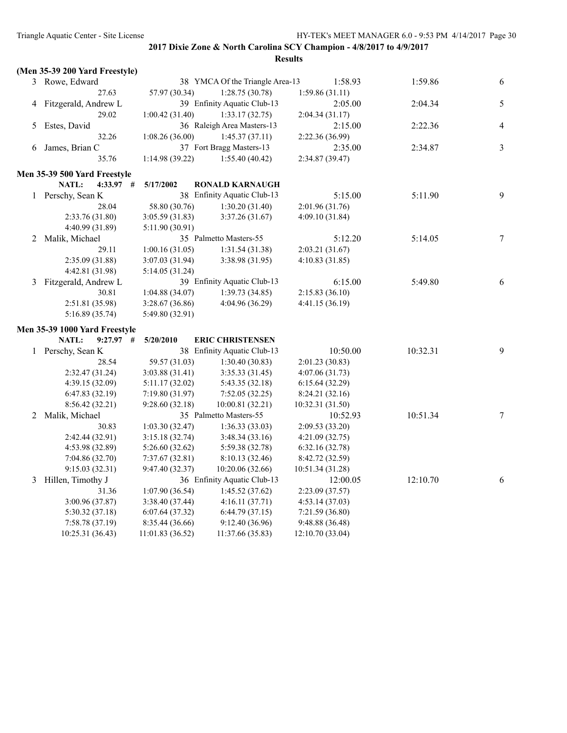**2017 Dixie Zone & North Carolina SCY Champion - 4/8/2017 to 4/9/2017**

**Results**

### (Men 35-39 200 Yard Freestyle)

| Place | Name | Age | Team | Seed Time | Finals Time | Points |
|---|---|---|---|---|---|---|
| 3 | Rowe, Edward | 38 | YMCA Of the Triangle Area-13 | 1:58.93 | 1:59.86 | 6 |
| | 27.63 | 57.97 (30.34) | 1:28.75 (30.78) | 1:59.86 (31.11) | | |
| 4 | Fitzgerald, Andrew L | 39 | Enfinity Aquatic Club-13 | 2:05.00 | 2:04.34 | 5 |
| | 29.02 | 1:00.42 (31.40) | 1:33.17 (32.75) | 2:04.34 (31.17) | | |
| 5 | Estes, David | 36 | Raleigh Area Masters-13 | 2:15.00 | 2:22.36 | 4 |
| | 32.26 | 1:08.26 (36.00) | 1:45.37 (37.11) | 2:22.36 (36.99) | | |
| 6 | James, Brian C | 37 | Fort Bragg Masters-13 | 2:35.00 | 2:34.87 | 3 |
| | 35.76 | 1:14.98 (39.22) | 1:55.40 (40.42) | 2:34.87 (39.47) | | |

### Men 35-39 500 Yard Freestyle

**NATL: 4:33.97 # 5/17/2002 RONALD KARNAUGH**

| Place | Name | Age | Team | Seed Time | Finals Time | Points |
|---|---|---|---|---|---|---|
| 1 | Perschy, Sean K | 38 | Enfinity Aquatic Club-13 | 5:15.00 | 5:11.90 | 9 |
| | 28.04 | 58.80 (30.76) | 1:30.20 (31.40) | 2:01.96 (31.76) | | |
| | 2:33.76 (31.80) | 3:05.59 (31.83) | 3:37.26 (31.67) | 4:09.10 (31.84) | | |
| | 4:40.99 (31.89) | 5:11.90 (30.91) | | | | |
| 2 | Malik, Michael | 35 | Palmetto Masters-55 | 5:12.20 | 5:14.05 | 7 |
| | 29.11 | 1:00.16 (31.05) | 1:31.54 (31.38) | 2:03.21 (31.67) | | |
| | 2:35.09 (31.88) | 3:07.03 (31.94) | 3:38.98 (31.95) | 4:10.83 (31.85) | | |
| | 4:42.81 (31.98) | 5:14.05 (31.24) | | | | |
| 3 | Fitzgerald, Andrew L | 39 | Enfinity Aquatic Club-13 | 6:15.00 | 5:49.80 | 6 |
| | 30.81 | 1:04.88 (34.07) | 1:39.73 (34.85) | 2:15.83 (36.10) | | |
| | 2:51.81 (35.98) | 3:28.67 (36.86) | 4:04.96 (36.29) | 4:41.15 (36.19) | | |
| | 5:16.89 (35.74) | 5:49.80 (32.91) | | | | |

### Men 35-39 1000 Yard Freestyle

**NATL: 9:27.97 # 5/20/2010 ERIC CHRISTENSEN**

| Place | Name | Age | Team | Seed Time | Finals Time | Points |
|---|---|---|---|---|---|---|
| 1 | Perschy, Sean K | 38 | Enfinity Aquatic Club-13 | 10:50.00 | 10:32.31 | 9 |
| | 28.54 | 59.57 (31.03) | 1:30.40 (30.83) | 2:01.23 (30.83) | | |
| | 2:32.47 (31.24) | 3:03.88 (31.41) | 3:35.33 (31.45) | 4:07.06 (31.73) | | |
| | 4:39.15 (32.09) | 5:11.17 (32.02) | 5:43.35 (32.18) | 6:15.64 (32.29) | | |
| | 6:47.83 (32.19) | 7:19.80 (31.97) | 7:52.05 (32.25) | 8:24.21 (32.16) | | |
| | 8:56.42 (32.21) | 9:28.60 (32.18) | 10:00.81 (32.21) | 10:32.31 (31.50) | | |
| 2 | Malik, Michael | 35 | Palmetto Masters-55 | 10:52.93 | 10:51.34 | 7 |
| | 30.83 | 1:03.30 (32.47) | 1:36.33 (33.03) | 2:09.53 (33.20) | | |
| | 2:42.44 (32.91) | 3:15.18 (32.74) | 3:48.34 (33.16) | 4:21.09 (32.75) | | |
| | 4:53.98 (32.89) | 5:26.60 (32.62) | 5:59.38 (32.78) | 6:32.16 (32.78) | | |
| | 7:04.86 (32.70) | 7:37.67 (32.81) | 8:10.13 (32.46) | 8:42.72 (32.59) | | |
| | 9:15.03 (32.31) | 9:47.40 (32.37) | 10:20.06 (32.66) | 10:51.34 (31.28) | | |
| 3 | Hillen, Timothy J | 36 | Enfinity Aquatic Club-13 | 12:00.05 | 12:10.70 | 6 |
| | 31.36 | 1:07.90 (36.54) | 1:45.52 (37.62) | 2:23.09 (37.57) | | |
| | 3:00.96 (37.87) | 3:38.40 (37.44) | 4:16.11 (37.71) | 4:53.14 (37.03) | | |
| | 5:30.32 (37.18) | 6:07.64 (37.32) | 6:44.79 (37.15) | 7:21.59 (36.80) | | |
| | 7:58.78 (37.19) | 8:35.44 (36.66) | 9:12.40 (36.96) | 9:48.88 (36.48) | | |
| | 10:25.31 (36.43) | 11:01.83 (36.52) | 11:37.66 (35.83) | 12:10.70 (33.04) | | |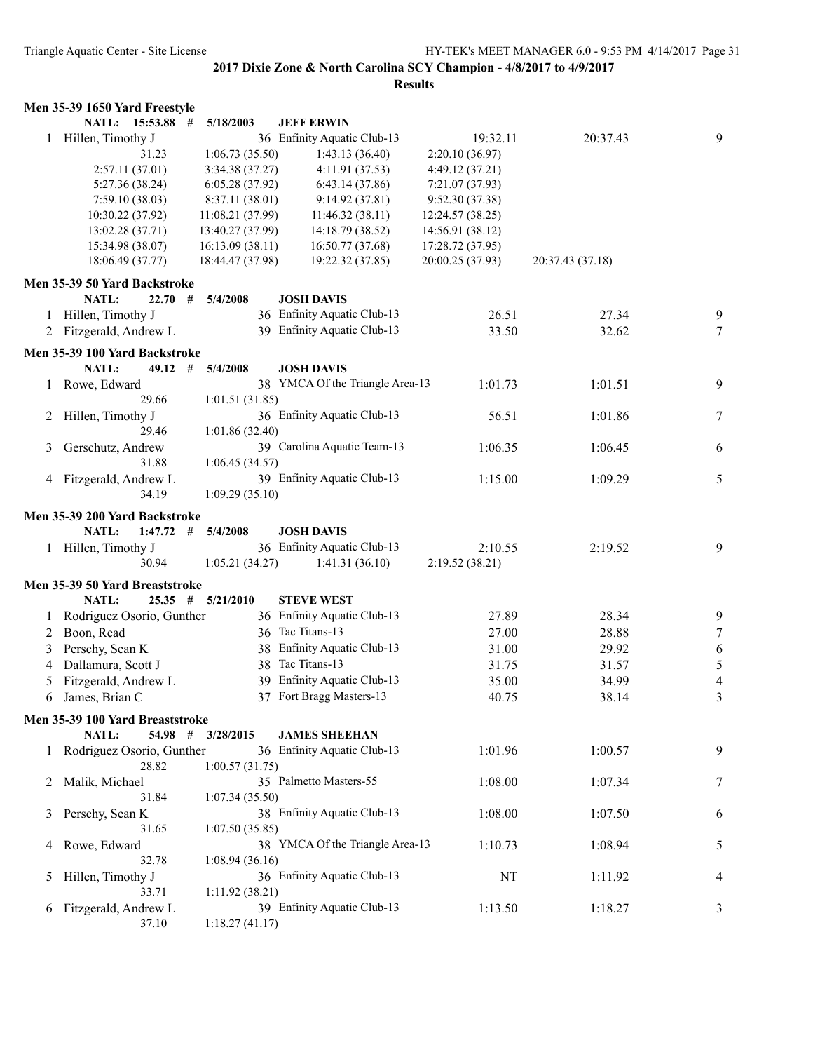**2017 Dixie Zone & North Carolina SCY Champion - 4/8/2017 to 4/9/2017**

**Results**

### Men 35-39 1650 Yard Freestyle

NATL: 15:53.88 # 5/18/2003 JEFF ERWIN

| Place | Name | Age | Team | Seed Time | Finals Time | Points |
|---|---|---|---|---|---|---|
| 1 | Hillen, Timothy J | 36 | Enfinity Aquatic Club-13 | 19:32.11 | 20:37.43 | 9 |

Splits: 31.23, 1:06.73 (35.50), 1:43.13 (36.40), 2:20.10 (36.97), 2:57.11 (37.01), 3:34.38 (37.27), 4:11.91 (37.53), 4:49.12 (37.21), 5:27.36 (38.24), 6:05.28 (37.92), 6:43.14 (37.86), 7:21.07 (37.93), 7:59.10 (38.03), 8:37.11 (38.01), 9:14.92 (37.81), 9:52.30 (37.38), 10:30.22 (37.92), 11:08.21 (37.99), 11:46.32 (38.11), 12:24.57 (38.25), 13:02.28 (37.71), 13:40.27 (37.99), 14:18.79 (38.52), 14:56.91 (38.12), 15:34.98 (38.07), 16:13.09 (38.11), 16:50.77 (37.68), 17:28.72 (37.95), 18:06.49 (37.77), 18:44.47 (37.98), 19:22.32 (37.85), 20:00.25 (37.93), 20:37.43 (37.18)

### Men 35-39 50 Yard Backstroke

NATL: 22.70 # 5/4/2008 JOSH DAVIS

| Place | Name | Age | Team | Seed Time | Finals Time | Points |
|---|---|---|---|---|---|---|
| 1 | Hillen, Timothy J | 36 | Enfinity Aquatic Club-13 | 26.51 | 27.34 | 9 |
| 2 | Fitzgerald, Andrew L | 39 | Enfinity Aquatic Club-13 | 33.50 | 32.62 | 7 |

### Men 35-39 100 Yard Backstroke

NATL: 49.12 # 5/4/2008 JOSH DAVIS

| Place | Name | Age | Team | Seed Time | Finals Time | Points |
|---|---|---|---|---|---|---|
| 1 | Rowe, Edward | 38 | YMCA Of the Triangle Area-13 | 1:01.73 | 1:01.51 | 9 |
| | 29.66 | | 1:01.51 (31.85) | | | |
| 2 | Hillen, Timothy J | 36 | Enfinity Aquatic Club-13 | 56.51 | 1:01.86 | 7 |
| | 29.46 | | 1:01.86 (32.40) | | | |
| 3 | Gerschutz, Andrew | 39 | Carolina Aquatic Team-13 | 1:06.35 | 1:06.45 | 6 |
| | 31.88 | | 1:06.45 (34.57) | | | |
| 4 | Fitzgerald, Andrew L | 39 | Enfinity Aquatic Club-13 | 1:15.00 | 1:09.29 | 5 |
| | 34.19 | | 1:09.29 (35.10) | | | |

### Men 35-39 200 Yard Backstroke

NATL: 1:47.72 # 5/4/2008 JOSH DAVIS

| Place | Name | Age | Team | Seed Time | Finals Time | Points |
|---|---|---|---|---|---|---|
| 1 | Hillen, Timothy J | 36 | Enfinity Aquatic Club-13 | 2:10.55 | 2:19.52 | 9 |

Splits: 30.94, 1:05.21 (34.27), 1:41.31 (36.10), 2:19.52 (38.21)

### Men 35-39 50 Yard Breaststroke

NATL: 25.35 # 5/21/2010 STEVE WEST

| Place | Name | Age | Team | Seed Time | Finals Time | Points |
|---|---|---|---|---|---|---|
| 1 | Rodriguez Osorio, Gunther | 36 | Enfinity Aquatic Club-13 | 27.89 | 28.34 | 9 |
| 2 | Boon, Read | 36 | Tac Titans-13 | 27.00 | 28.88 | 7 |
| 3 | Perschy, Sean K | 38 | Enfinity Aquatic Club-13 | 31.00 | 29.92 | 6 |
| 4 | Dallamura, Scott J | 38 | Tac Titans-13 | 31.75 | 31.57 | 5 |
| 5 | Fitzgerald, Andrew L | 39 | Enfinity Aquatic Club-13 | 35.00 | 34.99 | 4 |
| 6 | James, Brian C | 37 | Fort Bragg Masters-13 | 40.75 | 38.14 | 3 |

### Men 35-39 100 Yard Breaststroke

NATL: 54.98 # 3/28/2015 JAMES SHEEHAN

| Place | Name | Age | Team | Seed Time | Finals Time | Points |
|---|---|---|---|---|---|---|
| 1 | Rodriguez Osorio, Gunther | 36 | Enfinity Aquatic Club-13 | 1:01.96 | 1:00.57 | 9 |
| | 28.82 | | 1:00.57 (31.75) | | | |
| 2 | Malik, Michael | 35 | Palmetto Masters-55 | 1:08.00 | 1:07.34 | 7 |
| | 31.84 | | 1:07.34 (35.50) | | | |
| 3 | Perschy, Sean K | 38 | Enfinity Aquatic Club-13 | 1:08.00 | 1:07.50 | 6 |
| | 31.65 | | 1:07.50 (35.85) | | | |
| 4 | Rowe, Edward | 38 | YMCA Of the Triangle Area-13 | 1:10.73 | 1:08.94 | 5 |
| | 32.78 | | 1:08.94 (36.16) | | | |
| 5 | Hillen, Timothy J | 36 | Enfinity Aquatic Club-13 | NT | 1:11.92 | 4 |
| | 33.71 | | 1:11.92 (38.21) | | | |
| 6 | Fitzgerald, Andrew L | 39 | Enfinity Aquatic Club-13 | 1:13.50 | 1:18.27 | 3 |
| | 37.10 | | 1:18.27 (41.17) | | | |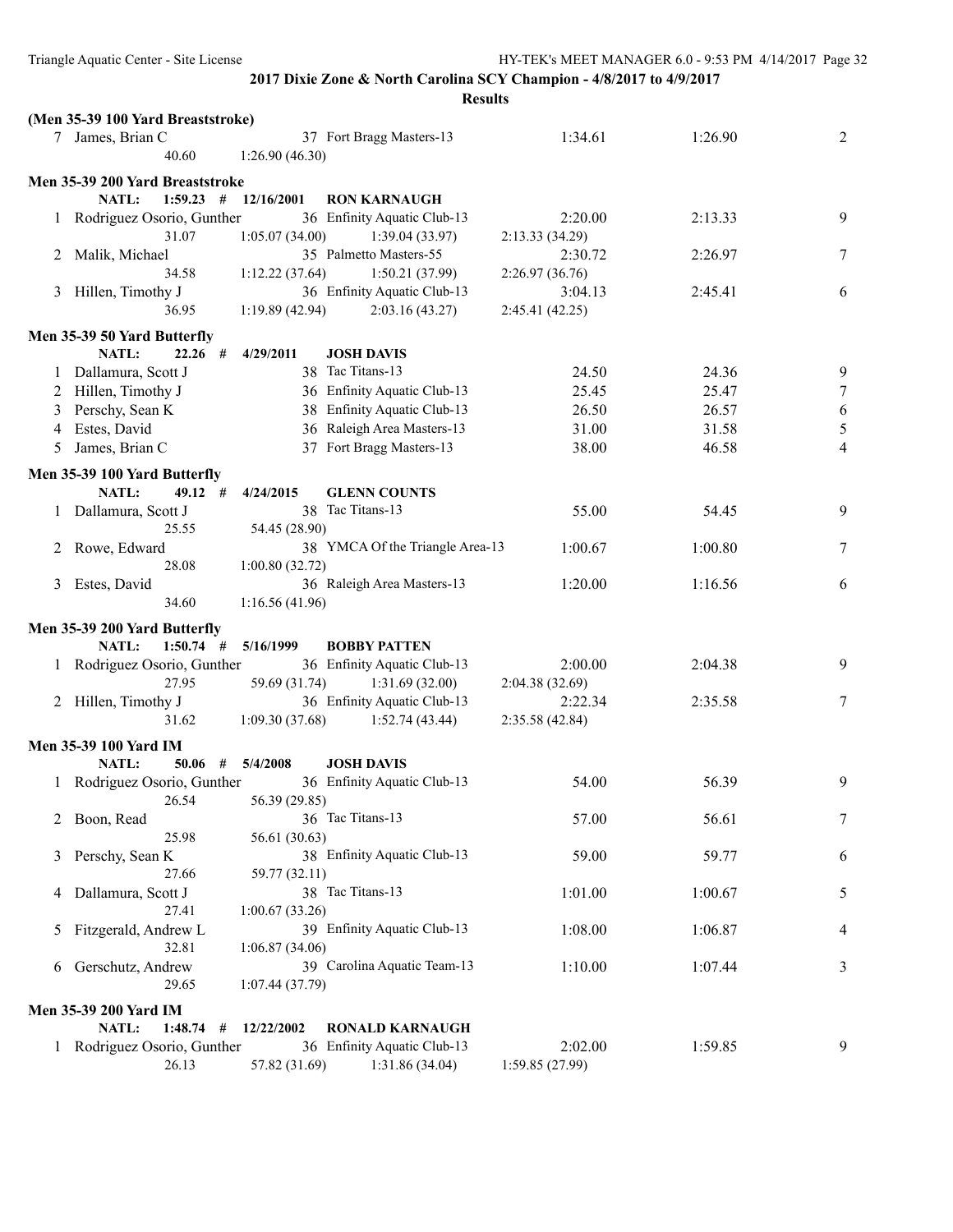**2017 Dixie Zone & North Carolina SCY Champion - 4/8/2017 to 4/9/2017**

**Results**

**(Men 35-39 100 Yard Breaststroke)**

| Place | Name | Age | Team | Seed Time | Finals Time | Points |
|---|---|---|---|---|---|---|
| 7 | James, Brian C | 37 | Fort Bragg Masters-13 | 1:34.61 | 1:26.90 | 2 |
| | 40.60 | 1:26.90 (46.30) | | | | |

**Men 35-39 200 Yard Breaststroke**

NATL: 1:59.23 # 12/16/2001 RON KARNAUGH

| Place | Name | Age | Team | Seed Time | Finals Time | Points |
|---|---|---|---|---|---|---|
| 1 | Rodriguez Osorio, Gunther | 36 | Enfinity Aquatic Club-13 | 2:20.00 | 2:13.33 | 9 |
| | 31.07 | 1:05.07 (34.00) | 1:39.04 (33.97) | 2:13.33 (34.29) | | |
| 2 | Malik, Michael | 35 | Palmetto Masters-55 | 2:30.72 | 2:26.97 | 7 |
| | 34.58 | 1:12.22 (37.64) | 1:50.21 (37.99) | 2:26.97 (36.76) | | |
| 3 | Hillen, Timothy J | 36 | Enfinity Aquatic Club-13 | 3:04.13 | 2:45.41 | 6 |
| | 36.95 | 1:19.89 (42.94) | 2:03.16 (43.27) | 2:45.41 (42.25) | | |

**Men 35-39 50 Yard Butterfly**

NATL: 22.26 # 4/29/2011 JOSH DAVIS

| Place | Name | Age | Team | Seed Time | Finals Time | Points |
|---|---|---|---|---|---|---|
| 1 | Dallamura, Scott J | 38 | Tac Titans-13 | 24.50 | 24.36 | 9 |
| 2 | Hillen, Timothy J | 36 | Enfinity Aquatic Club-13 | 25.45 | 25.47 | 7 |
| 3 | Perschy, Sean K | 38 | Enfinity Aquatic Club-13 | 26.50 | 26.57 | 6 |
| 4 | Estes, David | 36 | Raleigh Area Masters-13 | 31.00 | 31.58 | 5 |
| 5 | James, Brian C | 37 | Fort Bragg Masters-13 | 38.00 | 46.58 | 4 |

**Men 35-39 100 Yard Butterfly**

NATL: 49.12 # 4/24/2015 GLENN COUNTS

| Place | Name | Age | Team | Seed Time | Finals Time | Points |
|---|---|---|---|---|---|---|
| 1 | Dallamura, Scott J | 38 | Tac Titans-13 | 55.00 | 54.45 | 9 |
| | 25.55 | 54.45 (28.90) | | | | |
| 2 | Rowe, Edward | 38 | YMCA Of the Triangle Area-13 | 1:00.67 | 1:00.80 | 7 |
| | 28.08 | 1:00.80 (32.72) | | | | |
| 3 | Estes, David | 36 | Raleigh Area Masters-13 | 1:20.00 | 1:16.56 | 6 |
| | 34.60 | 1:16.56 (41.96) | | | | |

**Men 35-39 200 Yard Butterfly**

NATL: 1:50.74 # 5/16/1999 BOBBY PATTEN

| Place | Name | Age | Team | Seed Time | Finals Time | Points |
|---|---|---|---|---|---|---|
| 1 | Rodriguez Osorio, Gunther | 36 | Enfinity Aquatic Club-13 | 2:00.00 | 2:04.38 | 9 |
| | 27.95 | 59.69 (31.74) | 1:31.69 (32.00) | 2:04.38 (32.69) | | |
| 2 | Hillen, Timothy J | 36 | Enfinity Aquatic Club-13 | 2:22.34 | 2:35.58 | 7 |
| | 31.62 | 1:09.30 (37.68) | 1:52.74 (43.44) | 2:35.58 (42.84) | | |

**Men 35-39 100 Yard IM**

NATL: 50.06 # 5/4/2008 JOSH DAVIS

| Place | Name | Age | Team | Seed Time | Finals Time | Points |
|---|---|---|---|---|---|---|
| 1 | Rodriguez Osorio, Gunther | 36 | Enfinity Aquatic Club-13 | 54.00 | 56.39 | 9 |
| | 26.54 | 56.39 (29.85) | | | | |
| 2 | Boon, Read | 36 | Tac Titans-13 | 57.00 | 56.61 | 7 |
| | 25.98 | 56.61 (30.63) | | | | |
| 3 | Perschy, Sean K | 38 | Enfinity Aquatic Club-13 | 59.00 | 59.77 | 6 |
| | 27.66 | 59.77 (32.11) | | | | |
| 4 | Dallamura, Scott J | 38 | Tac Titans-13 | 1:01.00 | 1:00.67 | 5 |
| | 27.41 | 1:00.67 (33.26) | | | | |
| 5 | Fitzgerald, Andrew L | 39 | Enfinity Aquatic Club-13 | 1:08.00 | 1:06.87 | 4 |
| | 32.81 | 1:06.87 (34.06) | | | | |
| 6 | Gerschutz, Andrew | 39 | Carolina Aquatic Team-13 | 1:10.00 | 1:07.44 | 3 |
| | 29.65 | 1:07.44 (37.79) | | | | |

**Men 35-39 200 Yard IM**

NATL: 1:48.74 # 12/22/2002 RONALD KARNAUGH

| Place | Name | Age | Team | Seed Time | Finals Time | Points |
|---|---|---|---|---|---|---|
| 1 | Rodriguez Osorio, Gunther | 36 | Enfinity Aquatic Club-13 | 2:02.00 | 1:59.85 | 9 |
| | 26.13 | 57.82 (31.69) | 1:31.86 (34.04) | 1:59.85 (27.99) | | |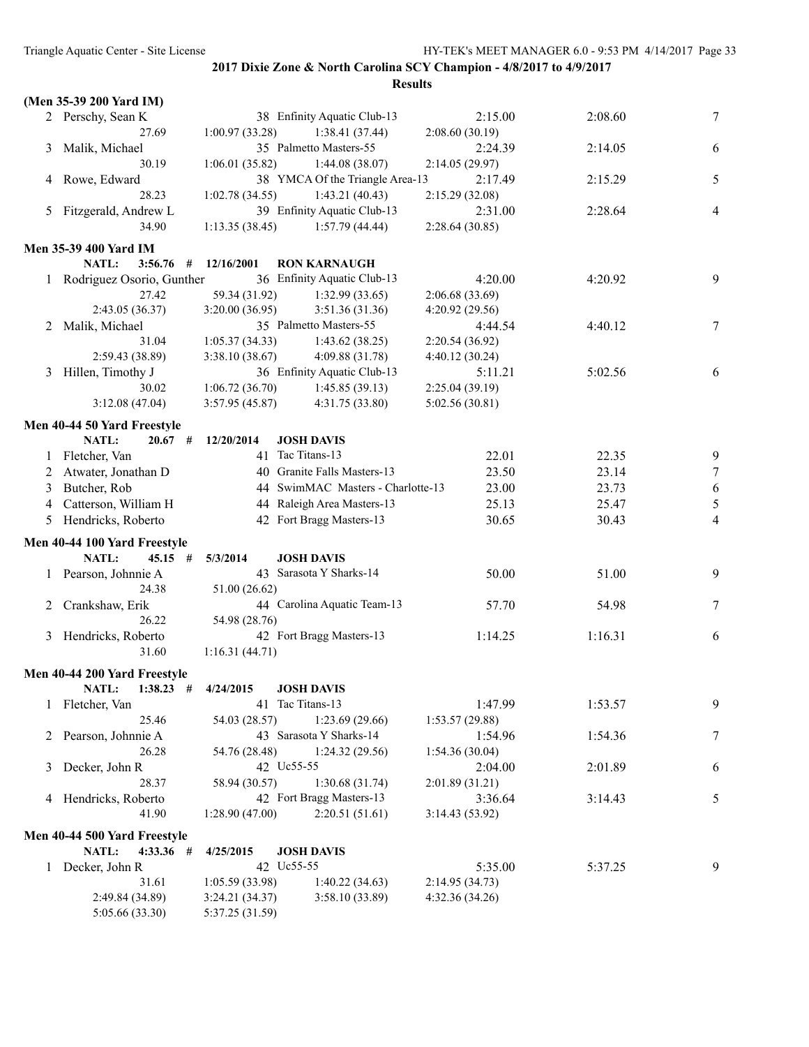**2017 Dixie Zone & North Carolina SCY Champion - 4/8/2017 to 4/9/2017**

**Results**

### (Men 35-39 200 Yard IM)

| | Name | Age | Team | Seed Time | Finals Time | Points |
|---|---|---|---|---|---|---|
| 2 | Perschy, Sean K | 38 | Enfinity Aquatic Club-13 | 2:15.00 | 2:08.60 | 7 |
| | 27.69 | 1:00.97 (33.28) | 1:38.41 (37.44) | 2:08.60 (30.19) | | |
| 3 | Malik, Michael | 35 | Palmetto Masters-55 | 2:24.39 | 2:14.05 | 6 |
| | 30.19 | 1:06.01 (35.82) | 1:44.08 (38.07) | 2:14.05 (29.97) | | |
| 4 | Rowe, Edward | 38 | YMCA Of the Triangle Area-13 | 2:17.49 | 2:15.29 | 5 |
| | 28.23 | 1:02.78 (34.55) | 1:43.21 (40.43) | 2:15.29 (32.08) | | |
| 5 | Fitzgerald, Andrew L | 39 | Enfinity Aquatic Club-13 | 2:31.00 | 2:28.64 | 4 |
| | 34.90 | 1:13.35 (38.45) | 1:57.79 (44.44) | 2:28.64 (30.85) | | |

### Men 35-39 400 Yard IM

NATL: 3:56.76 # 12/16/2001 RON KARNAUGH

| | Name | Age | Team | Seed Time | Finals Time | Points |
|---|---|---|---|---|---|---|
| 1 | Rodriguez Osorio, Gunther | 36 | Enfinity Aquatic Club-13 | 4:20.00 | 4:20.92 | 9 |
| | 27.42 | 59.34 (31.92) | 1:32.99 (33.65) | 2:06.68 (33.69) | | |
| | 2:43.05 (36.37) | 3:20.00 (36.95) | 3:51.36 (31.36) | 4:20.92 (29.56) | | |
| 2 | Malik, Michael | 35 | Palmetto Masters-55 | 4:44.54 | 4:40.12 | 7 |
| | 31.04 | 1:05.37 (34.33) | 1:43.62 (38.25) | 2:20.54 (36.92) | | |
| | 2:59.43 (38.89) | 3:38.10 (38.67) | 4:09.88 (31.78) | 4:40.12 (30.24) | | |
| 3 | Hillen, Timothy J | 36 | Enfinity Aquatic Club-13 | 5:11.21 | 5:02.56 | 6 |
| | 30.02 | 1:06.72 (36.70) | 1:45.85 (39.13) | 2:25.04 (39.19) | | |
| | 3:12.08 (47.04) | 3:57.95 (45.87) | 4:31.75 (33.80) | 5:02.56 (30.81) | | |

### Men 40-44 50 Yard Freestyle

NATL: 20.67 # 12/20/2014 JOSH DAVIS

| | Name | Age | Team | Seed Time | Finals Time | Points |
|---|---|---|---|---|---|---|
| 1 | Fletcher, Van | 41 | Tac Titans-13 | 22.01 | 22.35 | 9 |
| 2 | Atwater, Jonathan D | 40 | Granite Falls Masters-13 | 23.50 | 23.14 | 7 |
| 3 | Butcher, Rob | 44 | SwimMAC Masters - Charlotte-13 | 23.00 | 23.73 | 6 |
| 4 | Catterson, William H | 44 | Raleigh Area Masters-13 | 25.13 | 25.47 | 5 |
| 5 | Hendricks, Roberto | 42 | Fort Bragg Masters-13 | 30.65 | 30.43 | 4 |

### Men 40-44 100 Yard Freestyle

NATL: 45.15 # 5/3/2014 JOSH DAVIS

| | Name | Age | Team | Seed Time | Finals Time | Points |
|---|---|---|---|---|---|---|
| 1 | Pearson, Johnnie A | 43 | Sarasota Y Sharks-14 | 50.00 | 51.00 | 9 |
| | 24.38 | 51.00 (26.62) | | | | |
| 2 | Crankshaw, Erik | 44 | Carolina Aquatic Team-13 | 57.70 | 54.98 | 7 |
| | 26.22 | 54.98 (28.76) | | | | |
| 3 | Hendricks, Roberto | 42 | Fort Bragg Masters-13 | 1:14.25 | 1:16.31 | 6 |
| | 31.60 | 1:16.31 (44.71) | | | | |

### Men 40-44 200 Yard Freestyle

NATL: 1:38.23 # 4/24/2015 JOSH DAVIS

| | Name | Age | Team | Seed Time | Finals Time | Points |
|---|---|---|---|---|---|---|
| 1 | Fletcher, Van | 41 | Tac Titans-13 | 1:47.99 | 1:53.57 | 9 |
| | 25.46 | 54.03 (28.57) | 1:23.69 (29.66) | 1:53.57 (29.88) | | |
| 2 | Pearson, Johnnie A | 43 | Sarasota Y Sharks-14 | 1:54.96 | 1:54.36 | 7 |
| | 26.28 | 54.76 (28.48) | 1:24.32 (29.56) | 1:54.36 (30.04) | | |
| 3 | Decker, John R | 42 | Uc55-55 | 2:04.00 | 2:01.89 | 6 |
| | 28.37 | 58.94 (30.57) | 1:30.68 (31.74) | 2:01.89 (31.21) | | |
| 4 | Hendricks, Roberto | 42 | Fort Bragg Masters-13 | 3:36.64 | 3:14.43 | 5 |
| | 41.90 | 1:28.90 (47.00) | 2:20.51 (51.61) | 3:14.43 (53.92) | | |

### Men 40-44 500 Yard Freestyle

NATL: 4:33.36 # 4/25/2015 JOSH DAVIS

| | Name | Age | Team | Seed Time | Finals Time | Points |
|---|---|---|---|---|---|---|
| 1 | Decker, John R | 42 | Uc55-55 | 5:35.00 | 5:37.25 | 9 |
| | 31.61 | 1:05.59 (33.98) | 1:40.22 (34.63) | 2:14.95 (34.73) | | |
| | 2:49.84 (34.89) | 3:24.21 (34.37) | 3:58.10 (33.89) | 4:32.36 (34.26) | | |
| | 5:05.66 (33.30) | 5:37.25 (31.59) | | | | |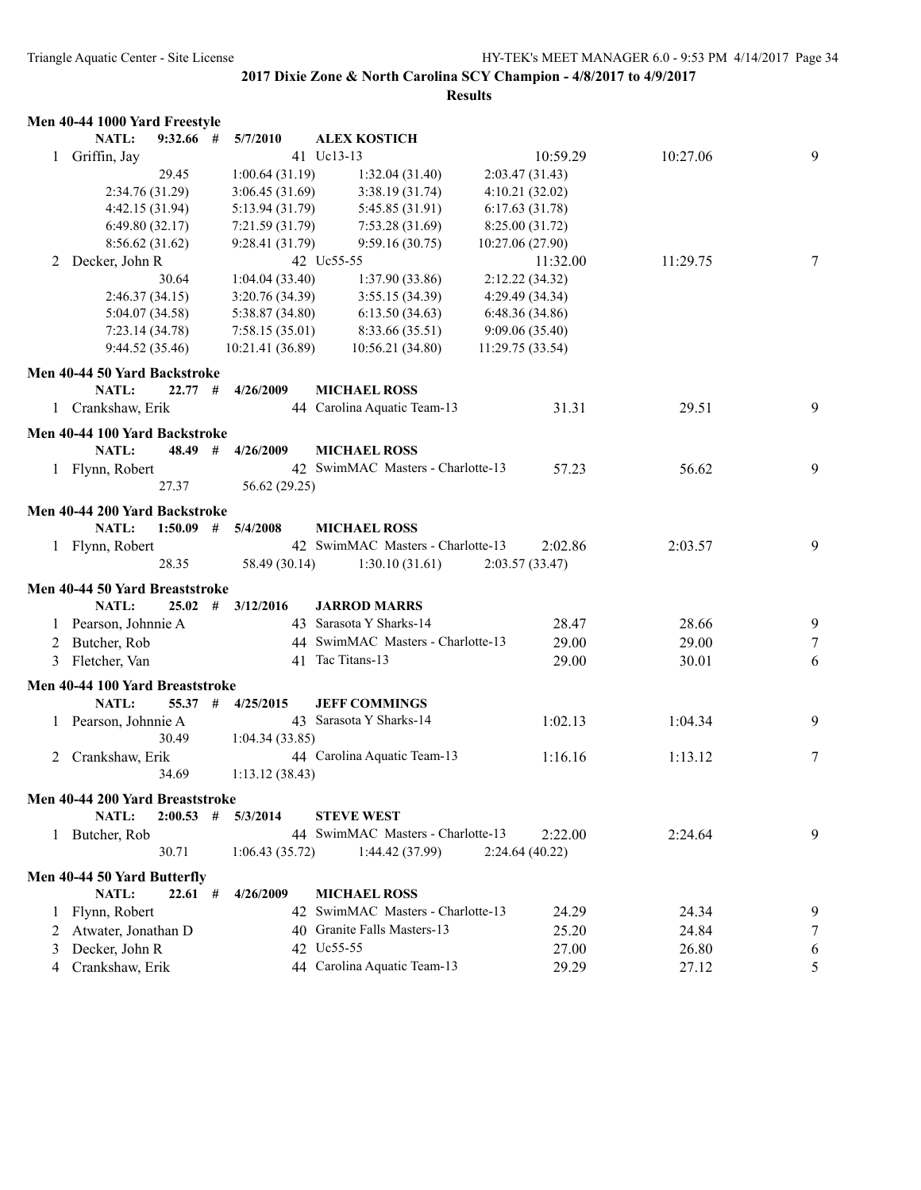## 2017 Dixie Zone & North Carolina SCY Champion - 4/8/2017 to 4/9/2017

### Results

#### Men 40-44 1000 Yard Freestyle

NATL: 9:32.66 # 5/7/2010 ALEX KOSTICH

| Place | Name | Age | Team | Seed Time | Finals Time | Points |
|---|---|---|---|---|---|---|
| 1 | Griffin, Jay | 41 | Uc13-13 | 10:59.29 | 10:27.06 | 9 |
| | 29.45 | 1:00.64 (31.19) | 1:32.04 (31.40) | 2:03.47 (31.43) | | |
| | 2:34.76 (31.29) | 3:06.45 (31.69) | 3:38.19 (31.74) | 4:10.21 (32.02) | | |
| | 4:42.15 (31.94) | 5:13.94 (31.79) | 5:45.85 (31.91) | 6:17.63 (31.78) | | |
| | 6:49.80 (32.17) | 7:21.59 (31.79) | 7:53.28 (31.69) | 8:25.00 (31.72) | | |
| | 8:56.62 (31.62) | 9:28.41 (31.79) | 9:59.16 (30.75) | 10:27.06 (27.90) | | |
| 2 | Decker, John R | 42 | Uc55-55 | 11:32.00 | 11:29.75 | 7 |
| | 30.64 | 1:04.04 (33.40) | 1:37.90 (33.86) | 2:12.22 (34.32) | | |
| | 2:46.37 (34.15) | 3:20.76 (34.39) | 3:55.15 (34.39) | 4:29.49 (34.34) | | |
| | 5:04.07 (34.58) | 5:38.87 (34.80) | 6:13.50 (34.63) | 6:48.36 (34.86) | | |
| | 7:23.14 (34.78) | 7:58.15 (35.01) | 8:33.66 (35.51) | 9:09.06 (35.40) | | |
| | 9:44.52 (35.46) | 10:21.41 (36.89) | 10:56.21 (34.80) | 11:29.75 (33.54) | | |

#### Men 40-44 50 Yard Backstroke

NATL: 22.77 # 4/26/2009 MICHAEL ROSS

| Place | Name | Age | Team | Seed Time | Finals Time | Points |
|---|---|---|---|---|---|---|
| 1 | Crankshaw, Erik | 44 | Carolina Aquatic Team-13 | 31.31 | 29.51 | 9 |

#### Men 40-44 100 Yard Backstroke

NATL: 48.49 # 4/26/2009 MICHAEL ROSS

| Place | Name | Age | Team | Seed Time | Finals Time | Points |
|---|---|---|---|---|---|---|
| 1 | Flynn, Robert | 42 | SwimMAC Masters - Charlotte-13 | 57.23 | 56.62 | 9 |
| | 27.37 | 56.62 (29.25) | | | | |

#### Men 40-44 200 Yard Backstroke

NATL: 1:50.09 # 5/4/2008 MICHAEL ROSS

| Place | Name | Age | Team | Seed Time | Finals Time | Points |
|---|---|---|---|---|---|---|
| 1 | Flynn, Robert | 42 | SwimMAC Masters - Charlotte-13 | 2:02.86 | 2:03.57 | 9 |
| | 28.35 | 58.49 (30.14) | 1:30.10 (31.61) | 2:03.57 (33.47) | | |

#### Men 40-44 50 Yard Breaststroke

NATL: 25.02 # 3/12/2016 JARROD MARRS

| Place | Name | Age | Team | Seed Time | Finals Time | Points |
|---|---|---|---|---|---|---|
| 1 | Pearson, Johnnie A | 43 | Sarasota Y Sharks-14 | 28.47 | 28.66 | 9 |
| 2 | Butcher, Rob | 44 | SwimMAC Masters - Charlotte-13 | 29.00 | 29.00 | 7 |
| 3 | Fletcher, Van | 41 | Tac Titans-13 | 29.00 | 30.01 | 6 |

#### Men 40-44 100 Yard Breaststroke

NATL: 55.37 # 4/25/2015 JEFF COMMINGS

| Place | Name | Age | Team | Seed Time | Finals Time | Points |
|---|---|---|---|---|---|---|
| 1 | Pearson, Johnnie A | 43 | Sarasota Y Sharks-14 | 1:02.13 | 1:04.34 | 9 |
| | 30.49 | 1:04.34 (33.85) | | | | |
| 2 | Crankshaw, Erik | 44 | Carolina Aquatic Team-13 | 1:16.16 | 1:13.12 | 7 |
| | 34.69 | 1:13.12 (38.43) | | | | |

#### Men 40-44 200 Yard Breaststroke

NATL: 2:00.53 # 5/3/2014 STEVE WEST

| Place | Name | Age | Team | Seed Time | Finals Time | Points |
|---|---|---|---|---|---|---|
| 1 | Butcher, Rob | 44 | SwimMAC Masters - Charlotte-13 | 2:22.00 | 2:24.64 | 9 |
| | 30.71 | 1:06.43 (35.72) | 1:44.42 (37.99) | 2:24.64 (40.22) | | |

#### Men 40-44 50 Yard Butterfly

NATL: 22.61 # 4/26/2009 MICHAEL ROSS

| Place | Name | Age | Team | Seed Time | Finals Time | Points |
|---|---|---|---|---|---|---|
| 1 | Flynn, Robert | 42 | SwimMAC Masters - Charlotte-13 | 24.29 | 24.34 | 9 |
| 2 | Atwater, Jonathan D | 40 | Granite Falls Masters-13 | 25.20 | 24.84 | 7 |
| 3 | Decker, John R | 42 | Uc55-55 | 27.00 | 26.80 | 6 |
| 4 | Crankshaw, Erik | 44 | Carolina Aquatic Team-13 | 29.29 | 27.12 | 5 |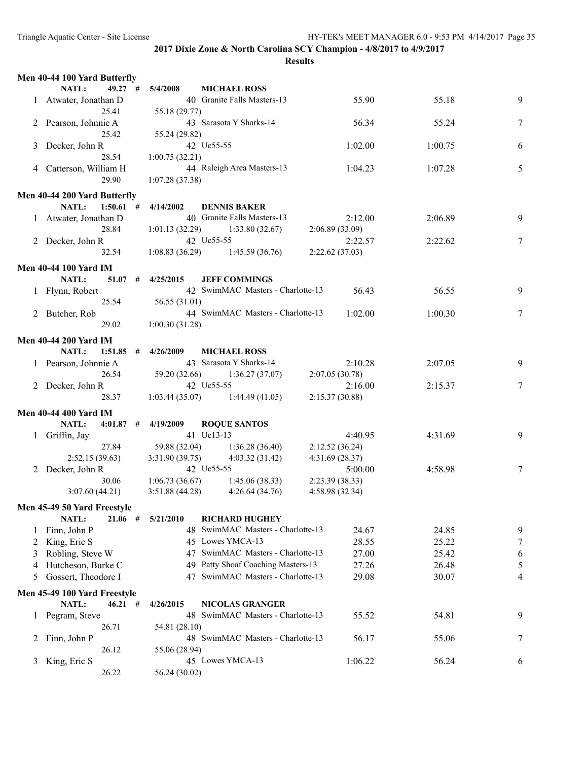**2017 Dixie Zone & North Carolina SCY Champion - 4/8/2017 to 4/9/2017**

**Results**

### Men 40-44 100 Yard Butterfly

NATL: 49.27 # 5/4/2008 MICHAEL ROSS

| Place | Name | Age | Team | Seed | Finals | Points |
|---|---|---|---|---|---|---|
| 1 | Atwater, Jonathan D | 40 | Granite Falls Masters-13 | 55.90 | 55.18 | 9 |
| | 25.41 | 55.18 (29.77) | | | | |
| 2 | Pearson, Johnnie A | 43 | Sarasota Y Sharks-14 | 56.34 | 55.24 | 7 |
| | 25.42 | 55.24 (29.82) | | | | |
| 3 | Decker, John R | 42 | Uc55-55 | 1:02.00 | 1:00.75 | 6 |
| | 28.54 | 1:00.75 (32.21) | | | | |
| 4 | Catterson, William H | 44 | Raleigh Area Masters-13 | 1:04.23 | 1:07.28 | 5 |
| | 29.90 | 1:07.28 (37.38) | | | | |

### Men 40-44 200 Yard Butterfly

NATL: 1:50.61 # 4/14/2002 DENNIS BAKER

| Place | Name | Age | Team | Seed | Finals | Points |
|---|---|---|---|---|---|---|
| 1 | Atwater, Jonathan D | 40 | Granite Falls Masters-13 | 2:12.00 | 2:06.89 | 9 |
| | 28.84 | 1:01.13 (32.29) | 1:33.80 (32.67) | 2:06.89 (33.09) | | |
| 2 | Decker, John R | 42 | Uc55-55 | 2:22.57 | 2:22.62 | 7 |
| | 32.54 | 1:08.83 (36.29) | 1:45.59 (36.76) | 2:22.62 (37.03) | | |

### Men 40-44 100 Yard IM

NATL: 51.07 # 4/25/2015 JEFF COMMINGS

| Place | Name | Age | Team | Seed | Finals | Points |
|---|---|---|---|---|---|---|
| 1 | Flynn, Robert | 42 | SwimMAC Masters - Charlotte-13 | 56.43 | 56.55 | 9 |
| | 25.54 | 56.55 (31.01) | | | | |
| 2 | Butcher, Rob | 44 | SwimMAC Masters - Charlotte-13 | 1:02.00 | 1:00.30 | 7 |
| | 29.02 | 1:00.30 (31.28) | | | | |

### Men 40-44 200 Yard IM

NATL: 1:51.85 # 4/26/2009 MICHAEL ROSS

| Place | Name | Age | Team | Seed | Finals | Points |
|---|---|---|---|---|---|---|
| 1 | Pearson, Johnnie A | 43 | Sarasota Y Sharks-14 | 2:10.28 | 2:07.05 | 9 |
| | 26.54 | 59.20 (32.66) | 1:36.27 (37.07) | 2:07.05 (30.78) | | |
| 2 | Decker, John R | 42 | Uc55-55 | 2:16.00 | 2:15.37 | 7 |
| | 28.37 | 1:03.44 (35.07) | 1:44.49 (41.05) | 2:15.37 (30.88) | | |

### Men 40-44 400 Yard IM

NATL: 4:01.87 # 4/19/2009 ROQUE SANTOS

| Place | Name | Age | Team | Seed | Finals | Points |
|---|---|---|---|---|---|---|
| 1 | Griffin, Jay | 41 | Uc13-13 | 4:40.95 | 4:31.69 | 9 |
| | 27.84 | 59.88 (32.04) | 1:36.28 (36.40) | 2:12.52 (36.24) | | |
| | 2:52.15 (39.63) | 3:31.90 (39.75) | 4:03.32 (31.42) | 4:31.69 (28.37) | | |
| 2 | Decker, John R | 42 | Uc55-55 | 5:00.00 | 4:58.98 | 7 |
| | 30.06 | 1:06.73 (36.67) | 1:45.06 (38.33) | 2:23.39 (38.33) | | |
| | 3:07.60 (44.21) | 3:51.88 (44.28) | 4:26.64 (34.76) | 4:58.98 (32.34) | | |

### Men 45-49 50 Yard Freestyle

NATL: 21.06 # 5/21/2010 RICHARD HUGHEY

| Place | Name | Age | Team | Seed | Finals | Points |
|---|---|---|---|---|---|---|
| 1 | Finn, John P | 48 | SwimMAC Masters - Charlotte-13 | 24.67 | 24.85 | 9 |
| 2 | King, Eric S | 45 | Lowes YMCA-13 | 28.55 | 25.22 | 7 |
| 3 | Robling, Steve W | 47 | SwimMAC Masters - Charlotte-13 | 27.00 | 25.42 | 6 |
| 4 | Hutcheson, Burke C | 49 | Patty Shoaf Coaching Masters-13 | 27.26 | 26.48 | 5 |
| 5 | Gossert, Theodore I | 47 | SwimMAC Masters - Charlotte-13 | 29.08 | 30.07 | 4 |

### Men 45-49 100 Yard Freestyle

NATL: 46.21 # 4/26/2015 NICOLAS GRANGER

| Place | Name | Age | Team | Seed | Finals | Points |
|---|---|---|---|---|---|---|
| 1 | Pegram, Steve | 48 | SwimMAC Masters - Charlotte-13 | 55.52 | 54.81 | 9 |
| | 26.71 | 54.81 (28.10) | | | | |
| 2 | Finn, John P | 48 | SwimMAC Masters - Charlotte-13 | 56.17 | 55.06 | 7 |
| | 26.12 | 55.06 (28.94) | | | | |
| 3 | King, Eric S | 45 | Lowes YMCA-13 | 1:06.22 | 56.24 | 6 |
| | 26.22 | 56.24 (30.02) | | | | |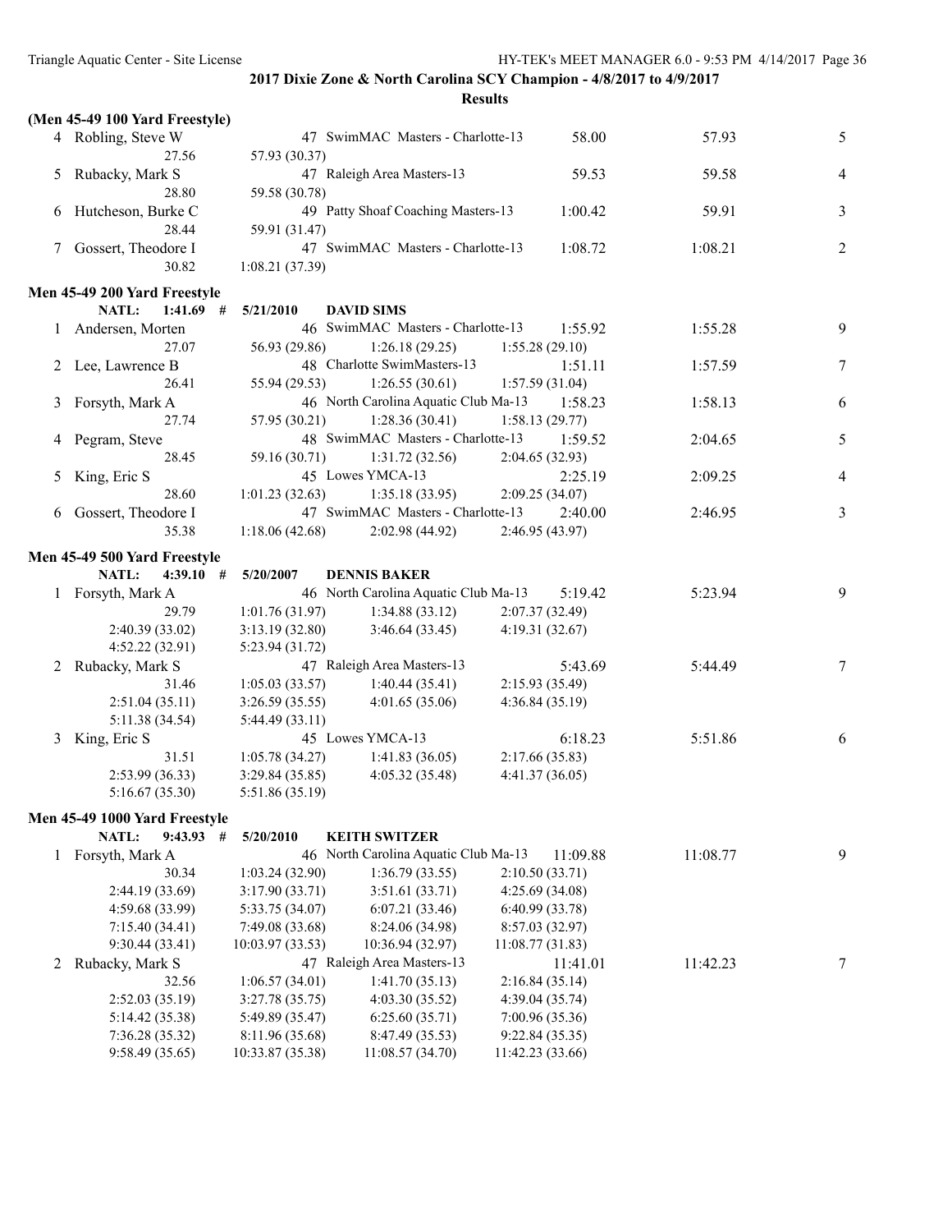**2017 Dixie Zone & North Carolina SCY Champion - 4/8/2017 to 4/9/2017**

**Results**

**(Men 45-49 100 Yard Freestyle)**

| Place | Name | Age | Team | Seed Time | Finals Time | Points |
|---|---|---|---|---|---|---|
| 4 | Robling, Steve W | 47 | SwimMAC Masters - Charlotte-13 | 58.00 | 57.93 | 5 |
| | 27.56 | 57.93 (30.37) | | | | |
| 5 | Rubacky, Mark S | 47 | Raleigh Area Masters-13 | 59.53 | 59.58 | 4 |
| | 28.80 | 59.58 (30.78) | | | | |
| 6 | Hutcheson, Burke C | 49 | Patty Shoaf Coaching Masters-13 | 1:00.42 | 59.91 | 3 |
| | 28.44 | 59.91 (31.47) | | | | |
| 7 | Gossert, Theodore I | 47 | SwimMAC Masters - Charlotte-13 | 1:08.72 | 1:08.21 | 2 |
| | 30.82 | 1:08.21 (37.39) | | | | |

**Men 45-49 200 Yard Freestyle**

NATL: 1:41.69 # 5/21/2010 DAVID SIMS

| Place | Name | Age | Team | Seed Time | Finals Time | Points |
|---|---|---|---|---|---|---|
| 1 | Andersen, Morten | 46 | SwimMAC Masters - Charlotte-13 | 1:55.92 | 1:55.28 | 9 |
| | 27.07 | 56.93 (29.86) | 1:26.18 (29.25) | 1:55.28 (29.10) | | |
| 2 | Lee, Lawrence B | 48 | Charlotte SwimMasters-13 | 1:51.11 | 1:57.59 | 7 |
| | 26.41 | 55.94 (29.53) | 1:26.55 (30.61) | 1:57.59 (31.04) | | |
| 3 | Forsyth, Mark A | 46 | North Carolina Aquatic Club Ma-13 | 1:58.23 | 1:58.13 | 6 |
| | 27.74 | 57.95 (30.21) | 1:28.36 (30.41) | 1:58.13 (29.77) | | |
| 4 | Pegram, Steve | 48 | SwimMAC Masters - Charlotte-13 | 1:59.52 | 2:04.65 | 5 |
| | 28.45 | 59.16 (30.71) | 1:31.72 (32.56) | 2:04.65 (32.93) | | |
| 5 | King, Eric S | 45 | Lowes YMCA-13 | 2:25.19 | 2:09.25 | 4 |
| | 28.60 | 1:01.23 (32.63) | 1:35.18 (33.95) | 2:09.25 (34.07) | | |
| 6 | Gossert, Theodore I | 47 | SwimMAC Masters - Charlotte-13 | 2:40.00 | 2:46.95 | 3 |
| | 35.38 | 1:18.06 (42.68) | 2:02.98 (44.92) | 2:46.95 (43.97) | | |

**Men 45-49 500 Yard Freestyle**

NATL: 4:39.10 # 5/20/2007 DENNIS BAKER

| Place | Name | Age | Team | Seed Time | Finals Time | Points |
|---|---|---|---|---|---|---|
| 1 | Forsyth, Mark A | 46 | North Carolina Aquatic Club Ma-13 | 5:19.42 | 5:23.94 | 9 |
| | 29.79 | 1:01.76 (31.97) | 1:34.88 (33.12) | 2:07.37 (32.49) | | |
| | 2:40.39 (33.02) | 3:13.19 (32.80) | 3:46.64 (33.45) | 4:19.31 (32.67) | | |
| | 4:52.22 (32.91) | 5:23.94 (31.72) | | | | |
| 2 | Rubacky, Mark S | 47 | Raleigh Area Masters-13 | 5:43.69 | 5:44.49 | 7 |
| | 31.46 | 1:05.03 (33.57) | 1:40.44 (35.41) | 2:15.93 (35.49) | | |
| | 2:51.04 (35.11) | 3:26.59 (35.55) | 4:01.65 (35.06) | 4:36.84 (35.19) | | |
| | 5:11.38 (34.54) | 5:44.49 (33.11) | | | | |
| 3 | King, Eric S | 45 | Lowes YMCA-13 | 6:18.23 | 5:51.86 | 6 |
| | 31.51 | 1:05.78 (34.27) | 1:41.83 (36.05) | 2:17.66 (35.83) | | |
| | 2:53.99 (36.33) | 3:29.84 (35.85) | 4:05.32 (35.48) | 4:41.37 (36.05) | | |
| | 5:16.67 (35.30) | 5:51.86 (35.19) | | | | |

**Men 45-49 1000 Yard Freestyle**

NATL: 9:43.93 # 5/20/2010 KEITH SWITZER

| Place | Name | Age | Team | Seed Time | Finals Time | Points |
|---|---|---|---|---|---|---|
| 1 | Forsyth, Mark A | 46 | North Carolina Aquatic Club Ma-13 | 11:09.88 | 11:08.77 | 9 |
| | 30.34 | 1:03.24 (32.90) | 1:36.79 (33.55) | 2:10.50 (33.71) | | |
| | 2:44.19 (33.69) | 3:17.90 (33.71) | 3:51.61 (33.71) | 4:25.69 (34.08) | | |
| | 4:59.68 (33.99) | 5:33.75 (34.07) | 6:07.21 (33.46) | 6:40.99 (33.78) | | |
| | 7:15.40 (34.41) | 7:49.08 (33.68) | 8:24.06 (34.98) | 8:57.03 (32.97) | | |
| | 9:30.44 (33.41) | 10:03.97 (33.53) | 10:36.94 (32.97) | 11:08.77 (31.83) | | |
| 2 | Rubacky, Mark S | 47 | Raleigh Area Masters-13 | 11:41.01 | 11:42.23 | 7 |
| | 32.56 | 1:06.57 (34.01) | 1:41.70 (35.13) | 2:16.84 (35.14) | | |
| | 2:52.03 (35.19) | 3:27.78 (35.75) | 4:03.30 (35.52) | 4:39.04 (35.74) | | |
| | 5:14.42 (35.38) | 5:49.89 (35.47) | 6:25.60 (35.71) | 7:00.96 (35.36) | | |
| | 7:36.28 (35.32) | 8:11.96 (35.68) | 8:47.49 (35.53) | 9:22.84 (35.35) | | |
| | 9:58.49 (35.65) | 10:33.87 (35.38) | 11:08.57 (34.70) | 11:42.23 (33.66) | | |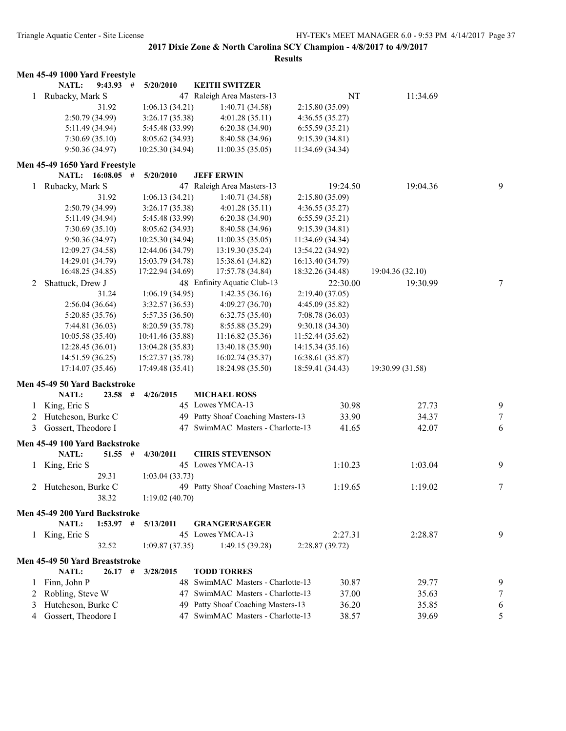**2017 Dixie Zone & North Carolina SCY Champion - 4/8/2017 to 4/9/2017**

**Results**

### Men 45-49 1000 Yard Freestyle

NATL: 9:43.93 # 5/20/2010 KEITH SWITZER

| Place | Name | Age | Team | Seed Time | Finals Time | Points |
|---|---|---|---|---|---|---|
| 1 | Rubacky, Mark S | 47 | Raleigh Area Masters-13 | NT | 11:34.69 | |

31.92 | 1:06.13 (34.21) | 1:40.71 (34.58) | 2:15.80 (35.09)
2:50.79 (34.99) | 3:26.17 (35.38) | 4:01.28 (35.11) | 4:36.55 (35.27)
5:11.49 (34.94) | 5:45.48 (33.99) | 6:20.38 (34.90) | 6:55.59 (35.21)
7:30.69 (35.10) | 8:05.62 (34.93) | 8:40.58 (34.96) | 9:15.39 (34.81)
9:50.36 (34.97) | 10:25.30 (34.94) | 11:00.35 (35.05) | 11:34.69 (34.34)

### Men 45-49 1650 Yard Freestyle

NATL: 16:08.05 # 5/20/2010 JEFF ERWIN

| Place | Name | Age | Team | Seed Time | Finals Time | Points |
|---|---|---|---|---|---|---|
| 1 | Rubacky, Mark S | 47 | Raleigh Area Masters-13 | 19:24.50 | 19:04.36 | 9 |

31.92 | 1:06.13 (34.21) | 1:40.71 (34.58) | 2:15.80 (35.09)
2:50.79 (34.99) | 3:26.17 (35.38) | 4:01.28 (35.11) | 4:36.55 (35.27)
5:11.49 (34.94) | 5:45.48 (33.99) | 6:20.38 (34.90) | 6:55.59 (35.21)
7:30.69 (35.10) | 8:05.62 (34.93) | 8:40.58 (34.96) | 9:15.39 (34.81)
9:50.36 (34.97) | 10:25.30 (34.94) | 11:00.35 (35.05) | 11:34.69 (34.34)
12:09.27 (34.58) | 12:44.06 (34.79) | 13:19.30 (35.24) | 13:54.22 (34.92)
14:29.01 (34.79) | 15:03.79 (34.78) | 15:38.61 (34.82) | 16:13.40 (34.79)
16:48.25 (34.85) | 17:22.94 (34.69) | 17:57.78 (34.84) | 18:32.26 (34.48) | 19:04.36 (32.10)

| Place | Name | Age | Team | Seed Time | Finals Time | Points |
|---|---|---|---|---|---|---|
| 2 | Shattuck, Drew J | 48 | Enfinity Aquatic Club-13 | 22:30.00 | 19:30.99 | 7 |

31.24 | 1:06.19 (34.95) | 1:42.35 (36.16) | 2:19.40 (37.05)
2:56.04 (36.64) | 3:32.57 (36.53) | 4:09.27 (36.70) | 4:45.09 (35.82)
5:20.85 (35.76) | 5:57.35 (36.50) | 6:32.75 (35.40) | 7:08.78 (36.03)
7:44.81 (36.03) | 8:20.59 (35.78) | 8:55.88 (35.29) | 9:30.18 (34.30)
10:05.58 (35.40) | 10:41.46 (35.88) | 11:16.82 (35.36) | 11:52.44 (35.62)
12:28.45 (36.01) | 13:04.28 (35.83) | 13:40.18 (35.90) | 14:15.34 (35.16)
14:51.59 (36.25) | 15:27.37 (35.78) | 16:02.74 (35.37) | 16:38.61 (35.87)
17:14.07 (35.46) | 17:49.48 (35.41) | 18:24.98 (35.50) | 18:59.41 (34.43) | 19:30.99 (31.58)

### Men 45-49 50 Yard Backstroke

NATL: 23.58 # 4/26/2015 MICHAEL ROSS

| Place | Name | Age | Team | Seed Time | Finals Time | Points |
|---|---|---|---|---|---|---|
| 1 | King, Eric S | 45 | Lowes YMCA-13 | 30.98 | 27.73 | 9 |
| 2 | Hutcheson, Burke C | 49 | Patty Shoaf Coaching Masters-13 | 33.90 | 34.37 | 7 |
| 3 | Gossert, Theodore I | 47 | SwimMAC Masters - Charlotte-13 | 41.65 | 42.07 | 6 |

### Men 45-49 100 Yard Backstroke

NATL: 51.55 # 4/30/2011 CHRIS STEVENSON

| Place | Name | Age | Team | Seed Time | Finals Time | Points |
|---|---|---|---|---|---|---|
| 1 | King, Eric S | 45 | Lowes YMCA-13 | 1:10.23 | 1:03.04 | 9 |
| | 29.31 | | 1:03.04 (33.73) | | | |
| 2 | Hutcheson, Burke C | 49 | Patty Shoaf Coaching Masters-13 | 1:19.65 | 1:19.02 | 7 |
| | 38.32 | | 1:19.02 (40.70) | | | |

### Men 45-49 200 Yard Backstroke

NATL: 1:53.97 # 5/13/2011 GRANGER\SAEGER

| Place | Name | Age | Team | Seed Time | Finals Time | Points |
|---|---|---|---|---|---|---|
| 1 | King, Eric S | 45 | Lowes YMCA-13 | 2:27.31 | 2:28.87 | 9 |

32.52 | 1:09.87 (37.35) | 1:49.15 (39.28) | 2:28.87 (39.72)

### Men 45-49 50 Yard Breaststroke

NATL: 26.17 # 3/28/2015 TODD TORRES

| Place | Name | Age | Team | Seed Time | Finals Time | Points |
|---|---|---|---|---|---|---|
| 1 | Finn, John P | 48 | SwimMAC Masters - Charlotte-13 | 30.87 | 29.77 | 9 |
| 2 | Robling, Steve W | 47 | SwimMAC Masters - Charlotte-13 | 37.00 | 35.63 | 7 |
| 3 | Hutcheson, Burke C | 49 | Patty Shoaf Coaching Masters-13 | 36.20 | 35.85 | 6 |
| 4 | Gossert, Theodore I | 47 | SwimMAC Masters - Charlotte-13 | 38.57 | 39.69 | 5 |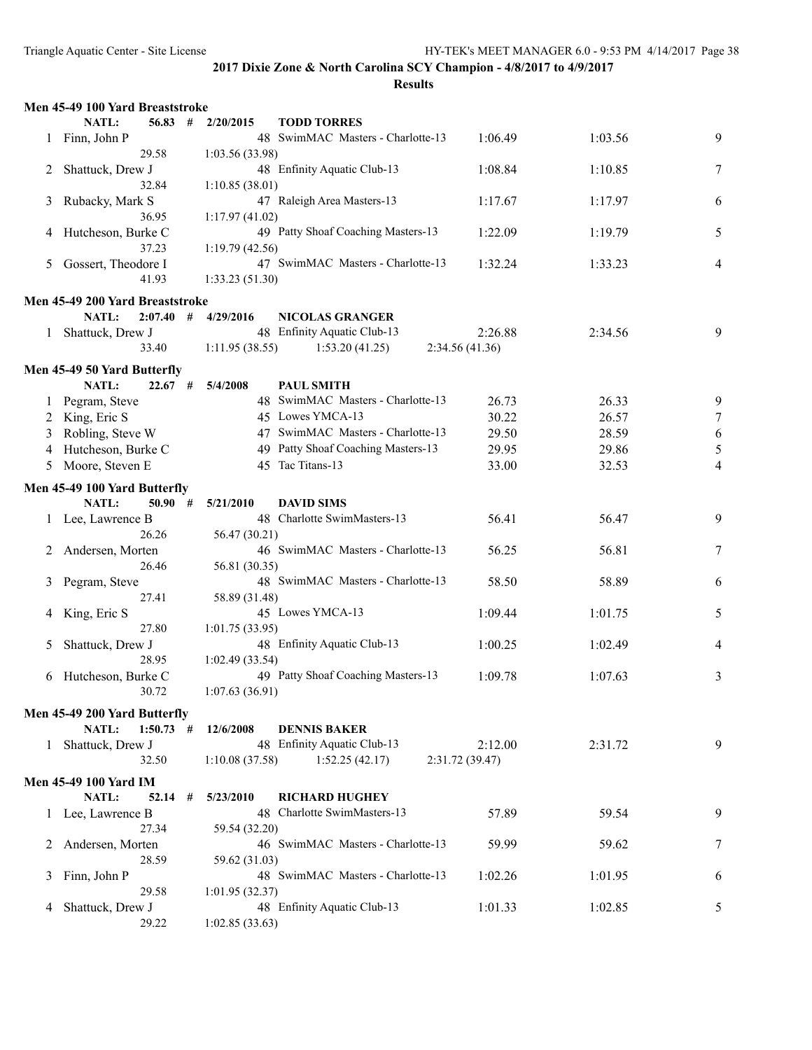## 2017 Dixie Zone & North Carolina SCY Champion - 4/8/2017 to 4/9/2017

### Results

#### Men 45-49 100 Yard Breaststroke

NATL: 56.83 # 2/20/2015 TODD TORRES

| Place | Name | Age | Team | Seed Time | Finals Time | Points |
|---|---|---|---|---|---|---|
| 1 | Finn, John P | 48 | SwimMAC Masters - Charlotte-13 | 1:06.49 | 1:03.56 | 9 |
| | 29.58 | 1:03.56 (33.98) | | | | |
| 2 | Shattuck, Drew J | 48 | Enfinity Aquatic Club-13 | 1:08.84 | 1:10.85 | 7 |
| | 32.84 | 1:10.85 (38.01) | | | | |
| 3 | Rubacky, Mark S | 47 | Raleigh Area Masters-13 | 1:17.67 | 1:17.97 | 6 |
| | 36.95 | 1:17.97 (41.02) | | | | |
| 4 | Hutcheson, Burke C | 49 | Patty Shoaf Coaching Masters-13 | 1:22.09 | 1:19.79 | 5 |
| | 37.23 | 1:19.79 (42.56) | | | | |
| 5 | Gossert, Theodore I | 47 | SwimMAC Masters - Charlotte-13 | 1:32.24 | 1:33.23 | 4 |
| | 41.93 | 1:33.23 (51.30) | | | | |

#### Men 45-49 200 Yard Breaststroke

NATL: 2:07.40 # 4/29/2016 NICOLAS GRANGER

| Place | Name | Age | Team | Seed Time | Finals Time | Points |
|---|---|---|---|---|---|---|
| 1 | Shattuck, Drew J | 48 | Enfinity Aquatic Club-13 | 2:26.88 | 2:34.56 | 9 |
| | 33.40 | 1:11.95 (38.55) | 1:53.20 (41.25) | 2:34.56 (41.36) | | |

#### Men 45-49 50 Yard Butterfly

NATL: 22.67 # 5/4/2008 PAUL SMITH

| Place | Name | Age | Team | Seed Time | Finals Time | Points |
|---|---|---|---|---|---|---|
| 1 | Pegram, Steve | 48 | SwimMAC Masters - Charlotte-13 | 26.73 | 26.33 | 9 |
| 2 | King, Eric S | 45 | Lowes YMCA-13 | 30.22 | 26.57 | 7 |
| 3 | Robling, Steve W | 47 | SwimMAC Masters - Charlotte-13 | 29.50 | 28.59 | 6 |
| 4 | Hutcheson, Burke C | 49 | Patty Shoaf Coaching Masters-13 | 29.95 | 29.86 | 5 |
| 5 | Moore, Steven E | 45 | Tac Titans-13 | 33.00 | 32.53 | 4 |

#### Men 45-49 100 Yard Butterfly

NATL: 50.90 # 5/21/2010 DAVID SIMS

| Place | Name | Age | Team | Seed Time | Finals Time | Points |
|---|---|---|---|---|---|---|
| 1 | Lee, Lawrence B | 48 | Charlotte SwimMasters-13 | 56.41 | 56.47 | 9 |
| | 26.26 | 56.47 (30.21) | | | | |
| 2 | Andersen, Morten | 46 | SwimMAC Masters - Charlotte-13 | 56.25 | 56.81 | 7 |
| | 26.46 | 56.81 (30.35) | | | | |
| 3 | Pegram, Steve | 48 | SwimMAC Masters - Charlotte-13 | 58.50 | 58.89 | 6 |
| | 27.41 | 58.89 (31.48) | | | | |
| 4 | King, Eric S | 45 | Lowes YMCA-13 | 1:09.44 | 1:01.75 | 5 |
| | 27.80 | 1:01.75 (33.95) | | | | |
| 5 | Shattuck, Drew J | 48 | Enfinity Aquatic Club-13 | 1:00.25 | 1:02.49 | 4 |
| | 28.95 | 1:02.49 (33.54) | | | | |
| 6 | Hutcheson, Burke C | 49 | Patty Shoaf Coaching Masters-13 | 1:09.78 | 1:07.63 | 3 |
| | 30.72 | 1:07.63 (36.91) | | | | |

#### Men 45-49 200 Yard Butterfly

NATL: 1:50.73 # 12/6/2008 DENNIS BAKER

| Place | Name | Age | Team | Seed Time | Finals Time | Points |
|---|---|---|---|---|---|---|
| 1 | Shattuck, Drew J | 48 | Enfinity Aquatic Club-13 | 2:12.00 | 2:31.72 | 9 |
| | 32.50 | 1:10.08 (37.58) | 1:52.25 (42.17) | 2:31.72 (39.47) | | |

#### Men 45-49 100 Yard IM

NATL: 52.14 # 5/23/2010 RICHARD HUGHEY

| Place | Name | Age | Team | Seed Time | Finals Time | Points |
|---|---|---|---|---|---|---|
| 1 | Lee, Lawrence B | 48 | Charlotte SwimMasters-13 | 57.89 | 59.54 | 9 |
| | 27.34 | 59.54 (32.20) | | | | |
| 2 | Andersen, Morten | 46 | SwimMAC Masters - Charlotte-13 | 59.99 | 59.62 | 7 |
| | 28.59 | 59.62 (31.03) | | | | |
| 3 | Finn, John P | 48 | SwimMAC Masters - Charlotte-13 | 1:02.26 | 1:01.95 | 6 |
| | 29.58 | 1:01.95 (32.37) | | | | |
| 4 | Shattuck, Drew J | 48 | Enfinity Aquatic Club-13 | 1:01.33 | 1:02.85 | 5 |
| | 29.22 | 1:02.85 (33.63) | | | | |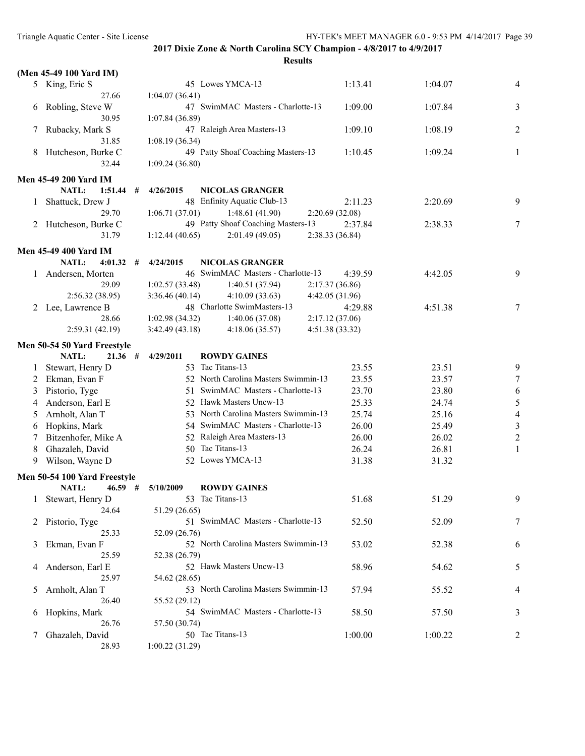**2017 Dixie Zone & North Carolina SCY Champion - 4/8/2017 to 4/9/2017**

**Results**

**(Men 45-49 100 Yard IM)**

| | Name | Age | Team | Seed Time | Finals Time | Points |
|---|---|---|---|---|---|---|
| 5 | King, Eric S | 45 | Lowes YMCA-13 | 1:13.41 | 1:04.07 | 4 |
| | 27.66 | 1:04.07 (36.41) | | | | |
| 6 | Robling, Steve W | 47 | SwimMAC Masters - Charlotte-13 | 1:09.00 | 1:07.84 | 3 |
| | 30.95 | 1:07.84 (36.89) | | | | |
| 7 | Rubacky, Mark S | 47 | Raleigh Area Masters-13 | 1:09.10 | 1:08.19 | 2 |
| | 31.85 | 1:08.19 (36.34) | | | | |
| 8 | Hutcheson, Burke C | 49 | Patty Shoaf Coaching Masters-13 | 1:10.45 | 1:09.24 | 1 |
| | 32.44 | 1:09.24 (36.80) | | | | |

**Men 45-49 200 Yard IM**

NATL: 1:51.44 # 4/26/2015 NICOLAS GRANGER

| | Name | Age | Team | Seed Time | Finals Time | Points |
|---|---|---|---|---|---|---|
| 1 | Shattuck, Drew J | 48 | Enfinity Aquatic Club-13 | 2:11.23 | 2:20.69 | 9 |
| | 29.70 | 1:06.71 (37.01) | 1:48.61 (41.90) | 2:20.69 (32.08) | | |
| 2 | Hutcheson, Burke C | 49 | Patty Shoaf Coaching Masters-13 | 2:37.84 | 2:38.33 | 7 |
| | 31.79 | 1:12.44 (40.65) | 2:01.49 (49.05) | 2:38.33 (36.84) | | |

**Men 45-49 400 Yard IM**

NATL: 4:01.32 # 4/24/2015 NICOLAS GRANGER

| | Name | Age | Team | Seed Time | Finals Time | Points |
|---|---|---|---|---|---|---|
| 1 | Andersen, Morten | 46 | SwimMAC Masters - Charlotte-13 | 4:39.59 | 4:42.05 | 9 |
| | 29.09 | 1:02.57 (33.48) | 1:40.51 (37.94) | 2:17.37 (36.86) | | |
| | 2:56.32 (38.95) | 3:36.46 (40.14) | 4:10.09 (33.63) | 4:42.05 (31.96) | | |
| 2 | Lee, Lawrence B | 48 | Charlotte SwimMasters-13 | 4:29.88 | 4:51.38 | 7 |
| | 28.66 | 1:02.98 (34.32) | 1:40.06 (37.08) | 2:17.12 (37.06) | | |
| | 2:59.31 (42.19) | 3:42.49 (43.18) | 4:18.06 (35.57) | 4:51.38 (33.32) | | |

**Men 50-54 50 Yard Freestyle**

NATL: 21.36 # 4/29/2011 ROWDY GAINES

| | Name | Age | Team | Seed Time | Finals Time | Points |
|---|---|---|---|---|---|---|
| 1 | Stewart, Henry D | 53 | Tac Titans-13 | 23.55 | 23.51 | 9 |
| 2 | Ekman, Evan F | 52 | North Carolina Masters Swimmin-13 | 23.55 | 23.57 | 7 |
| 3 | Pistorio, Tyge | 51 | SwimMAC Masters - Charlotte-13 | 23.70 | 23.80 | 6 |
| 4 | Anderson, Earl E | 52 | Hawk Masters Uncw-13 | 25.33 | 24.74 | 5 |
| 5 | Arnholt, Alan T | 53 | North Carolina Masters Swimmin-13 | 25.74 | 25.16 | 4 |
| 6 | Hopkins, Mark | 54 | SwimMAC Masters - Charlotte-13 | 26.00 | 25.49 | 3 |
| 7 | Bitzenhofer, Mike A | 52 | Raleigh Area Masters-13 | 26.00 | 26.02 | 2 |
| 8 | Ghazaleh, David | 50 | Tac Titans-13 | 26.24 | 26.81 | 1 |
| 9 | Wilson, Wayne D | 52 | Lowes YMCA-13 | 31.38 | 31.32 | |

**Men 50-54 100 Yard Freestyle**

NATL: 46.59 # 5/10/2009 ROWDY GAINES

| | Name | Age | Team | Seed Time | Finals Time | Points |
|---|---|---|---|---|---|---|
| 1 | Stewart, Henry D | 53 | Tac Titans-13 | 51.68 | 51.29 | 9 |
| | 24.64 | 51.29 (26.65) | | | | |
| 2 | Pistorio, Tyge | 51 | SwimMAC Masters - Charlotte-13 | 52.50 | 52.09 | 7 |
| | 25.33 | 52.09 (26.76) | | | | |
| 3 | Ekman, Evan F | 52 | North Carolina Masters Swimmin-13 | 53.02 | 52.38 | 6 |
| | 25.59 | 52.38 (26.79) | | | | |
| 4 | Anderson, Earl E | 52 | Hawk Masters Uncw-13 | 58.96 | 54.62 | 5 |
| | 25.97 | 54.62 (28.65) | | | | |
| 5 | Arnholt, Alan T | 53 | North Carolina Masters Swimmin-13 | 57.94 | 55.52 | 4 |
| | 26.40 | 55.52 (29.12) | | | | |
| 6 | Hopkins, Mark | 54 | SwimMAC Masters - Charlotte-13 | 58.50 | 57.50 | 3 |
| | 26.76 | 57.50 (30.74) | | | | |
| 7 | Ghazaleh, David | 50 | Tac Titans-13 | 1:00.00 | 1:00.22 | 2 |
| | 28.93 | 1:00.22 (31.29) | | | | |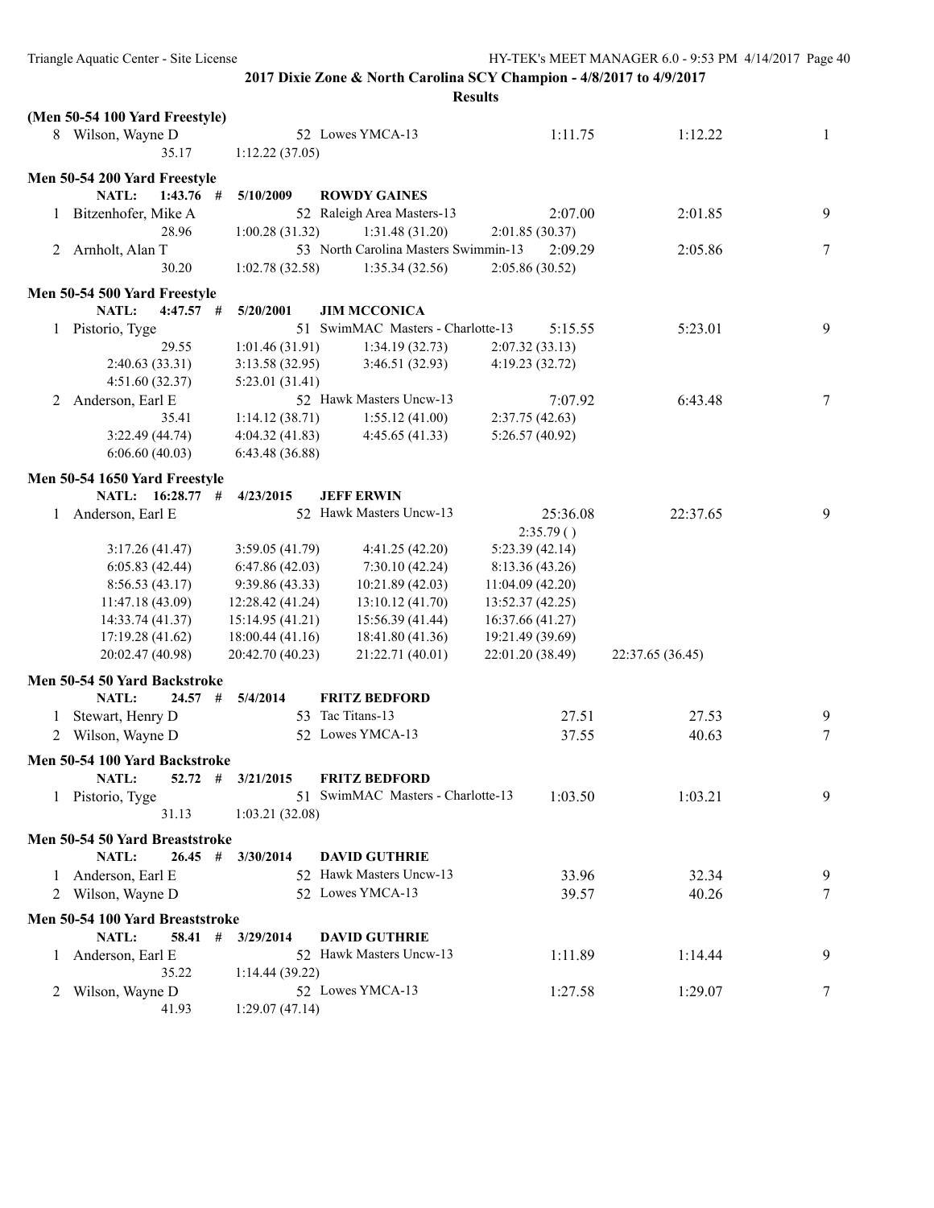**2017 Dixie Zone & North Carolina SCY Champion - 4/8/2017 to 4/9/2017**

**Results**

**(Men 50-54 100 Yard Freestyle)**

| | Name | Age | Team | Seed Time | Finals Time | Points |
|---|---|---|---|---|---|---|
| 8 | Wilson, Wayne D | 52 | Lowes YMCA-13 | 1:11.75 | 1:12.22 | 1 |
| | 35.17 | 1:12.22 (37.05) | | | | |

**Men 50-54 200 Yard Freestyle**

NATL: 1:43.76 # 5/10/2009 ROWDY GAINES

| | Name | Age | Team | Seed Time | Finals Time | Points |
|---|---|---|---|---|---|---|
| 1 | Bitzenhofer, Mike A | 52 | Raleigh Area Masters-13 | 2:07.00 | 2:01.85 | 9 |
| | 28.96 | 1:00.28 (31.32) | 1:31.48 (31.20) | 2:01.85 (30.37) | | |
| 2 | Arnholt, Alan T | 53 | North Carolina Masters Swimmin-13 | 2:09.29 | 2:05.86 | 7 |
| | 30.20 | 1:02.78 (32.58) | 1:35.34 (32.56) | 2:05.86 (30.52) | | |

**Men 50-54 500 Yard Freestyle**

NATL: 4:47.57 # 5/20/2001 JIM MCCONICA

| | Name | Age | Team | Seed Time | Finals Time | Points |
|---|---|---|---|---|---|---|
| 1 | Pistorio, Tyge | 51 | SwimMAC Masters - Charlotte-13 | 5:15.55 | 5:23.01 | 9 |
| | 29.55 | 1:01.46 (31.91) | 1:34.19 (32.73) | 2:07.32 (33.13) | | |
| | 2:40.63 (33.31) | 3:13.58 (32.95) | 3:46.51 (32.93) | 4:19.23 (32.72) | | |
| | 4:51.60 (32.37) | 5:23.01 (31.41) | | | | |
| 2 | Anderson, Earl E | 52 | Hawk Masters Uncw-13 | 7:07.92 | 6:43.48 | 7 |
| | 35.41 | 1:14.12 (38.71) | 1:55.12 (41.00) | 2:37.75 (42.63) | | |
| | 3:22.49 (44.74) | 4:04.32 (41.83) | 4:45.65 (41.33) | 5:26.57 (40.92) | | |
| | 6:06.60 (40.03) | 6:43.48 (36.88) | | | | |

**Men 50-54 1650 Yard Freestyle**

NATL: 16:28.77 # 4/23/2015 JEFF ERWIN

| | Name | Age | Team | Seed Time | Finals Time | Points |
|---|---|---|---|---|---|---|
| 1 | Anderson, Earl E | 52 | Hawk Masters Uncw-13 | 25:36.08 | 22:37.65 | 9 |
| | | | | 2:35.79 ( ) | | |
| | 3:17.26 (41.47) | 3:59.05 (41.79) | 4:41.25 (42.20) | 5:23.39 (42.14) | | |
| | 6:05.83 (42.44) | 6:47.86 (42.03) | 7:30.10 (42.24) | 8:13.36 (43.26) | | |
| | 8:56.53 (43.17) | 9:39.86 (43.33) | 10:21.89 (42.03) | 11:04.09 (42.20) | | |
| | 11:47.18 (43.09) | 12:28.42 (41.24) | 13:10.12 (41.70) | 13:52.37 (42.25) | | |
| | 14:33.74 (41.37) | 15:14.95 (41.21) | 15:56.39 (41.44) | 16:37.66 (41.27) | | |
| | 17:19.28 (41.62) | 18:00.44 (41.16) | 18:41.80 (41.36) | 19:21.49 (39.69) | | |
| | 20:02.47 (40.98) | 20:42.70 (40.23) | 21:22.71 (40.01) | 22:01.20 (38.49) | 22:37.65 (36.45) | |

**Men 50-54 50 Yard Backstroke**

NATL: 24.57 # 5/4/2014 FRITZ BEDFORD

| | Name | Age | Team | Seed Time | Finals Time | Points |
|---|---|---|---|---|---|---|
| 1 | Stewart, Henry D | 53 | Tac Titans-13 | 27.51 | 27.53 | 9 |
| 2 | Wilson, Wayne D | 52 | Lowes YMCA-13 | 37.55 | 40.63 | 7 |

**Men 50-54 100 Yard Backstroke**

NATL: 52.72 # 3/21/2015 FRITZ BEDFORD

| | Name | Age | Team | Seed Time | Finals Time | Points |
|---|---|---|---|---|---|---|
| 1 | Pistorio, Tyge | 51 | SwimMAC Masters - Charlotte-13 | 1:03.50 | 1:03.21 | 9 |
| | 31.13 | 1:03.21 (32.08) | | | | |

**Men 50-54 50 Yard Breaststroke**

NATL: 26.45 # 3/30/2014 DAVID GUTHRIE

| | Name | Age | Team | Seed Time | Finals Time | Points |
|---|---|---|---|---|---|---|
| 1 | Anderson, Earl E | 52 | Hawk Masters Uncw-13 | 33.96 | 32.34 | 9 |
| 2 | Wilson, Wayne D | 52 | Lowes YMCA-13 | 39.57 | 40.26 | 7 |

**Men 50-54 100 Yard Breaststroke**

NATL: 58.41 # 3/29/2014 DAVID GUTHRIE

| | Name | Age | Team | Seed Time | Finals Time | Points |
|---|---|---|---|---|---|---|
| 1 | Anderson, Earl E | 52 | Hawk Masters Uncw-13 | 1:11.89 | 1:14.44 | 9 |
| | 35.22 | 1:14.44 (39.22) | | | | |
| 2 | Wilson, Wayne D | 52 | Lowes YMCA-13 | 1:27.58 | 1:29.07 | 7 |
| | 41.93 | 1:29.07 (47.14) | | | | |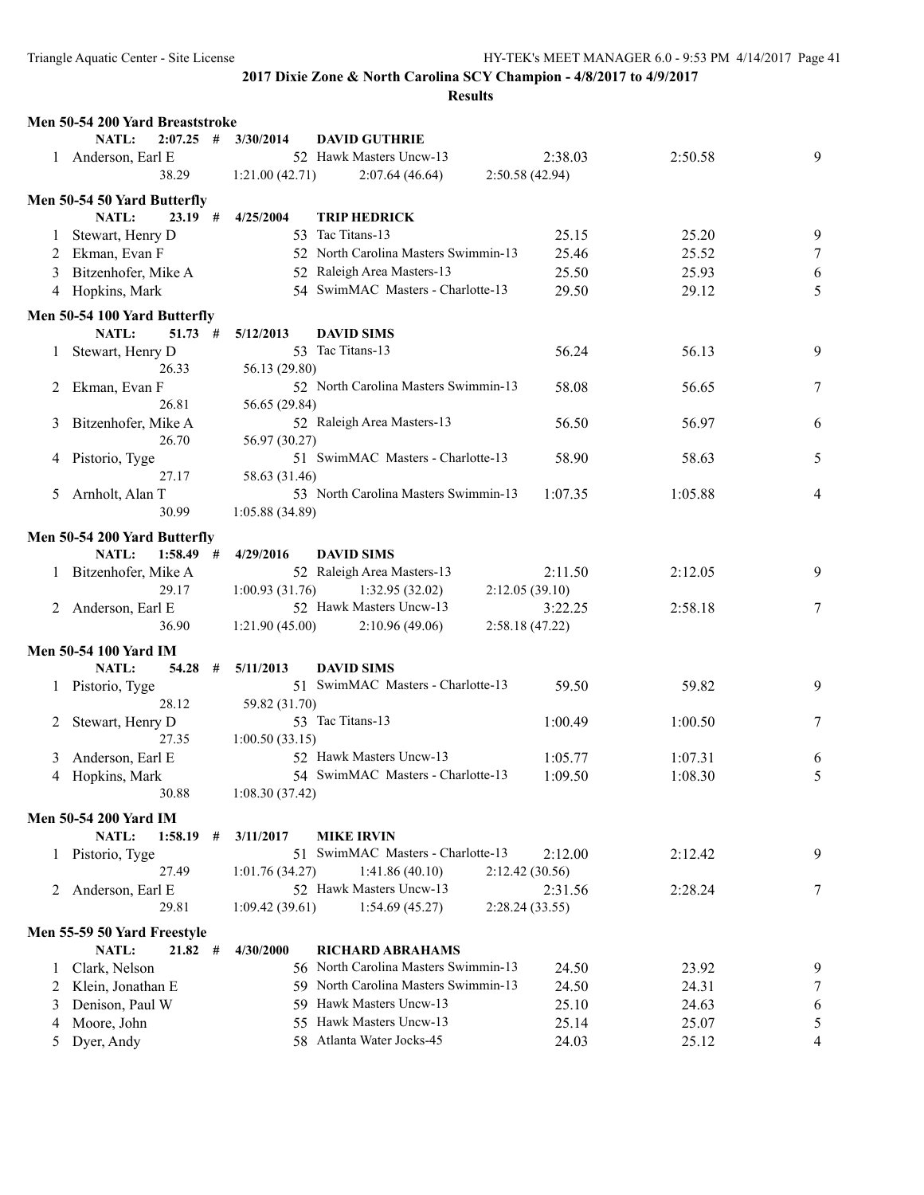**2017 Dixie Zone & North Carolina SCY Champion - 4/8/2017 to 4/9/2017**

**Results**

### Men 50-54 200 Yard Breaststroke

NATL: 2:07.25 # 3/30/2014 DAVID GUTHRIE

| Place | Name | Age | Team | Seed Time | Finals Time | Points |
|---|---|---|---|---|---|---|
| 1 | Anderson, Earl E | 52 | Hawk Masters Uncw-13 | 2:38.03 | 2:50.58 | 9 |
| | 38.29 | 1:21.00 (42.71) | 2:07.64 (46.64) | 2:50.58 (42.94) | | |

### Men 50-54 50 Yard Butterfly

NATL: 23.19 # 4/25/2004 TRIP HEDRICK

| Place | Name | Age | Team | Seed Time | Finals Time | Points |
|---|---|---|---|---|---|---|
| 1 | Stewart, Henry D | 53 | Tac Titans-13 | 25.15 | 25.20 | 9 |
| 2 | Ekman, Evan F | 52 | North Carolina Masters Swimmin-13 | 25.46 | 25.52 | 7 |
| 3 | Bitzenhofer, Mike A | 52 | Raleigh Area Masters-13 | 25.50 | 25.93 | 6 |
| 4 | Hopkins, Mark | 54 | SwimMAC Masters - Charlotte-13 | 29.50 | 29.12 | 5 |

### Men 50-54 100 Yard Butterfly

NATL: 51.73 # 5/12/2013 DAVID SIMS

| Place | Name | Age | Team | Seed Time | Finals Time | Points |
|---|---|---|---|---|---|---|
| 1 | Stewart, Henry D | 53 | Tac Titans-13 | 56.24 | 56.13 | 9 |
| | 26.33 | 56.13 (29.80) | | | | |
| 2 | Ekman, Evan F | 52 | North Carolina Masters Swimmin-13 | 58.08 | 56.65 | 7 |
| | 26.81 | 56.65 (29.84) | | | | |
| 3 | Bitzenhofer, Mike A | 52 | Raleigh Area Masters-13 | 56.50 | 56.97 | 6 |
| | 26.70 | 56.97 (30.27) | | | | |
| 4 | Pistorio, Tyge | 51 | SwimMAC Masters - Charlotte-13 | 58.90 | 58.63 | 5 |
| | 27.17 | 58.63 (31.46) | | | | |
| 5 | Arnholt, Alan T | 53 | North Carolina Masters Swimmin-13 | 1:07.35 | 1:05.88 | 4 |
| | 30.99 | 1:05.88 (34.89) | | | | |

### Men 50-54 200 Yard Butterfly

NATL: 1:58.49 # 4/29/2016 DAVID SIMS

| Place | Name | Age | Team | Seed Time | Finals Time | Points |
|---|---|---|---|---|---|---|
| 1 | Bitzenhofer, Mike A | 52 | Raleigh Area Masters-13 | 2:11.50 | 2:12.05 | 9 |
| | 29.17 | 1:00.93 (31.76) | 1:32.95 (32.02) | 2:12.05 (39.10) | | |
| 2 | Anderson, Earl E | 52 | Hawk Masters Uncw-13 | 3:22.25 | 2:58.18 | 7 |
| | 36.90 | 1:21.90 (45.00) | 2:10.96 (49.06) | 2:58.18 (47.22) | | |

### Men 50-54 100 Yard IM

NATL: 54.28 # 5/11/2013 DAVID SIMS

| Place | Name | Age | Team | Seed Time | Finals Time | Points |
|---|---|---|---|---|---|---|
| 1 | Pistorio, Tyge | 51 | SwimMAC Masters - Charlotte-13 | 59.50 | 59.82 | 9 |
| | 28.12 | 59.82 (31.70) | | | | |
| 2 | Stewart, Henry D | 53 | Tac Titans-13 | 1:00.49 | 1:00.50 | 7 |
| | 27.35 | 1:00.50 (33.15) | | | | |
| 3 | Anderson, Earl E | 52 | Hawk Masters Uncw-13 | 1:05.77 | 1:07.31 | 6 |
| 4 | Hopkins, Mark | 54 | SwimMAC Masters - Charlotte-13 | 1:09.50 | 1:08.30 | 5 |
| | 30.88 | 1:08.30 (37.42) | | | | |

### Men 50-54 200 Yard IM

NATL: 1:58.19 # 3/11/2017 MIKE IRVIN

| Place | Name | Age | Team | Seed Time | Finals Time | Points |
|---|---|---|---|---|---|---|
| 1 | Pistorio, Tyge | 51 | SwimMAC Masters - Charlotte-13 | 2:12.00 | 2:12.42 | 9 |
| | 27.49 | 1:01.76 (34.27) | 1:41.86 (40.10) | 2:12.42 (30.56) | | |
| 2 | Anderson, Earl E | 52 | Hawk Masters Uncw-13 | 2:31.56 | 2:28.24 | 7 |
| | 29.81 | 1:09.42 (39.61) | 1:54.69 (45.27) | 2:28.24 (33.55) | | |

### Men 55-59 50 Yard Freestyle

NATL: 21.82 # 4/30/2000 RICHARD ABRAHAMS

| Place | Name | Age | Team | Seed Time | Finals Time | Points |
|---|---|---|---|---|---|---|
| 1 | Clark, Nelson | 56 | North Carolina Masters Swimmin-13 | 24.50 | 23.92 | 9 |
| 2 | Klein, Jonathan E | 59 | North Carolina Masters Swimmin-13 | 24.50 | 24.31 | 7 |
| 3 | Denison, Paul W | 59 | Hawk Masters Uncw-13 | 25.10 | 24.63 | 6 |
| 4 | Moore, John | 55 | Hawk Masters Uncw-13 | 25.14 | 25.07 | 5 |
| 5 | Dyer, Andy | 58 | Atlanta Water Jocks-45 | 24.03 | 25.12 | 4 |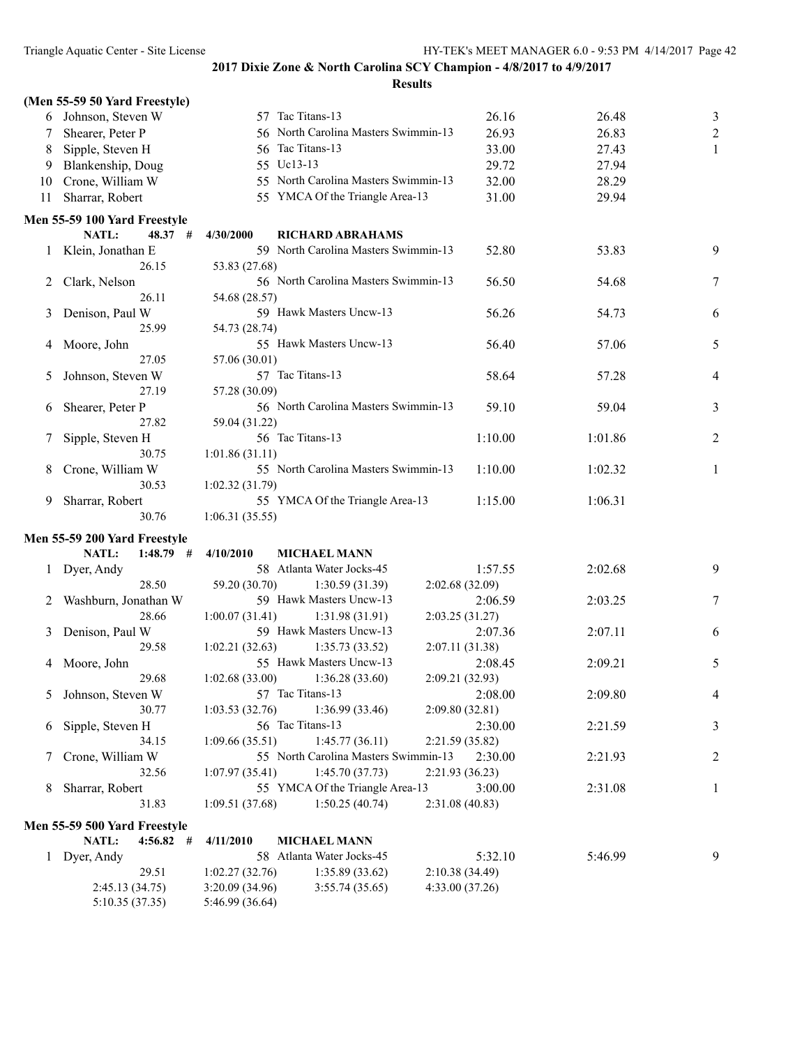## 2017 Dixie Zone & North Carolina SCY Champion - 4/8/2017 to 4/9/2017

### Results

#### (Men 55-59 50 Yard Freestyle)

| Place | Name | Age | Team | Seed Time | Finals Time | Points |
|---|---|---|---|---|---|---|
| 6 | Johnson, Steven W | 57 | Tac Titans-13 | 26.16 | 26.48 | 3 |
| 7 | Shearer, Peter P | 56 | North Carolina Masters Swimmin-13 | 26.93 | 26.83 | 2 |
| 8 | Sipple, Steven H | 56 | Tac Titans-13 | 33.00 | 27.43 | 1 |
| 9 | Blankenship, Doug | 55 | Uc13-13 | 29.72 | 27.94 | |
| 10 | Crone, William W | 55 | North Carolina Masters Swimmin-13 | 32.00 | 28.29 | |
| 11 | Sharrar, Robert | 55 | YMCA Of the Triangle Area-13 | 31.00 | 29.94 | |

#### Men 55-59 100 Yard Freestyle

NATL: 48.37 # 4/30/2000 RICHARD ABRAHAMS

| Place | Name | Age | Team | Seed Time | Finals Time | Points |
|---|---|---|---|---|---|---|
| 1 | Klein, Jonathan E | 59 | North Carolina Masters Swimmin-13 | 52.80 | 53.83 | 9 |
| | 26.15 | | 53.83 (27.68) | | | |
| 2 | Clark, Nelson | 56 | North Carolina Masters Swimmin-13 | 56.50 | 54.68 | 7 |
| | 26.11 | | 54.68 (28.57) | | | |
| 3 | Denison, Paul W | 59 | Hawk Masters Uncw-13 | 56.26 | 54.73 | 6 |
| | 25.99 | | 54.73 (28.74) | | | |
| 4 | Moore, John | 55 | Hawk Masters Uncw-13 | 56.40 | 57.06 | 5 |
| | 27.05 | | 57.06 (30.01) | | | |
| 5 | Johnson, Steven W | 57 | Tac Titans-13 | 58.64 | 57.28 | 4 |
| | 27.19 | | 57.28 (30.09) | | | |
| 6 | Shearer, Peter P | 56 | North Carolina Masters Swimmin-13 | 59.10 | 59.04 | 3 |
| | 27.82 | | 59.04 (31.22) | | | |
| 7 | Sipple, Steven H | 56 | Tac Titans-13 | 1:10.00 | 1:01.86 | 2 |
| | 30.75 | | 1:01.86 (31.11) | | | |
| 8 | Crone, William W | 55 | North Carolina Masters Swimmin-13 | 1:10.00 | 1:02.32 | 1 |
| | 30.53 | | 1:02.32 (31.79) | | | |
| 9 | Sharrar, Robert | 55 | YMCA Of the Triangle Area-13 | 1:15.00 | 1:06.31 | |
| | 30.76 | | 1:06.31 (35.55) | | | |

#### Men 55-59 200 Yard Freestyle

NATL: 1:48.79 # 4/10/2010 MICHAEL MANN

| Place | Name | Age | Team | Seed Time | Finals Time | Points |
|---|---|---|---|---|---|---|
| 1 | Dyer, Andy | 58 | Atlanta Water Jocks-45 | 1:57.55 | 2:02.68 | 9 |
| | 28.50 | 59.20 (30.70) | 1:30.59 (31.39) | 2:02.68 (32.09) | | |
| 2 | Washburn, Jonathan W | 59 | Hawk Masters Uncw-13 | 2:06.59 | 2:03.25 | 7 |
| | 28.66 | 1:00.07 (31.41) | 1:31.98 (31.91) | 2:03.25 (31.27) | | |
| 3 | Denison, Paul W | 59 | Hawk Masters Uncw-13 | 2:07.36 | 2:07.11 | 6 |
| | 29.58 | 1:02.21 (32.63) | 1:35.73 (33.52) | 2:07.11 (31.38) | | |
| 4 | Moore, John | 55 | Hawk Masters Uncw-13 | 2:08.45 | 2:09.21 | 5 |
| | 29.68 | 1:02.68 (33.00) | 1:36.28 (33.60) | 2:09.21 (32.93) | | |
| 5 | Johnson, Steven W | 57 | Tac Titans-13 | 2:08.00 | 2:09.80 | 4 |
| | 30.77 | 1:03.53 (32.76) | 1:36.99 (33.46) | 2:09.80 (32.81) | | |
| 6 | Sipple, Steven H | 56 | Tac Titans-13 | 2:30.00 | 2:21.59 | 3 |
| | 34.15 | 1:09.66 (35.51) | 1:45.77 (36.11) | 2:21.59 (35.82) | | |
| 7 | Crone, William W | 55 | North Carolina Masters Swimmin-13 | 2:30.00 | 2:21.93 | 2 |
| | 32.56 | 1:07.97 (35.41) | 1:45.70 (37.73) | 2:21.93 (36.23) | | |
| 8 | Sharrar, Robert | 55 | YMCA Of the Triangle Area-13 | 3:00.00 | 2:31.08 | 1 |
| | 31.83 | 1:09.51 (37.68) | 1:50.25 (40.74) | 2:31.08 (40.83) | | |

#### Men 55-59 500 Yard Freestyle

NATL: 4:56.82 # 4/11/2010 MICHAEL MANN

| Place | Name | Age | Team | Seed Time | Finals Time | Points |
|---|---|---|---|---|---|---|
| 1 | Dyer, Andy | 58 | Atlanta Water Jocks-45 | 5:32.10 | 5:46.99 | 9 |
| | 29.51 | 1:02.27 (32.76) | 1:35.89 (33.62) | 2:10.38 (34.49) | | |
| | 2:45.13 (34.75) | 3:20.09 (34.96) | 3:55.74 (35.65) | 4:33.00 (37.26) | | |
| | 5:10.35 (37.35) | 5:46.99 (36.64) | | | | |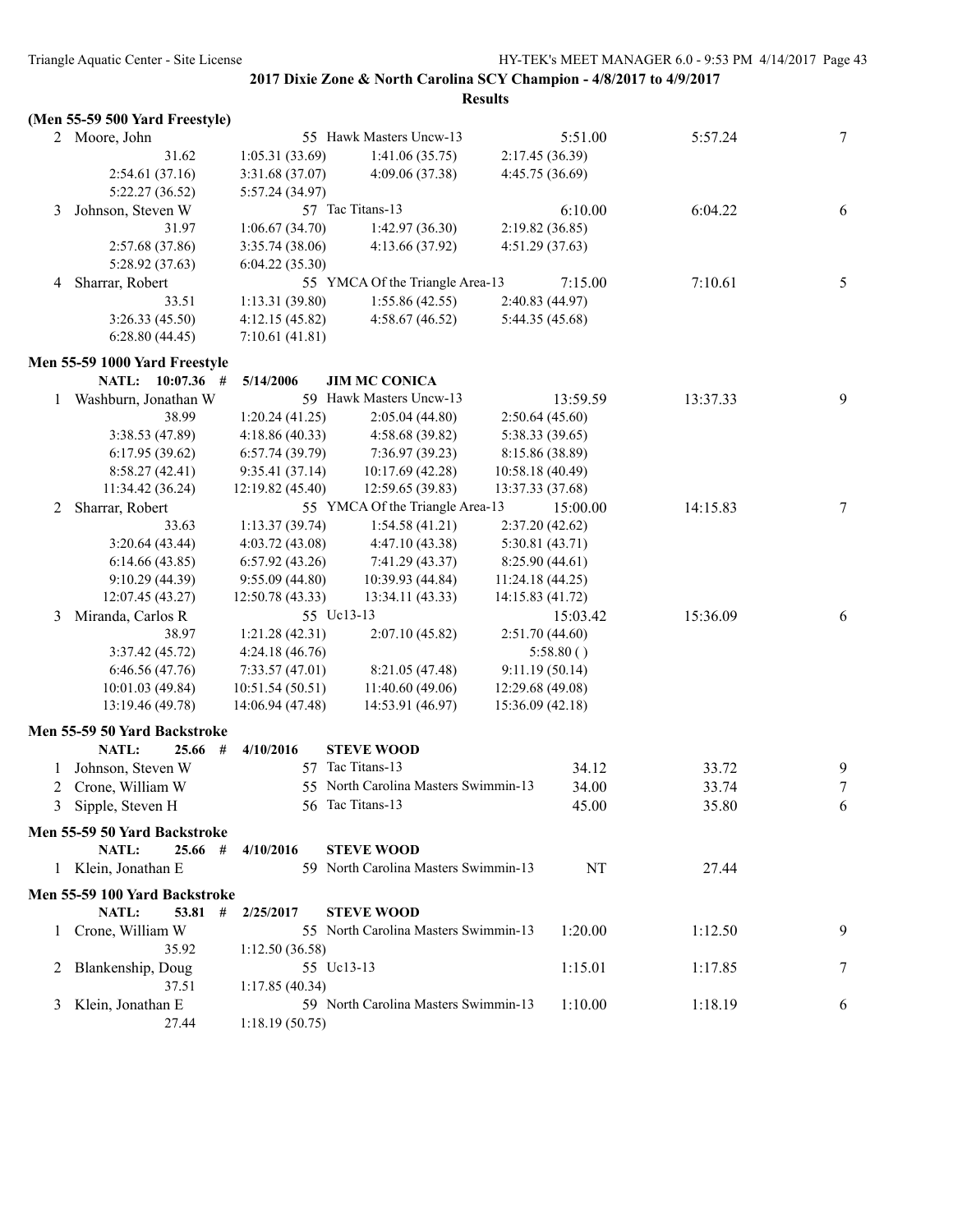**2017 Dixie Zone & North Carolina SCY Champion - 4/8/2017 to 4/9/2017**

**Results**

**(Men 55-59 500 Yard Freestyle)**

| | Name | Age | Team | Seed Time | Finals Time | Points |
|---|---|---|---|---|---|---|
| 2 | Moore, John | 55 | Hawk Masters Uncw-13 | 5:51.00 | 5:57.24 | 7 |
| | 31.62 | 1:05.31 (33.69) | 1:41.06 (35.75) | 2:17.45 (36.39) | | |
| | 2:54.61 (37.16) | 3:31.68 (37.07) | 4:09.06 (37.38) | 4:45.75 (36.69) | | |
| | 5:22.27 (36.52) | 5:57.24 (34.97) | | | | |
| 3 | Johnson, Steven W | 57 | Tac Titans-13 | 6:10.00 | 6:04.22 | 6 |
| | 31.97 | 1:06.67 (34.70) | 1:42.97 (36.30) | 2:19.82 (36.85) | | |
| | 2:57.68 (37.86) | 3:35.74 (38.06) | 4:13.66 (37.92) | 4:51.29 (37.63) | | |
| | 5:28.92 (37.63) | 6:04.22 (35.30) | | | | |
| 4 | Sharrar, Robert | 55 | YMCA Of the Triangle Area-13 | 7:15.00 | 7:10.61 | 5 |
| | 33.51 | 1:13.31 (39.80) | 1:55.86 (42.55) | 2:40.83 (44.97) | | |
| | 3:26.33 (45.50) | 4:12.15 (45.82) | 4:58.67 (46.52) | 5:44.35 (45.68) | | |
| | 6:28.80 (44.45) | 7:10.61 (41.81) | | | | |

**Men 55-59 1000 Yard Freestyle**

NATL: 10:07.36 # 5/14/2006 JIM MC CONICA

| | Name | Age | Team | Seed Time | Finals Time | Points |
|---|---|---|---|---|---|---|
| 1 | Washburn, Jonathan W | 59 | Hawk Masters Uncw-13 | 13:59.59 | 13:37.33 | 9 |
| | 38.99 | 1:20.24 (41.25) | 2:05.04 (44.80) | 2:50.64 (45.60) | | |
| | 3:38.53 (47.89) | 4:18.86 (40.33) | 4:58.68 (39.82) | 5:38.33 (39.65) | | |
| | 6:17.95 (39.62) | 6:57.74 (39.79) | 7:36.97 (39.23) | 8:15.86 (38.89) | | |
| | 8:58.27 (42.41) | 9:35.41 (37.14) | 10:17.69 (42.28) | 10:58.18 (40.49) | | |
| | 11:34.42 (36.24) | 12:19.82 (45.40) | 12:59.65 (39.83) | 13:37.33 (37.68) | | |
| 2 | Sharrar, Robert | 55 | YMCA Of the Triangle Area-13 | 15:00.00 | 14:15.83 | 7 |
| | 33.63 | 1:13.37 (39.74) | 1:54.58 (41.21) | 2:37.20 (42.62) | | |
| | 3:20.64 (43.44) | 4:03.72 (43.08) | 4:47.10 (43.38) | 5:30.81 (43.71) | | |
| | 6:14.66 (43.85) | 6:57.92 (43.26) | 7:41.29 (43.37) | 8:25.90 (44.61) | | |
| | 9:10.29 (44.39) | 9:55.09 (44.80) | 10:39.93 (44.84) | 11:24.18 (44.25) | | |
| | 12:07.45 (43.27) | 12:50.78 (43.33) | 13:34.11 (43.33) | 14:15.83 (41.72) | | |
| 3 | Miranda, Carlos R | 55 | Uc13-13 | 15:03.42 | 15:36.09 | 6 |
| | 38.97 | 1:21.28 (42.31) | 2:07.10 (45.82) | 2:51.70 (44.60) | | |
| | 3:37.42 (45.72) | 4:24.18 (46.76) | | 5:58.80 ( ) | | |
| | 6:46.56 (47.76) | 7:33.57 (47.01) | 8:21.05 (47.48) | 9:11.19 (50.14) | | |
| | 10:01.03 (49.84) | 10:51.54 (50.51) | 11:40.60 (49.06) | 12:29.68 (49.08) | | |
| | 13:19.46 (49.78) | 14:06.94 (47.48) | 14:53.91 (46.97) | 15:36.09 (42.18) | | |

**Men 55-59 50 Yard Backstroke**

NATL: 25.66 # 4/10/2016 STEVE WOOD

| | Name | Age | Team | Seed Time | Finals Time | Points |
|---|---|---|---|---|---|---|
| 1 | Johnson, Steven W | 57 | Tac Titans-13 | 34.12 | 33.72 | 9 |
| 2 | Crone, William W | 55 | North Carolina Masters Swimmin-13 | 34.00 | 33.74 | 7 |
| 3 | Sipple, Steven H | 56 | Tac Titans-13 | 45.00 | 35.80 | 6 |

**Men 55-59 50 Yard Backstroke**

NATL: 25.66 # 4/10/2016 STEVE WOOD

| | Name | Age | Team | Seed Time | Finals Time | Points |
|---|---|---|---|---|---|---|
| 1 | Klein, Jonathan E | 59 | North Carolina Masters Swimmin-13 | NT | 27.44 | |

**Men 55-59 100 Yard Backstroke**

NATL: 53.81 # 2/25/2017 STEVE WOOD

| | Name | Age | Team | Seed Time | Finals Time | Points |
|---|---|---|---|---|---|---|
| 1 | Crone, William W | 55 | North Carolina Masters Swimmin-13 | 1:20.00 | 1:12.50 | 9 |
| | 35.92 | 1:12.50 (36.58) | | | | |
| 2 | Blankenship, Doug | 55 | Uc13-13 | 1:15.01 | 1:17.85 | 7 |
| | 37.51 | 1:17.85 (40.34) | | | | |
| 3 | Klein, Jonathan E | 59 | North Carolina Masters Swimmin-13 | 1:10.00 | 1:18.19 | 6 |
| | 27.44 | 1:18.19 (50.75) | | | | |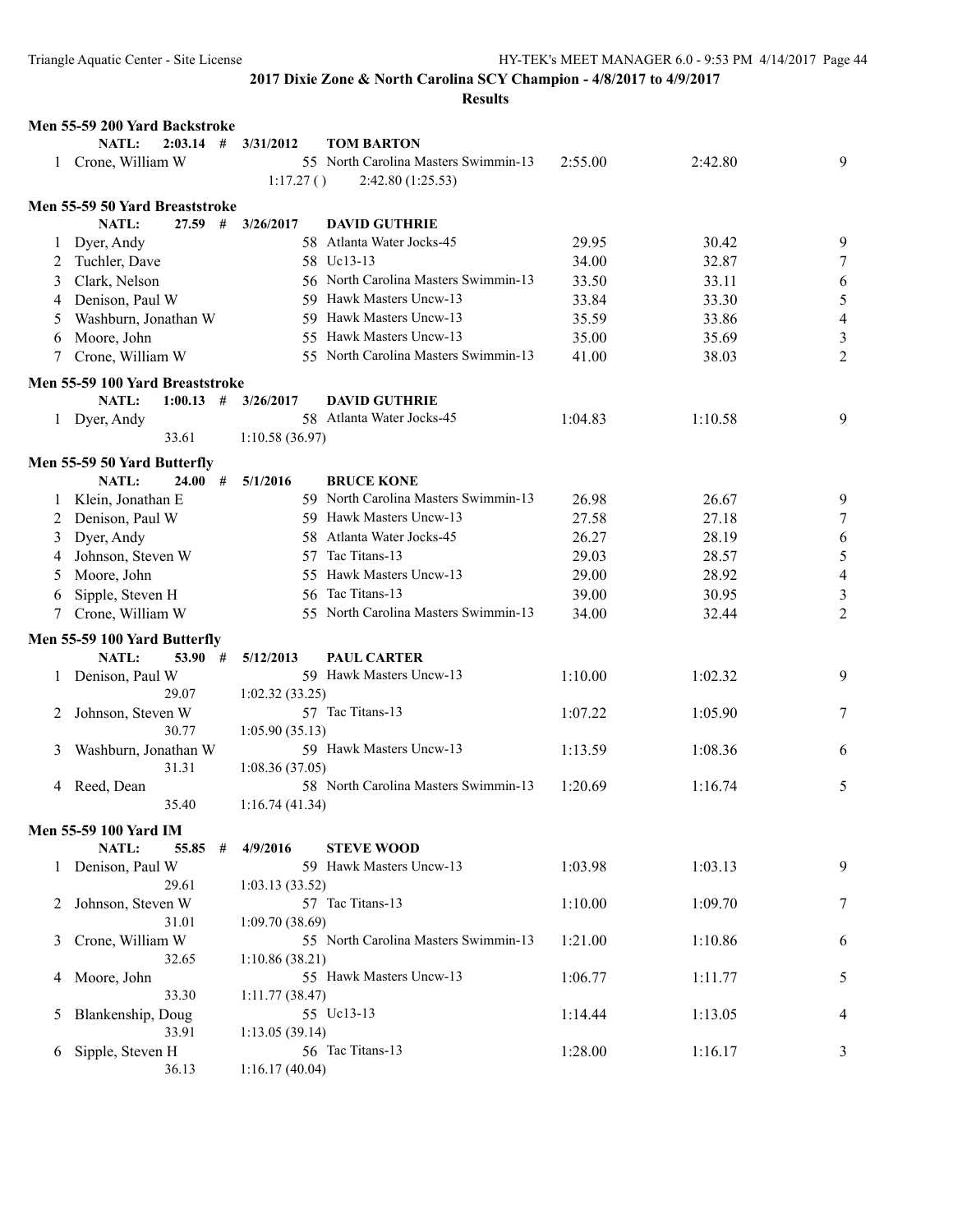**2017 Dixie Zone & North Carolina SCY Champion - 4/8/2017 to 4/9/2017**

**Results**

### Men 55-59 200 Yard Backstroke

NATL: 2:03.14 # 3/31/2012 TOM BARTON

| Place | Name | Age | Team | Seed Time | Finals Time | Points |
|---|---|---|---|---|---|---|
| 1 | Crone, William W | 55 | North Carolina Masters Swimmin-13 | 2:55.00 | 2:42.80 | 9 |
| | 1:17.27 ( ) | | 2:42.80 (1:25.53) | | | |

### Men 55-59 50 Yard Breaststroke

NATL: 27.59 # 3/26/2017 DAVID GUTHRIE

| Place | Name | Age | Team | Seed Time | Finals Time | Points |
|---|---|---|---|---|---|---|
| 1 | Dyer, Andy | 58 | Atlanta Water Jocks-45 | 29.95 | 30.42 | 9 |
| 2 | Tuchler, Dave | 58 | Uc13-13 | 34.00 | 32.87 | 7 |
| 3 | Clark, Nelson | 56 | North Carolina Masters Swimmin-13 | 33.50 | 33.11 | 6 |
| 4 | Denison, Paul W | 59 | Hawk Masters Uncw-13 | 33.84 | 33.30 | 5 |
| 5 | Washburn, Jonathan W | 59 | Hawk Masters Uncw-13 | 35.59 | 33.86 | 4 |
| 6 | Moore, John | 55 | Hawk Masters Uncw-13 | 35.00 | 35.69 | 3 |
| 7 | Crone, William W | 55 | North Carolina Masters Swimmin-13 | 41.00 | 38.03 | 2 |

### Men 55-59 100 Yard Breaststroke

NATL: 1:00.13 # 3/26/2017 DAVID GUTHRIE

| Place | Name | Age | Team | Seed Time | Finals Time | Points |
|---|---|---|---|---|---|---|
| 1 | Dyer, Andy | 58 | Atlanta Water Jocks-45 | 1:04.83 | 1:10.58 | 9 |
| | 33.61 | | 1:10.58 (36.97) | | | |

### Men 55-59 50 Yard Butterfly

NATL: 24.00 # 5/1/2016 BRUCE KONE

| Place | Name | Age | Team | Seed Time | Finals Time | Points |
|---|---|---|---|---|---|---|
| 1 | Klein, Jonathan E | 59 | North Carolina Masters Swimmin-13 | 26.98 | 26.67 | 9 |
| 2 | Denison, Paul W | 59 | Hawk Masters Uncw-13 | 27.58 | 27.18 | 7 |
| 3 | Dyer, Andy | 58 | Atlanta Water Jocks-45 | 26.27 | 28.19 | 6 |
| 4 | Johnson, Steven W | 57 | Tac Titans-13 | 29.03 | 28.57 | 5 |
| 5 | Moore, John | 55 | Hawk Masters Uncw-13 | 29.00 | 28.92 | 4 |
| 6 | Sipple, Steven H | 56 | Tac Titans-13 | 39.00 | 30.95 | 3 |
| 7 | Crone, William W | 55 | North Carolina Masters Swimmin-13 | 34.00 | 32.44 | 2 |

### Men 55-59 100 Yard Butterfly

NATL: 53.90 # 5/12/2013 PAUL CARTER

| Place | Name | Age | Team | Seed Time | Finals Time | Points |
|---|---|---|---|---|---|---|
| 1 | Denison, Paul W | 59 | Hawk Masters Uncw-13 | 1:10.00 | 1:02.32 | 9 |
| | 29.07 | | 1:02.32 (33.25) | | | |
| 2 | Johnson, Steven W | 57 | Tac Titans-13 | 1:07.22 | 1:05.90 | 7 |
| | 30.77 | | 1:05.90 (35.13) | | | |
| 3 | Washburn, Jonathan W | 59 | Hawk Masters Uncw-13 | 1:13.59 | 1:08.36 | 6 |
| | 31.31 | | 1:08.36 (37.05) | | | |
| 4 | Reed, Dean | 58 | North Carolina Masters Swimmin-13 | 1:20.69 | 1:16.74 | 5 |
| | 35.40 | | 1:16.74 (41.34) | | | |

### Men 55-59 100 Yard IM

NATL: 55.85 # 4/9/2016 STEVE WOOD

| Place | Name | Age | Team | Seed Time | Finals Time | Points |
|---|---|---|---|---|---|---|
| 1 | Denison, Paul W | 59 | Hawk Masters Uncw-13 | 1:03.98 | 1:03.13 | 9 |
| | 29.61 | | 1:03.13 (33.52) | | | |
| 2 | Johnson, Steven W | 57 | Tac Titans-13 | 1:10.00 | 1:09.70 | 7 |
| | 31.01 | | 1:09.70 (38.69) | | | |
| 3 | Crone, William W | 55 | North Carolina Masters Swimmin-13 | 1:21.00 | 1:10.86 | 6 |
| | 32.65 | | 1:10.86 (38.21) | | | |
| 4 | Moore, John | 55 | Hawk Masters Uncw-13 | 1:06.77 | 1:11.77 | 5 |
| | 33.30 | | 1:11.77 (38.47) | | | |
| 5 | Blankenship, Doug | 55 | Uc13-13 | 1:14.44 | 1:13.05 | 4 |
| | 33.91 | | 1:13.05 (39.14) | | | |
| 6 | Sipple, Steven H | 56 | Tac Titans-13 | 1:28.00 | 1:16.17 | 3 |
| | 36.13 | | 1:16.17 (40.04) | | | |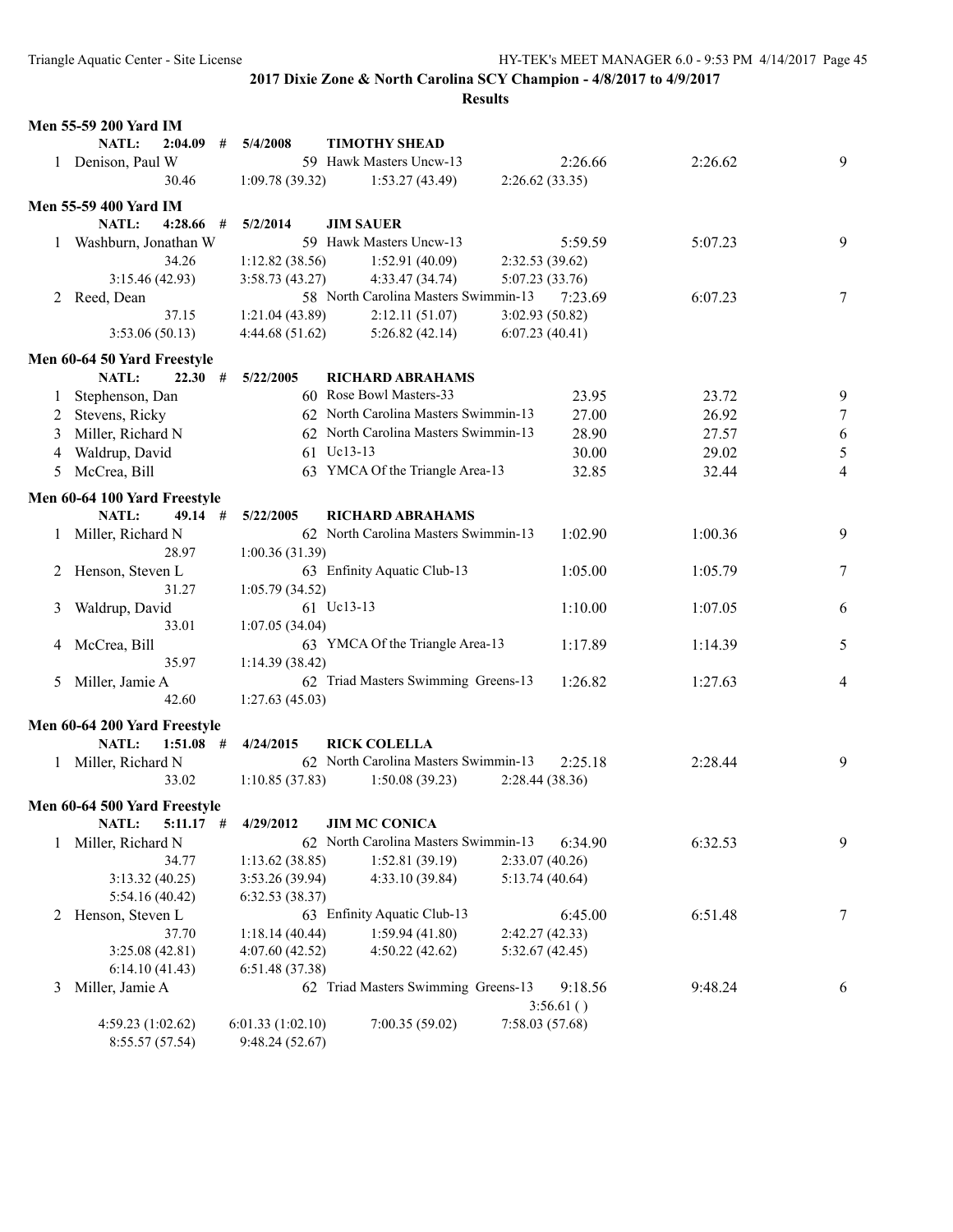**2017 Dixie Zone & North Carolina SCY Champion - 4/8/2017 to 4/9/2017**

**Results**

### Men 55-59 200 Yard IM

NATL: 2:04.09 # 5/4/2008 TIMOTHY SHEAD

| | Name | Age | Team | Seed Time | Finals Time | Points |
|---|---|---|---|---|---|---|
| 1 | Denison, Paul W | 59 | Hawk Masters Uncw-13 | 2:26.66 | 2:26.62 | 9 |

30.46 1:09.78 (39.32) 1:53.27 (43.49) 2:26.62 (33.35)

### Men 55-59 400 Yard IM

NATL: 4:28.66 # 5/2/2014 JIM SAUER

| | Name | Age | Team | Seed Time | Finals Time | Points |
|---|---|---|---|---|---|---|
| 1 | Washburn, Jonathan W | 59 | Hawk Masters Uncw-13 | 5:59.59 | 5:07.23 | 9 |
| 2 | Reed, Dean | 58 | North Carolina Masters Swimmin-13 | 7:23.69 | 6:07.23 | 7 |

Washburn: 34.26 1:12.82 (38.56) 1:52.91 (40.09) 2:32.53 (39.62) 3:15.46 (42.93) 3:58.73 (43.27) 4:33.47 (34.74) 5:07.23 (33.76)

Reed: 37.15 1:21.04 (43.89) 2:12.11 (51.07) 3:02.93 (50.82) 3:53.06 (50.13) 4:44.68 (51.62) 5:26.82 (42.14) 6:07.23 (40.41)

### Men 60-64 50 Yard Freestyle

NATL: 22.30 # 5/22/2005 RICHARD ABRAHAMS

| | Name | Age | Team | Seed Time | Finals Time | Points |
|---|---|---|---|---|---|---|
| 1 | Stephenson, Dan | 60 | Rose Bowl Masters-33 | 23.95 | 23.72 | 9 |
| 2 | Stevens, Ricky | 62 | North Carolina Masters Swimmin-13 | 27.00 | 26.92 | 7 |
| 3 | Miller, Richard N | 62 | North Carolina Masters Swimmin-13 | 28.90 | 27.57 | 6 |
| 4 | Waldrup, David | 61 | Uc13-13 | 30.00 | 29.02 | 5 |
| 5 | McCrea, Bill | 63 | YMCA Of the Triangle Area-13 | 32.85 | 32.44 | 4 |

### Men 60-64 100 Yard Freestyle

NATL: 49.14 # 5/22/2005 RICHARD ABRAHAMS

| | Name | Age | Team | Seed Time | Finals Time | Points |
|---|---|---|---|---|---|---|
| 1 | Miller, Richard N | 62 | North Carolina Masters Swimmin-13 | 1:02.90 | 1:00.36 | 9 |
| | 28.97 | | 1:00.36 (31.39) | | | |
| 2 | Henson, Steven L | 63 | Enfinity Aquatic Club-13 | 1:05.00 | 1:05.79 | 7 |
| | 31.27 | | 1:05.79 (34.52) | | | |
| 3 | Waldrup, David | 61 | Uc13-13 | 1:10.00 | 1:07.05 | 6 |
| | 33.01 | | 1:07.05 (34.04) | | | |
| 4 | McCrea, Bill | 63 | YMCA Of the Triangle Area-13 | 1:17.89 | 1:14.39 | 5 |
| | 35.97 | | 1:14.39 (38.42) | | | |
| 5 | Miller, Jamie A | 62 | Triad Masters Swimming Greens-13 | 1:26.82 | 1:27.63 | 4 |
| | 42.60 | | 1:27.63 (45.03) | | | |

### Men 60-64 200 Yard Freestyle

NATL: 1:51.08 # 4/24/2015 RICK COLELLA

| | Name | Age | Team | Seed Time | Finals Time | Points |
|---|---|---|---|---|---|---|
| 1 | Miller, Richard N | 62 | North Carolina Masters Swimmin-13 | 2:25.18 | 2:28.44 | 9 |

33.02 1:10.85 (37.83) 1:50.08 (39.23) 2:28.44 (38.36)

### Men 60-64 500 Yard Freestyle

NATL: 5:11.17 # 4/29/2012 JIM MC CONICA

| | Name | Age | Team | Seed Time | Finals Time | Points |
|---|---|---|---|---|---|---|
| 1 | Miller, Richard N | 62 | North Carolina Masters Swimmin-13 | 6:34.90 | 6:32.53 | 9 |
| 2 | Henson, Steven L | 63 | Enfinity Aquatic Club-13 | 6:45.00 | 6:51.48 | 7 |
| 3 | Miller, Jamie A | 62 | Triad Masters Swimming Greens-13 | 9:18.56 | 9:48.24 | 6 |

Miller, Richard N: 34.77 1:13.62 (38.85) 1:52.81 (39.19) 2:33.07 (40.26) 3:13.32 (40.25) 3:53.26 (39.94) 4:33.10 (39.84) 5:13.74 (40.64) 5:54.16 (40.42) 6:32.53 (38.37)

Henson: 37.70 1:18.14 (40.44) 1:59.94 (41.80) 2:42.27 (42.33) 3:25.08 (42.81) 4:07.60 (42.52) 4:50.22 (42.62) 5:32.67 (42.45) 6:14.10 (41.43) 6:51.48 (37.38)

Miller, Jamie A: 3:56.61 ( ) 4:59.23 (1:02.62) 6:01.33 (1:02.10) 7:00.35 (59.02) 7:58.03 (57.68) 8:55.57 (57.54) 9:48.24 (52.67)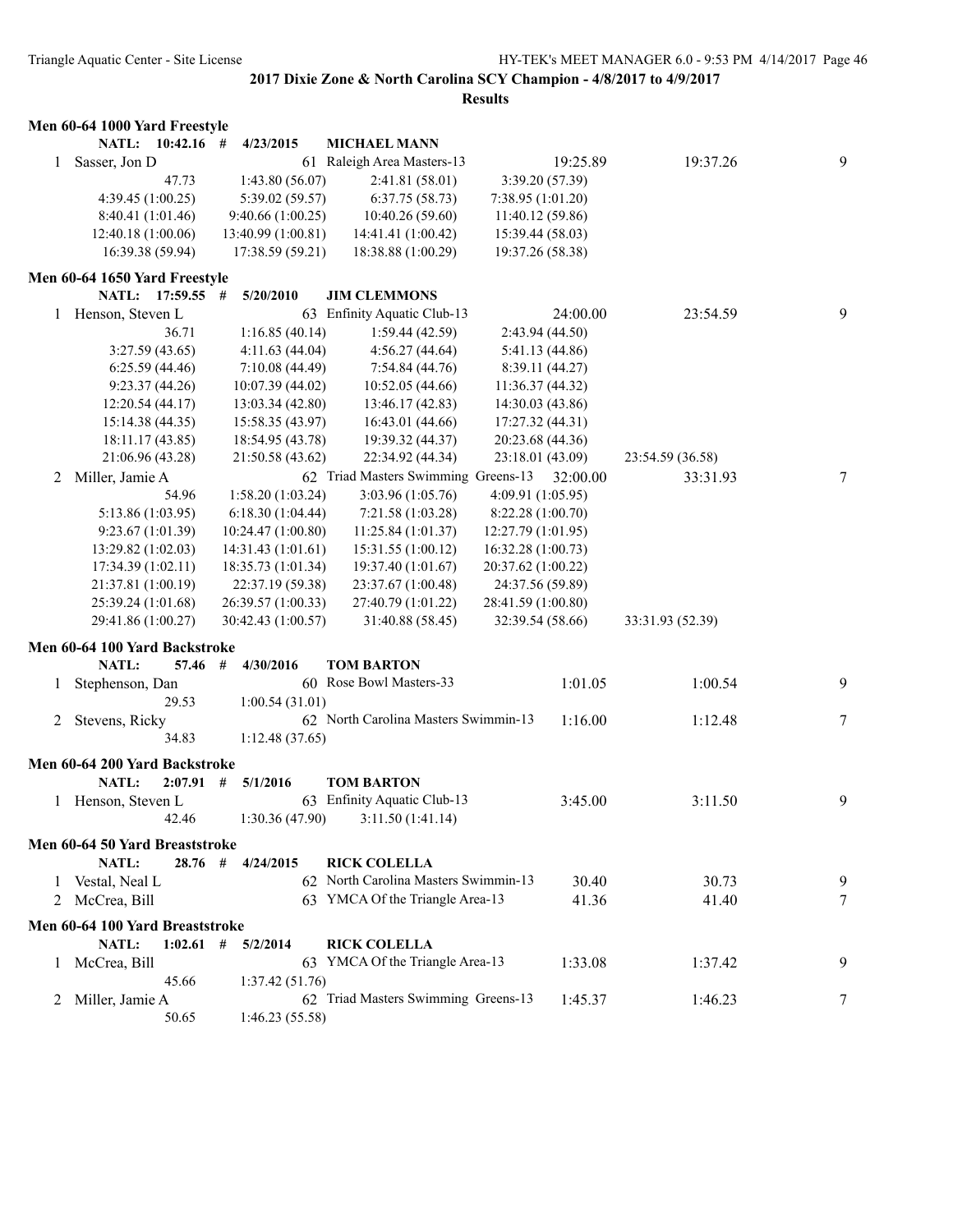## 2017 Dixie Zone & North Carolina SCY Champion - 4/8/2017 to 4/9/2017

### Results

**Men 60-64 1000 Yard Freestyle**

NATL: 10:42.16 # 4/23/2015 MICHAEL MANN

| | Name | Age | Team | Seed Time | Finals Time | Points |
|---|---|---|---|---|---|---|
| 1 | Sasser, Jon D | 61 | Raleigh Area Masters-13 | 19:25.89 | 19:37.26 | 9 |

47.73 | 1:43.80 (56.07) | 2:41.81 (58.01) | 3:39.20 (57.39)
4:39.45 (1:00.25) | 5:39.02 (59.57) | 6:37.75 (58.73) | 7:38.95 (1:01.20)
8:40.41 (1:01.46) | 9:40.66 (1:00.25) | 10:40.26 (59.60) | 11:40.12 (59.86)
12:40.18 (1:00.06) | 13:40.99 (1:00.81) | 14:41.41 (1:00.42) | 15:39.44 (58.03)
16:39.38 (59.94) | 17:38.59 (59.21) | 18:38.88 (1:00.29) | 19:37.26 (58.38)

**Men 60-64 1650 Yard Freestyle**

NATL: 17:59.55 # 5/20/2010 JIM CLEMMONS

| | Name | Age | Team | Seed Time | Finals Time | Points |
|---|---|---|---|---|---|---|
| 1 | Henson, Steven L | 63 | Enfinity Aquatic Club-13 | 24:00.00 | 23:54.59 | 9 |

36.71 | 1:16.85 (40.14) | 1:59.44 (42.59) | 2:43.94 (44.50)
3:27.59 (43.65) | 4:11.63 (44.04) | 4:56.27 (44.64) | 5:41.13 (44.86)
6:25.59 (44.46) | 7:10.08 (44.49) | 7:54.84 (44.76) | 8:39.11 (44.27)
9:23.37 (44.26) | 10:07.39 (44.02) | 10:52.05 (44.66) | 11:36.37 (44.32)
12:20.54 (44.17) | 13:03.34 (42.80) | 13:46.17 (42.83) | 14:30.03 (43.86)
15:14.38 (44.35) | 15:58.35 (43.97) | 16:43.01 (44.66) | 17:27.32 (44.31)
18:11.17 (43.85) | 18:54.95 (43.78) | 19:39.32 (44.37) | 20:23.68 (44.36)
21:06.96 (43.28) | 21:50.58 (43.62) | 22:34.92 (44.34) | 23:18.01 (43.09) | 23:54.59 (36.58)

| | Name | Age | Team | Seed Time | Finals Time | Points |
|---|---|---|---|---|---|---|
| 2 | Miller, Jamie A | 62 | Triad Masters Swimming Greens-13 | 32:00.00 | 33:31.93 | 7 |

54.96 | 1:58.20 (1:03.24) | 3:03.96 (1:05.76) | 4:09.91 (1:05.95)
5:13.86 (1:03.95) | 6:18.30 (1:04.44) | 7:21.58 (1:03.28) | 8:22.28 (1:00.70)
9:23.67 (1:01.39) | 10:24.47 (1:00.80) | 11:25.84 (1:01.37) | 12:27.79 (1:01.95)
13:29.82 (1:02.03) | 14:31.43 (1:01.61) | 15:31.55 (1:00.12) | 16:32.28 (1:00.73)
17:34.39 (1:02.11) | 18:35.73 (1:01.34) | 19:37.40 (1:01.67) | 20:37.62 (1:00.22)
21:37.81 (1:00.19) | 22:37.19 (59.38) | 23:37.67 (1:00.48) | 24:37.56 (59.89)
25:39.24 (1:01.68) | 26:39.57 (1:00.33) | 27:40.79 (1:01.22) | 28:41.59 (1:00.80)
29:41.86 (1:00.27) | 30:42.43 (1:00.57) | 31:40.88 (58.45) | 32:39.54 (58.66) | 33:31.93 (52.39)

**Men 60-64 100 Yard Backstroke**

NATL: 57.46 # 4/30/2016 TOM BARTON

| | Name | Age | Team | Seed Time | Finals Time | Points |
|---|---|---|---|---|---|---|
| 1 | Stephenson, Dan | 60 | Rose Bowl Masters-33 | 1:01.05 | 1:00.54 | 9 |
| | 29.53 | | 1:00.54 (31.01) | | | |
| 2 | Stevens, Ricky | 62 | North Carolina Masters Swimmin-13 | 1:16.00 | 1:12.48 | 7 |
| | 34.83 | | 1:12.48 (37.65) | | | |

**Men 60-64 200 Yard Backstroke**

NATL: 2:07.91 # 5/1/2016 TOM BARTON

| | Name | Age | Team | Seed Time | Finals Time | Points |
|---|---|---|---|---|---|---|
| 1 | Henson, Steven L | 63 | Enfinity Aquatic Club-13 | 3:45.00 | 3:11.50 | 9 |
| | 42.46 | | 1:30.36 (47.90) | 3:11.50 (1:41.14) | | |

**Men 60-64 50 Yard Breaststroke**

NATL: 28.76 # 4/24/2015 RICK COLELLA

| | Name | Age | Team | Seed Time | Finals Time | Points |
|---|---|---|---|---|---|---|
| 1 | Vestal, Neal L | 62 | North Carolina Masters Swimmin-13 | 30.40 | 30.73 | 9 |
| 2 | McCrea, Bill | 63 | YMCA Of the Triangle Area-13 | 41.36 | 41.40 | 7 |

**Men 60-64 100 Yard Breaststroke**

NATL: 1:02.61 # 5/2/2014 RICK COLELLA

| | Name | Age | Team | Seed Time | Finals Time | Points |
|---|---|---|---|---|---|---|
| 1 | McCrea, Bill | 63 | YMCA Of the Triangle Area-13 | 1:33.08 | 1:37.42 | 9 |
| | 45.66 | | 1:37.42 (51.76) | | | |
| 2 | Miller, Jamie A | 62 | Triad Masters Swimming Greens-13 | 1:45.37 | 1:46.23 | 7 |
| | 50.65 | | 1:46.23 (55.58) | | | |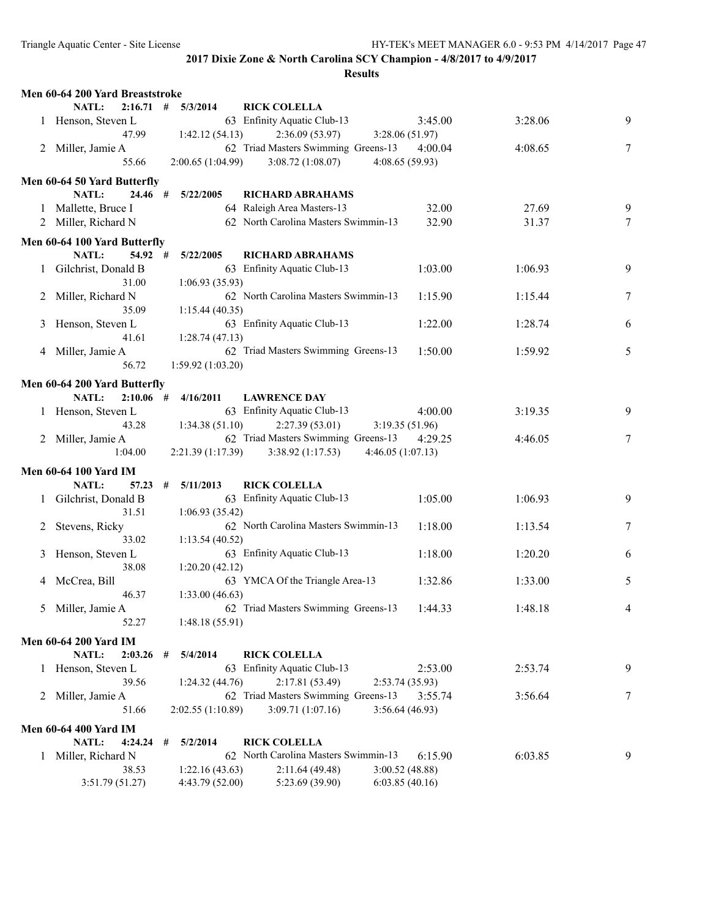**2017 Dixie Zone & North Carolina SCY Champion - 4/8/2017 to 4/9/2017**

**Results**

### Men 60-64 200 Yard Breaststroke

NATL: 2:16.71 # 5/3/2014 RICK COLELLA

| Place | Name | Age | Team | Seed Time | Finals Time | Points |
|---|---|---|---|---|---|---|
| 1 | Henson, Steven L | 63 | Enfinity Aquatic Club-13 | 3:45.00 | 3:28.06 | 9 |
| | 47.99 | 1:42.12 (54.13) | 2:36.09 (53.97) | 3:28.06 (51.97) | | |
| 2 | Miller, Jamie A | 62 | Triad Masters Swimming Greens-13 | 4:00.04 | 4:08.65 | 7 |
| | 55.66 | 2:00.65 (1:04.99) | 3:08.72 (1:08.07) | 4:08.65 (59.93) | | |

### Men 60-64 50 Yard Butterfly

NATL: 24.46 # 5/22/2005 RICHARD ABRAHAMS

| Place | Name | Age | Team | Seed Time | Finals Time | Points |
|---|---|---|---|---|---|---|
| 1 | Mallette, Bruce I | 64 | Raleigh Area Masters-13 | 32.00 | 27.69 | 9 |
| 2 | Miller, Richard N | 62 | North Carolina Masters Swimmin-13 | 32.90 | 31.37 | 7 |

### Men 60-64 100 Yard Butterfly

NATL: 54.92 # 5/22/2005 RICHARD ABRAHAMS

| Place | Name | Age | Team | Seed Time | Finals Time | Points |
|---|---|---|---|---|---|---|
| 1 | Gilchrist, Donald B | 63 | Enfinity Aquatic Club-13 | 1:03.00 | 1:06.93 | 9 |
| | 31.00 | 1:06.93 (35.93) | | | | |
| 2 | Miller, Richard N | 62 | North Carolina Masters Swimmin-13 | 1:15.90 | 1:15.44 | 7 |
| | 35.09 | 1:15.44 (40.35) | | | | |
| 3 | Henson, Steven L | 63 | Enfinity Aquatic Club-13 | 1:22.00 | 1:28.74 | 6 |
| | 41.61 | 1:28.74 (47.13) | | | | |
| 4 | Miller, Jamie A | 62 | Triad Masters Swimming Greens-13 | 1:50.00 | 1:59.92 | 5 |
| | 56.72 | 1:59.92 (1:03.20) | | | | |

### Men 60-64 200 Yard Butterfly

NATL: 2:10.06 # 4/16/2011 LAWRENCE DAY

| Place | Name | Age | Team | Seed Time | Finals Time | Points |
|---|---|---|---|---|---|---|
| 1 | Henson, Steven L | 63 | Enfinity Aquatic Club-13 | 4:00.00 | 3:19.35 | 9 |
| | 43.28 | 1:34.38 (51.10) | 2:27.39 (53.01) | 3:19.35 (51.96) | | |
| 2 | Miller, Jamie A | 62 | Triad Masters Swimming Greens-13 | 4:29.25 | 4:46.05 | 7 |
| | 1:04.00 | 2:21.39 (1:17.39) | 3:38.92 (1:17.53) | 4:46.05 (1:07.13) | | |

### Men 60-64 100 Yard IM

NATL: 57.23 # 5/11/2013 RICK COLELLA

| Place | Name | Age | Team | Seed Time | Finals Time | Points |
|---|---|---|---|---|---|---|
| 1 | Gilchrist, Donald B | 63 | Enfinity Aquatic Club-13 | 1:05.00 | 1:06.93 | 9 |
| | 31.51 | 1:06.93 (35.42) | | | | |
| 2 | Stevens, Ricky | 62 | North Carolina Masters Swimmin-13 | 1:18.00 | 1:13.54 | 7 |
| | 33.02 | 1:13.54 (40.52) | | | | |
| 3 | Henson, Steven L | 63 | Enfinity Aquatic Club-13 | 1:18.00 | 1:20.20 | 6 |
| | 38.08 | 1:20.20 (42.12) | | | | |
| 4 | McCrea, Bill | 63 | YMCA Of the Triangle Area-13 | 1:32.86 | 1:33.00 | 5 |
| | 46.37 | 1:33.00 (46.63) | | | | |
| 5 | Miller, Jamie A | 62 | Triad Masters Swimming Greens-13 | 1:44.33 | 1:48.18 | 4 |
| | 52.27 | 1:48.18 (55.91) | | | | |

### Men 60-64 200 Yard IM

NATL: 2:03.26 # 5/4/2014 RICK COLELLA

| Place | Name | Age | Team | Seed Time | Finals Time | Points |
|---|---|---|---|---|---|---|
| 1 | Henson, Steven L | 63 | Enfinity Aquatic Club-13 | 2:53.00 | 2:53.74 | 9 |
| | 39.56 | 1:24.32 (44.76) | 2:17.81 (53.49) | 2:53.74 (35.93) | | |
| 2 | Miller, Jamie A | 62 | Triad Masters Swimming Greens-13 | 3:55.74 | 3:56.64 | 7 |
| | 51.66 | 2:02.55 (1:10.89) | 3:09.71 (1:07.16) | 3:56.64 (46.93) | | |

### Men 60-64 400 Yard IM

NATL: 4:24.24 # 5/2/2014 RICK COLELLA

| Place | Name | Age | Team | Seed Time | Finals Time | Points |
|---|---|---|---|---|---|---|
| 1 | Miller, Richard N | 62 | North Carolina Masters Swimmin-13 | 6:15.90 | 6:03.85 | 9 |
| | 38.53 | 1:22.16 (43.63) | 2:11.64 (49.48) | 3:00.52 (48.88) | | |
| | 3:51.79 (51.27) | 4:43.79 (52.00) | 5:23.69 (39.90) | 6:03.85 (40.16) | | |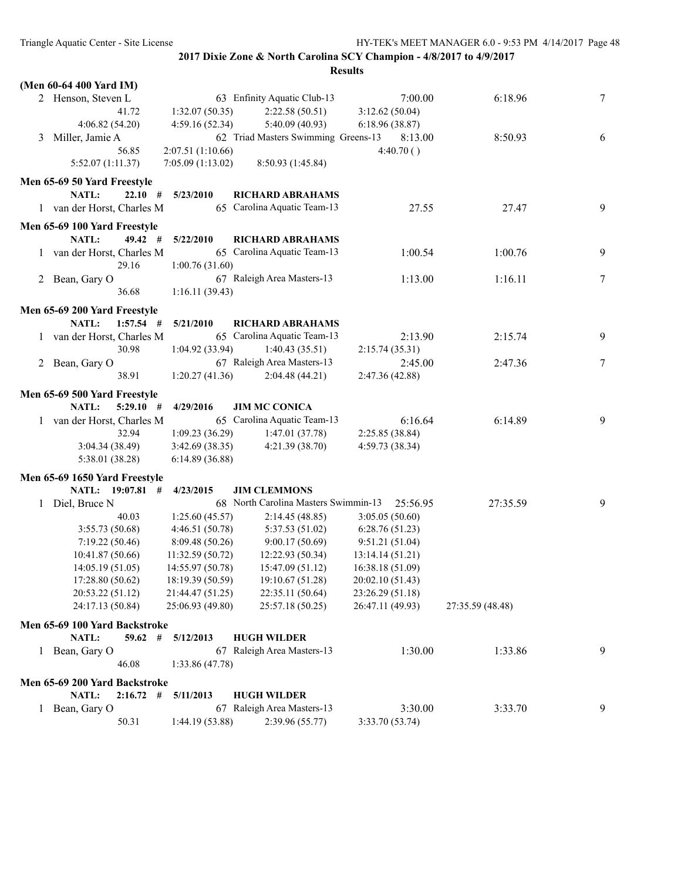**2017 Dixie Zone & North Carolina SCY Champion - 4/8/2017 to 4/9/2017**

**Results**

### (Men 60-64 400 Yard IM)

```
  2 Henson, Steven L                63 Enfinity Aquatic Club-13          7:00.00          6:18.96      7
             41.72        1:32.07 (50.35)    2:22.58 (50.51)    3:12.62 (50.04)
      4:06.82 (54.20)     4:59.16 (52.34)    5:40.09 (40.93)    6:18.96 (38.87)
  3 Miller, Jamie A                 62 Triad Masters Swimming Greens-13  8:13.00          8:50.93      6
             56.85      2:07.51 (1:10.66)                         4:40.70 ( )
    5:52.07 (1:11.37)   7:05.09 (1:13.02)  8:50.93 (1:45.84)
```

### Men 65-69 50 Yard Freestyle

```
     NATL:    22.10  #  5/23/2010     RICHARD ABRAHAMS
  1 van der Horst, Charles M        65 Carolina Aquatic Team-13            27.55            27.47      9
```

### Men 65-69 100 Yard Freestyle

```
     NATL:    49.42  #  5/22/2010     RICHARD ABRAHAMS
  1 van der Horst, Charles M        65 Carolina Aquatic Team-13          1:00.54          1:00.76      9
             29.16        1:00.76 (31.60)
  2 Bean, Gary O                    67 Raleigh Area Masters-13           1:13.00          1:16.11      7
             36.68        1:16.11 (39.43)
```

### Men 65-69 200 Yard Freestyle

```
     NATL:  1:57.54  #  5/21/2010     RICHARD ABRAHAMS
  1 van der Horst, Charles M        65 Carolina Aquatic Team-13          2:13.90          2:15.74      9
             30.98        1:04.92 (33.94)    1:40.43 (35.51)    2:15.74 (35.31)
  2 Bean, Gary O                    67 Raleigh Area Masters-13           2:45.00          2:47.36      7
             38.91        1:20.27 (41.36)    2:04.48 (44.21)    2:47.36 (42.88)
```

### Men 65-69 500 Yard Freestyle

```
     NATL:  5:29.10  #  4/29/2016     JIM MC CONICA
  1 van der Horst, Charles M        65 Carolina Aquatic Team-13          6:16.64          6:14.89      9
             32.94        1:09.23 (36.29)    1:47.01 (37.78)    2:25.85 (38.84)
      3:04.34 (38.49)     3:42.69 (38.35)    4:21.39 (38.70)    4:59.73 (38.34)
      5:38.01 (38.28)     6:14.89 (36.88)
```

### Men 65-69 1650 Yard Freestyle

```
     NATL: 19:07.81  #  4/23/2015     JIM CLEMMONS
  1 Diel, Bruce N                   68 North Carolina Masters Swimmin-13 25:56.95        27:35.59      9
             40.03        1:25.60 (45.57)    2:14.45 (48.85)    3:05.05 (50.60)
      3:55.73 (50.68)     4:46.51 (50.78)    5:37.53 (51.02)    6:28.76 (51.23)
      7:19.22 (50.46)     8:09.48 (50.26)    9:00.17 (50.69)    9:51.21 (51.04)
     10:41.87 (50.66)    11:32.59 (50.72)   12:22.93 (50.34)   13:14.14 (51.21)
     14:05.19 (51.05)    14:55.97 (50.78)   15:47.09 (51.12)   16:38.18 (51.09)
     17:28.80 (50.62)    18:19.39 (50.59)   19:10.67 (51.28)   20:02.10 (51.43)
     20:53.22 (51.12)    21:44.47 (51.25)   22:35.11 (50.64)   23:26.29 (51.18)
     24:17.13 (50.84)    25:06.93 (49.80)   25:57.18 (50.25)   26:47.11 (49.93)   27:35.59 (48.48)
```

### Men 65-69 100 Yard Backstroke

```
     NATL:    59.62  #  5/12/2013     HUGH WILDER
  1 Bean, Gary O                    67 Raleigh Area Masters-13           1:30.00          1:33.86      9
             46.08        1:33.86 (47.78)
```

### Men 65-69 200 Yard Backstroke

```
     NATL:  2:16.72  #  5/11/2013     HUGH WILDER
  1 Bean, Gary O                    67 Raleigh Area Masters-13           3:30.00          3:33.70      9
             50.31        1:44.19 (53.88)    2:39.96 (55.77)    3:33.70 (53.74)
```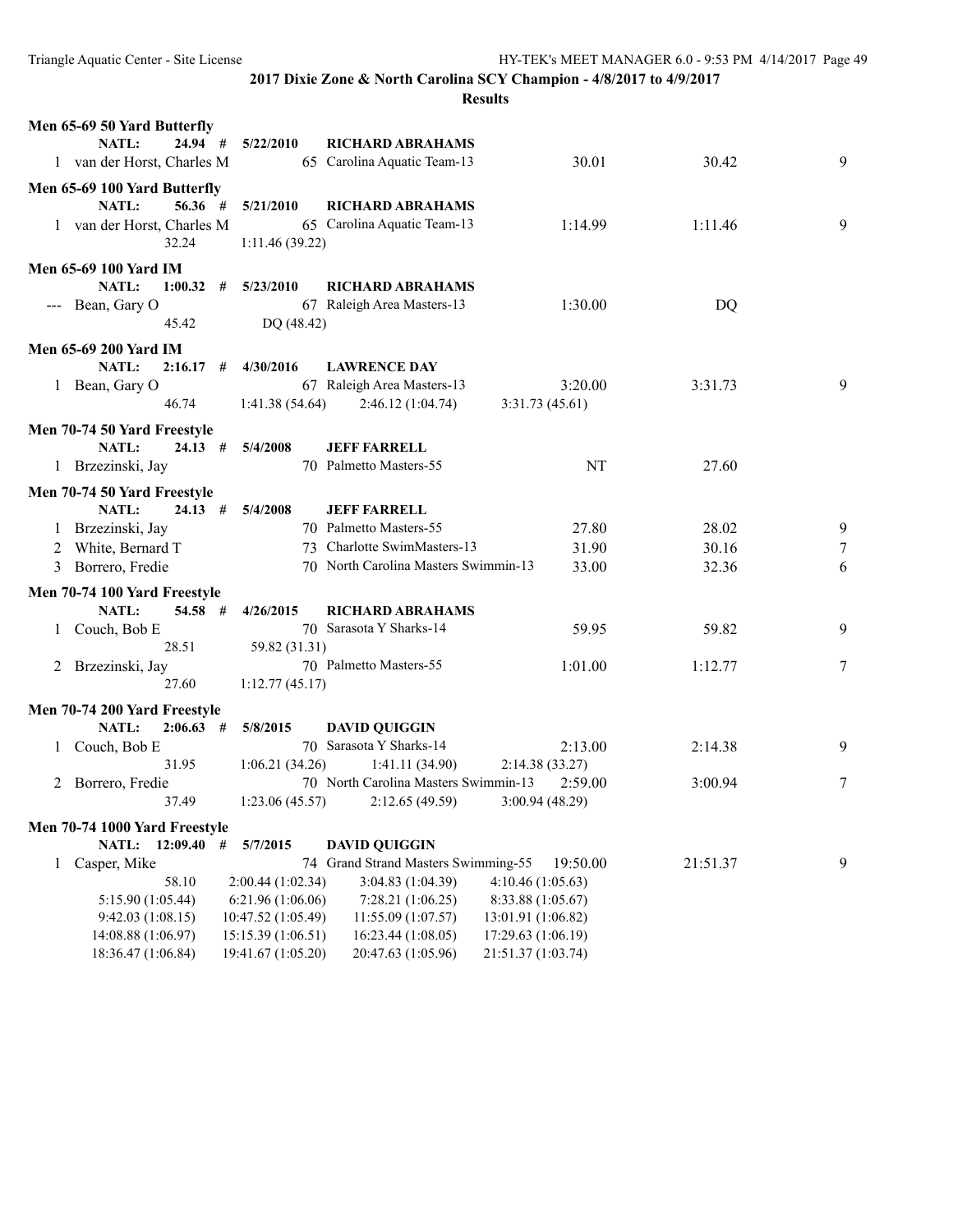**2017 Dixie Zone & North Carolina SCY Champion - 4/8/2017 to 4/9/2017**

**Results**

### Men 65-69 50 Yard Butterfly

NATL: 24.94 # 5/22/2010 RICHARD ABRAHAMS

| Place | Name | Age | Team | Seed Time | Finals Time | Points |
|---|---|---|---|---|---|---|
| 1 | van der Horst, Charles M | 65 | Carolina Aquatic Team-13 | 30.01 | 30.42 | 9 |

### Men 65-69 100 Yard Butterfly

NATL: 56.36 # 5/21/2010 RICHARD ABRAHAMS

| Place | Name | Age | Team | Seed Time | Finals Time | Points |
|---|---|---|---|---|---|---|
| 1 | van der Horst, Charles M | 65 | Carolina Aquatic Team-13 | 1:14.99 | 1:11.46 | 9 |

32.24 1:11.46 (39.22)

### Men 65-69 100 Yard IM

NATL: 1:00.32 # 5/23/2010 RICHARD ABRAHAMS

| Place | Name | Age | Team | Seed Time | Finals Time | Points |
|---|---|---|---|---|---|---|
| --- | Bean, Gary O | 67 | Raleigh Area Masters-13 | 1:30.00 | DQ | |

45.42 DQ (48.42)

### Men 65-69 200 Yard IM

NATL: 2:16.17 # 4/30/2016 LAWRENCE DAY

| Place | Name | Age | Team | Seed Time | Finals Time | Points |
|---|---|---|---|---|---|---|
| 1 | Bean, Gary O | 67 | Raleigh Area Masters-13 | 3:20.00 | 3:31.73 | 9 |

46.74 1:41.38 (54.64) 2:46.12 (1:04.74) 3:31.73 (45.61)

### Men 70-74 50 Yard Freestyle

NATL: 24.13 # 5/4/2008 JEFF FARRELL

| Place | Name | Age | Team | Seed Time | Finals Time | Points |
|---|---|---|---|---|---|---|
| 1 | Brzezinski, Jay | 70 | Palmetto Masters-55 | NT | 27.60 | |

### Men 70-74 50 Yard Freestyle

NATL: 24.13 # 5/4/2008 JEFF FARRELL

| Place | Name | Age | Team | Seed Time | Finals Time | Points |
|---|---|---|---|---|---|---|
| 1 | Brzezinski, Jay | 70 | Palmetto Masters-55 | 27.80 | 28.02 | 9 |
| 2 | White, Bernard T | 73 | Charlotte SwimMasters-13 | 31.90 | 30.16 | 7 |
| 3 | Borrero, Fredie | 70 | North Carolina Masters Swimmin-13 | 33.00 | 32.36 | 6 |

### Men 70-74 100 Yard Freestyle

NATL: 54.58 # 4/26/2015 RICHARD ABRAHAMS

| Place | Name | Age | Team | Seed Time | Finals Time | Points |
|---|---|---|---|---|---|---|
| 1 | Couch, Bob E | 70 | Sarasota Y Sharks-14 | 59.95 | 59.82 | 9 |
| | 28.51 | 59.82 (31.31) | | | | |
| 2 | Brzezinski, Jay | 70 | Palmetto Masters-55 | 1:01.00 | 1:12.77 | 7 |
| | 27.60 | 1:12.77 (45.17) | | | | |

### Men 70-74 200 Yard Freestyle

NATL: 2:06.63 # 5/8/2015 DAVID QUIGGIN

| Place | Name | Age | Team | Seed Time | Finals Time | Points |
|---|---|---|---|---|---|---|
| 1 | Couch, Bob E | 70 | Sarasota Y Sharks-14 | 2:13.00 | 2:14.38 | 9 |
| | 31.95 | 1:06.21 (34.26) | 1:41.11 (34.90) | 2:14.38 (33.27) | | |
| 2 | Borrero, Fredie | 70 | North Carolina Masters Swimmin-13 | 2:59.00 | 3:00.94 | 7 |
| | 37.49 | 1:23.06 (45.57) | 2:12.65 (49.59) | 3:00.94 (48.29) | | |

### Men 70-74 1000 Yard Freestyle

NATL: 12:09.40 # 5/7/2015 DAVID QUIGGIN

| Place | Name | Age | Team | Seed Time | Finals Time | Points |
|---|---|---|---|---|---|---|
| 1 | Casper, Mike | 74 | Grand Strand Masters Swimming-55 | 19:50.00 | 21:51.37 | 9 |

| | | | |
|---|---|---|---|
| 58.10 | 2:00.44 (1:02.34) | 3:04.83 (1:04.39) | 4:10.46 (1:05.63) |
| 5:15.90 (1:05.44) | 6:21.96 (1:06.06) | 7:28.21 (1:06.25) | 8:33.88 (1:05.67) |
| 9:42.03 (1:08.15) | 10:47.52 (1:05.49) | 11:55.09 (1:07.57) | 13:01.91 (1:06.82) |
| 14:08.88 (1:06.97) | 15:15.39 (1:06.51) | 16:23.44 (1:08.05) | 17:29.63 (1:06.19) |
| 18:36.47 (1:06.84) | 19:41.67 (1:05.20) | 20:47.63 (1:05.96) | 21:51.37 (1:03.74) |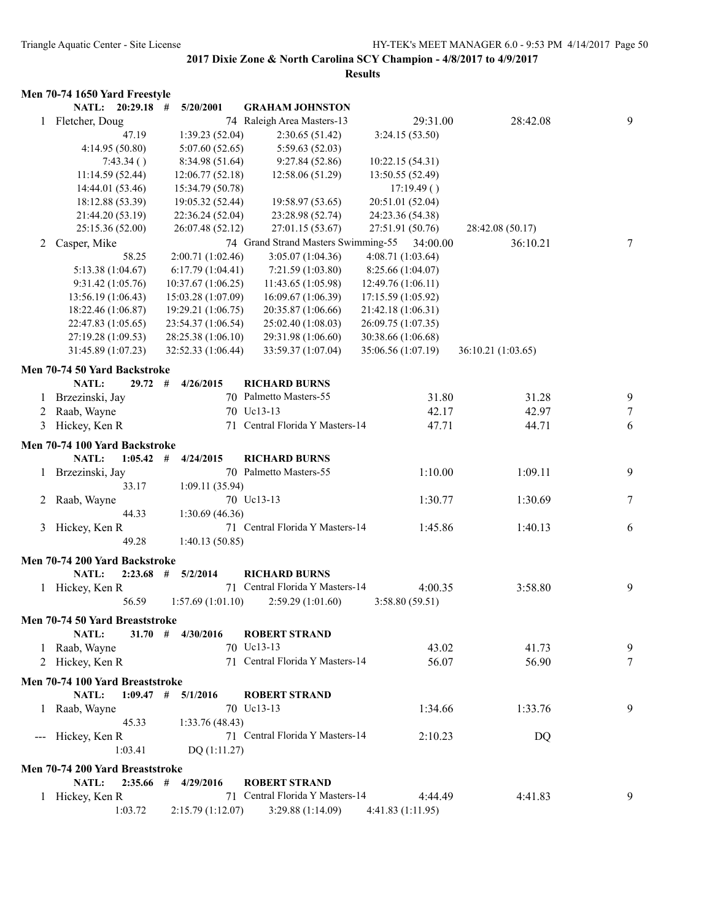**2017 Dixie Zone & North Carolina SCY Champion - 4/8/2017 to 4/9/2017**

**Results**

### Men 70-74 1650 Yard Freestyle

NATL: 20:29.18 # 5/20/2001 GRAHAM JOHNSTON

| Place | Name | Age | Team | Seed Time | Finals Time | Points |
|---|---|---|---|---|---|---|
| 1 | Fletcher, Doug | 74 | Raleigh Area Masters-13 | 29:31.00 | 28:42.08 | 9 |
| | 47.19 | 1:39.23 (52.04) | 2:30.65 (51.42) | 3:24.15 (53.50) | | |
| | 4:14.95 (50.80) | 5:07.60 (52.65) | 5:59.63 (52.03) | | | |
| | 7:43.34 ( ) | 8:34.98 (51.64) | 9:27.84 (52.86) | 10:22.15 (54.31) | | |
| | 11:14.59 (52.44) | 12:06.77 (52.18) | 12:58.06 (51.29) | 13:50.55 (52.49) | | |
| | 14:44.01 (53.46) | 15:34.79 (50.78) | | 17:19.49 ( ) | | |
| | 18:12.88 (53.39) | 19:05.32 (52.44) | 19:58.97 (53.65) | 20:51.01 (52.04) | | |
| | 21:44.20 (53.19) | 22:36.24 (52.04) | 23:28.98 (52.74) | 24:23.36 (54.38) | | |
| | 25:15.36 (52.00) | 26:07.48 (52.12) | 27:01.15 (53.67) | 27:51.91 (50.76) | 28:42.08 (50.17) | |
| 2 | Casper, Mike | 74 | Grand Strand Masters Swimming-55 | 34:00.00 | 36:10.21 | 7 |
| | 58.25 | 2:00.71 (1:02.46) | 3:05.07 (1:04.36) | 4:08.71 (1:03.64) | | |
| | 5:13.38 (1:04.67) | 6:17.79 (1:04.41) | 7:21.59 (1:03.80) | 8:25.66 (1:04.07) | | |
| | 9:31.42 (1:05.76) | 10:37.67 (1:06.25) | 11:43.65 (1:05.98) | 12:49.76 (1:06.11) | | |
| | 13:56.19 (1:06.43) | 15:03.28 (1:07.09) | 16:09.67 (1:06.39) | 17:15.59 (1:05.92) | | |
| | 18:22.46 (1:06.87) | 19:29.21 (1:06.75) | 20:35.87 (1:06.66) | 21:42.18 (1:06.31) | | |
| | 22:47.83 (1:05.65) | 23:54.37 (1:06.54) | 25:02.40 (1:08.03) | 26:09.75 (1:07.35) | | |
| | 27:19.28 (1:09.53) | 28:25.38 (1:06.10) | 29:31.98 (1:06.60) | 30:38.66 (1:06.68) | | |
| | 31:45.89 (1:07.23) | 32:52.33 (1:06.44) | 33:59.37 (1:07.04) | 35:06.56 (1:07.19) | 36:10.21 (1:03.65) | |

### Men 70-74 50 Yard Backstroke

NATL: 29.72 # 4/26/2015 RICHARD BURNS

| Place | Name | Age | Team | Seed Time | Finals Time | Points |
|---|---|---|---|---|---|---|
| 1 | Brzezinski, Jay | 70 | Palmetto Masters-55 | 31.80 | 31.28 | 9 |
| 2 | Raab, Wayne | 70 | Uc13-13 | 42.17 | 42.97 | 7 |
| 3 | Hickey, Ken R | 71 | Central Florida Y Masters-14 | 47.71 | 44.71 | 6 |

### Men 70-74 100 Yard Backstroke

NATL: 1:05.42 # 4/24/2015 RICHARD BURNS

| Place | Name | Age | Team | Seed Time | Finals Time | Points |
|---|---|---|---|---|---|---|
| 1 | Brzezinski, Jay | 70 | Palmetto Masters-55 | 1:10.00 | 1:09.11 | 9 |
| | 33.17 | 1:09.11 (35.94) | | | | |
| 2 | Raab, Wayne | 70 | Uc13-13 | 1:30.77 | 1:30.69 | 7 |
| | 44.33 | 1:30.69 (46.36) | | | | |
| 3 | Hickey, Ken R | 71 | Central Florida Y Masters-14 | 1:45.86 | 1:40.13 | 6 |
| | 49.28 | 1:40.13 (50.85) | | | | |

### Men 70-74 200 Yard Backstroke

NATL: 2:23.68 # 5/2/2014 RICHARD BURNS

| Place | Name | Age | Team | Seed Time | Finals Time | Points |
|---|---|---|---|---|---|---|
| 1 | Hickey, Ken R | 71 | Central Florida Y Masters-14 | 4:00.35 | 3:58.80 | 9 |
| | 56.59 | 1:57.69 (1:01.10) | 2:59.29 (1:01.60) | 3:58.80 (59.51) | | |

### Men 70-74 50 Yard Breaststroke

NATL: 31.70 # 4/30/2016 ROBERT STRAND

| Place | Name | Age | Team | Seed Time | Finals Time | Points |
|---|---|---|---|---|---|---|
| 1 | Raab, Wayne | 70 | Uc13-13 | 43.02 | 41.73 | 9 |
| 2 | Hickey, Ken R | 71 | Central Florida Y Masters-14 | 56.07 | 56.90 | 7 |

### Men 70-74 100 Yard Breaststroke

NATL: 1:09.47 # 5/1/2016 ROBERT STRAND

| Place | Name | Age | Team | Seed Time | Finals Time | Points |
|---|---|---|---|---|---|---|
| 1 | Raab, Wayne | 70 | Uc13-13 | 1:34.66 | 1:33.76 | 9 |
| | 45.33 | 1:33.76 (48.43) | | | | |
| --- | Hickey, Ken R | 71 | Central Florida Y Masters-14 | 2:10.23 | DQ | |
| | 1:03.41 | DQ (1:11.27) | | | | |

### Men 70-74 200 Yard Breaststroke

NATL: 2:35.66 # 4/29/2016 ROBERT STRAND

| Place | Name | Age | Team | Seed Time | Finals Time | Points |
|---|---|---|---|---|---|---|
| 1 | Hickey, Ken R | 71 | Central Florida Y Masters-14 | 4:44.49 | 4:41.83 | 9 |
| | 1:03.72 | 2:15.79 (1:12.07) | 3:29.88 (1:14.09) | 4:41.83 (1:11.95) | | |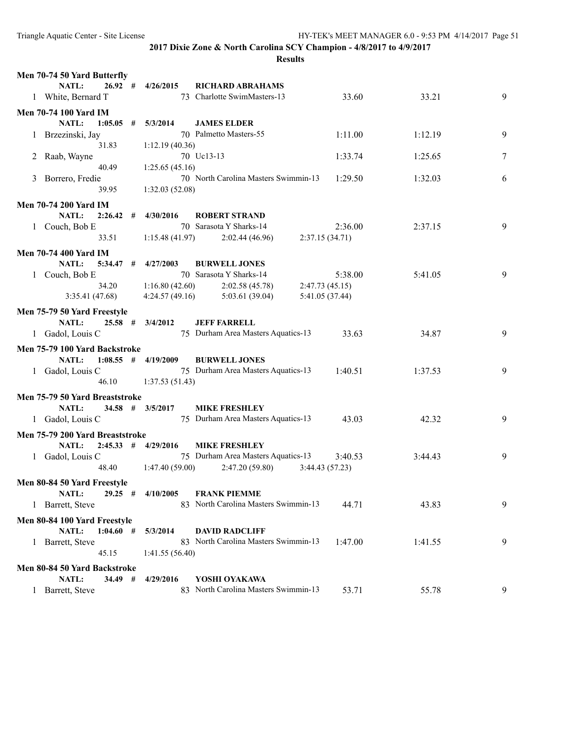## 2017 Dixie Zone & North Carolina SCY Champion - 4/8/2017 to 4/9/2017

### Results

**Men 70-74 50 Yard Butterfly**

NATL: 26.92 # 4/26/2015 RICHARD ABRAHAMS

| Place | Name | Age | Team | Seed Time | Finals Time | Points |
|---|---|---|---|---|---|---|
| 1 | White, Bernard T | 73 | Charlotte SwimMasters-13 | 33.60 | 33.21 | 9 |

**Men 70-74 100 Yard IM**

NATL: 1:05.05 # 5/3/2014 JAMES ELDER

| Place | Name | Age | Team | Seed Time | Finals Time | Points |
|---|---|---|---|---|---|---|
| 1 | Brzezinski, Jay | 70 | Palmetto Masters-55 | 1:11.00 | 1:12.19 | 9 |
| | 31.83 | 1:12.19 (40.36) | | | | |
| 2 | Raab, Wayne | 70 | Uc13-13 | 1:33.74 | 1:25.65 | 7 |
| | 40.49 | 1:25.65 (45.16) | | | | |
| 3 | Borrero, Fredie | 70 | North Carolina Masters Swimmin-13 | 1:29.50 | 1:32.03 | 6 |
| | 39.95 | 1:32.03 (52.08) | | | | |

**Men 70-74 200 Yard IM**

NATL: 2:26.42 # 4/30/2016 ROBERT STRAND

| Place | Name | Age | Team | Seed Time | Finals Time | Points |
|---|---|---|---|---|---|---|
| 1 | Couch, Bob E | 70 | Sarasota Y Sharks-14 | 2:36.00 | 2:37.15 | 9 |
| | 33.51 | 1:15.48 (41.97) | 2:02.44 (46.96) | 2:37.15 (34.71) | | |

**Men 70-74 400 Yard IM**

NATL: 5:34.47 # 4/27/2003 BURWELL JONES

| Place | Name | Age | Team | Seed Time | Finals Time | Points |
|---|---|---|---|---|---|---|
| 1 | Couch, Bob E | 70 | Sarasota Y Sharks-14 | 5:38.00 | 5:41.05 | 9 |
| | 34.20 | 1:16.80 (42.60) | 2:02.58 (45.78) | 2:47.73 (45.15) | | |
| | 3:35.41 (47.68) | 4:24.57 (49.16) | 5:03.61 (39.04) | 5:41.05 (37.44) | | |

**Men 75-79 50 Yard Freestyle**

NATL: 25.58 # 3/4/2012 JEFF FARRELL

| Place | Name | Age | Team | Seed Time | Finals Time | Points |
|---|---|---|---|---|---|---|
| 1 | Gadol, Louis C | 75 | Durham Area Masters Aquatics-13 | 33.63 | 34.87 | 9 |

**Men 75-79 100 Yard Backstroke**

NATL: 1:08.55 # 4/19/2009 BURWELL JONES

| Place | Name | Age | Team | Seed Time | Finals Time | Points |
|---|---|---|---|---|---|---|
| 1 | Gadol, Louis C | 75 | Durham Area Masters Aquatics-13 | 1:40.51 | 1:37.53 | 9 |
| | 46.10 | 1:37.53 (51.43) | | | | |

**Men 75-79 50 Yard Breaststroke**

NATL: 34.58 # 3/5/2017 MIKE FRESHLEY

| Place | Name | Age | Team | Seed Time | Finals Time | Points |
|---|---|---|---|---|---|---|
| 1 | Gadol, Louis C | 75 | Durham Area Masters Aquatics-13 | 43.03 | 42.32 | 9 |

**Men 75-79 200 Yard Breaststroke**

NATL: 2:45.33 # 4/29/2016 MIKE FRESHLEY

| Place | Name | Age | Team | Seed Time | Finals Time | Points |
|---|---|---|---|---|---|---|
| 1 | Gadol, Louis C | 75 | Durham Area Masters Aquatics-13 | 3:40.53 | 3:44.43 | 9 |
| | 48.40 | 1:47.40 (59.00) | 2:47.20 (59.80) | 3:44.43 (57.23) | | |

**Men 80-84 50 Yard Freestyle**

NATL: 29.25 # 4/10/2005 FRANK PIEMME

| Place | Name | Age | Team | Seed Time | Finals Time | Points |
|---|---|---|---|---|---|---|
| 1 | Barrett, Steve | 83 | North Carolina Masters Swimmin-13 | 44.71 | 43.83 | 9 |

**Men 80-84 100 Yard Freestyle**

NATL: 1:04.60 # 5/3/2014 DAVID RADCLIFF

| Place | Name | Age | Team | Seed Time | Finals Time | Points |
|---|---|---|---|---|---|---|
| 1 | Barrett, Steve | 83 | North Carolina Masters Swimmin-13 | 1:47.00 | 1:41.55 | 9 |
| | 45.15 | 1:41.55 (56.40) | | | | |

**Men 80-84 50 Yard Backstroke**

NATL: 34.49 # 4/29/2016 YOSHI OYAKAWA

| Place | Name | Age | Team | Seed Time | Finals Time | Points |
|---|---|---|---|---|---|---|
| 1 | Barrett, Steve | 83 | North Carolina Masters Swimmin-13 | 53.71 | 55.78 | 9 |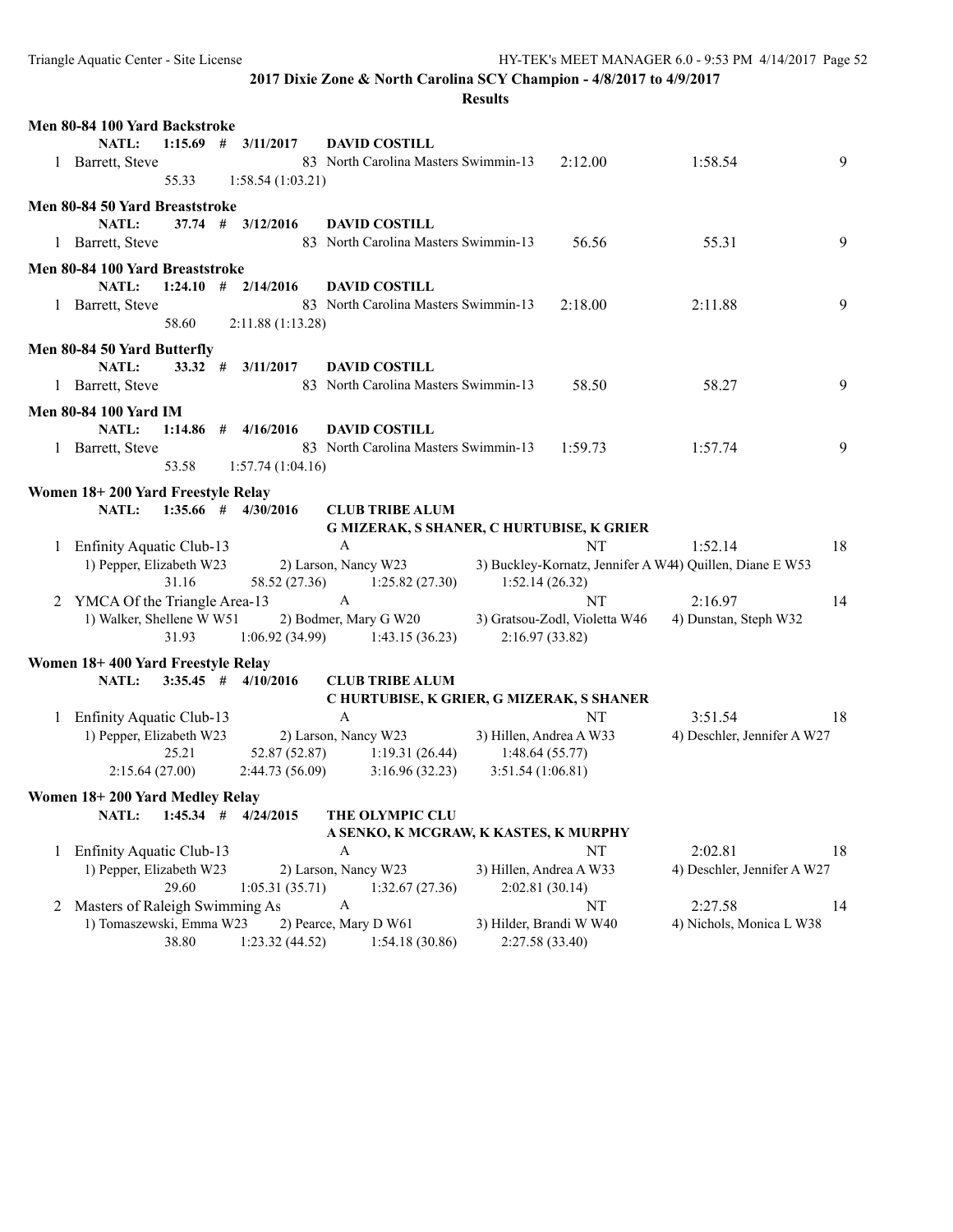**2017 Dixie Zone & North Carolina SCY Champion - 4/8/2017 to 4/9/2017**

**Results**

**Men 80-84 100 Yard Backstroke**

**NATL: 1:15.69 # 3/11/2017 DAVID COSTILL**

| | Name | Age | Team | Seed Time | Finals Time | Points |
|---|---|---|---|---|---|---|
| 1 | Barrett, Steve | 83 | North Carolina Masters Swimmin-13 | 2:12.00 | 1:58.54 | 9 |
| | 55.33 | 1:58.54 (1:03.21) | | | | |

**Men 80-84 50 Yard Breaststroke**

**NATL: 37.74 # 3/12/2016 DAVID COSTILL**

| | Name | Age | Team | Seed Time | Finals Time | Points |
|---|---|---|---|---|---|---|
| 1 | Barrett, Steve | 83 | North Carolina Masters Swimmin-13 | 56.56 | 55.31 | 9 |

**Men 80-84 100 Yard Breaststroke**

**NATL: 1:24.10 # 2/14/2016 DAVID COSTILL**

| | Name | Age | Team | Seed Time | Finals Time | Points |
|---|---|---|---|---|---|---|
| 1 | Barrett, Steve | 83 | North Carolina Masters Swimmin-13 | 2:18.00 | 2:11.88 | 9 |
| | 58.60 | 2:11.88 (1:13.28) | | | | |

**Men 80-84 50 Yard Butterfly**

**NATL: 33.32 # 3/11/2017 DAVID COSTILL**

| | Name | Age | Team | Seed Time | Finals Time | Points |
|---|---|---|---|---|---|---|
| 1 | Barrett, Steve | 83 | North Carolina Masters Swimmin-13 | 58.50 | 58.27 | 9 |

**Men 80-84 100 Yard IM**

**NATL: 1:14.86 # 4/16/2016 DAVID COSTILL**

| | Name | Age | Team | Seed Time | Finals Time | Points |
|---|---|---|---|---|---|---|
| 1 | Barrett, Steve | 83 | North Carolina Masters Swimmin-13 | 1:59.73 | 1:57.74 | 9 |
| | 53.58 | 1:57.74 (1:04.16) | | | | |

**Women 18+ 200 Yard Freestyle Relay**

**NATL: 1:35.66 # 4/30/2016 CLUB TRIBE ALUM**

**G MIZERAK, S SHANER, C HURTUBISE, K GRIER**

1 Enfinity Aquatic Club-13 — A — NT — 1:52.14 — 18
1) Pepper, Elizabeth W23 2) Larson, Nancy W23 3) Buckley-Kornatz, Jennifer A W44 4) Quillen, Diane E W53
31.16 58.52 (27.36) 1:25.82 (27.30) 1:52.14 (26.32)

2 YMCA Of the Triangle Area-13 — A — NT — 2:16.97 — 14
1) Walker, Shellene W W51 2) Bodmer, Mary G W20 3) Gratsou-Zodl, Violetta W46 4) Dunstan, Steph W32
31.93 1:06.92 (34.99) 1:43.15 (36.23) 2:16.97 (33.82)

**Women 18+ 400 Yard Freestyle Relay**

**NATL: 3:35.45 # 4/10/2016 CLUB TRIBE ALUM**

**C HURTUBISE, K GRIER, G MIZERAK, S SHANER**

1 Enfinity Aquatic Club-13 — A — NT — 3:51.54 — 18
1) Pepper, Elizabeth W23 2) Larson, Nancy W23 3) Hillen, Andrea A W33 4) Deschler, Jennifer A W27
25.21 52.87 (52.87) 1:19.31 (26.44) 1:48.64 (55.77)
2:15.64 (27.00) 2:44.73 (56.09) 3:16.96 (32.23) 3:51.54 (1:06.81)

**Women 18+ 200 Yard Medley Relay**

**NATL: 1:45.34 # 4/24/2015 THE OLYMPIC CLU**

**A SENKO, K MCGRAW, K KASTES, K MURPHY**

1 Enfinity Aquatic Club-13 — A — NT — 2:02.81 — 18
1) Pepper, Elizabeth W23 2) Larson, Nancy W23 3) Hillen, Andrea A W33 4) Deschler, Jennifer A W27
29.60 1:05.31 (35.71) 1:32.67 (27.36) 2:02.81 (30.14)

2 Masters of Raleigh Swimming As — A — NT — 2:27.58 — 14
1) Tomaszewski, Emma W23 2) Pearce, Mary D W61 3) Hilder, Brandi W W40 4) Nichols, Monica L W38
38.80 1:23.32 (44.52) 1:54.18 (30.86) 2:27.58 (33.40)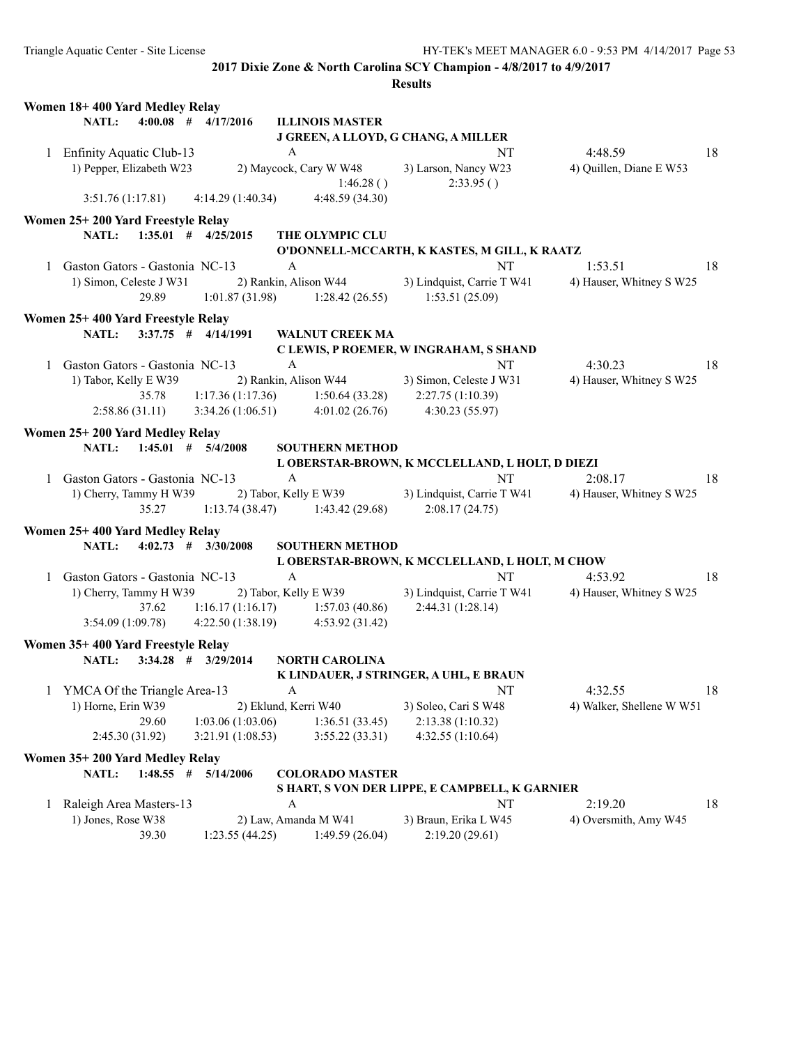**2017 Dixie Zone & North Carolina SCY Champion - 4/8/2017 to 4/9/2017**

**Results**

### Women 18+ 400 Yard Medley Relay

**NATL: 4:00.08 # 4/17/2016 ILLINOIS MASTER**
**J GREEN, A LLOYD, G CHANG, A MILLER**

1 Enfinity Aquatic Club-13 — A — NT — 4:48.59 — 18
1) Pepper, Elizabeth W23 2) Maycock, Cary W W48 3) Larson, Nancy W23 4) Quillen, Diane E W53
1:46.28 ( ) 2:33.95 ( )
3:51.76 (1:17.81) 4:14.29 (1:40.34) 4:48.59 (34.30)

### Women 25+ 200 Yard Freestyle Relay

**NATL: 1:35.01 # 4/25/2015 THE OLYMPIC CLU**
**O'DONNELL-MCCARTH, K KASTES, M GILL, K RAATZ**

1 Gaston Gators - Gastonia NC-13 — A — NT — 1:53.51 — 18
1) Simon, Celeste J W31 2) Rankin, Alison W44 3) Lindquist, Carrie T W41 4) Hauser, Whitney S W25
29.89 1:01.87 (31.98) 1:28.42 (26.55) 1:53.51 (25.09)

### Women 25+ 400 Yard Freestyle Relay

**NATL: 3:37.75 # 4/14/1991 WALNUT CREEK MA**
**C LEWIS, P ROEMER, W INGRAHAM, S SHAND**

1 Gaston Gators - Gastonia NC-13 — A — NT — 4:30.23 — 18
1) Tabor, Kelly E W39 2) Rankin, Alison W44 3) Simon, Celeste J W31 4) Hauser, Whitney S W25
35.78 1:17.36 (1:17.36) 1:50.64 (33.28) 2:27.75 (1:10.39)
2:58.86 (31.11) 3:34.26 (1:06.51) 4:01.02 (26.76) 4:30.23 (55.97)

### Women 25+ 200 Yard Medley Relay

**NATL: 1:45.01 # 5/4/2008 SOUTHERN METHOD**
**L OBERSTAR-BROWN, K MCCLELLAND, L HOLT, D DIEZI**

1 Gaston Gators - Gastonia NC-13 — A — NT — 2:08.17 — 18
1) Cherry, Tammy H W39 2) Tabor, Kelly E W39 3) Lindquist, Carrie T W41 4) Hauser, Whitney S W25
35.27 1:13.74 (38.47) 1:43.42 (29.68) 2:08.17 (24.75)

### Women 25+ 400 Yard Medley Relay

**NATL: 4:02.73 # 3/30/2008 SOUTHERN METHOD**
**L OBERSTAR-BROWN, K MCCLELLAND, L HOLT, M CHOW**

1 Gaston Gators - Gastonia NC-13 — A — NT — 4:53.92 — 18
1) Cherry, Tammy H W39 2) Tabor, Kelly E W39 3) Lindquist, Carrie T W41 4) Hauser, Whitney S W25
37.62 1:16.17 (1:16.17) 1:57.03 (40.86) 2:44.31 (1:28.14)
3:54.09 (1:09.78) 4:22.50 (1:38.19) 4:53.92 (31.42)

### Women 35+ 400 Yard Freestyle Relay

**NATL: 3:34.28 # 3/29/2014 NORTH CAROLINA**
**K LINDAUER, J STRINGER, A UHL, E BRAUN**

1 YMCA Of the Triangle Area-13 — A — NT — 4:32.55 — 18
1) Horne, Erin W39 2) Eklund, Kerri W40 3) Soleo, Cari S W48 4) Walker, Shellene W W51
29.60 1:03.06 (1:03.06) 1:36.51 (33.45) 2:13.38 (1:10.32)
2:45.30 (31.92) 3:21.91 (1:08.53) 3:55.22 (33.31) 4:32.55 (1:10.64)

### Women 35+ 200 Yard Medley Relay

**NATL: 1:48.55 # 5/14/2006 COLORADO MASTER**
**S HART, S VON DER LIPPE, E CAMPBELL, K GARNIER**

1 Raleigh Area Masters-13 — A — NT — 2:19.20 — 18
1) Jones, Rose W38 2) Law, Amanda M W41 3) Braun, Erika L W45 4) Oversmith, Amy W45
39.30 1:23.55 (44.25) 1:49.59 (26.04) 2:19.20 (29.61)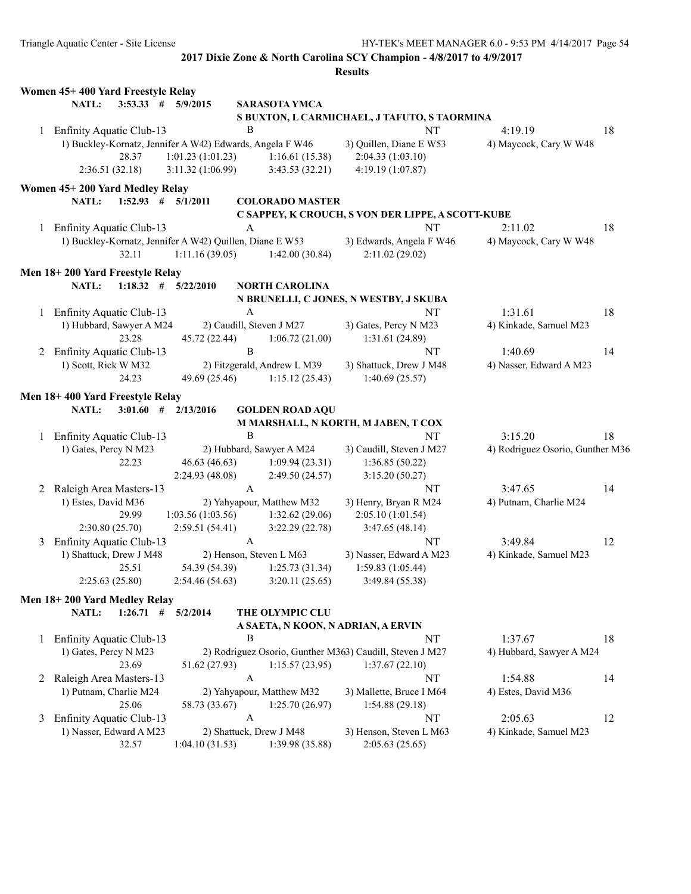**2017 Dixie Zone & North Carolina SCY Champion - 4/8/2017 to 4/9/2017**

**Results**

### Women 45+ 400 Yard Freestyle Relay

NATL: 3:53.33 # 5/9/2015 SARASOTA YMCA
S BUXTON, L CARMICHAEL, J TAFUTO, S TAORMINA

1 Enfinity Aquatic Club-13 B NT 4:19.19 18
1) Buckley-Kornatz, Jennifer A W42) Edwards, Angela F W46 3) Quillen, Diane E W53 4) Maycock, Cary W W48
28.37 1:01.23 (1:01.23) 1:16.61 (15.38) 2:04.33 (1:03.10)
2:36.51 (32.18) 3:11.32 (1:06.99) 3:43.53 (32.21) 4:19.19 (1:07.87)

### Women 45+ 200 Yard Medley Relay

NATL: 1:52.93 # 5/1/2011 COLORADO MASTER
C SAPPEY, K CROUCH, S VON DER LIPPE, A SCOTT-KUBE

1 Enfinity Aquatic Club-13 A NT 2:11.02 18
1) Buckley-Kornatz, Jennifer A W42) Quillen, Diane E W53 3) Edwards, Angela F W46 4) Maycock, Cary W W48
32.11 1:11.16 (39.05) 1:42.00 (30.84) 2:11.02 (29.02)

### Men 18+ 200 Yard Freestyle Relay

NATL: 1:18.32 # 5/22/2010 NORTH CAROLINA
N BRUNELLI, C JONES, N WESTBY, J SKUBA

1 Enfinity Aquatic Club-13 A NT 1:31.61 18
1) Hubbard, Sawyer A M24 2) Caudill, Steven J M27 3) Gates, Percy N M23 4) Kinkade, Samuel M23
23.28 45.72 (22.44) 1:06.72 (21.00) 1:31.61 (24.89)

2 Enfinity Aquatic Club-13 B NT 1:40.69 14
1) Scott, Rick W M32 2) Fitzgerald, Andrew L M39 3) Shattuck, Drew J M48 4) Nasser, Edward A M23
24.23 49.69 (25.46) 1:15.12 (25.43) 1:40.69 (25.57)

### Men 18+ 400 Yard Freestyle Relay

NATL: 3:01.60 # 2/13/2016 GOLDEN ROAD AQU
M MARSHALL, N KORTH, M JABEN, T COX

1 Enfinity Aquatic Club-13 B NT 3:15.20 18
1) Gates, Percy N M23 2) Hubbard, Sawyer A M24 3) Caudill, Steven J M27 4) Rodriguez Osorio, Gunther M36
22.23 46.63 (46.63) 1:09.94 (23.31) 1:36.85 (50.22)
2:24.93 (48.08) 2:49.50 (24.57) 3:15.20 (50.27)

2 Raleigh Area Masters-13 A NT 3:47.65 14
1) Estes, David M36 2) Yahyapour, Matthew M32 3) Henry, Bryan R M24 4) Putnam, Charlie M24
29.99 1:03.56 (1:03.56) 1:32.62 (29.06) 2:05.10 (1:01.54)
2:30.80 (25.70) 2:59.51 (54.41) 3:22.29 (22.78) 3:47.65 (48.14)

3 Enfinity Aquatic Club-13 A NT 3:49.84 12
1) Shattuck, Drew J M48 2) Henson, Steven L M63 3) Nasser, Edward A M23 4) Kinkade, Samuel M23
25.51 54.39 (54.39) 1:25.73 (31.34) 1:59.83 (1:05.44)
2:25.63 (25.80) 2:54.46 (54.63) 3:20.11 (25.65) 3:49.84 (55.38)

### Men 18+ 200 Yard Medley Relay

NATL: 1:26.71 # 5/2/2014 THE OLYMPIC CLU
A SAETA, N KOON, N ADRIAN, A ERVIN

1 Enfinity Aquatic Club-13 B NT 1:37.67 18
1) Gates, Percy N M23 2) Rodriguez Osorio, Gunther M363) Caudill, Steven J M27 4) Hubbard, Sawyer A M24
23.69 51.62 (27.93) 1:15.57 (23.95) 1:37.67 (22.10)

2 Raleigh Area Masters-13 A NT 1:54.88 14
1) Putnam, Charlie M24 2) Yahyapour, Matthew M32 3) Mallette, Bruce I M64 4) Estes, David M36
25.06 58.73 (33.67) 1:25.70 (26.97) 1:54.88 (29.18)

3 Enfinity Aquatic Club-13 A NT 2:05.63 12
1) Nasser, Edward A M23 2) Shattuck, Drew J M48 3) Henson, Steven L M63 4) Kinkade, Samuel M23
32.57 1:04.10 (31.53) 1:39.98 (35.88) 2:05.63 (25.65)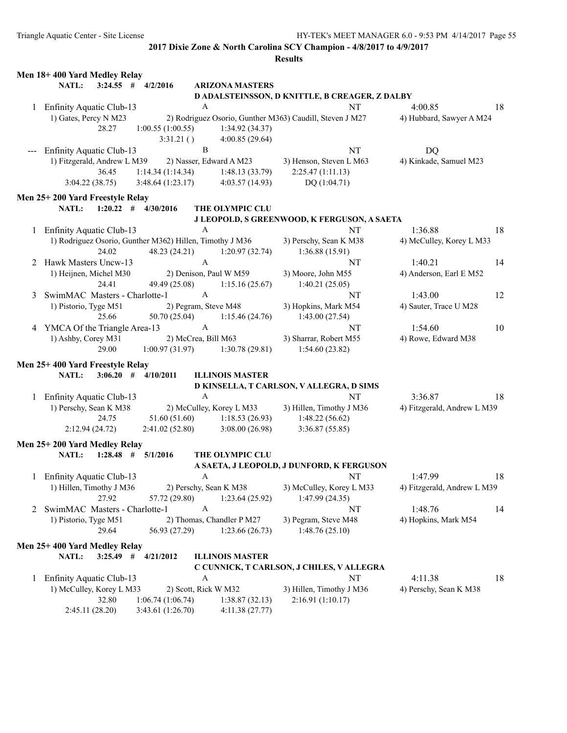**2017 Dixie Zone & North Carolina SCY Champion - 4/8/2017 to 4/9/2017**

**Results**

### Men 18+ 400 Yard Medley Relay

NATL: 3:24.55 # 4/2/2016 ARIZONA MASTERS
D ADALSTEINSSON, D KNITTLE, B CREAGER, Z DALBY

1 Enfinity Aquatic Club-13 A NT 4:00.85 18
1) Gates, Percy N M23 2) Rodriguez Osorio, Gunther M363) Caudill, Steven J M27 4) Hubbard, Sawyer A M24
28.27 1:00.55 (1:00.55) 1:34.92 (34.37)
3:31.21 () 4:00.85 (29.64)

--- Enfinity Aquatic Club-13 B NT DQ
1) Fitzgerald, Andrew L M39 2) Nasser, Edward A M23 3) Henson, Steven L M63 4) Kinkade, Samuel M23
36.45 1:14.34 (1:14.34) 1:48.13 (33.79) 2:25.47 (1:11.13)
3:04.22 (38.75) 3:48.64 (1:23.17) 4:03.57 (14.93) DQ (1:04.71)

### Men 25+ 200 Yard Freestyle Relay

NATL: 1:20.22 # 4/30/2016 THE OLYMPIC CLU
J LEOPOLD, S GREENWOOD, K FERGUSON, A SAETA

1 Enfinity Aquatic Club-13 A NT 1:36.88 18
1) Rodriguez Osorio, Gunther M362) Hillen, Timothy J M36 3) Perschy, Sean K M38 4) McCulley, Korey L M33
24.02 48.23 (24.21) 1:20.97 (32.74) 1:36.88 (15.91)

2 Hawk Masters Uncw-13 A NT 1:40.21 14
1) Heijnen, Michel M30 2) Denison, Paul W M59 3) Moore, John M55 4) Anderson, Earl E M52
24.41 49.49 (25.08) 1:15.16 (25.67) 1:40.21 (25.05)

3 SwimMAC Masters - Charlotte-1 A NT 1:43.00 12
1) Pistorio, Tyge M51 2) Pegram, Steve M48 3) Hopkins, Mark M54 4) Sauter, Trace U M28
25.66 50.70 (25.04) 1:15.46 (24.76) 1:43.00 (27.54)

4 YMCA Of the Triangle Area-13 A NT 1:54.60 10
1) Ashby, Corey M31 2) McCrea, Bill M63 3) Sharrar, Robert M55 4) Rowe, Edward M38
29.00 1:00.97 (31.97) 1:30.78 (29.81) 1:54.60 (23.82)

### Men 25+ 400 Yard Freestyle Relay

NATL: 3:06.20 # 4/10/2011 ILLINOIS MASTER
D KINSELLA, T CARLSON, V ALLEGRA, D SIMS

1 Enfinity Aquatic Club-13 A NT 3:36.87 18
1) Perschy, Sean K M38 2) McCulley, Korey L M33 3) Hillen, Timothy J M36 4) Fitzgerald, Andrew L M39
24.75 51.60 (51.60) 1:18.53 (26.93) 1:48.22 (56.62)
2:12.94 (24.72) 2:41.02 (52.80) 3:08.00 (26.98) 3:36.87 (55.85)

### Men 25+ 200 Yard Medley Relay

NATL: 1:28.48 # 5/1/2016 THE OLYMPIC CLU
A SAETA, J LEOPOLD, J DUNFORD, K FERGUSON

1 Enfinity Aquatic Club-13 A NT 1:47.99 18
1) Hillen, Timothy J M36 2) Perschy, Sean K M38 3) McCulley, Korey L M33 4) Fitzgerald, Andrew L M39
27.92 57.72 (29.80) 1:23.64 (25.92) 1:47.99 (24.35)

2 SwimMAC Masters - Charlotte-1 A NT 1:48.76 14
1) Pistorio, Tyge M51 2) Thomas, Chandler P M27 3) Pegram, Steve M48 4) Hopkins, Mark M54
29.64 56.93 (27.29) 1:23.66 (26.73) 1:48.76 (25.10)

### Men 25+ 400 Yard Medley Relay

NATL: 3:25.49 # 4/21/2012 ILLINOIS MASTER
C CUNNICK, T CARLSON, J CHILES, V ALLEGRA

1 Enfinity Aquatic Club-13 A NT 4:11.38 18
1) McCulley, Korey L M33 2) Scott, Rick W M32 3) Hillen, Timothy J M36 4) Perschy, Sean K M38
32.80 1:06.74 (1:06.74) 1:38.87 (32.13) 2:16.91 (1:10.17)
2:45.11 (28.20) 3:43.61 (1:26.70) 4:11.38 (27.77)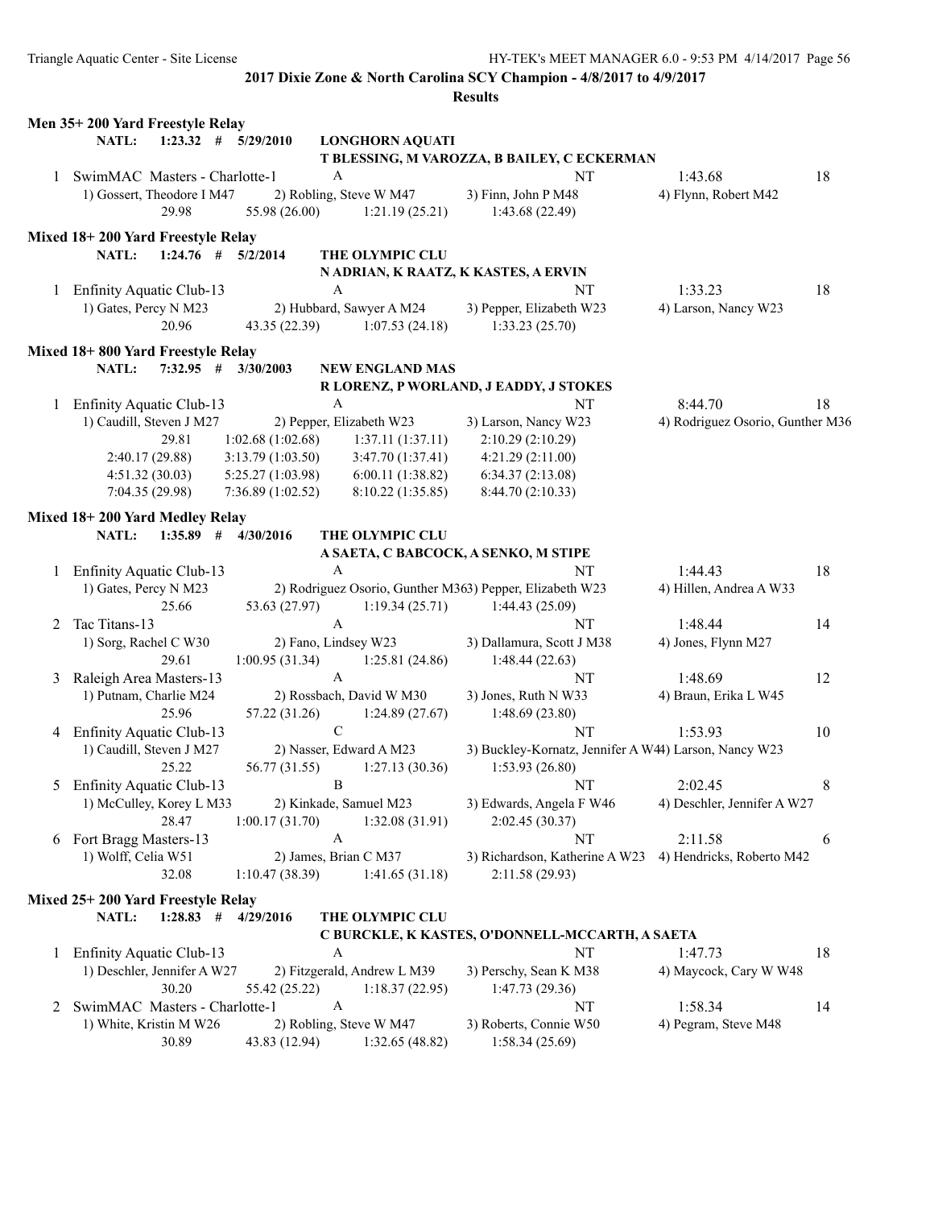**2017 Dixie Zone & North Carolina SCY Champion - 4/8/2017 to 4/9/2017**

**Results**

### Men 35+ 200 Yard Freestyle Relay

NATL: 1:23.32 # 5/29/2010 LONGHORN AQUATI
T BLESSING, M VAROZZA, B BAILEY, C ECKERMAN

1 SwimMAC Masters - Charlote-1 A NT 1:43.68 18
1) Gossert, Theodore I M47 2) Robling, Steve W M47 3) Finn, John P M48 4) Flynn, Robert M42
29.98 55.98 (26.00) 1:21.19 (25.21) 1:43.68 (22.49)

### Mixed 18+ 200 Yard Freestyle Relay

NATL: 1:24.76 # 5/2/2014 THE OLYMPIC CLU
N ADRIAN, K RAATZ, K KASTES, A ERVIN

1 Enfinity Aquatic Club-13 A NT 1:33.23 18
1) Gates, Percy N M23 2) Hubbard, Sawyer A M24 3) Pepper, Elizabeth W23 4) Larson, Nancy W23
20.96 43.35 (22.39) 1:07.53 (24.18) 1:33.23 (25.70)

### Mixed 18+ 800 Yard Freestyle Relay

NATL: 7:32.95 # 3/30/2003 NEW ENGLAND MAS
R LORENZ, P WORLAND, J EADDY, J STOKES

1 Enfinity Aquatic Club-13 A NT 8:44.70 18
1) Caudill, Steven J M27 2) Pepper, Elizabeth W23 3) Larson, Nancy W23 4) Rodriguez Osorio, Gunther M36
29.81 1:02.68 (1:02.68) 1:37.11 (1:37.11) 2:10.29 (2:10.29)
2:40.17 (29.88) 3:13.79 (1:03.50) 3:47.70 (1:37.41) 4:21.29 (2:11.00)
4:51.32 (30.03) 5:25.27 (1:03.98) 6:00.11 (1:38.82) 6:34.37 (2:13.08)
7:04.35 (29.98) 7:36.89 (1:02.52) 8:10.22 (1:35.85) 8:44.70 (2:10.33)

### Mixed 18+ 200 Yard Medley Relay

NATL: 1:35.89 # 4/30/2016 THE OLYMPIC CLU
A SAETA, C BABCOCK, A SENKO, M STIPE

1 Enfinity Aquatic Club-13 A NT 1:44.43 18
1) Gates, Percy N M23 2) Rodriguez Osorio, Gunther M36 3) Pepper, Elizabeth W23 4) Hillen, Andrea A W33
25.66 53.63 (27.97) 1:19.34 (25.71) 1:44.43 (25.09)

2 Tac Titans-13 A NT 1:48.44 14
1) Sorg, Rachel C W30 2) Fano, Lindsey W23 3) Dallamura, Scott J M38 4) Jones, Flynn M27
29.61 1:00.95 (31.34) 1:25.81 (24.86) 1:48.44 (22.63)

3 Raleigh Area Masters-13 A NT 1:48.69 12
1) Putnam, Charlie M24 2) Rossbach, David W M30 3) Jones, Ruth N W33 4) Braun, Erika L W45
25.96 57.22 (31.26) 1:24.89 (27.67) 1:48.69 (23.80)

4 Enfinity Aquatic Club-13 C NT 1:53.93 10
1) Caudill, Steven J M27 2) Nasser, Edward A M23 3) Buckley-Kornatz, Jennifer A W44 4) Larson, Nancy W23
25.22 56.77 (31.55) 1:27.13 (30.36) 1:53.93 (26.80)

5 Enfinity Aquatic Club-13 B NT 2:02.45 8
1) McCulley, Korey L M33 2) Kinkade, Samuel M23 3) Edwards, Angela F W46 4) Deschler, Jennifer A W27
28.47 1:00.17 (31.70) 1:32.08 (31.91) 2:02.45 (30.37)

6 Fort Bragg Masters-13 A NT 2:11.58 6
1) Wolff, Celia W51 2) James, Brian C M37 3) Richardson, Katherine A W23 4) Hendricks, Roberto M42
32.08 1:10.47 (38.39) 1:41.65 (31.18) 2:11.58 (29.93)

### Mixed 25+ 200 Yard Freestyle Relay

NATL: 1:28.83 # 4/29/2016 THE OLYMPIC CLU
C BURCKLE, K KASTES, O'DONNELL-MCCARTH, A SAETA

1 Enfinity Aquatic Club-13 A NT 1:47.73 18
1) Deschler, Jennifer A W27 2) Fitzgerald, Andrew L M39 3) Perschy, Sean K M38 4) Maycock, Cary W W48
30.20 55.42 (25.22) 1:18.37 (22.95) 1:47.73 (29.36)

2 SwimMAC Masters - Charlote-1 A NT 1:58.34 14
1) White, Kristin M W26 2) Robling, Steve W M47 3) Roberts, Connie W50 4) Pegram, Steve M48
30.89 43.83 (12.94) 1:32.65 (48.82) 1:58.34 (25.69)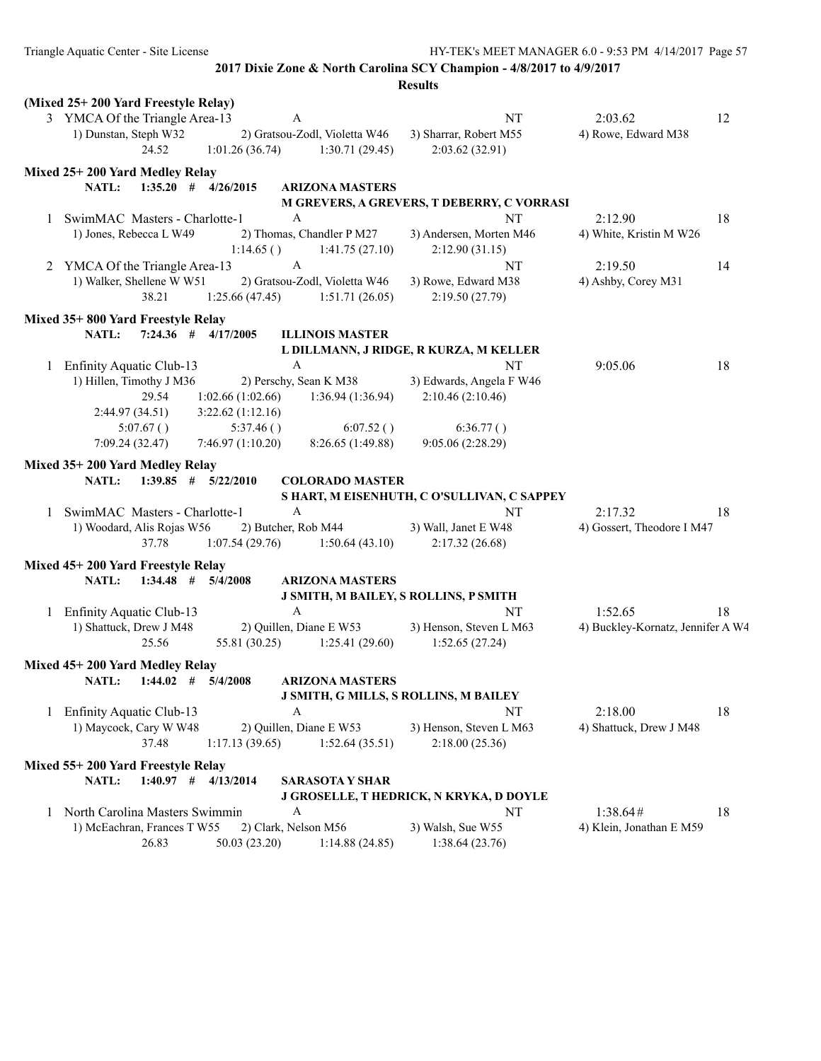**2017 Dixie Zone & North Carolina SCY Champion - 4/8/2017 to 4/9/2017**

**Results**

**(Mixed 25+ 200 Yard Freestyle Relay)**

```
  3 YMCA Of the Triangle Area-13          A                                   NT            2:03.62         12
      1) Dunstan, Steph W32        2) Gratsou-Zodl, Violetta W46    3) Sharrar, Robert M55     4) Rowe, Edward M38
               24.52        1:01.26 (36.74)      1:30.71 (29.45)     2:03.62 (32.91)
```

**Mixed 25+ 200 Yard Medley Relay**

```
      NATL:      1:35.20  #   4/26/2015      ARIZONA MASTERS
                                             M GREVERS, A GREVERS, T DEBERRY, C VORRASI
  1 SwimMAC  Masters - Charlotte-1        A                                   NT            2:12.90         18
      1) Jones, Rebecca L W49      2) Thomas, Chandler P M27        3) Andersen, Morten M46    4) White, Kristin M W26
                            1:14.65 ( )          1:41.75 (27.10)     2:12.90 (31.15)
  2 YMCA Of the Triangle Area-13          A                                   NT            2:19.50         14
      1) Walker, Shellene W W51    2) Gratsou-Zodl, Violetta W46    3) Rowe, Edward M38        4) Ashby, Corey M31
               38.21        1:25.66 (47.45)      1:51.71 (26.05)     2:19.50 (27.79)
```

**Mixed 35+ 800 Yard Freestyle Relay**

```
      NATL:      7:24.36  #   4/17/2005      ILLINOIS MASTER
                                             L DILLMANN, J RIDGE, R KURZA, M KELLER
  1 Enfinity Aquatic Club-13              A                                   NT            9:05.06         18
      1) Hillen, Timothy J M36     2) Perschy, Sean K M38           3) Edwards, Angela F W46
               29.54        1:02.66 (1:02.66)    1:36.94 (1:36.94)   2:10.46 (2:10.46)
         2:44.97 (34.51)    3:22.62 (1:12.16)
             5:07.67 ( )          5:37.46 ( )          6:07.52 ( )         6:36.77 ( )
         7:09.24 (32.47)    7:46.97 (1:10.20)    8:26.65 (1:49.88)   9:05.06 (2:28.29)
```

**Mixed 35+ 200 Yard Medley Relay**

```
      NATL:      1:39.85  #   5/22/2010      COLORADO MASTER
                                             S HART, M EISENHUTH, C O'SULLIVAN, C SAPPEY
  1 SwimMAC  Masters - Charlotte-1        A                                   NT            2:17.32         18
      1) Woodard, Alis Rojas W56   2) Butcher, Rob M44              3) Wall, Janet E W48       4) Gossert, Theodore I M47
               37.78        1:07.54 (29.76)      1:50.64 (43.10)     2:17.32 (26.68)
```

**Mixed 45+ 200 Yard Freestyle Relay**

```
      NATL:      1:34.48  #   5/4/2008       ARIZONA MASTERS
                                             J SMITH, M BAILEY, S ROLLINS, P SMITH
  1 Enfinity Aquatic Club-13              A                                   NT            1:52.65         18
      1) Shattuck, Drew J M48      2) Quillen, Diane E W53          3) Henson, Steven L M63    4) Buckley-Kornatz, Jennifer A W4
               25.56          55.81 (30.25)      1:25.41 (29.60)     1:52.65 (27.24)
```

**Mixed 45+ 200 Yard Medley Relay**

```
      NATL:      1:44.02  #   5/4/2008       ARIZONA MASTERS
                                             J SMITH, G MILLS, S ROLLINS, M BAILEY
  1 Enfinity Aquatic Club-13              A                                   NT            2:18.00         18
      1) Maycock, Cary W W48       2) Quillen, Diane E W53          3) Henson, Steven L M63    4) Shattuck, Drew J M48
               37.48        1:17.13 (39.65)      1:52.64 (35.51)     2:18.00 (25.36)
```

**Mixed 55+ 200 Yard Freestyle Relay**

```
      NATL:      1:40.97  #   4/13/2014      SARASOTA Y SHAR
                                             J GROSELLE, T HEDRICK, N KRYKA, D DOYLE
  1 North Carolina Masters Swimmin        A                                   NT            1:38.64#        18
      1) McEachran, Frances T W55  2) Clark, Nelson M56             3) Walsh, Sue W55          4) Klein, Jonathan E M59
               26.83          50.03 (23.20)      1:14.88 (24.85)     1:38.64 (23.76)
```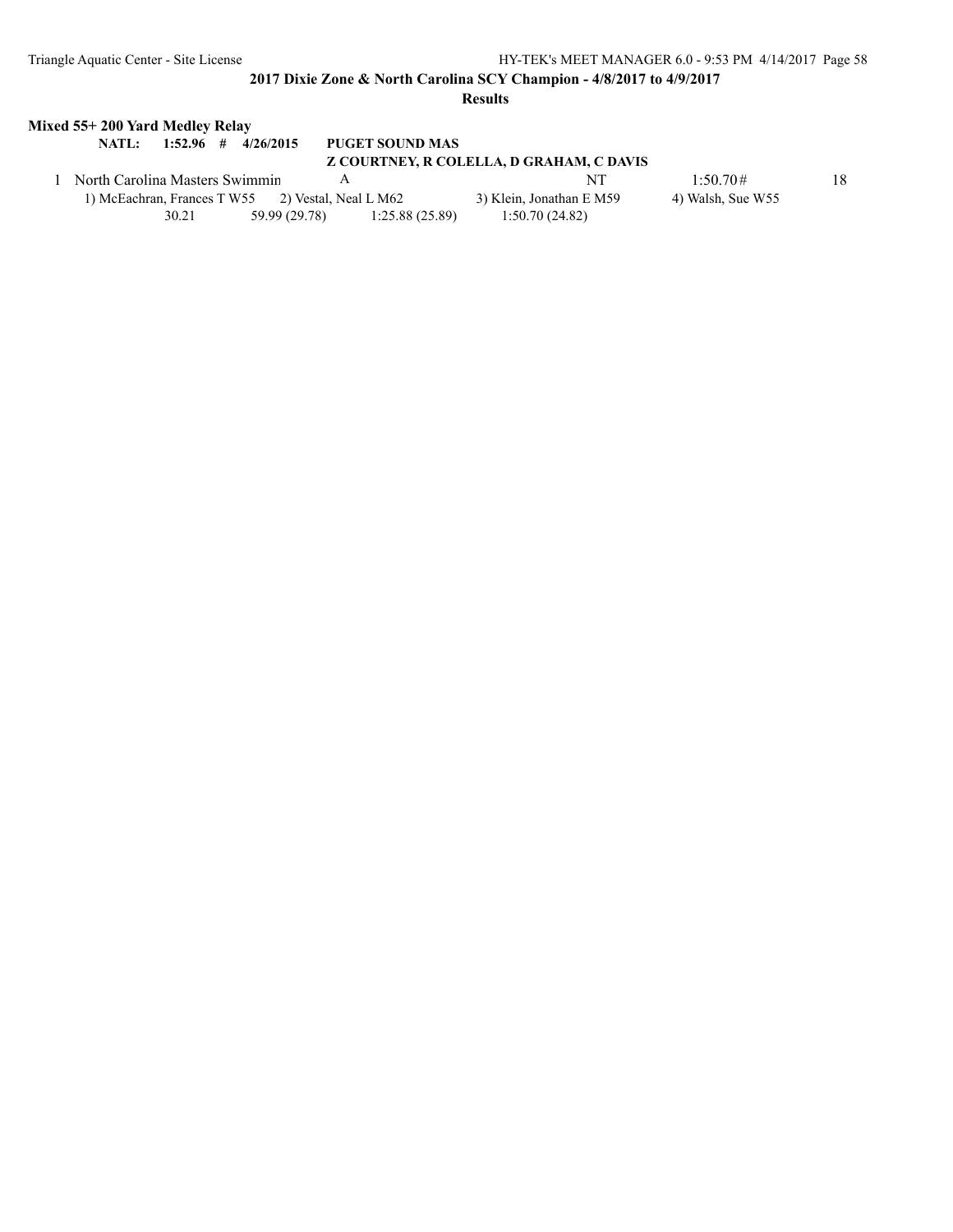**2017 Dixie Zone & North Carolina SCY Champion - 4/8/2017 to 4/9/2017**

**Results**

### Mixed 55+ 200 Yard Medley Relay

**NATL: 1:52.96 # 4/26/2015 PUGET SOUND MAS**
**Z COURTNEY, R COLELLA, D GRAHAM, C DAVIS**

1 North Carolina Masters Swimmin A NT 1:50.70# 18

1) McEachran, Frances T W55 2) Vestal, Neal L M62 3) Klein, Jonathan E M59 4) Walsh, Sue W55

30.21 59.99 (29.78) 1:25.88 (25.89) 1:50.70 (24.82)